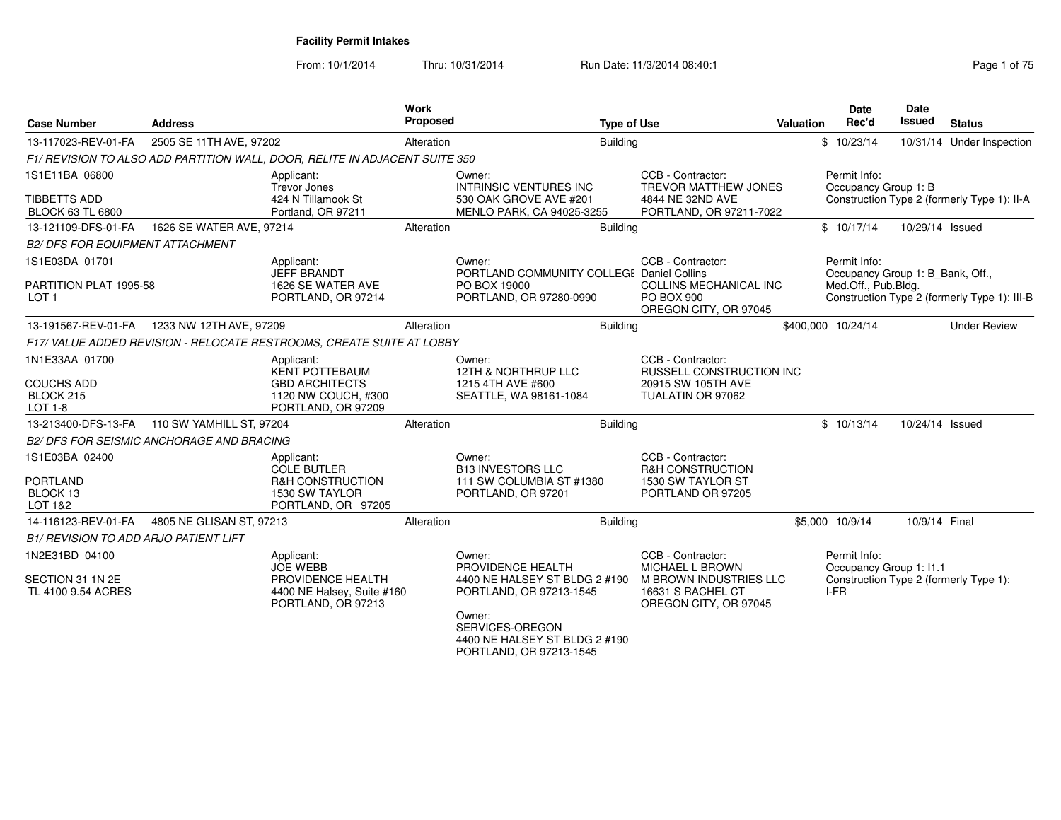# Facility Permit Intakes

From: 10/1/2014 Thru: 10/31/2014 Run Date: 11/3/2014 08:40:1

| Case Number | Address | Work Proposed | Type of Use | Valuation | Date Rec'd | Date Issued | Status |
|---|---|---|---|---|---|---|---|
| 13-117023-REV-01-FA | 2505 SE 11TH AVE, 97202 | Alteration | Building | $ | 10/23/14 | 10/31/14 | Under Inspection |

*F1/ REVISION TO ALSO ADD PARTITION WALL, DOOR, RELITE IN ADJACENT SUITE 350*

1S1E11BA 06800
TIBBETTS ADD
BLOCK 63 TL 6800

Applicant:
Trevor Jones
424 N Tillamook St
Portland, OR 97211

Owner:
INTRINSIC VENTURES INC
530 OAK GROVE AVE #201
MENLO PARK, CA 94025-3255

CCB - Contractor:
TREVOR MATTHEW JONES
4844 NE 32ND AVE
PORTLAND, OR 97211-7022

Permit Info:
Occupancy Group 1: B
Construction Type 2 (formerly Type 1): II-A

---

| Case Number | Address | Work Proposed | Type of Use | Valuation | Date Rec'd | Date Issued | Status |
|---|---|---|---|---|---|---|---|
| 13-121109-DFS-01-FA | 1626 SE WATER AVE, 97214 | Alteration | Building | $ | 10/17/14 | 10/29/14 | Issued |

*B2/ DFS FOR EQUIPMENT ATTACHMENT*

1S1E03DA 01701
PARTITION PLAT 1995-58
LOT 1

Applicant:
JEFF BRANDT
1626 SE WATER AVE
PORTLAND, OR 97214

Owner:
PORTLAND COMMUNITY COLLEGE
PO BOX 19000
PORTLAND, OR 97280-0990

CCB - Contractor:
Daniel Collins
COLLINS MECHANICAL INC
PO BOX 900
OREGON CITY, OR 97045

Permit Info:
Occupancy Group 1: B_Bank, Off., Med.Off., Pub.Bldg.
Construction Type 2 (formerly Type 1): III-B

---

| Case Number | Address | Work Proposed | Type of Use | Valuation | Date Rec'd | Date Issued | Status |
|---|---|---|---|---|---|---|---|
| 13-191567-REV-01-FA | 1233 NW 12TH AVE, 97209 | Alteration | Building | $400,000 | 10/24/14 | | Under Review |

*F17/ VALUE ADDED REVISION - RELOCATE RESTROOMS, CREATE SUITE AT LOBBY*

1N1E33AA 01700
COUCHS ADD
BLOCK 215
LOT 1-8

Applicant:
KENT POTTEBAUM
GBD ARCHITECTS
1120 NW COUCH, #300
PORTLAND, OR 97209

Owner:
12TH & NORTHRUP LLC
1215 4TH AVE #600
SEATTLE, WA 98161-1084

CCB - Contractor:
RUSSELL CONSTRUCTION INC
20915 SW 105TH AVE
TUALATIN OR 97062

---

| Case Number | Address | Work Proposed | Type of Use | Valuation | Date Rec'd | Date Issued | Status |
|---|---|---|---|---|---|---|---|
| 13-213400-DFS-13-FA | 110 SW YAMHILL ST, 97204 | Alteration | Building | $ | 10/13/14 | 10/24/14 | Issued |

*B2/ DFS FOR SEISMIC ANCHORAGE AND BRACING*

1S1E03BA 02400
PORTLAND
BLOCK 13
LOT 1&2

Applicant:
COLE BUTLER
R&H CONSTRUCTION
1530 SW TAYLOR
PORTLAND, OR 97205

Owner:
B13 INVESTORS LLC
111 SW COLUMBIA ST #1380
PORTLAND, OR 97201

CCB - Contractor:
R&H CONSTRUCTION
1530 SW TAYLOR ST
PORTLAND OR 97205

---

| Case Number | Address | Work Proposed | Type of Use | Valuation | Date Rec'd | Date Issued | Status |
|---|---|---|---|---|---|---|---|
| 14-116123-REV-01-FA | 4805 NE GLISAN ST, 97213 | Alteration | Building | $5,000 | 10/9/14 | 10/9/14 | Final |

*B1/ REVISION TO ADD ARJO PATIENT LIFT*

1N2E31BD 04100
SECTION 31 1N 2E
TL 4100 9.54 ACRES

Applicant:
JOE WEBB
PROVIDENCE HEALTH
4400 NE Halsey, Suite #160
PORTLAND, OR 97213

Owner:
PROVIDENCE HEALTH
4400 NE HALSEY ST BLDG 2 #190
PORTLAND, OR 97213-1545

Owner:
SERVICES-OREGON
4400 NE HALSEY ST BLDG 2 #190
PORTLAND, OR 97213-1545

CCB - Contractor:
MICHAEL L BROWN
M BROWN INDUSTRIES LLC
16631 S RACHEL CT
OREGON CITY, OR 97045

Permit Info:
Occupancy Group 1: I1.1
Construction Type 2 (formerly Type 1): I-FR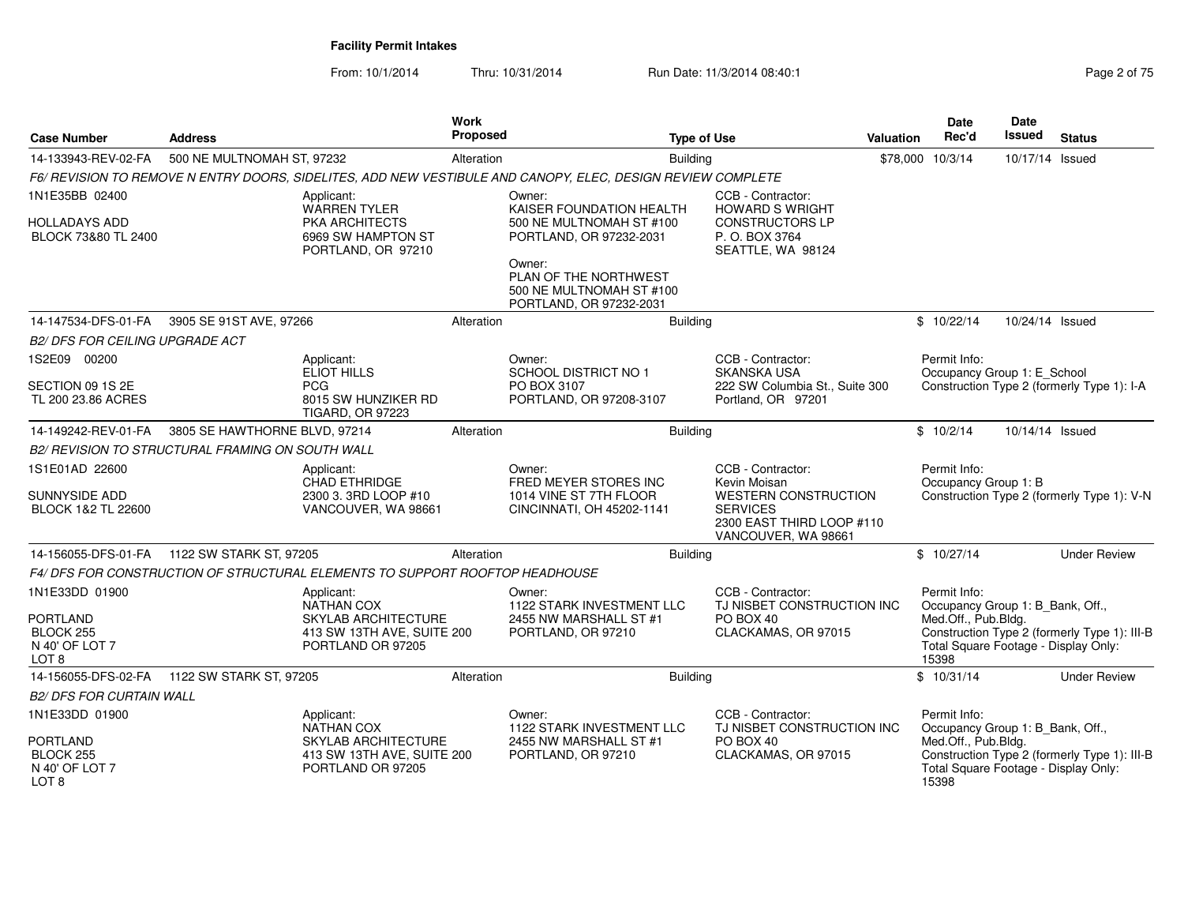**Facility Permit Intakes**

From: 10/1/2014 Thru: 10/31/2014 Run Date: 11/3/2014 08:40:1

| Case Number | Address | Work Proposed | Type of Use | Valuation | Date Rec'd | Date Issued | Status |
|---|---|---|---|---|---|---|---|
| 14-133943-REV-02-FA | 500 NE MULTNOMAH ST, 97232 | Alteration | Building | $78,000 | 10/3/14 | 10/17/14 | Issued |

*F6/ REVISION TO REMOVE N ENTRY DOORS, SIDELITES, ADD NEW VESTIBULE AND CANOPY, ELEC, DESIGN REVIEW COMPLETE*

1N1E35BB 02400

HOLLADAYS ADD
BLOCK 73&80 TL 2400

Applicant:
WARREN TYLER
PKA ARCHITECTS
6969 SW HAMPTON ST
PORTLAND, OR 97210

Owner:
KAISER FOUNDATION HEALTH
500 NE MULTNOMAH ST #100
PORTLAND, OR 97232-2031

Owner:
PLAN OF THE NORTHWEST
500 NE MULTNOMAH ST #100
PORTLAND, OR 97232-2031

CCB - Contractor:
HOWARD S WRIGHT
CONSTRUCTORS LP
P. O. BOX 3764
SEATTLE, WA 98124

| Case Number | Address | Work Proposed | Type of Use | Valuation | Date Rec'd | Date Issued | Status |
|---|---|---|---|---|---|---|---|
| 14-147534-DFS-01-FA | 3905 SE 91ST AVE, 97266 | Alteration | Building | $ | 10/22/14 | 10/24/14 | Issued |

*B2/ DFS FOR CEILING UPGRADE ACT*

1S2E09 00200

SECTION 09 1S 2E
TL 200 23.86 ACRES

Applicant:
ELIOT HILLS
PCG
8015 SW HUNZIKER RD
TIGARD, OR 97223

Owner:
SCHOOL DISTRICT NO 1
PO BOX 3107
PORTLAND, OR 97208-3107

CCB - Contractor:
SKANSKA USA
222 SW Columbia St., Suite 300
Portland, OR 97201

Permit Info:
Occupancy Group 1: E_School
Construction Type 2 (formerly Type 1): I-A

| Case Number | Address | Work Proposed | Type of Use | Valuation | Date Rec'd | Date Issued | Status |
|---|---|---|---|---|---|---|---|
| 14-149242-REV-01-FA | 3805 SE HAWTHORNE BLVD, 97214 | Alteration | Building | $ | 10/2/14 | 10/14/14 | Issued |

*B2/ REVISION TO STRUCTURAL FRAMING ON SOUTH WALL*

1S1E01AD 22600

SUNNYSIDE ADD
BLOCK 1&2 TL 22600

Applicant:
CHAD ETHRIDGE
2300 3. 3RD LOOP #10
VANCOUVER, WA 98661

Owner:
FRED MEYER STORES INC
1014 VINE ST 7TH FLOOR
CINCINNATI, OH 45202-1141

CCB - Contractor:
Kevin Moisan
WESTERN CONSTRUCTION SERVICES
2300 EAST THIRD LOOP #110
VANCOUVER, WA 98661

Permit Info:
Occupancy Group 1: B
Construction Type 2 (formerly Type 1): V-N

| Case Number | Address | Work Proposed | Type of Use | Valuation | Date Rec'd | Date Issued | Status |
|---|---|---|---|---|---|---|---|
| 14-156055-DFS-01-FA | 1122 SW STARK ST, 97205 | Alteration | Building | $ | 10/27/14 | | Under Review |

*F4/ DFS FOR CONSTRUCTION OF STRUCTURAL ELEMENTS TO SUPPORT ROOFTOP HEADHOUSE*

1N1E33DD 01900

PORTLAND
BLOCK 255
N 40' OF LOT 7
LOT 8

Applicant:
NATHAN COX
SKYLAB ARCHITECTURE
413 SW 13TH AVE, SUITE 200
PORTLAND OR 97205

Owner:
1122 STARK INVESTMENT LLC
2455 NW MARSHALL ST #1
PORTLAND, OR 97210

CCB - Contractor:
TJ NISBET CONSTRUCTION INC
PO BOX 40
CLACKAMAS, OR 97015

Permit Info:
Occupancy Group 1: B_Bank, Off., Med.Off., Pub.Bldg.
Construction Type 2 (formerly Type 1): III-B
Total Square Footage - Display Only: 15398

| Case Number | Address | Work Proposed | Type of Use | Valuation | Date Rec'd | Date Issued | Status |
|---|---|---|---|---|---|---|---|
| 14-156055-DFS-02-FA | 1122 SW STARK ST, 97205 | Alteration | Building | $ | 10/31/14 | | Under Review |

*B2/ DFS FOR CURTAIN WALL*

1N1E33DD 01900

PORTLAND
BLOCK 255
N 40' OF LOT 7
LOT 8

Applicant:
NATHAN COX
SKYLAB ARCHITECTURE
413 SW 13TH AVE, SUITE 200
PORTLAND OR 97205

Owner:
1122 STARK INVESTMENT LLC
2455 NW MARSHALL ST #1
PORTLAND, OR 97210

CCB - Contractor:
TJ NISBET CONSTRUCTION INC
PO BOX 40
CLACKAMAS, OR 97015

Permit Info:
Occupancy Group 1: B_Bank, Off., Med.Off., Pub.Bldg.
Construction Type 2 (formerly Type 1): III-B
Total Square Footage - Display Only: 15398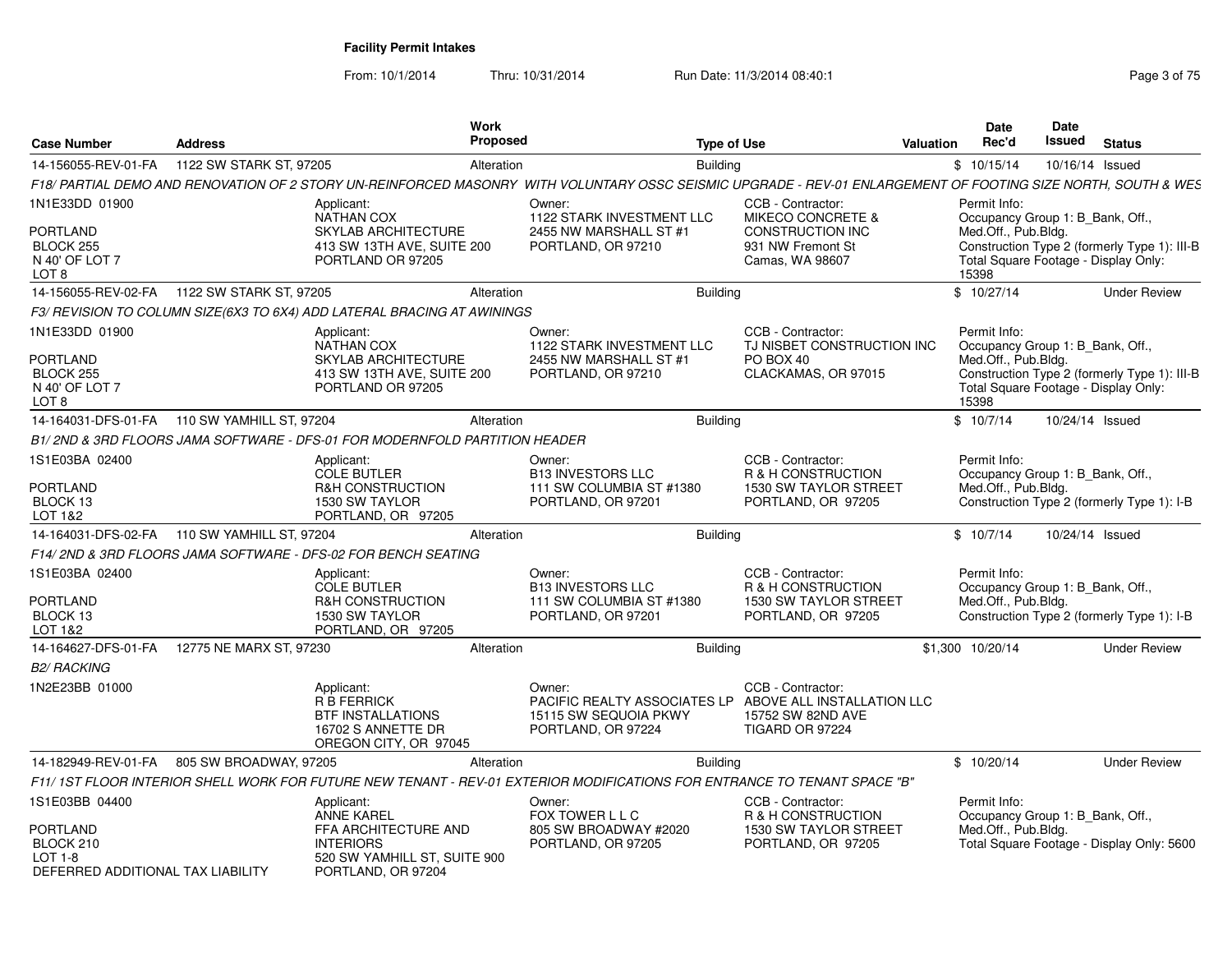# Facility Permit Intakes

From: 10/1/2014 Thru: 10/31/2014 Run Date: 11/3/2014 08:40:1

| Case Number | Address | Work Proposed | Type of Use | Valuation | Date Rec'd | Date Issued | Status |
|---|---|---|---|---|---|---|---|
| 14-156055-REV-01-FA | 1122 SW STARK ST, 97205 | Alteration | Building | $ | 10/15/14 | 10/16/14 | Issued |

F18/ PARTIAL DEMO AND RENOVATION OF 2 STORY UN-REINFORCED MASONRY WITH VOLUNTARY OSSC SEISMIC UPGRADE - REV-01 ENLARGEMENT OF FOOTING SIZE NORTH, SOUTH & WES

1N1E33DD 01900
PORTLAND
BLOCK 255
N 40' OF LOT 7
LOT 8

Applicant:
NATHAN COX
SKYLAB ARCHITECTURE
413 SW 13TH AVE, SUITE 200
PORTLAND OR 97205

Owner:
1122 STARK INVESTMENT LLC
2455 NW MARSHALL ST #1
PORTLAND, OR 97210

CCB - Contractor:
MIKECO CONCRETE & CONSTRUCTION INC
931 NW Fremont St
Camas, WA 98607

Permit Info:
Occupancy Group 1: B_Bank, Off., Med.Off., Pub.Bldg.
Construction Type 2 (formerly Type 1): III-B
Total Square Footage - Display Only: 15398

| Case Number | Address | Work Proposed | Type of Use | Valuation | Date Rec'd | Date Issued | Status |
|---|---|---|---|---|---|---|---|
| 14-156055-REV-02-FA | 1122 SW STARK ST, 97205 | Alteration | Building | $ | 10/27/14 | | Under Review |

F3/ REVISION TO COLUMN SIZE(6X3 TO 6X4) ADD LATERAL BRACING AT AWNINGS

1N1E33DD 01900
PORTLAND
BLOCK 255
N 40' OF LOT 7
LOT 8

Applicant:
NATHAN COX
SKYLAB ARCHITECTURE
413 SW 13TH AVE, SUITE 200
PORTLAND OR 97205

Owner:
1122 STARK INVESTMENT LLC
2455 NW MARSHALL ST #1
PORTLAND, OR 97210

CCB - Contractor:
TJ NISBET CONSTRUCTION INC
PO BOX 40
CLACKAMAS, OR 97015

Permit Info:
Occupancy Group 1: B_Bank, Off., Med.Off., Pub.Bldg.
Construction Type 2 (formerly Type 1): III-B
Total Square Footage - Display Only: 15398

| Case Number | Address | Work Proposed | Type of Use | Valuation | Date Rec'd | Date Issued | Status |
|---|---|---|---|---|---|---|---|
| 14-164031-DFS-01-FA | 110 SW YAMHILL ST, 97204 | Alteration | Building | $ | 10/7/14 | 10/24/14 | Issued |

B1/ 2ND & 3RD FLOORS JAMA SOFTWARE - DFS-01 FOR MODERNFOLD PARTITION HEADER

1S1E03BA 02400
PORTLAND
BLOCK 13
LOT 1&2

Applicant:
COLE BUTLER
R&H CONSTRUCTION
1530 SW TAYLOR
PORTLAND, OR 97205

Owner:
B13 INVESTORS LLC
111 SW COLUMBIA ST #1380
PORTLAND, OR 97201

CCB - Contractor:
R & H CONSTRUCTION
1530 SW TAYLOR STREET
PORTLAND, OR 97205

Permit Info:
Occupancy Group 1: B_Bank, Off., Med.Off., Pub.Bldg.
Construction Type 2 (formerly Type 1): I-B

| Case Number | Address | Work Proposed | Type of Use | Valuation | Date Rec'd | Date Issued | Status |
|---|---|---|---|---|---|---|---|
| 14-164031-DFS-02-FA | 110 SW YAMHILL ST, 97204 | Alteration | Building | $ | 10/7/14 | 10/24/14 | Issued |

F14/ 2ND & 3RD FLOORS JAMA SOFTWARE - DFS-02 FOR BENCH SEATING

1S1E03BA 02400
PORTLAND
BLOCK 13
LOT 1&2

Applicant:
COLE BUTLER
R&H CONSTRUCTION
1530 SW TAYLOR
PORTLAND, OR 97205

Owner:
B13 INVESTORS LLC
111 SW COLUMBIA ST #1380
PORTLAND, OR 97201

CCB - Contractor:
R & H CONSTRUCTION
1530 SW TAYLOR STREET
PORTLAND, OR 97205

Permit Info:
Occupancy Group 1: B_Bank, Off., Med.Off., Pub.Bldg.
Construction Type 2 (formerly Type 1): I-B

| Case Number | Address | Work Proposed | Type of Use | Valuation | Date Rec'd | Date Issued | Status |
|---|---|---|---|---|---|---|---|
| 14-164627-DFS-01-FA | 12775 NE MARX ST, 97230 | Alteration | Building | $1,300 | 10/20/14 | | Under Review |

B2/ RACKING

1N2E23BB 01000

Applicant:
R B FERRICK
BTF INSTALLATIONS
16702 S ANNETTE DR
OREGON CITY, OR 97045

Owner:
PACIFIC REALTY ASSOCIATES LP
15115 SW SEQUOIA PKWY
PORTLAND, OR 97224

CCB - Contractor:
ABOVE ALL INSTALLATION LLC
15752 SW 82ND AVE
TIGARD OR 97224

| Case Number | Address | Work Proposed | Type of Use | Valuation | Date Rec'd | Date Issued | Status |
|---|---|---|---|---|---|---|---|
| 14-182949-REV-01-FA | 805 SW BROADWAY, 97205 | Alteration | Building | $ | 10/20/14 | | Under Review |

F11/ 1ST FLOOR INTERIOR SHELL WORK FOR FUTURE NEW TENANT - REV-01 EXTERIOR MODIFICATIONS FOR ENTRANCE TO TENANT SPACE "B"

1S1E03BB 04400
PORTLAND
BLOCK 210
LOT 1-8
DEFERRED ADDITIONAL TAX LIABILITY

Applicant:
ANNE KAREL
FFA ARCHITECTURE AND INTERIORS
520 SW YAMHILL ST, SUITE 900
PORTLAND, OR 97204

Owner:
FOX TOWER L L C
805 SW BROADWAY #2020
PORTLAND, OR 97205

CCB - Contractor:
R & H CONSTRUCTION
1530 SW TAYLOR STREET
PORTLAND, OR 97205

Permit Info:
Occupancy Group 1: B_Bank, Off., Med.Off., Pub.Bldg.
Total Square Footage - Display Only: 5600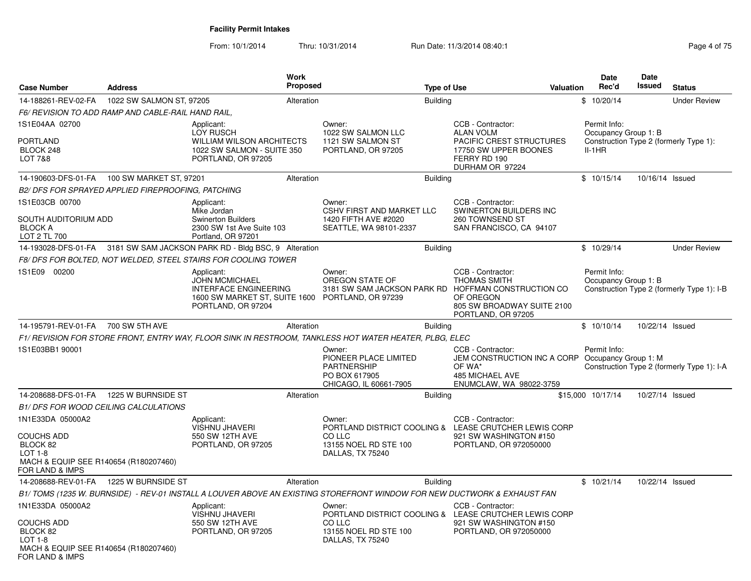**Facility Permit Intakes**

From: 10/1/2014 Thru: 10/31/2014 Run Date: 11/3/2014 08:40:1

| Case Number | Address | Work Proposed | Type of Use | Valuation | Date Rec'd | Date Issued | Status |
|---|---|---|---|---|---|---|---|
| 14-188261-REV-02-FA | 1022 SW SALMON ST, 97205 | Alteration | Building | $ | 10/20/14 | | Under Review |
| *F6/ REVISION TO ADD RAMP AND CABLE-RAIL HAND RAIL,* | | | | | | | |
| 1S1E04AA 02700<br><br>PORTLAND<br>BLOCK 248<br>LOT 7&8 | Applicant:<br>LOY RUSCH<br>WILLIAM WILSON ARCHITECTS<br>1022 SW SALMON - SUITE 350<br>PORTLAND, OR 97205 | Owner:<br>1022 SW SALMON LLC<br>1121 SW SALMON ST<br>PORTLAND, OR 97205 | CCB - Contractor:<br>ALAN VOLM<br>PACIFIC CREST STRUCTURES<br>17750 SW UPPER BOONES FERRY RD 190<br>DURHAM OR 97224 | Permit Info:<br>Occupancy Group 1: B<br>Construction Type 2 (formerly Type 1): II-1HR | | | |
| 14-190603-DFS-01-FA | 100 SW MARKET ST, 97201 | Alteration | Building | $ | 10/15/14 | 10/16/14 | Issued |
| *B2/ DFS FOR SPRAYED APPLIED FIREPROOFING, PATCHING* | | | | | | | |
| 1S1E03CB 00700<br><br>SOUTH AUDITORIUM ADD<br>BLOCK A<br>LOT 2 TL 700 | Applicant:<br>Mike Jordan<br>Swinerton Builders<br>2300 SW 1st Ave Suite 103<br>Portland, OR 97201 | Owner:<br>CSHV FIRST AND MARKET LLC<br>1420 FIFTH AVE #2020<br>SEATTLE, WA 98101-2337 | CCB - Contractor:<br>SWINERTON BUILDERS INC<br>260 TOWNSEND ST<br>SAN FRANCISCO, CA 94107 | | | | |
| 14-193028-DFS-01-FA | 3181 SW SAM JACKSON PARK RD - Bldg BSC, 9 | Alteration | Building | $ | 10/29/14 | | Under Review |
| *F8/ DFS FOR BOLTED, NOT WELDED, STEEL STAIRS FOR COOLING TOWER* | | | | | | | |
| 1S1E09 00200 | Applicant:<br>JOHN MCMICHAEL<br>INTERFACE ENGINEERING<br>1600 SW MARKET ST, SUITE 1600<br>PORTLAND, OR 97204 | Owner:<br>OREGON STATE OF<br>3181 SW SAM JACKSON PARK RD<br>PORTLAND, OR 97239 | CCB - Contractor:<br>THOMAS SMITH<br>HOFFMAN CONSTRUCTION CO OF OREGON<br>805 SW BROADWAY SUITE 2100<br>PORTLAND, OR 97205 | Permit Info:<br>Occupancy Group 1: B<br>Construction Type 2 (formerly Type 1): I-B | | | |
| 14-195791-REV-01-FA | 700 SW 5TH AVE | Alteration | Building | $ | 10/10/14 | 10/22/14 | Issued |
| *F1/ REVISION FOR STORE FRONT, ENTRY WAY, FLOOR SINK IN RESTROOM, TANKLESS HOT WATER HEATER, PLBG, ELEC* | | | | | | | |
| 1S1E03BB1 90001 | | Owner:<br>PIONEER PLACE LIMITED PARTNERSHIP<br>PO BOX 617905<br>CHICAGO, IL 60661-7905 | CCB - Contractor:<br>JEM CONSTRUCTION INC A CORP OF WA*<br>485 MICHAEL AVE<br>ENUMCLAW, WA 98022-3759 | Permit Info:<br>Occupancy Group 1: M<br>Construction Type 2 (formerly Type 1): I-A | | | |
| 14-208688-DFS-01-FA | 1225 W BURNSIDE ST | Alteration | Building | $15,000 | 10/17/14 | 10/27/14 | Issued |
| *B1/ DFS FOR WOOD CEILING CALCULATIONS* | | | | | | | |
| 1N1E33DA 05000A2<br><br>COUCHS ADD<br>BLOCK 82<br>LOT 1-8<br>MACH & EQUIP SEE R140654 (R180207460) FOR LAND & IMPS | Applicant:<br>VISHNU JHAVERI<br>550 SW 12TH AVE<br>PORTLAND, OR 97205 | Owner:<br>PORTLAND DISTRICT COOLING & CO LLC<br>13155 NOEL RD STE 100<br>DALLAS, TX 75240 | CCB - Contractor:<br>LEASE CRUTCHER LEWIS CORP<br>921 SW WASHINGTON #150<br>PORTLAND, OR 972050000 | | | | |
| 14-208688-REV-01-FA | 1225 W BURNSIDE ST | Alteration | Building | $ | 10/21/14 | 10/22/14 | Issued |
| *B1/ TOMS (1235 W. BURNSIDE) - REV-01 INSTALL A LOUVER ABOVE AN EXISTING STOREFRONT WINDOW FOR NEW DUCTWORK & EXHAUST FAN* | | | | | | | |
| 1N1E33DA 05000A2<br><br>COUCHS ADD<br>BLOCK 82<br>LOT 1-8<br>MACH & EQUIP SEE R140654 (R180207460) FOR LAND & IMPS | Applicant:<br>VISHNU JHAVERI<br>550 SW 12TH AVE<br>PORTLAND, OR 97205 | Owner:<br>PORTLAND DISTRICT COOLING & CO LLC<br>13155 NOEL RD STE 100<br>DALLAS, TX 75240 | CCB - Contractor:<br>LEASE CRUTCHER LEWIS CORP<br>921 SW WASHINGTON #150<br>PORTLAND, OR 972050000 | | | | |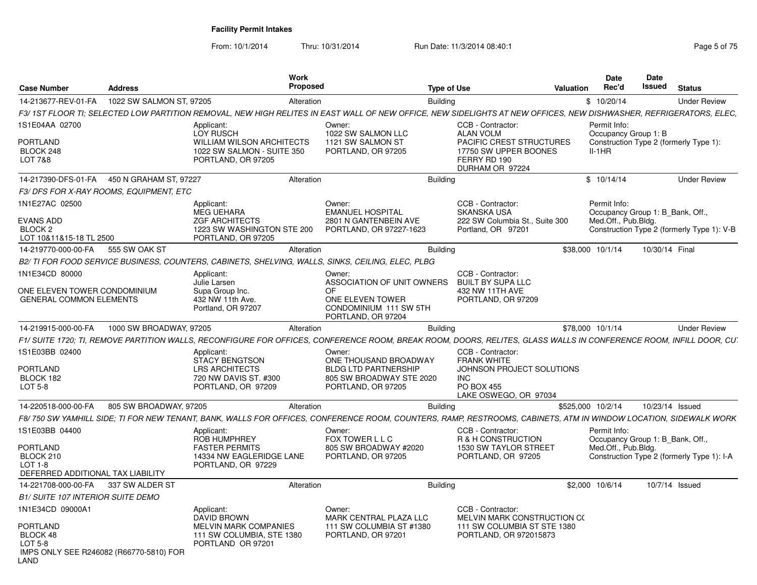## Facility Permit Intakes

From: 10/1/2014 Thru: 10/31/2014 Run Date: 11/3/2014 08:40:1

| Case Number | Address | Work Proposed | Type of Use | Valuation | Date Rec'd | Date Issued | Status |
|---|---|---|---|---|---|---|---|
| 14-213677-REV-01-FA | 1022 SW SALMON ST, 97205 | Alteration | Building | $ | 10/20/14 | | Under Review |

F3/ 1ST FLOOR TI; SELECTED LOW PARTITION REMOVAL, NEW HIGH RELITES IN EAST WALL OF NEW OFFICE, NEW SIDELIGHTS AT NEW OFFICES, NEW DISHWASHER, REFRIGERATORS, ELEC,

1S1E04AA 02700
PORTLAND
BLOCK 248
LOT 7&8

Applicant: LOY RUSCH, WILLIAM WILSON ARCHITECTS, 1022 SW SALMON - SUITE 350, PORTLAND, OR 97205

Owner: 1022 SW SALMON LLC, 1121 SW SALMON ST, PORTLAND, OR 97205

CCB - Contractor: ALAN VOLM, PACIFIC CREST STRUCTURES, 17750 SW UPPER BOONES FERRY RD 190, DURHAM OR 97224

Permit Info: Occupancy Group 1: B; Construction Type 2 (formerly Type 1): II-1HR

| Case Number | Address | Work Proposed | Type of Use | Valuation | Date Rec'd | Date Issued | Status |
|---|---|---|---|---|---|---|---|
| 14-217390-DFS-01-FA | 450 N GRAHAM ST, 97227 | Alteration | Building | $ | 10/14/14 | | Under Review |

F3/ DFS FOR X-RAY ROOMS, EQUIPMENT, ETC

1N1E27AC 02500
EVANS ADD
BLOCK 2
LOT 10&11&15-18 TL 2500

Applicant: MEG UEHARA, ZGF ARCHITECTS, 1223 SW WASHINGTON STE 200, PORTLAND, OR 97205

Owner: EMANUEL HOSPITAL, 2801 N GANTENBEIN AVE, PORTLAND, OR 97227-1623

CCB - Contractor: SKANSKA USA, 222 SW Columbia St., Suite 300, Portland, OR 97201

Permit Info: Occupancy Group 1: B_Bank, Off., Med.Off., Pub.Bldg.; Construction Type 2 (formerly Type 1): V-B

| Case Number | Address | Work Proposed | Type of Use | Valuation | Date Rec'd | Date Issued | Status |
|---|---|---|---|---|---|---|---|
| 14-219770-000-00-FA | 555 SW OAK ST | Alteration | Building | $38,000 | 10/1/14 | 10/30/14 | Final |

B2/ TI FOR FOOD SERVICE BUSINESS, COUNTERS, CABINETS, SHELVING, WALLS, SINKS, CEILING, ELEC, PLBG

1N1E34CD 80000
ONE ELEVEN TOWER CONDOMINIUM
GENERAL COMMON ELEMENTS

Applicant: Julie Larsen, Supa Group Inc., 432 NW 11th Ave., Portland, OR 97207

Owner: ASSOCIATION OF UNIT OWNERS OF ONE ELEVEN TOWER CONDOMINIUM 111 SW 5TH, PORTLAND, OR 97204

CCB - Contractor: BUILT BY SUPA LLC, 432 NW 11TH AVE, PORTLAND, OR 97209

| Case Number | Address | Work Proposed | Type of Use | Valuation | Date Rec'd | Date Issued | Status |
|---|---|---|---|---|---|---|---|
| 14-219915-000-00-FA | 1000 SW BROADWAY, 97205 | Alteration | Building | $78,000 | 10/1/14 | | Under Review |

F1/ SUITE 1720; TI, REMOVE PARTITION WALLS, RECONFIGURE FOR OFFICES, CONFERENCE ROOM, BREAK ROOM, DOORS, RELITES, GLASS WALLS IN CONFERENCE ROOM, INFILL DOOR, CU

1S1E03BB 02400
PORTLAND
BLOCK 182
LOT 5-8

Applicant: STACY BENGTSON, LRS ARCHITECTS, 720 NW DAVIS ST. #300, PORTLAND, OR 97209

Owner: ONE THOUSAND BROADWAY BLDG LTD PARTNERSHIP, 805 SW BROADWAY STE 2020, PORTLAND, OR 97205

CCB - Contractor: FRANK WHITE, JOHNSON PROJECT SOLUTIONS INC, PO BOX 455, LAKE OSWEGO, OR 97034

| Case Number | Address | Work Proposed | Type of Use | Valuation | Date Rec'd | Date Issued | Status |
|---|---|---|---|---|---|---|---|
| 14-220518-000-00-FA | 805 SW BROADWAY, 97205 | Alteration | Building | $525,000 | 10/2/14 | 10/23/14 | Issued |

F8/ 750 SW YAMHILL SIDE; TI FOR NEW TENANT, BANK, WALLS FOR OFFICES, CONFERENCE ROOM, COUNTERS, RAMP, RESTROOMS, CABINETS, ATM IN WINDOW LOCATION, SIDEWALK WORK

1S1E03BB 04400
PORTLAND
BLOCK 210
LOT 1-8
DEFERRED ADDITIONAL TAX LIABILITY

Applicant: ROB HUMPHREY, FASTER PERMITS, 14334 NW EAGLERIDGE LANE, PORTLAND, OR 97229

Owner: FOX TOWER L L C, 805 SW BROADWAY #2020, PORTLAND, OR 97205

CCB - Contractor: R & H CONSTRUCTION, 1530 SW TAYLOR STREET, PORTLAND, OR 97205

Permit Info: Occupancy Group 1: B_Bank, Off., Med.Off., Pub.Bldg.; Construction Type 2 (formerly Type 1): I-A

| Case Number | Address | Work Proposed | Type of Use | Valuation | Date Rec'd | Date Issued | Status |
|---|---|---|---|---|---|---|---|
| 14-221708-000-00-FA | 337 SW ALDER ST | Alteration | Building | $2,000 | 10/6/14 | 10/7/14 | Issued |

B1/ SUITE 107 INTERIOR SUITE DEMO

1N1E34CD 09000A1
PORTLAND
BLOCK 48
LOT 5-8
IMPS ONLY SEE R246082 (R66770-5810) FOR LAND

Applicant: DAVID BROWN, MELVIN MARK COMPANIES, 111 SW COLUMBIA, STE 1380, PORTLAND OR 97201

Owner: MARK CENTRAL PLAZA LLC, 111 SW COLUMBIA ST #1380, PORTLAND, OR 97201

CCB - Contractor: MELVIN MARK CONSTRUCTION CO, 111 SW COLUMBIA ST STE 1380, PORTLAND, OR 972015873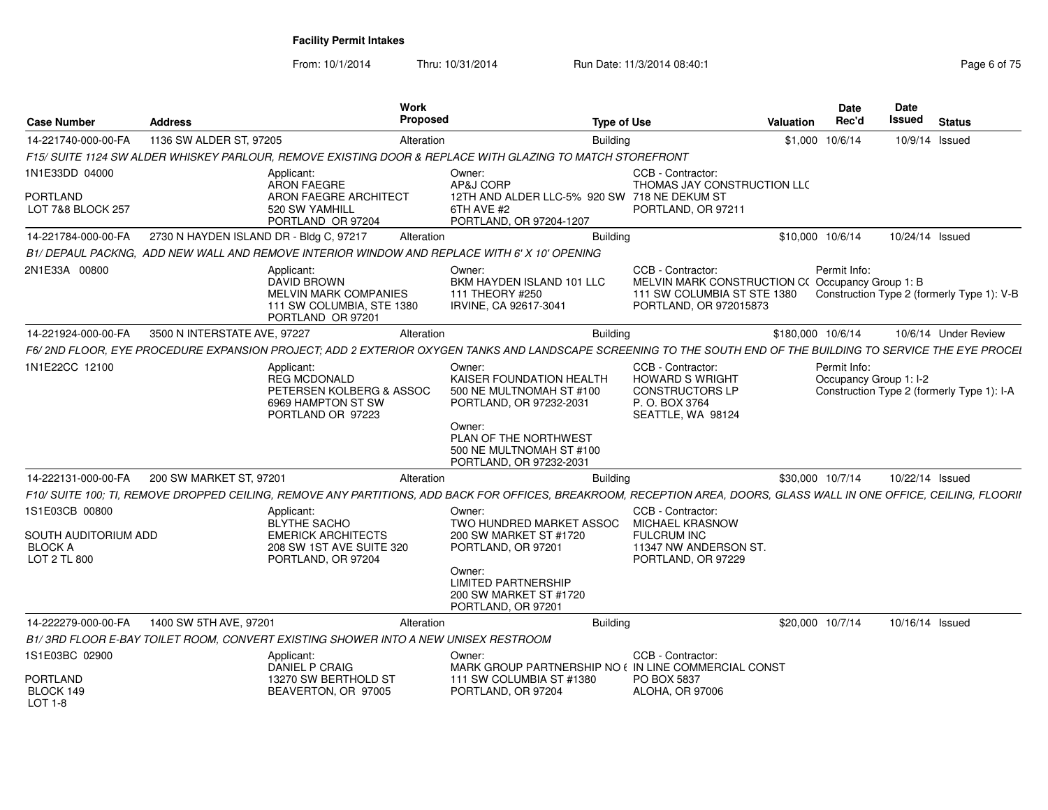**Facility Permit Intakes**

From: 10/1/2014 Thru: 10/31/2014 Run Date: 11/3/2014 08:40:1

| Case Number | Address | Work Proposed | Type of Use | Valuation | Date Rec'd | Date Issued | Status |
|---|---|---|---|---|---|---|---|
| 14-221740-000-00-FA | 1136 SW ALDER ST, 97205 | Alteration | Building | $1,000 | 10/6/14 | 10/9/14 | Issued |

*F15/ SUITE 1124 SW ALDER WHISKEY PARLOUR, REMOVE EXISTING DOOR & REPLACE WITH GLAZING TO MATCH STOREFRONT*

1N1E33DD 04000
PORTLAND
LOT 7&8 BLOCK 257

Applicant:
ARON FAEGRE
ARON FAEGRE ARCHITECT
520 SW YAMHILL
PORTLAND OR 97204

Owner:
AP&J CORP
12TH AND ALDER LLC-5% 920 SW 6TH AVE #2
PORTLAND, OR 97204-1207

CCB - Contractor:
THOMAS JAY CONSTRUCTION LLC
718 NE DEKUM ST
PORTLAND, OR 97211

| Case Number | Address | Work Proposed | Type of Use | Valuation | Date Rec'd | Date Issued | Status |
|---|---|---|---|---|---|---|---|
| 14-221784-000-00-FA | 2730 N HAYDEN ISLAND DR - Bldg C, 97217 | Alteration | Building | $10,000 | 10/6/14 | 10/24/14 | Issued |

*B1/ DEPAUL PACKNG, ADD NEW WALL AND REMOVE INTERIOR WINDOW AND REPLACE WITH 6' X 10' OPENING*

2N1E33A 00800

Applicant:
DAVID BROWN
MELVIN MARK COMPANIES
111 SW COLUMBIA, STE 1380
PORTLAND OR 97201

Owner:
BKM HAYDEN ISLAND 101 LLC
111 THEORY #250
IRVINE, CA 92617-3041

CCB - Contractor:
MELVIN MARK CONSTRUCTION CO
111 SW COLUMBIA ST STE 1380
PORTLAND, OR 972015873

Permit Info:
Occupancy Group 1: B
Construction Type 2 (formerly Type 1): V-B

| Case Number | Address | Work Proposed | Type of Use | Valuation | Date Rec'd | Date Issued | Status |
|---|---|---|---|---|---|---|---|
| 14-221924-000-00-FA | 3500 N INTERSTATE AVE, 97227 | Alteration | Building | $180,000 | 10/6/14 | 10/6/14 | Under Review |

*F6/ 2ND FLOOR, EYE PROCEDURE EXPANSION PROJECT; ADD 2 EXTERIOR OXYGEN TANKS AND LANDSCAPE SCREENING TO THE SOUTH END OF THE BUILDING TO SERVICE THE EYE PROCEI*

1N1E22CC 12100

Applicant:
REG MCDONALD
PETERSEN KOLBERG & ASSOC
6969 HAMPTON ST SW
PORTLAND OR 97223

Owner:
KAISER FOUNDATION HEALTH
500 NE MULTNOMAH ST #100
PORTLAND, OR 97232-2031

Owner:
PLAN OF THE NORTHWEST
500 NE MULTNOMAH ST #100
PORTLAND, OR 97232-2031

CCB - Contractor:
HOWARD S WRIGHT CONSTRUCTORS LP
P. O. BOX 3764
SEATTLE, WA 98124

Permit Info:
Occupancy Group 1: I-2
Construction Type 2 (formerly Type 1): I-A

| Case Number | Address | Work Proposed | Type of Use | Valuation | Date Rec'd | Date Issued | Status |
|---|---|---|---|---|---|---|---|
| 14-222131-000-00-FA | 200 SW MARKET ST, 97201 | Alteration | Building | $30,000 | 10/7/14 | 10/22/14 | Issued |

*F10/ SUITE 100; TI, REMOVE DROPPED CEILING, REMOVE ANY PARTITIONS, ADD BACK FOR OFFICES, BREAKROOM, RECEPTION AREA, DOORS, GLASS WALL IN ONE OFFICE, CEILING, FLOORII*

1S1E03CB 00800
SOUTH AUDITORIUM ADD
BLOCK A
LOT 2 TL 800

Applicant:
BLYTHE SACHO
EMERICK ARCHITECTS
208 SW 1ST AVE SUITE 320
PORTLAND, OR 97204

Owner:
TWO HUNDRED MARKET ASSOC
200 SW MARKET ST #1720
PORTLAND, OR 97201

Owner:
LIMITED PARTNERSHIP
200 SW MARKET ST #1720
PORTLAND, OR 97201

CCB - Contractor:
MICHAEL KRASNOW
FULCRUM INC
11347 NW ANDERSON ST.
PORTLAND, OR 97229

| Case Number | Address | Work Proposed | Type of Use | Valuation | Date Rec'd | Date Issued | Status |
|---|---|---|---|---|---|---|---|
| 14-222279-000-00-FA | 1400 SW 5TH AVE, 97201 | Alteration | Building | $20,000 | 10/7/14 | 10/16/14 | Issued |

*B1/ 3RD FLOOR E-BAY TOILET ROOM, CONVERT EXISTING SHOWER INTO A NEW UNISEX RESTROOM*

1S1E03BC 02900
PORTLAND
BLOCK 149
LOT 1-8

Applicant:
DANIEL P CRAIG
13270 SW BERTHOLD ST
BEAVERTON, OR 97005

Owner:
MARK GROUP PARTNERSHIP NO 6
111 SW COLUMBIA ST #1380
PORTLAND, OR 97204

CCB - Contractor:
IN LINE COMMERCIAL CONST
PO BOX 5837
ALOHA, OR 97006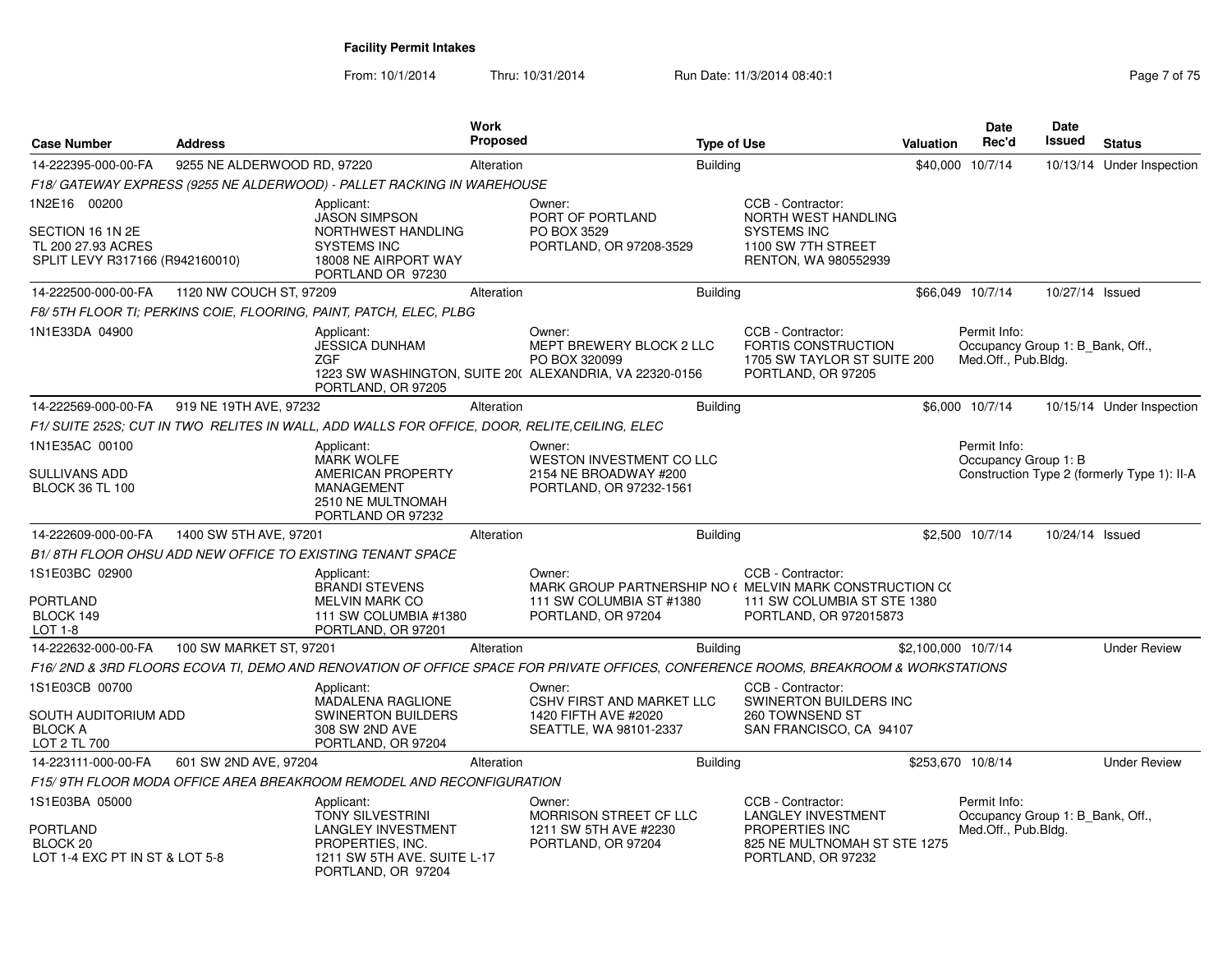**Facility Permit Intakes**

From: 10/1/2014 Thru: 10/31/2014 Run Date: 11/3/2014 08:40:1

| Case Number | Address | Work Proposed | Type of Use | Valuation | Date Rec'd | Date Issued | Status |
|---|---|---|---|---|---|---|---|
| 14-222395-000-00-FA | 9255 NE ALDERWOOD RD, 97220 | Alteration | Building | $40,000 | 10/7/14 | 10/13/14 | Under Inspection |

F18/ GATEWAY EXPRESS (9255 NE ALDERWOOD) - PALLET RACKING IN WAREHOUSE

1N2E16 00200

SECTION 16 1N 2E
TL 200 27.93 ACRES
SPLIT LEVY R317166 (R942160010)

Applicant: JASON SIMPSON, NORTHWEST HANDLING SYSTEMS INC, 18008 NE AIRPORT WAY, PORTLAND OR 97230

Owner: PORT OF PORTLAND, PO BOX 3529, PORTLAND, OR 97208-3529

CCB - Contractor: NORTH WEST HANDLING SYSTEMS INC, 1100 SW 7TH STREET, RENTON, WA 980552939

| Case Number | Address | Work Proposed | Type of Use | Valuation | Date Rec'd | Date Issued | Status |
|---|---|---|---|---|---|---|---|
| 14-222500-000-00-FA | 1120 NW COUCH ST, 97209 | Alteration | Building | $66,049 | 10/7/14 | 10/27/14 | Issued |

F8/ 5TH FLOOR TI; PERKINS COIE, FLOORING, PAINT, PATCH, ELEC, PLBG

1N1E33DA 04900

Applicant: JESSICA DUNHAM, ZGF, 1223 SW WASHINGTON, SUITE 20( PORTLAND, OR 97205

Owner: MEPT BREWERY BLOCK 2 LLC, PO BOX 320099, ALEXANDRIA, VA 22320-0156

CCB - Contractor: FORTIS CONSTRUCTION, 1705 SW TAYLOR ST SUITE 200, PORTLAND, OR 97205

Permit Info: Occupancy Group 1: B_Bank, Off., Med.Off., Pub.Bldg.

| Case Number | Address | Work Proposed | Type of Use | Valuation | Date Rec'd | Date Issued | Status |
|---|---|---|---|---|---|---|---|
| 14-222569-000-00-FA | 919 NE 19TH AVE, 97232 | Alteration | Building | $6,000 | 10/7/14 | 10/15/14 | Under Inspection |

F1/ SUITE 252S; CUT IN TWO RELITES IN WALL, ADD WALLS FOR OFFICE, DOOR, RELITE,CEILING, ELEC

1N1E35AC 00100

SULLIVANS ADD
BLOCK 36 TL 100

Applicant: MARK WOLFE, AMERICAN PROPERTY MANAGEMENT, 2510 NE MULTNOMAH, PORTLAND OR 97232

Owner: WESTON INVESTMENT CO LLC, 2154 NE BROADWAY #200, PORTLAND, OR 97232-1561

Permit Info: Occupancy Group 1: B, Construction Type 2 (formerly Type 1): II-A

| Case Number | Address | Work Proposed | Type of Use | Valuation | Date Rec'd | Date Issued | Status |
|---|---|---|---|---|---|---|---|
| 14-222609-000-00-FA | 1400 SW 5TH AVE, 97201 | Alteration | Building | $2,500 | 10/7/14 | 10/24/14 | Issued |

B1/ 8TH FLOOR OHSU ADD NEW OFFICE TO EXISTING TENANT SPACE

1S1E03BC 02900

PORTLAND
BLOCK 149
LOT 1-8

Applicant: BRANDI STEVENS, MELVIN MARK CO, 111 SW COLUMBIA #1380, PORTLAND, OR 97201

Owner: MARK GROUP PARTNERSHIP NO 6, 111 SW COLUMBIA ST #1380, PORTLAND, OR 97204

CCB - Contractor: MELVIN MARK CONSTRUCTION CO, 111 SW COLUMBIA ST STE 1380, PORTLAND, OR 972015873

| Case Number | Address | Work Proposed | Type of Use | Valuation | Date Rec'd | Date Issued | Status |
|---|---|---|---|---|---|---|---|
| 14-222632-000-00-FA | 100 SW MARKET ST, 97201 | Alteration | Building | $2,100,000 | 10/7/14 | | Under Review |

F16/ 2ND & 3RD FLOORS ECOVA TI, DEMO AND RENOVATION OF OFFICE SPACE FOR PRIVATE OFFICES, CONFERENCE ROOMS, BREAKROOM & WORKSTATIONS

1S1E03CB 00700

SOUTH AUDITORIUM ADD
BLOCK A
LOT 2 TL 700

Applicant: MADALENA RAGLIONE, SWINERTON BUILDERS, 308 SW 2ND AVE, PORTLAND, OR 97204

Owner: CSHV FIRST AND MARKET LLC, 1420 FIFTH AVE #2020, SEATTLE, WA 98101-2337

CCB - Contractor: SWINERTON BUILDERS INC, 260 TOWNSEND ST, SAN FRANCISCO, CA 94107

| Case Number | Address | Work Proposed | Type of Use | Valuation | Date Rec'd | Date Issued | Status |
|---|---|---|---|---|---|---|---|
| 14-223111-000-00-FA | 601 SW 2ND AVE, 97204 | Alteration | Building | $253,670 | 10/8/14 | | Under Review |

F15/ 9TH FLOOR MODA OFFICE AREA BREAKROOM REMODEL AND RECONFIGURATION

1S1E03BA 05000

PORTLAND
BLOCK 20
LOT 1-4 EXC PT IN ST & LOT 5-8

Applicant: TONY SILVESTRINI, LANGLEY INVESTMENT PROPERTIES, INC., 1211 SW 5TH AVE. SUITE L-17, PORTLAND, OR 97204

Owner: MORRISON STREET CF LLC, 1211 SW 5TH AVE #2230, PORTLAND, OR 97204

CCB - Contractor: LANGLEY INVESTMENT PROPERTIES INC, 825 NE MULTNOMAH ST STE 1275, PORTLAND, OR 97232

Permit Info: Occupancy Group 1: B_Bank, Off., Med.Off., Pub.Bldg.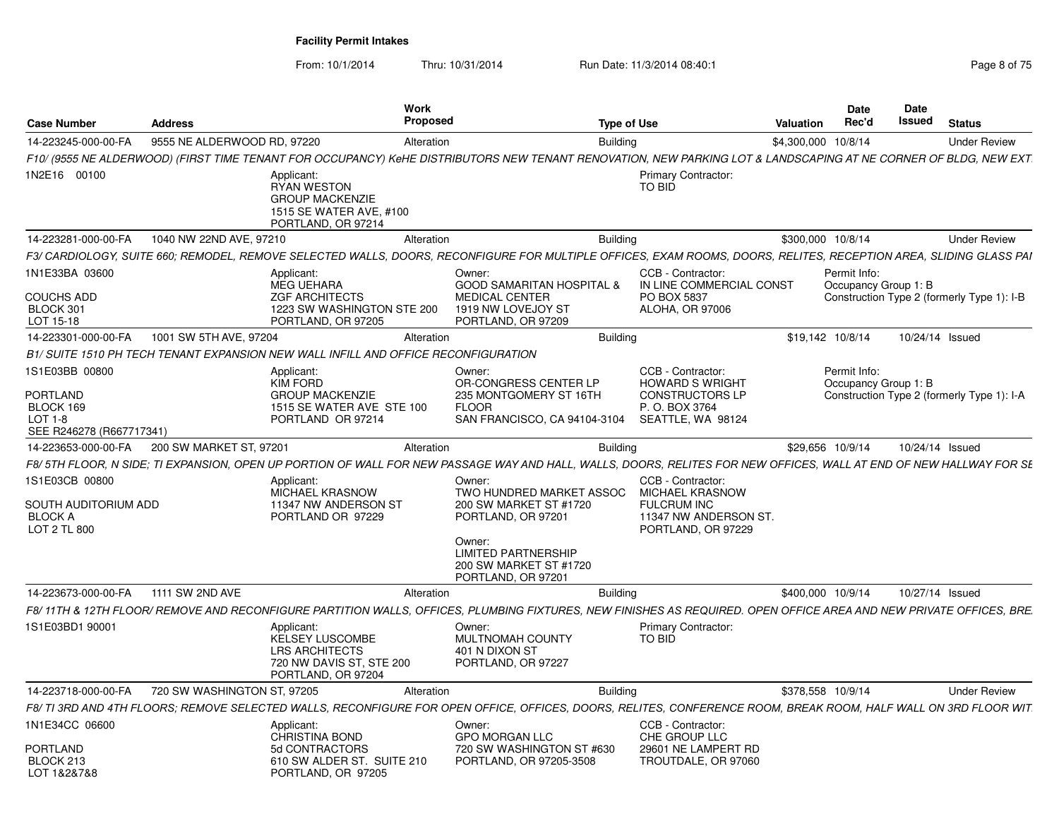**Facility Permit Intakes**

From: 10/1/2014 Thru: 10/31/2014 Run Date: 11/3/2014 08:40:1

| Case Number | Address | Work Proposed | Type of Use | Valuation | Date Rec'd | Date Issued | Status |
|---|---|---|---|---|---|---|---|
| 14-223245-000-00-FA | 9555 NE ALDERWOOD RD, 97220 | Alteration | Building | $4,300,000 | 10/8/14 | | Under Review |

*F10/ (9555 NE ALDERWOOD) (FIRST TIME TENANT FOR OCCUPANCY) KeHE DISTRIBUTORS NEW TENANT RENOVATION, NEW PARKING LOT & LANDSCAPING AT NE CORNER OF BLDG, NEW EXT*

1N2E16 00100

Applicant: RYAN WESTON, GROUP MACKENZIE, 1515 SE WATER AVE, #100, PORTLAND, OR 97214

Primary Contractor: TO BID

| Case Number | Address | Work Proposed | Type of Use | Valuation | Date Rec'd | Date Issued | Status |
|---|---|---|---|---|---|---|---|
| 14-223281-000-00-FA | 1040 NW 22ND AVE, 97210 | Alteration | Building | $300,000 | 10/8/14 | | Under Review |

*F3/ CARDIOLOGY, SUITE 660; REMODEL, REMOVE SELECTED WALLS, DOORS, RECONFIGURE FOR MULTIPLE OFFICES, EXAM ROOMS, DOORS, RELITES, RECEPTION AREA, SLIDING GLASS PAI*

1N1E33BA 03600
COUCHS ADD
BLOCK 301
LOT 15-18

Applicant: MEG UEHARA, ZGF ARCHITECTS, 1223 SW WASHINGTON STE 200, PORTLAND, OR 97205

Owner: GOOD SAMARITAN HOSPITAL & MEDICAL CENTER, 1919 NW LOVEJOY ST, PORTLAND, OR 97209

CCB - Contractor: IN LINE COMMERCIAL CONST, PO BOX 5837, ALOHA, OR 97006

Permit Info: Occupancy Group 1: B; Construction Type 2 (formerly Type 1): I-B

| Case Number | Address | Work Proposed | Type of Use | Valuation | Date Rec'd | Date Issued | Status |
|---|---|---|---|---|---|---|---|
| 14-223301-000-00-FA | 1001 SW 5TH AVE, 97204 | Alteration | Building | $19,142 | 10/8/14 | 10/24/14 | Issued |

*B1/ SUITE 1510 PH TECH TENANT EXPANSION NEW WALL INFILL AND OFFICE RECONFIGURATION*

1S1E03BB 00800
PORTLAND
BLOCK 169
LOT 1-8
SEE R246278 (R667717341)

Applicant: KIM FORD, GROUP MACKENZIE, 1515 SE WATER AVE STE 100, PORTLAND OR 97214

Owner: OR-CONGRESS CENTER LP, 235 MONTGOMERY ST 16TH FLOOR, SAN FRANCISCO, CA 94104-3104

CCB - Contractor: HOWARD S WRIGHT CONSTRUCTORS LP, P. O. BOX 3764, SEATTLE, WA 98124

Permit Info: Occupancy Group 1: B; Construction Type 2 (formerly Type 1): I-A

| Case Number | Address | Work Proposed | Type of Use | Valuation | Date Rec'd | Date Issued | Status |
|---|---|---|---|---|---|---|---|
| 14-223653-000-00-FA | 200 SW MARKET ST, 97201 | Alteration | Building | $29,656 | 10/9/14 | 10/24/14 | Issued |

*F8/ 5TH FLOOR, N SIDE; TI EXPANSION, OPEN UP PORTION OF WALL FOR NEW PASSAGE WAY AND HALL, WALLS, DOORS, RELITES FOR NEW OFFICES, WALL AT END OF NEW HALLWAY FOR SE*

1S1E03CB 00800
SOUTH AUDITORIUM ADD
BLOCK A
LOT 2 TL 800

Applicant: MICHAEL KRASNOW, 11347 NW ANDERSON ST, PORTLAND OR 97229

Owner: TWO HUNDRED MARKET ASSOC, 200 SW MARKET ST #1720, PORTLAND, OR 97201

Owner: LIMITED PARTNERSHIP, 200 SW MARKET ST #1720, PORTLAND, OR 97201

CCB - Contractor: MICHAEL KRASNOW, FULCRUM INC, 11347 NW ANDERSON ST., PORTLAND, OR 97229

| Case Number | Address | Work Proposed | Type of Use | Valuation | Date Rec'd | Date Issued | Status |
|---|---|---|---|---|---|---|---|
| 14-223673-000-00-FA | 1111 SW 2ND AVE | Alteration | Building | $400,000 | 10/9/14 | 10/27/14 | Issued |

*F8/ 11TH & 12TH FLOOR/ REMOVE AND RECONFIGURE PARTITION WALLS, OFFICES, PLUMBING FIXTURES, NEW FINISHES AS REQUIRED. OPEN OFFICE AREA AND NEW PRIVATE OFFICES, BRE*

1S1E03BD1 90001

Applicant: KELSEY LUSCOMBE, LRS ARCHITECTS, 720 NW DAVIS ST, STE 200, PORTLAND, OR 97204

Owner: MULTNOMAH COUNTY, 401 N DIXON ST, PORTLAND, OR 97227

Primary Contractor: TO BID

| Case Number | Address | Work Proposed | Type of Use | Valuation | Date Rec'd | Date Issued | Status |
|---|---|---|---|---|---|---|---|
| 14-223718-000-00-FA | 720 SW WASHINGTON ST, 97205 | Alteration | Building | $378,558 | 10/9/14 | | Under Review |

*F8/ TI 3RD AND 4TH FLOORS; REMOVE SELECTED WALLS, RECONFIGURE FOR OPEN OFFICE, OFFICES, DOORS, RELITES, CONFERENCE ROOM, BREAK ROOM, HALF WALL ON 3RD FLOOR WIT*

1N1E34CC 06600
PORTLAND
BLOCK 213
LOT 1&2&7&8

Applicant: CHRISTINA BOND, 5d CONTRACTORS, 610 SW ALDER ST. SUITE 210, PORTLAND, OR 97205

Owner: GPO MORGAN LLC, 720 SW WASHINGTON ST #630, PORTLAND, OR 97205-3508

CCB - Contractor: CHE GROUP LLC, 29601 NE LAMPERT RD, TROUTDALE, OR 97060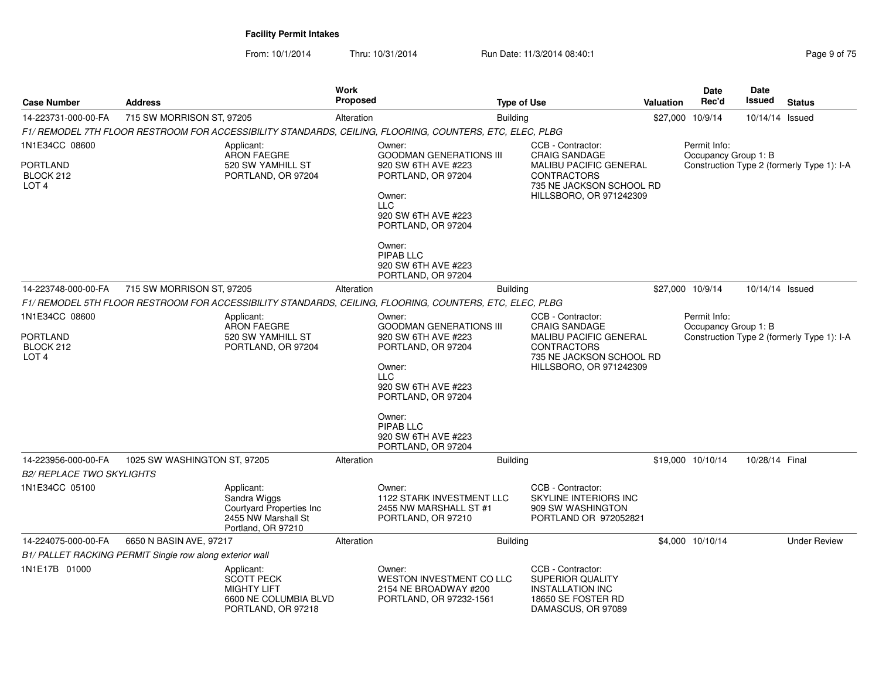**Facility Permit Intakes**

From: 10/1/2014 Thru: 10/31/2014 Run Date: 11/3/2014 08:40:1

| Case Number | Address | Work Proposed | Type of Use | Valuation | Date Rec'd | Date Issued | Status |
|---|---|---|---|---|---|---|---|
| 14-223731-000-00-FA | 715 SW MORRISON ST, 97205 | Alteration | Building | $27,000 | 10/9/14 | 10/14/14 | Issued |

*F1/ REMODEL 7TH FLOOR RESTROOM FOR ACCESSIBILITY STANDARDS, CEILING, FLOORING, COUNTERS, ETC, ELEC, PLBG*

1N1E34CC 08600
PORTLAND
BLOCK 212
LOT 4

Applicant:
ARON FAEGRE
520 SW YAMHILL ST
PORTLAND, OR 97204

Owner:
GOODMAN GENERATIONS III
920 SW 6TH AVE #223
PORTLAND, OR 97204

Owner:
LLC
920 SW 6TH AVE #223
PORTLAND, OR 97204

Owner:
PIPAB LLC
920 SW 6TH AVE #223
PORTLAND, OR 97204

CCB - Contractor:
CRAIG SANDAGE
MALIBU PACIFIC GENERAL CONTRACTORS
735 NE JACKSON SCHOOL RD
HILLSBORO, OR 971242309

Permit Info:
Occupancy Group 1: B
Construction Type 2 (formerly Type 1): I-A

| Case Number | Address | Work Proposed | Type of Use | Valuation | Date Rec'd | Date Issued | Status |
|---|---|---|---|---|---|---|---|
| 14-223748-000-00-FA | 715 SW MORRISON ST, 97205 | Alteration | Building | $27,000 | 10/9/14 | 10/14/14 | Issued |

*F1/ REMODEL 5TH FLOOR RESTROOM FOR ACCESSIBILITY STANDARDS, CEILING, FLOORING, COUNTERS, ETC, ELEC, PLBG*

1N1E34CC 08600
PORTLAND
BLOCK 212
LOT 4

Applicant:
ARON FAEGRE
520 SW YAMHILL ST
PORTLAND, OR 97204

Owner:
GOODMAN GENERATIONS III
920 SW 6TH AVE #223
PORTLAND, OR 97204

Owner:
LLC
920 SW 6TH AVE #223
PORTLAND, OR 97204

Owner:
PIPAB LLC
920 SW 6TH AVE #223
PORTLAND, OR 97204

CCB - Contractor:
CRAIG SANDAGE
MALIBU PACIFIC GENERAL CONTRACTORS
735 NE JACKSON SCHOOL RD
HILLSBORO, OR 971242309

Permit Info:
Occupancy Group 1: B
Construction Type 2 (formerly Type 1): I-A

| Case Number | Address | Work Proposed | Type of Use | Valuation | Date Rec'd | Date Issued | Status |
|---|---|---|---|---|---|---|---|
| 14-223956-000-00-FA | 1025 SW WASHINGTON ST, 97205 | Alteration | Building | $19,000 | 10/10/14 | 10/28/14 | Final |

*B2/ REPLACE TWO SKYLIGHTS*

1N1E34CC 05100

Applicant:
Sandra Wiggs
Courtyard Properties Inc
2455 NW Marshall St
Portland, OR 97210

Owner:
1122 STARK INVESTMENT LLC
2455 NW MARSHALL ST #1
PORTLAND, OR 97210

CCB - Contractor:
SKYLINE INTERIORS INC
909 SW WASHINGTON
PORTLAND OR 972052821

| Case Number | Address | Work Proposed | Type of Use | Valuation | Date Rec'd | Date Issued | Status |
|---|---|---|---|---|---|---|---|
| 14-224075-000-00-FA | 6650 N BASIN AVE, 97217 | Alteration | Building | $4,000 | 10/10/14 | | Under Review |

*B1/ PALLET RACKING PERMIT Single row along exterior wall*

1N1E17B 01000

Applicant:
SCOTT PECK
MIGHTY LIFT
6600 NE COLUMBIA BLVD
PORTLAND, OR 97218

Owner:
WESTON INVESTMENT CO LLC
2154 NE BROADWAY #200
PORTLAND, OR 97232-1561

CCB - Contractor:
SUPERIOR QUALITY INSTALLATION INC
18650 SE FOSTER RD
DAMASCUS, OR 97089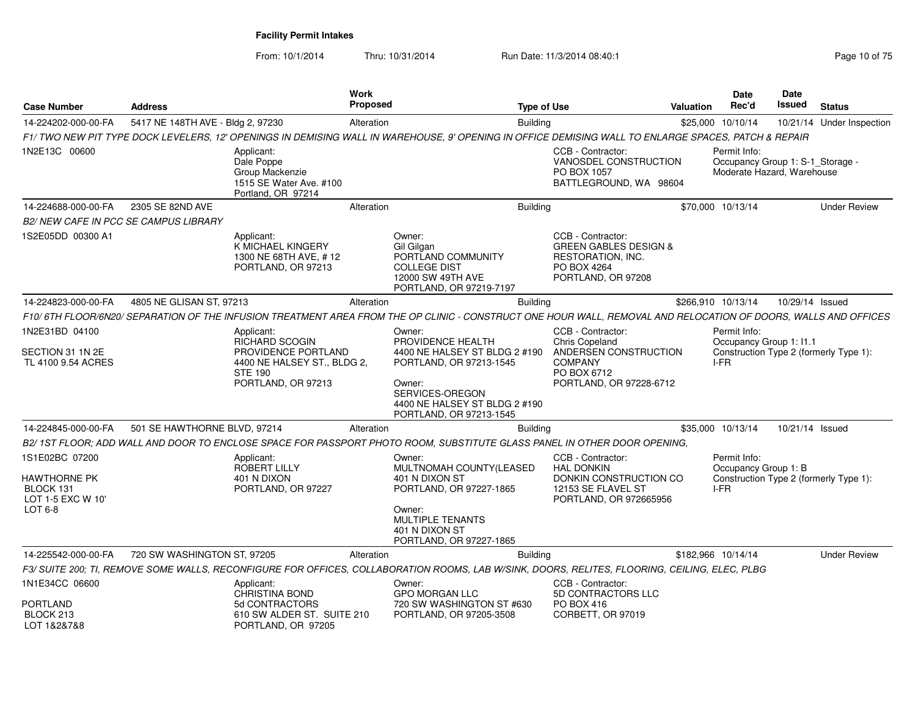# Facility Permit Intakes

From: 10/1/2014 Thru: 10/31/2014 Run Date: 11/3/2014 08:40:1

| Case Number | Address | Work Proposed | Type of Use | Valuation | Date Rec'd | Date Issued | Status |
|---|---|---|---|---|---|---|---|
| 14-224202-000-00-FA | 5417 NE 148TH AVE - Bldg 2, 97230 | Alteration | Building | $25,000 | 10/10/14 | 10/21/14 | Under Inspection |

*F1/ TWO NEW PIT TYPE DOCK LEVELERS, 12' OPENINGS IN DEMISING WALL IN WAREHOUSE, 9' OPENING IN OFFICE DEMISING WALL TO ENLARGE SPACES, PATCH & REPAIR*

1N2E13C 00600

Applicant: Dale Poppe, Group Mackenzie, 1515 SE Water Ave. #100, Portland, OR 97214

CCB - Contractor: VANOSDEL CONSTRUCTION, PO BOX 1057, BATTLEGROUND, WA 98604

Permit Info: Occupancy Group 1: S-1_Storage - Moderate Hazard, Warehouse

---

| Case Number | Address | Work Proposed | Type of Use | Valuation | Date Rec'd | Date Issued | Status |
|---|---|---|---|---|---|---|---|
| 14-224688-000-00-FA | 2305 SE 82ND AVE | Alteration | Building | $70,000 | 10/13/14 | | Under Review |

*B2/ NEW CAFE IN PCC SE CAMPUS LIBRARY*

1S2E05DD 00300 A1

Applicant: K MICHAEL KINGERY, 1300 NE 68TH AVE, # 12, PORTLAND, OR 97213

Owner: Gil Gilgan, PORTLAND COMMUNITY COLLEGE DIST, 12000 SW 49TH AVE, PORTLAND, OR 97219-7197

CCB - Contractor: GREEN GABLES DESIGN & RESTORATION, INC., PO BOX 4264, PORTLAND, OR 97208

---

| Case Number | Address | Work Proposed | Type of Use | Valuation | Date Rec'd | Date Issued | Status |
|---|---|---|---|---|---|---|---|
| 14-224823-000-00-FA | 4805 NE GLISAN ST, 97213 | Alteration | Building | $266,910 | 10/13/14 | 10/29/14 | Issued |

*F10/ 6TH FLOOR/6N20/ SEPARATION OF THE INFUSION TREATMENT AREA FROM THE OP CLINIC - CONSTRUCT ONE HOUR WALL, REMOVAL AND RELOCATION OF DOORS, WALLS AND OFFICES*

1N2E31BD 04100

SECTION 31 1N 2E
TL 4100 9.54 ACRES

Applicant: RICHARD SCOGIN, PROVIDENCE PORTLAND, 4400 NE HALSEY ST., BLDG 2, STE 190, PORTLAND, OR 97213

Owner: PROVIDENCE HEALTH, 4400 NE HALSEY ST BLDG 2 #190, PORTLAND, OR 97213-1545

Owner: SERVICES-OREGON, 4400 NE HALSEY ST BLDG 2 #190, PORTLAND, OR 97213-1545

CCB - Contractor: Chris Copeland, ANDERSEN CONSTRUCTION COMPANY, PO BOX 6712, PORTLAND, OR 97228-6712

Permit Info: Occupancy Group 1: I1.1, Construction Type 2 (formerly Type 1): I-FR

---

| Case Number | Address | Work Proposed | Type of Use | Valuation | Date Rec'd | Date Issued | Status |
|---|---|---|---|---|---|---|---|
| 14-224845-000-00-FA | 501 SE HAWTHORNE BLVD, 97214 | Alteration | Building | $35,000 | 10/13/14 | 10/21/14 | Issued |

*B2/ 1ST FLOOR; ADD WALL AND DOOR TO ENCLOSE SPACE FOR PASSPORT PHOTO ROOM, SUBSTITUTE GLASS PANEL IN OTHER DOOR OPENING,*

1S1E02BC 07200

HAWTHORNE PK
BLOCK 131
LOT 1-5 EXC W 10'
LOT 6-8

Applicant: ROBERT LILLY, 401 N DIXON, PORTLAND, OR 97227

Owner: MULTNOMAH COUNTY(LEASED, 401 N DIXON ST, PORTLAND, OR 97227-1865

Owner: MULTIPLE TENANTS, 401 N DIXON ST, PORTLAND, OR 97227-1865

CCB - Contractor: HAL DONKIN, DONKIN CONSTRUCTION CO, 12153 SE FLAVEL ST, PORTLAND, OR 972665956

Permit Info: Occupancy Group 1: B, Construction Type 2 (formerly Type 1): I-FR

---

| Case Number | Address | Work Proposed | Type of Use | Valuation | Date Rec'd | Date Issued | Status |
|---|---|---|---|---|---|---|---|
| 14-225542-000-00-FA | 720 SW WASHINGTON ST, 97205 | Alteration | Building | $182,966 | 10/14/14 | | Under Review |

*F3/ SUITE 200; TI, REMOVE SOME WALLS, RECONFIGURE FOR OFFICES, COLLABORATION ROOMS, LAB W/SINK, DOORS, RELITES, FLOORING, CEILING, ELEC, PLBG*

1N1E34CC 06600

PORTLAND
BLOCK 213
LOT 1&2&7&8

Applicant: CHRISTINA BOND, 5d CONTRACTORS, 610 SW ALDER ST. SUITE 210, PORTLAND, OR 97205

Owner: GPO MORGAN LLC, 720 SW WASHINGTON ST #630, PORTLAND, OR 97205-3508

CCB - Contractor: 5D CONTRACTORS LLC, PO BOX 416, CORBETT, OR 97019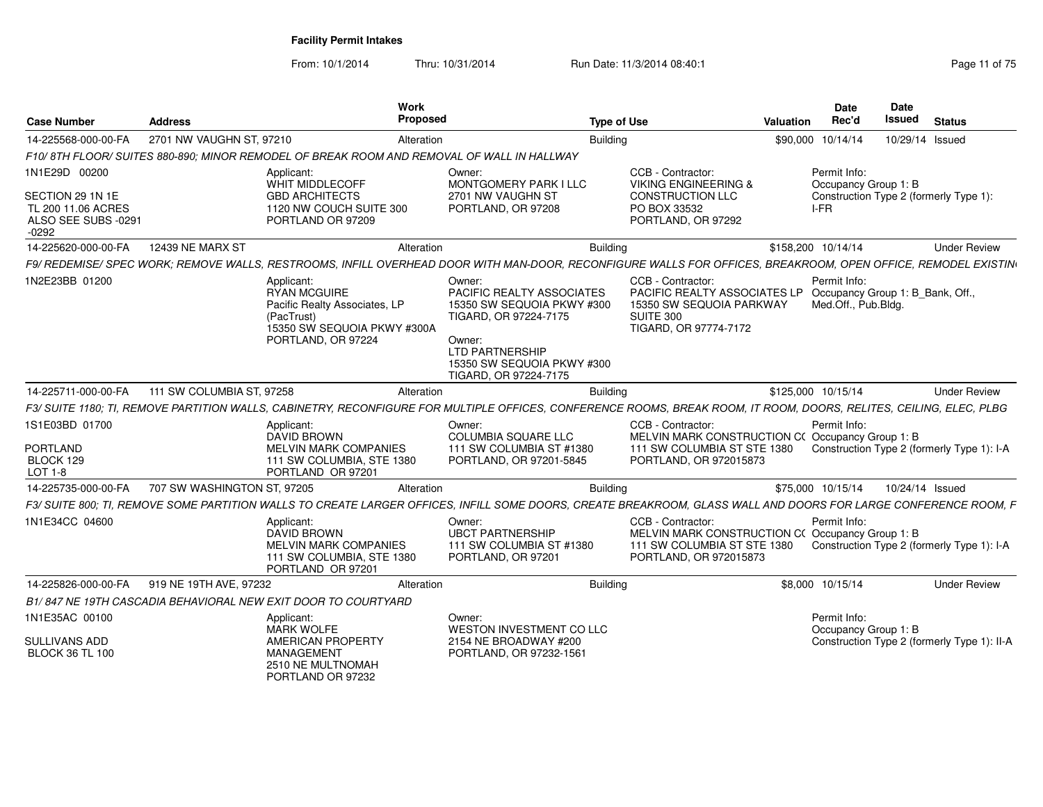# Facility Permit Intakes

From: 10/1/2014 Thru: 10/31/2014 Run Date: 11/3/2014 08:40:1

| Case Number | Address | Work Proposed | Type of Use | Valuation | Date Rec'd | Date Issued | Status |
|---|---|---|---|---|---|---|---|
| 14-225568-000-00-FA | 2701 NW VAUGHN ST, 97210 | Alteration | Building | $90,000 | 10/14/14 | 10/29/14 | Issued |

*F10/ 8TH FLOOR/ SUITES 880-890; MINOR REMODEL OF BREAK ROOM AND REMOVAL OF WALL IN HALLWAY*

1N1E29D 00200

SECTION 29 1N 1E
TL 200 11.06 ACRES
ALSO SEE SUBS -0291 -0292

Applicant:
WHIT MIDDLECOFF
GBD ARCHITECTS
1120 NW COUCH SUITE 300
PORTLAND OR 97209

Owner:
MONTGOMERY PARK I LLC
2701 NW VAUGHN ST
PORTLAND, OR 97208

CCB - Contractor:
VIKING ENGINEERING & CONSTRUCTION LLC
PO BOX 33532
PORTLAND, OR 97292

Permit Info:
Occupancy Group 1: B
Construction Type 2 (formerly Type 1): I-FR

| Case Number | Address | Work Proposed | Type of Use | Valuation | Date Rec'd | Date Issued | Status |
|---|---|---|---|---|---|---|---|
| 14-225620-000-00-FA | 12439 NE MARX ST | Alteration | Building | $158,200 | 10/14/14 | | Under Review |

*F9/ REDEMISE/ SPEC WORK; REMOVE WALLS, RESTROOMS, INFILL OVERHEAD DOOR WITH MAN-DOOR, RECONFIGURE WALLS FOR OFFICES, BREAKROOM, OPEN OFFICE, REMODEL EXISTIN*

1N2E23BB 01200

Applicant:
RYAN MCGUIRE
Pacific Realty Associates, LP (PacTrust)
15350 SW SEQUOIA PKWY #300A
PORTLAND, OR 97224

Owner:
PACIFIC REALTY ASSOCIATES
15350 SW SEQUOIA PKWY #300
TIGARD, OR 97224-7175

Owner:
LTD PARTNERSHIP
15350 SW SEQUOIA PKWY #300
TIGARD, OR 97224-7175

CCB - Contractor:
PACIFIC REALTY ASSOCIATES LP
15350 SW SEQUOIA PARKWAY SUITE 300
TIGARD, OR 97774-7172

Permit Info:
Occupancy Group 1: B_Bank, Off., Med.Off., Pub.Bldg.

| Case Number | Address | Work Proposed | Type of Use | Valuation | Date Rec'd | Date Issued | Status |
|---|---|---|---|---|---|---|---|
| 14-225711-000-00-FA | 111 SW COLUMBIA ST, 97258 | Alteration | Building | $125,000 | 10/15/14 | | Under Review |

*F3/ SUITE 1180; TI, REMOVE PARTITION WALLS, CABINETRY, RECONFIGURE FOR MULTIPLE OFFICES, CONFERENCE ROOMS, BREAK ROOM, IT ROOM, DOORS, RELITES, CEILING, ELEC, PLBG*

1S1E03BD 01700

PORTLAND
BLOCK 129
LOT 1-8

Applicant:
DAVID BROWN
MELVIN MARK COMPANIES
111 SW COLUMBIA, STE 1380
PORTLAND OR 97201

Owner:
COLUMBIA SQUARE LLC
111 SW COLUMBIA ST #1380
PORTLAND, OR 97201-5845

CCB - Contractor:
MELVIN MARK CONSTRUCTION C(
111 SW COLUMBIA ST STE 1380
PORTLAND, OR 972015873

Permit Info:
Occupancy Group 1: B
Construction Type 2 (formerly Type 1): I-A

| Case Number | Address | Work Proposed | Type of Use | Valuation | Date Rec'd | Date Issued | Status |
|---|---|---|---|---|---|---|---|
| 14-225735-000-00-FA | 707 SW WASHINGTON ST, 97205 | Alteration | Building | $75,000 | 10/15/14 | 10/24/14 | Issued |

*F3/ SUITE 800; TI, REMOVE SOME PARTITION WALLS TO CREATE LARGER OFFICES, INFILL SOME DOORS, CREATE BREAKROOM, GLASS WALL AND DOORS FOR LARGE CONFERENCE ROOM, F*

1N1E34CC 04600

Applicant:
DAVID BROWN
MELVIN MARK COMPANIES
111 SW COLUMBIA, STE 1380
PORTLAND OR 97201

Owner:
UBCT PARTNERSHIP
111 SW COLUMBIA ST #1380
PORTLAND, OR 97201

CCB - Contractor:
MELVIN MARK CONSTRUCTION C(
111 SW COLUMBIA ST STE 1380
PORTLAND, OR 972015873

Permit Info:
Occupancy Group 1: B
Construction Type 2 (formerly Type 1): I-A

| Case Number | Address | Work Proposed | Type of Use | Valuation | Date Rec'd | Date Issued | Status |
|---|---|---|---|---|---|---|---|
| 14-225826-000-00-FA | 919 NE 19TH AVE, 97232 | Alteration | Building | $8,000 | 10/15/14 | | Under Review |

*B1/ 847 NE 19TH CASCADIA BEHAVIORAL NEW EXIT DOOR TO COURTYARD*

1N1E35AC 00100

SULLIVANS ADD
BLOCK 36 TL 100

Applicant:
MARK WOLFE
AMERICAN PROPERTY MANAGEMENT
2510 NE MULTNOMAH
PORTLAND OR 97232

Owner:
WESTON INVESTMENT CO LLC
2154 NE BROADWAY #200
PORTLAND, OR 97232-1561

Permit Info:
Occupancy Group 1: B
Construction Type 2 (formerly Type 1): II-A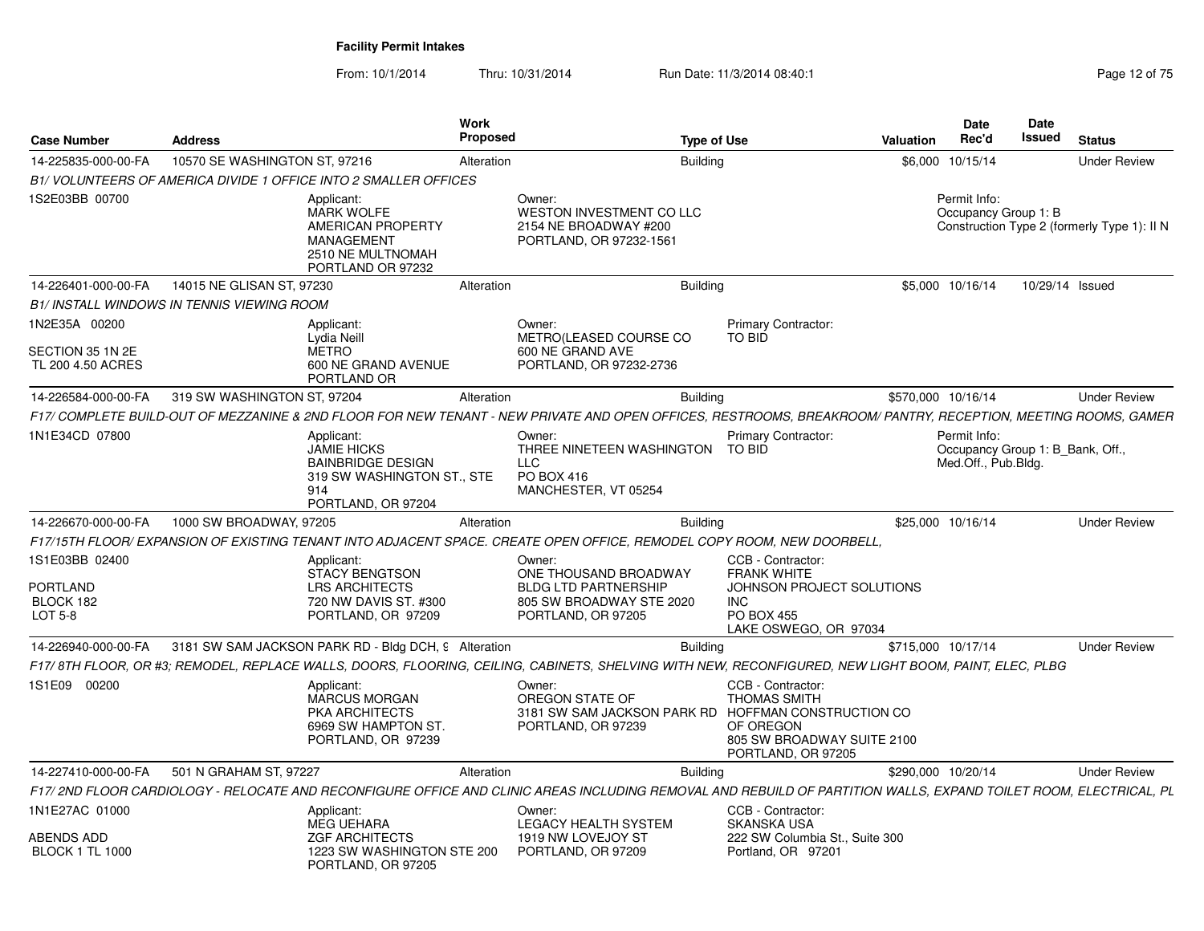**Facility Permit Intakes**

From: 10/1/2014 Thru: 10/31/2014 Run Date: 11/3/2014 08:40:1

| Case Number | Address | Work Proposed | Type of Use | Valuation | Date Rec'd | Date Issued | Status |
|---|---|---|---|---|---|---|---|
| 14-225835-000-00-FA | 10570 SE WASHINGTON ST, 97216 | Alteration | Building | $6,000 | 10/15/14 | | Under Review |

*B1/ VOLUNTEERS OF AMERICA DIVIDE 1 OFFICE INTO 2 SMALLER OFFICES*

1S2E03BB 00700

Applicant: MARK WOLFE, AMERICAN PROPERTY MANAGEMENT, 2510 NE MULTNOMAH, PORTLAND OR 97232

Owner: WESTON INVESTMENT CO LLC, 2154 NE BROADWAY #200, PORTLAND, OR 97232-1561

Permit Info: Occupancy Group 1: B; Construction Type 2 (formerly Type 1): II N

| Case Number | Address | Work Proposed | Type of Use | Valuation | Date Rec'd | Date Issued | Status |
|---|---|---|---|---|---|---|---|
| 14-226401-000-00-FA | 14015 NE GLISAN ST, 97230 | Alteration | Building | $5,000 | 10/16/14 | 10/29/14 | Issued |

*B1/ INSTALL WINDOWS IN TENNIS VIEWING ROOM*

1N2E35A 00200; SECTION 35 1N 2E; TL 200 4.50 ACRES

Applicant: Lydia Neill, METRO, 600 NE GRAND AVENUE, PORTLAND OR

Owner: METRO(LEASED COURSE CO, 600 NE GRAND AVE, PORTLAND, OR 97232-2736

Primary Contractor: TO BID

| Case Number | Address | Work Proposed | Type of Use | Valuation | Date Rec'd | Date Issued | Status |
|---|---|---|---|---|---|---|---|
| 14-226584-000-00-FA | 319 SW WASHINGTON ST, 97204 | Alteration | Building | $570,000 | 10/16/14 | | Under Review |

*F17/ COMPLETE BUILD-OUT OF MEZZANINE & 2ND FLOOR FOR NEW TENANT - NEW PRIVATE AND OPEN OFFICES, RESTROOMS, BREAKROOM/ PANTRY, RECEPTION, MEETING ROOMS, GAMER*

1N1E34CD 07800

Applicant: JAMIE HICKS, BAINBRIDGE DESIGN, 319 SW WASHINGTON ST., STE 914, PORTLAND, OR 97204

Owner: THREE NINETEEN WASHINGTON LLC, PO BOX 416, MANCHESTER, VT 05254

Primary Contractor: TO BID

Permit Info: Occupancy Group 1: B_Bank, Off., Med.Off., Pub.Bldg.

| Case Number | Address | Work Proposed | Type of Use | Valuation | Date Rec'd | Date Issued | Status |
|---|---|---|---|---|---|---|---|
| 14-226670-000-00-FA | 1000 SW BROADWAY, 97205 | Alteration | Building | $25,000 | 10/16/14 | | Under Review |

*F17/15TH FLOOR/ EXPANSION OF EXISTING TENANT INTO ADJACENT SPACE. CREATE OPEN OFFICE, REMODEL COPY ROOM, NEW DOORBELL,*

1S1E03BB 02400; PORTLAND; BLOCK 182; LOT 5-8

Applicant: STACY BENGTSON, LRS ARCHITECTS, 720 NW DAVIS ST. #300, PORTLAND, OR 97209

Owner: ONE THOUSAND BROADWAY BLDG LTD PARTNERSHIP, 805 SW BROADWAY STE 2020, PORTLAND, OR 97205

CCB - Contractor: FRANK WHITE, JOHNSON PROJECT SOLUTIONS INC, PO BOX 455, LAKE OSWEGO, OR 97034

| Case Number | Address | Work Proposed | Type of Use | Valuation | Date Rec'd | Date Issued | Status |
|---|---|---|---|---|---|---|---|
| 14-226940-000-00-FA | 3181 SW SAM JACKSON PARK RD - Bldg DCH, 9 | Alteration | Building | $715,000 | 10/17/14 | | Under Review |

*F17/ 8TH FLOOR, OR #3; REMODEL, REPLACE WALLS, DOORS, FLOORING, CEILING, CABINETS, SHELVING WITH NEW, RECONFIGURED, NEW LIGHT BOOM, PAINT, ELEC, PLBG*

1S1E09 00200

Applicant: MARCUS MORGAN, PKA ARCHITECTS, 6969 SW HAMPTON ST., PORTLAND, OR 97239

Owner: OREGON STATE OF, 3181 SW SAM JACKSON PARK RD, PORTLAND, OR 97239

CCB - Contractor: THOMAS SMITH, HOFFMAN CONSTRUCTION CO OF OREGON, 805 SW BROADWAY SUITE 2100, PORTLAND, OR 97205

| Case Number | Address | Work Proposed | Type of Use | Valuation | Date Rec'd | Date Issued | Status |
|---|---|---|---|---|---|---|---|
| 14-227410-000-00-FA | 501 N GRAHAM ST, 97227 | Alteration | Building | $290,000 | 10/20/14 | | Under Review |

*F17/ 2ND FLOOR CARDIOLOGY - RELOCATE AND RECONFIGURE OFFICE AND CLINIC AREAS INCLUDING REMOVAL AND REBUILD OF PARTITION WALLS, EXPAND TOILET ROOM, ELECTRICAL, PL*

1N1E27AC 01000; ABENDS ADD; BLOCK 1 TL 1000

Applicant: MEG UEHARA, ZGF ARCHITECTS, 1223 SW WASHINGTON STE 200, PORTLAND, OR 97205

Owner: LEGACY HEALTH SYSTEM, 1919 NW LOVEJOY ST, PORTLAND, OR 97209

CCB - Contractor: SKANSKA USA, 222 SW Columbia St., Suite 300, Portland, OR 97201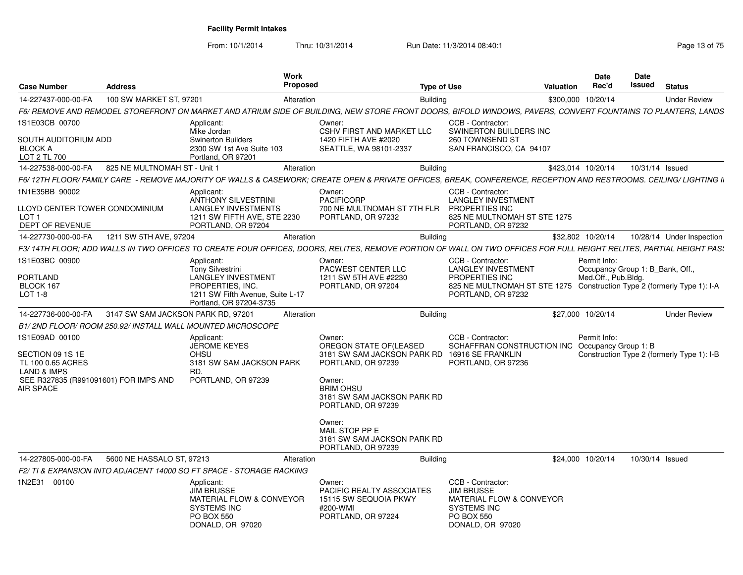**Facility Permit Intakes**

From: 10/1/2014 Thru: 10/31/2014 Run Date: 11/3/2014 08:40:1

| Case Number | Address | Work Proposed | Type of Use | Valuation | Date Rec'd | Date Issued | Status |
|---|---|---|---|---|---|---|---|
| 14-227437-000-00-FA | 100 SW MARKET ST, 97201 | Alteration | Building | $300,000 | 10/20/14 | | Under Review |

F6/ REMOVE AND REMODEL STOREFRONT ON MARKET AND ATRIUM SIDE OF BUILDING, NEW STORE FRONT DOORS, BIFOLD WINDOWS, PAVERS, CONVERT FOUNTAINS TO PLANTERS, LANDS

1S1E03CB 00700

SOUTH AUDITORIUM ADD
BLOCK A
LOT 2 TL 700

Applicant:
Mike Jordan
Swinerton Builders
2300 SW 1st Ave Suite 103
Portland, OR 97201

Owner:
CSHV FIRST AND MARKET LLC
1420 FIFTH AVE #2020
SEATTLE, WA 98101-2337

CCB - Contractor:
SWINERTON BUILDERS INC
260 TOWNSEND ST
SAN FRANCISCO, CA 94107

| Case Number | Address | Work Proposed | Type of Use | Valuation | Date Rec'd | Date Issued | Status |
|---|---|---|---|---|---|---|---|
| 14-227538-000-00-FA | 825 NE MULTNOMAH ST - Unit 1 | Alteration | Building | $423,014 | 10/20/14 | 10/31/14 | Issued |

F6/ 12TH FLOOR/ FAMILY CARE - REMOVE MAJORITY OF WALLS & CASEWORK; CREATE OPEN & PRIVATE OFFICES, BREAK, CONFERENCE, RECEPTION AND RESTROOMS. CEILING/ LIGHTING II

1N1E35BB 90002

LLOYD CENTER TOWER CONDOMINIUM
LOT 1
DEPT OF REVENUE

Applicant:
ANTHONY SILVESTRINI
LANGLEY INVESTMENTS
1211 SW FIFTH AVE, STE 2230
PORTLAND, OR 97204

Owner:
PACIFICORP
700 NE MULTNOMAH ST 7TH FLR
PORTLAND, OR 97232

CCB - Contractor:
LANGLEY INVESTMENT
PROPERTIES INC
825 NE MULTNOMAH ST STE 1275
PORTLAND, OR 97232

| Case Number | Address | Work Proposed | Type of Use | Valuation | Date Rec'd | Date Issued | Status |
|---|---|---|---|---|---|---|---|
| 14-227730-000-00-FA | 1211 SW 5TH AVE, 97204 | Alteration | Building | $32,802 | 10/20/14 | 10/28/14 | Under Inspection |

F3/ 14TH FLOOR; ADD WALLS IN TWO OFFICES TO CREATE FOUR OFFICES, DOORS, RELITES, REMOVE PORTION OF WALL ON TWO OFFICES FOR FULL HEIGHT RELITES, PARTIAL HEIGHT PASS

1S1E03BC 00900

PORTLAND
BLOCK 167
LOT 1-8

Applicant:
Tony Silvestrini
LANGLEY INVESTMENT
PROPERTIES, INC.
1211 SW Fifth Avenue, Suite L-17
Portland, OR 97204-3735

Owner:
PACWEST CENTER LLC
1211 SW 5TH AVE #2230
PORTLAND, OR 97204

CCB - Contractor:
LANGLEY INVESTMENT
PROPERTIES INC
825 NE MULTNOMAH ST STE 1275
PORTLAND, OR 97232

Permit Info:
Occupancy Group 1: B_Bank, Off., Med.Off., Pub.Bldg.
Construction Type 2 (formerly Type 1): I-A

| Case Number | Address | Work Proposed | Type of Use | Valuation | Date Rec'd | Date Issued | Status |
|---|---|---|---|---|---|---|---|
| 14-227736-000-00-FA | 3147 SW SAM JACKSON PARK RD, 97201 | Alteration | Building | $27,000 | 10/20/14 | | Under Review |

B1/ 2ND FLOOR/ ROOM 250.92/ INSTALL WALL MOUNTED MICROSCOPE

1S1E09AD 00100

SECTION 09 1S 1E
TL 100 0.65 ACRES
LAND & IMPS
SEE R327835 (R991091601) FOR IMPS AND AIR SPACE

Applicant:
JEROME KEYES
OHSU
3181 SW SAM JACKSON PARK RD.
PORTLAND, OR 97239

Owner:
OREGON STATE OF(LEASED
3181 SW SAM JACKSON PARK RD
PORTLAND, OR 97239

Owner:
BRIM OHSU
3181 SW SAM JACKSON PARK RD
PORTLAND, OR 97239

Owner:
MAIL STOP PP E
3181 SW SAM JACKSON PARK RD
PORTLAND, OR 97239

CCB - Contractor:
SCHAFFRAN CONSTRUCTION INC
16916 SE FRANKLIN
PORTLAND, OR 97236

Permit Info:
Occupancy Group 1: B
Construction Type 2 (formerly Type 1): I-B

| Case Number | Address | Work Proposed | Type of Use | Valuation | Date Rec'd | Date Issued | Status |
|---|---|---|---|---|---|---|---|
| 14-227805-000-00-FA | 5600 NE HASSALO ST, 97213 | Alteration | Building | $24,000 | 10/20/14 | 10/30/14 | Issued |

F2/ TI & EXPANSION INTO ADJACENT 14000 SQ FT SPACE - STORAGE RACKING

1N2E31 00100

Applicant:
JIM BRUSSE
MATERIAL FLOW & CONVEYOR SYSTEMS INC
PO BOX 550
DONALD, OR 97020

Owner:
PACIFIC REALTY ASSOCIATES
15115 SW SEQUOIA PKWY #200-WMI
PORTLAND, OR 97224

CCB - Contractor:
JIM BRUSSE
MATERIAL FLOW & CONVEYOR SYSTEMS INC
PO BOX 550
DONALD, OR 97020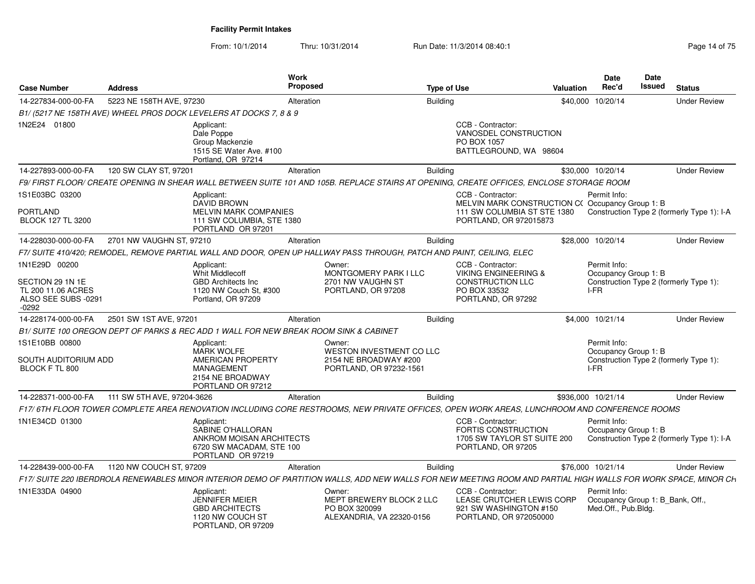**Facility Permit Intakes**

From: 10/1/2014 Thru: 10/31/2014 Run Date: 11/3/2014 08:40:1

| Case Number | Address | Work Proposed | Type of Use | Valuation | Date Rec'd | Date Issued | Status |
|---|---|---|---|---|---|---|---|
| 14-227834-000-00-FA | 5223 NE 158TH AVE, 97230 | Alteration | Building | $40,000 | 10/20/14 | | Under Review |
| B1/ (5217 NE 158TH AVE) WHEEL PROS DOCK LEVELERS AT DOCKS 7, 8 & 9 | | | | | | | |
| 1N2E24 01800 | Applicant: Dale Poppe, Group Mackenzie, 1515 SE Water Ave. #100, Portland, OR 97214 | | CCB - Contractor: VANOSDEL CONSTRUCTION, PO BOX 1057, BATTLEGROUND, WA 98604 | | | | |
| 14-227893-000-00-FA | 120 SW CLAY ST, 97201 | Alteration | Building | $30,000 | 10/20/14 | | Under Review |
| F9/ FIRST FLOOR/ CREATE OPENING IN SHEAR WALL BETWEEN SUITE 101 AND 105B. REPLACE STAIRS AT OPENING, CREATE OFFICES, ENCLOSE STORAGE ROOM | | | | | | | |
| 1S1E03BC 03200 PORTLAND BLOCK 127 TL 3200 | Applicant: DAVID BROWN, MELVIN MARK COMPANIES, 111 SW COLUMBIA, STE 1380, PORTLAND OR 97201 | | CCB - Contractor: MELVIN MARK CONSTRUCTION C(, 111 SW COLUMBIA ST STE 1380, PORTLAND, OR 972015873 | | Permit Info: Occupancy Group 1: B; Construction Type 2 (formerly Type 1): I-A | | |
| 14-228030-000-00-FA | 2701 NW VAUGHN ST, 97210 | Alteration | Building | $28,000 | 10/20/14 | | Under Review |
| F7/ SUITE 410/420; REMODEL, REMOVE PARTIAL WALL AND DOOR, OPEN UP HALLWAY PASS THROUGH, PATCH AND PAINT, CEILING, ELEC | | | | | | | |
| 1N1E29D 00200 SECTION 29 1N 1E TL 200 11.06 ACRES ALSO SEE SUBS -0291 -0292 | Applicant: Whit Middlecoff, GBD Architects Inc, 1120 NW Couch St, #300, Portland, OR 97209 | Owner: MONTGOMERY PARK I LLC, 2701 NW VAUGHN ST, PORTLAND, OR 97208 | CCB - Contractor: VIKING ENGINEERING & CONSTRUCTION LLC, PO BOX 33532, PORTLAND, OR 97292 | | Permit Info: Occupancy Group 1: B; Construction Type 2 (formerly Type 1): I-FR | | |
| 14-228174-000-00-FA | 2501 SW 1ST AVE, 97201 | Alteration | Building | $4,000 | 10/21/14 | | Under Review |
| B1/ SUITE 100 OREGON DEPT OF PARKS & REC ADD 1 WALL FOR NEW BREAK ROOM SINK & CABINET | | | | | | | |
| 1S1E10BB 00800 SOUTH AUDITORIUM ADD BLOCK F TL 800 | Applicant: MARK WOLFE, AMERICAN PROPERTY MANAGEMENT, 2154 NE BROADWAY, PORTLAND OR 97212 | Owner: WESTON INVESTMENT CO LLC, 2154 NE BROADWAY #200, PORTLAND, OR 97232-1561 | | | Permit Info: Occupancy Group 1: B; Construction Type 2 (formerly Type 1): I-FR | | |
| 14-228371-000-00-FA | 111 SW 5TH AVE, 97204-3626 | Alteration | Building | $936,000 | 10/21/14 | | Under Review |
| F17/ 6TH FLOOR TOWER COMPLETE AREA RENOVATION INCLUDING CORE RESTROOMS, NEW PRIVATE OFFICES, OPEN WORK AREAS, LUNCHROOM AND CONFERENCE ROOMS | | | | | | | |
| 1N1E34CD 01300 | Applicant: SABINE O'HALLORAN, ANKROM MOISAN ARCHITECTS, 6720 SW MACADAM, STE 100, PORTLAND OR 97219 | | CCB - Contractor: FORTIS CONSTRUCTION, 1705 SW TAYLOR ST SUITE 200, PORTLAND, OR 97205 | | Permit Info: Occupancy Group 1: B; Construction Type 2 (formerly Type 1): I-A | | |
| 14-228439-000-00-FA | 1120 NW COUCH ST, 97209 | Alteration | Building | $76,000 | 10/21/14 | | Under Review |
| F17/ SUITE 220 IBERDROLA RENEWABLES MINOR INTERIOR DEMO OF PARTITION WALLS, ADD NEW WALLS FOR NEW MEETING ROOM AND PARTIAL HIGH WALLS FOR WORK SPACE, MINOR CH | | | | | | | |
| 1N1E33DA 04900 | Applicant: JENNIFER MEIER, GBD ARCHITECTS, 1120 NW COUCH ST, PORTLAND, OR 97209 | Owner: MEPT BREWERY BLOCK 2 LLC, PO BOX 320099, ALEXANDRIA, VA 22320-0156 | CCB - Contractor: LEASE CRUTCHER LEWIS CORP, 921 SW WASHINGTON #150, PORTLAND, OR 972050000 | | Permit Info: Occupancy Group 1: B_Bank, Off., Med.Off., Pub.Bldg. | | |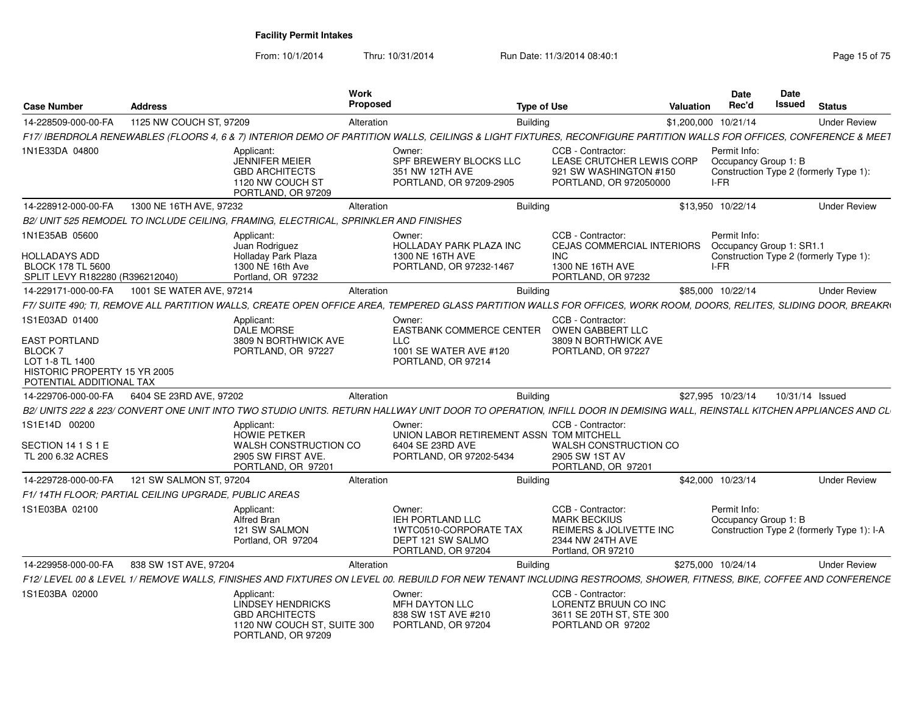# Facility Permit Intakes

From: 10/1/2014 Thru: 10/31/2014 Run Date: 11/3/2014 08:40:1

| Case Number | Address | Work Proposed | Type of Use | Valuation | Date Rec'd | Date Issued | Status |
|---|---|---|---|---|---|---|---|
| 14-228509-000-00-FA | 1125 NW COUCH ST, 97209 | Alteration | Building | $1,200,000 | 10/21/14 | | Under Review |

F17/ IBERDROLA RENEWABLES (FLOORS 4, 6 & 7) INTERIOR DEMO OF PARTITION WALLS, CEILINGS & LIGHT FIXTURES, RECONFIGURE PARTITION WALLS FOR OFFICES, CONFERENCE & MEET

1N1E33DA 04800

Applicant: JENNIFER MEIER, GBD ARCHITECTS, 1120 NW COUCH ST, PORTLAND, OR 97209

Owner: SPF BREWERY BLOCKS LLC, 351 NW 12TH AVE, PORTLAND, OR 97209-2905

CCB - Contractor: LEASE CRUTCHER LEWIS CORP, 921 SW WASHINGTON #150, PORTLAND, OR 972050000

Permit Info: Occupancy Group 1: B; Construction Type 2 (formerly Type 1): I-FR

| Case Number | Address | Work Proposed | Type of Use | Valuation | Date Rec'd | Date Issued | Status |
|---|---|---|---|---|---|---|---|
| 14-228912-000-00-FA | 1300 NE 16TH AVE, 97232 | Alteration | Building | $13,950 | 10/22/14 | | Under Review |

B2/ UNIT 525 REMODEL TO INCLUDE CEILING, FRAMING, ELECTRICAL, SPRINKLER AND FINISHES

1N1E35AB 05600
HOLLADAYS ADD
BLOCK 178 TL 5600
SPLIT LEVY R182280 (R396212040)

Applicant: Juan Rodriguez, Holladay Park Plaza, 1300 NE 16th Ave, Portland, OR 97232

Owner: HOLLADAY PARK PLAZA INC, 1300 NE 16TH AVE, PORTLAND, OR 97232-1467

CCB - Contractor: CEJAS COMMERCIAL INTERIORS INC, 1300 NE 16TH AVE, PORTLAND, OR 97232

Permit Info: Occupancy Group 1: SR1.1; Construction Type 2 (formerly Type 1): I-FR

| Case Number | Address | Work Proposed | Type of Use | Valuation | Date Rec'd | Date Issued | Status |
|---|---|---|---|---|---|---|---|
| 14-229171-000-00-FA | 1001 SE WATER AVE, 97214 | Alteration | Building | $85,000 | 10/22/14 | | Under Review |

F7/ SUITE 490; TI, REMOVE ALL PARTITION WALLS, CREATE OPEN OFFICE AREA, TEMPERED GLASS PARTITION WALLS FOR OFFICES, WORK ROOM, DOORS, RELITES, SLIDING DOOR, BREAKR

1S1E03AD 01400
EAST PORTLAND
BLOCK 7
LOT 1-8 TL 1400
HISTORIC PROPERTY 15 YR 2005
POTENTIAL ADDITIONAL TAX

Applicant: DALE MORSE, 3809 N BORTHWICK AVE, PORTLAND, OR 97227

Owner: EASTBANK COMMERCE CENTER LLC, 1001 SE WATER AVE #120, PORTLAND, OR 97214

CCB - Contractor: OWEN GABBERT LLC, 3809 N BORTHWICK AVE, PORTLAND, OR 97227

| Case Number | Address | Work Proposed | Type of Use | Valuation | Date Rec'd | Date Issued | Status |
|---|---|---|---|---|---|---|---|
| 14-229706-000-00-FA | 6404 SE 23RD AVE, 97202 | Alteration | Building | $27,995 | 10/23/14 | 10/31/14 | Issued |

B2/ UNITS 222 & 223/ CONVERT ONE UNIT INTO TWO STUDIO UNITS. RETURN HALLWAY UNIT DOOR TO OPERATION, INFILL DOOR IN DEMISING WALL, REINSTALL KITCHEN APPLIANCES AND CL

1S1E14D 00200
SECTION 14 1 S 1 E
TL 200 6.32 ACRES

Applicant: HOWIE PETKER, WALSH CONSTRUCTION CO, 2905 SW FIRST AVE., PORTLAND, OR 97201

Owner: UNION LABOR RETIREMENT ASSN, 6404 SE 23RD AVE, PORTLAND, OR 97202-5434

CCB - Contractor: TOM MITCHELL, WALSH CONSTRUCTION CO, 2905 SW 1ST AV, PORTLAND, OR 97201

| Case Number | Address | Work Proposed | Type of Use | Valuation | Date Rec'd | Date Issued | Status |
|---|---|---|---|---|---|---|---|
| 14-229728-000-00-FA | 121 SW SALMON ST, 97204 | Alteration | Building | $42,000 | 10/23/14 | | Under Review |

F1/ 14TH FLOOR; PARTIAL CEILING UPGRADE, PUBLIC AREAS

1S1E03BA 02100

Applicant: Alfred Bran, 121 SW SALMON, Portland, OR 97204

Owner: IEH PORTLAND LLC, 1WTC0510-CORPORATE TAX, DEPT 121 SW SALMO, PORTLAND, OR 97204

CCB - Contractor: MARK BECKIUS, REIMERS & JOLIVETTE INC, 2344 NW 24TH AVE, Portland, OR 97210

Permit Info: Occupancy Group 1: B; Construction Type 2 (formerly Type 1): I-A

| Case Number | Address | Work Proposed | Type of Use | Valuation | Date Rec'd | Date Issued | Status |
|---|---|---|---|---|---|---|---|
| 14-229958-000-00-FA | 838 SW 1ST AVE, 97204 | Alteration | Building | $275,000 | 10/24/14 | | Under Review |

F12/ LEVEL 00 & LEVEL 1/ REMOVE WALLS, FINISHES AND FIXTURES ON LEVEL 00. REBUILD FOR NEW TENANT INCLUDING RESTROOMS, SHOWER, FITNESS, BIKE, COFFEE AND CONFERENCE

1S1E03BA 02000

Applicant: LINDSEY HENDRICKS, GBD ARCHITECTS, 1120 NW COUCH ST, SUITE 300, PORTLAND, OR 97209

Owner: MFH DAYTON LLC, 838 SW 1ST AVE #210, PORTLAND, OR 97204

CCB - Contractor: LORENTZ BRUUN CO INC, 3611 SE 20TH ST, STE 300, PORTLAND OR 97202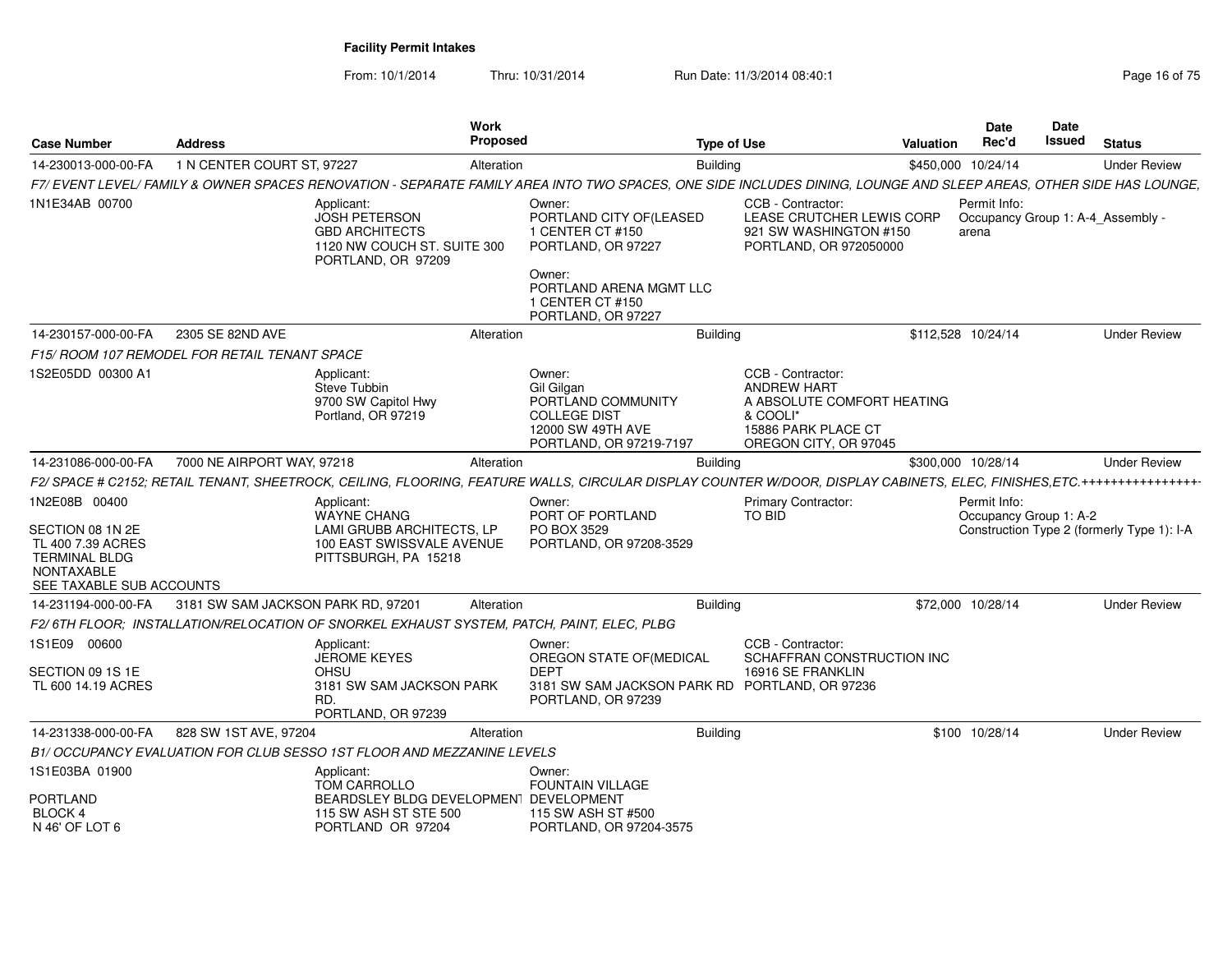## Facility Permit Intakes

From: 10/1/2014 Thru: 10/31/2014 Run Date: 11/3/2014 08:40:1

| Case Number | Address | Work Proposed | Type of Use | Valuation | Date Rec'd | Date Issued | Status |
|---|---|---|---|---|---|---|---|
| 14-230013-000-00-FA | 1 N CENTER COURT ST, 97227 | Alteration | Building | $450,000 | 10/24/14 | | Under Review |

*F7/ EVENT LEVEL/ FAMILY & OWNER SPACES RENOVATION - SEPARATE FAMILY AREA INTO TWO SPACES, ONE SIDE INCLUDES DINING, LOUNGE AND SLEEP AREAS, OTHER SIDE HAS LOUNGE,*

1N1E34AB 00700

Applicant:
JOSH PETERSON
GBD ARCHITECTS
1120 NW COUCH ST. SUITE 300
PORTLAND, OR 97209

Owner:
PORTLAND CITY OF(LEASED
1 CENTER CT #150
PORTLAND, OR 97227

Owner:
PORTLAND ARENA MGMT LLC
1 CENTER CT #150
PORTLAND, OR 97227

CCB - Contractor:
LEASE CRUTCHER LEWIS CORP
921 SW WASHINGTON #150
PORTLAND, OR 972050000

Permit Info:
Occupancy Group 1: A-4_Assembly - arena

| Case Number | Address | Work Proposed | Type of Use | Valuation | Date Rec'd | Date Issued | Status |
|---|---|---|---|---|---|---|---|
| 14-230157-000-00-FA | 2305 SE 82ND AVE | Alteration | Building | $112,528 | 10/24/14 | | Under Review |

*F15/ ROOM 107 REMODEL FOR RETAIL TENANT SPACE*

1S2E05DD 00300 A1

Applicant:
Steve Tubbin
9700 SW Capitol Hwy
Portland, OR 97219

Owner:
Gil Gilgan
PORTLAND COMMUNITY
COLLEGE DIST
12000 SW 49TH AVE
PORTLAND, OR 97219-7197

CCB - Contractor:
ANDREW HART
A ABSOLUTE COMFORT HEATING
& COOLI*
15886 PARK PLACE CT
OREGON CITY, OR 97045

| Case Number | Address | Work Proposed | Type of Use | Valuation | Date Rec'd | Date Issued | Status |
|---|---|---|---|---|---|---|---|
| 14-231086-000-00-FA | 7000 NE AIRPORT WAY, 97218 | Alteration | Building | $300,000 | 10/28/14 | | Under Review |

*F2/ SPACE # C2152; RETAIL TENANT, SHEETROCK, CEILING, FLOORING, FEATURE WALLS, CIRCULAR DISPLAY COUNTER W/DOOR, DISPLAY CABINETS, ELEC, FINISHES,ETC.+++++++++++++++++*

1N2E08B 00400

SECTION 08 1N 2E
TL 400 7.39 ACRES
TERMINAL BLDG
NONTAXABLE
SEE TAXABLE SUB ACCOUNTS

Applicant:
WAYNE CHANG
LAMI GRUBB ARCHITECTS, LP
100 EAST SWISSVALE AVENUE
PITTSBURGH, PA 15218

Owner:
PORT OF PORTLAND
PO BOX 3529
PORTLAND, OR 97208-3529

Primary Contractor:
TO BID

Permit Info:
Occupancy Group 1: A-2
Construction Type 2 (formerly Type 1): I-A

| Case Number | Address | Work Proposed | Type of Use | Valuation | Date Rec'd | Date Issued | Status |
|---|---|---|---|---|---|---|---|
| 14-231194-000-00-FA | 3181 SW SAM JACKSON PARK RD, 97201 | Alteration | Building | $72,000 | 10/28/14 | | Under Review |

*F2/ 6TH FLOOR; INSTALLATION/RELOCATION OF SNORKEL EXHAUST SYSTEM, PATCH, PAINT, ELEC, PLBG*

1S1E09 00600

SECTION 09 1S 1E
TL 600 14.19 ACRES

Applicant:
JEROME KEYES
OHSU
3181 SW SAM JACKSON PARK
RD.
PORTLAND, OR 97239

Owner:
OREGON STATE OF(MEDICAL
DEPT
3181 SW SAM JACKSON PARK RD
PORTLAND, OR 97239

CCB - Contractor:
SCHAFFRAN CONSTRUCTION INC
16916 SE FRANKLIN
PORTLAND, OR 97236

| Case Number | Address | Work Proposed | Type of Use | Valuation | Date Rec'd | Date Issued | Status |
|---|---|---|---|---|---|---|---|
| 14-231338-000-00-FA | 828 SW 1ST AVE, 97204 | Alteration | Building | $100 | 10/28/14 | | Under Review |

*B1/ OCCUPANCY EVALUATION FOR CLUB SESSO 1ST FLOOR AND MEZZANINE LEVELS*

1S1E03BA 01900

PORTLAND
BLOCK 4
N 46' OF LOT 6

Applicant:
TOM CARROLLO
BEARDSLEY BLDG DEVELOPMENT
115 SW ASH ST STE 500
PORTLAND OR 97204

Owner:
FOUNTAIN VILLAGE
DEVELOPMENT
115 SW ASH ST #500
PORTLAND, OR 97204-3575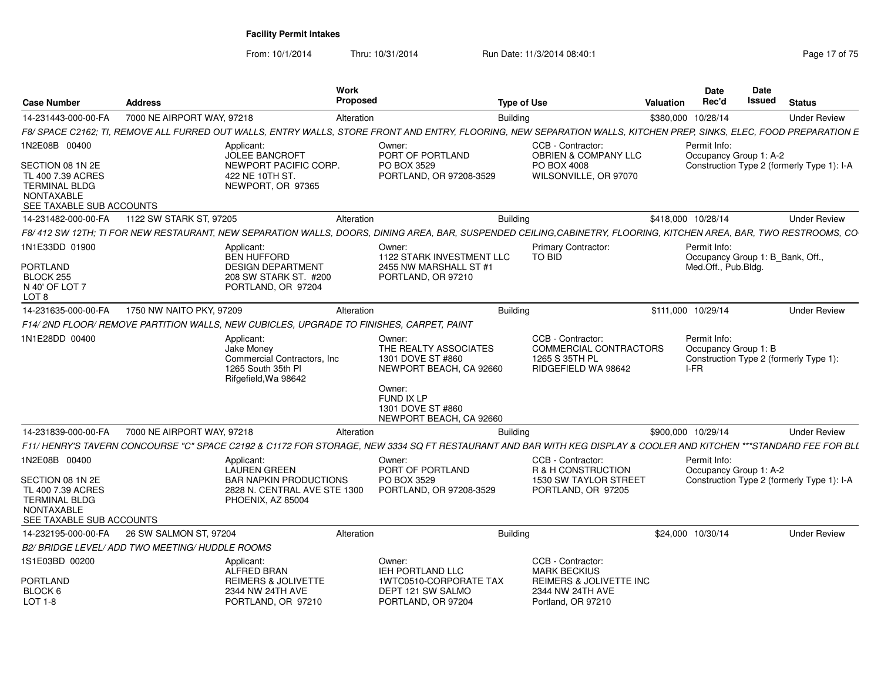**Facility Permit Intakes**

From: 10/1/2014 Thru: 10/31/2014 Run Date: 11/3/2014 08:40:1

| Case Number | Address | Work Proposed | Type of Use | Valuation | Date Rec'd | Date Issued | Status |
|---|---|---|---|---|---|---|---|
| 14-231443-000-00-FA | 7000 NE AIRPORT WAY, 97218 | Alteration | Building | $380,000 | 10/28/14 | | Under Review |

F8/ SPACE C2162; TI, REMOVE ALL FURRED OUT WALLS, ENTRY WALLS, STORE FRONT AND ENTRY, FLOORING, NEW SEPARATION WALLS, KITCHEN PREP, SINKS, ELEC, FOOD PREPARATION E

1N2E08B 00400
SECTION 08 1N 2E
TL 400 7.39 ACRES
TERMINAL BLDG
NONTAXABLE
SEE TAXABLE SUB ACCOUNTS

Applicant: JOLEE BANCROFT, NEWPORT PACIFIC CORP., 422 NE 10TH ST., NEWPORT, OR 97365

Owner: PORT OF PORTLAND, PO BOX 3529, PORTLAND, OR 97208-3529

CCB - Contractor: OBRIEN & COMPANY LLC, PO BOX 4008, WILSONVILLE, OR 97070

Permit Info: Occupancy Group 1: A-2; Construction Type 2 (formerly Type 1): I-A

| Case Number | Address | Work Proposed | Type of Use | Valuation | Date Rec'd | Date Issued | Status |
|---|---|---|---|---|---|---|---|
| 14-231482-000-00-FA | 1122 SW STARK ST, 97205 | Alteration | Building | $418,000 | 10/28/14 | | Under Review |

F8/ 412 SW 12TH; TI FOR NEW RESTAURANT, NEW SEPARATION WALLS, DOORS, DINING AREA, BAR, SUSPENDED CEILING,CABINETRY, FLOORING, KITCHEN AREA, BAR, TWO RESTROOMS, CO

1N1E33DD 01900
PORTLAND
BLOCK 255
N 40' OF LOT 7
LOT 8

Applicant: BEN HUFFORD, DESIGN DEPARTMENT, 208 SW STARK ST. #200, PORTLAND, OR 97204

Owner: 1122 STARK INVESTMENT LLC, 2455 NW MARSHALL ST #1, PORTLAND, OR 97210

Primary Contractor: TO BID

Permit Info: Occupancy Group 1: B_Bank, Off., Med.Off., Pub.Bldg.

| Case Number | Address | Work Proposed | Type of Use | Valuation | Date Rec'd | Date Issued | Status |
|---|---|---|---|---|---|---|---|
| 14-231635-000-00-FA | 1750 NW NAITO PKY, 97209 | Alteration | Building | $111,000 | 10/29/14 | | Under Review |

F14/ 2ND FLOOR/ REMOVE PARTITION WALLS, NEW CUBICLES, UPGRADE TO FINISHES, CARPET, PAINT

1N1E28DD 00400

Applicant: Jake Money, Commercial Contractors, Inc, 1265 South 35th Pl, Rifgefield,Wa 98642

Owner: THE REALTY ASSOCIATES, 1301 DOVE ST #860, NEWPORT BEACH, CA 92660

Owner: FUND IX LP, 1301 DOVE ST #860, NEWPORT BEACH, CA 92660

CCB - Contractor: COMMERCIAL CONTRACTORS, 1265 S 35TH PL, RIDGEFIELD WA 98642

Permit Info: Occupancy Group 1: B; Construction Type 2 (formerly Type 1): I-FR

| Case Number | Address | Work Proposed | Type of Use | Valuation | Date Rec'd | Date Issued | Status |
|---|---|---|---|---|---|---|---|
| 14-231839-000-00-FA | 7000 NE AIRPORT WAY, 97218 | Alteration | Building | $900,000 | 10/29/14 | | Under Review |

F11/ HENRY'S TAVERN CONCOURSE "C" SPACE C2192 & C1172 FOR STORAGE, NEW 3334 SQ FT RESTAURANT AND BAR WITH KEG DISPLAY & COOLER AND KITCHEN ***STANDARD FEE FOR BLI

1N2E08B 00400
SECTION 08 1N 2E
TL 400 7.39 ACRES
TERMINAL BLDG
NONTAXABLE
SEE TAXABLE SUB ACCOUNTS

Applicant: LAUREN GREEN, BAR NAPKIN PRODUCTIONS, 2828 N. CENTRAL AVE STE 1300, PHOENIX, AZ 85004

Owner: PORT OF PORTLAND, PO BOX 3529, PORTLAND, OR 97208-3529

CCB - Contractor: R & H CONSTRUCTION, 1530 SW TAYLOR STREET, PORTLAND, OR 97205

Permit Info: Occupancy Group 1: A-2; Construction Type 2 (formerly Type 1): I-A

| Case Number | Address | Work Proposed | Type of Use | Valuation | Date Rec'd | Date Issued | Status |
|---|---|---|---|---|---|---|---|
| 14-232195-000-00-FA | 26 SW SALMON ST, 97204 | Alteration | Building | $24,000 | 10/30/14 | | Under Review |

B2/ BRIDGE LEVEL/ ADD TWO MEETING/ HUDDLE ROOMS

1S1E03BD 00200
PORTLAND
BLOCK 6
LOT 1-8

Applicant: ALFRED BRAN, REIMERS & JOLIVETTE, 2344 NW 24TH AVE, PORTLAND, OR 97210

Owner: IEH PORTLAND LLC, 1WTC0510-CORPORATE TAX, DEPT 121 SW SALMO, PORTLAND, OR 97204

CCB - Contractor: MARK BECKIUS, REIMERS & JOLIVETTE INC, 2344 NW 24TH AVE, Portland, OR 97210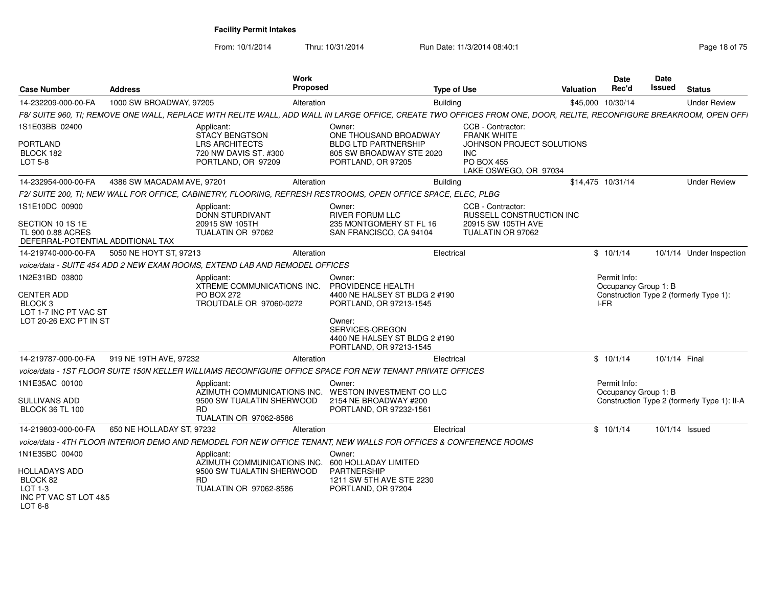**Facility Permit Intakes**

From: 10/1/2014 Thru: 10/31/2014 Run Date: 11/3/2014 08:40:1

| Case Number | Address | Work Proposed | Type of Use | Valuation | Date Rec'd | Date Issued | Status |
|---|---|---|---|---|---|---|---|
| 14-232209-000-00-FA | 1000 SW BROADWAY, 97205 | Alteration | Building | $45,000 | 10/30/14 | | Under Review |

*F8/ SUITE 960, TI; REMOVE ONE WALL, REPLACE WITH RELITE WALL, ADD WALL IN LARGE OFFICE, CREATE TWO OFFICES FROM ONE, DOOR, RELITE, RECONFIGURE BREAKROOM, OPEN OFFI*

1S1E03BB 02400
PORTLAND
BLOCK 182
LOT 5-8

Applicant:
STACY BENGTSON
LRS ARCHITECTS
720 NW DAVIS ST. #300
PORTLAND, OR 97209

Owner:
ONE THOUSAND BROADWAY
BLDG LTD PARTNERSHIP
805 SW BROADWAY STE 2020
PORTLAND, OR 97205

CCB - Contractor:
FRANK WHITE
JOHNSON PROJECT SOLUTIONS
INC
PO BOX 455
LAKE OSWEGO, OR 97034

| Case Number | Address | Work Proposed | Type of Use | Valuation | Date Rec'd | Date Issued | Status |
|---|---|---|---|---|---|---|---|
| 14-232954-000-00-FA | 4386 SW MACADAM AVE, 97201 | Alteration | Building | $14,475 | 10/31/14 | | Under Review |

*F2/ SUITE 200, TI; NEW WALL FOR OFFICE, CABINETRY, FLOORING, REFRESH RESTROOMS, OPEN OFFICE SPACE, ELEC, PLBG*

1S1E10DC 00900
SECTION 10 1S 1E
TL 900 0.88 ACRES
DEFERRAL-POTENTIAL ADDITIONAL TAX

Applicant:
DONN STURDIVANT
20915 SW 105TH
TUALATIN OR 97062

Owner:
RIVER FORUM LLC
235 MONTGOMERY ST FL 16
SAN FRANCISCO, CA 94104

CCB - Contractor:
RUSSELL CONSTRUCTION INC
20915 SW 105TH AVE
TUALATIN OR 97062

| Case Number | Address | Work Proposed | Type of Use | Valuation | Date Rec'd | Date Issued | Status |
|---|---|---|---|---|---|---|---|
| 14-219740-000-00-FA | 5050 NE HOYT ST, 97213 | Alteration | Electrical | $ | 10/1/14 | 10/1/14 | Under Inspection |

*voice/data - SUITE 454 ADD 2 NEW EXAM ROOMS, EXTEND LAB AND REMODEL OFFICES*

1N2E31BD 03800
CENTER ADD
BLOCK 3
LOT 1-7 INC PT VAC ST
LOT 20-26 EXC PT IN ST

Applicant:
XTREME COMMUNICATIONS INC.
PO BOX 272
TROUTDALE OR 97060-0272

Owner:
PROVIDENCE HEALTH
4400 NE HALSEY ST BLDG 2 #190
PORTLAND, OR 97213-1545

Owner:
SERVICES-OREGON
4400 NE HALSEY ST BLDG 2 #190
PORTLAND, OR 97213-1545

Permit Info:
Occupancy Group 1: B
Construction Type 2 (formerly Type 1): I-FR

| Case Number | Address | Work Proposed | Type of Use | Valuation | Date Rec'd | Date Issued | Status |
|---|---|---|---|---|---|---|---|
| 14-219787-000-00-FA | 919 NE 19TH AVE, 97232 | Alteration | Electrical | $ | 10/1/14 | 10/1/14 | Final |

*voice/data - 1ST FLOOR SUITE 150N KELLER WILLIAMS RECONFIGURE OFFICE SPACE FOR NEW TENANT PRIVATE OFFICES*

1N1E35AC 00100
SULLIVANS ADD
BLOCK 36 TL 100

Applicant:
AZIMUTH COMMUNICATIONS INC.
9500 SW TUALATIN SHERWOOD RD
TUALATIN OR 97062-8586

Owner:
WESTON INVESTMENT CO LLC
2154 NE BROADWAY #200
PORTLAND, OR 97232-1561

Permit Info:
Occupancy Group 1: B
Construction Type 2 (formerly Type 1): II-A

| Case Number | Address | Work Proposed | Type of Use | Valuation | Date Rec'd | Date Issued | Status |
|---|---|---|---|---|---|---|---|
| 14-219803-000-00-FA | 650 NE HOLLADAY ST, 97232 | Alteration | Electrical | $ | 10/1/14 | 10/1/14 | Issued |

*voice/data - 4TH FLOOR INTERIOR DEMO AND REMODEL FOR NEW OFFICE TENANT, NEW WALLS FOR OFFICES & CONFERENCE ROOMS*

1N1E35BC 00400
HOLLADAYS ADD
BLOCK 82
LOT 1-3
INC PT VAC ST LOT 4&5
LOT 6-8

Applicant:
AZIMUTH COMMUNICATIONS INC.
9500 SW TUALATIN SHERWOOD RD
TUALATIN OR 97062-8586

Owner:
600 HOLLADAY LIMITED
PARTNERSHIP
1211 SW 5TH AVE STE 2230
PORTLAND, OR 97204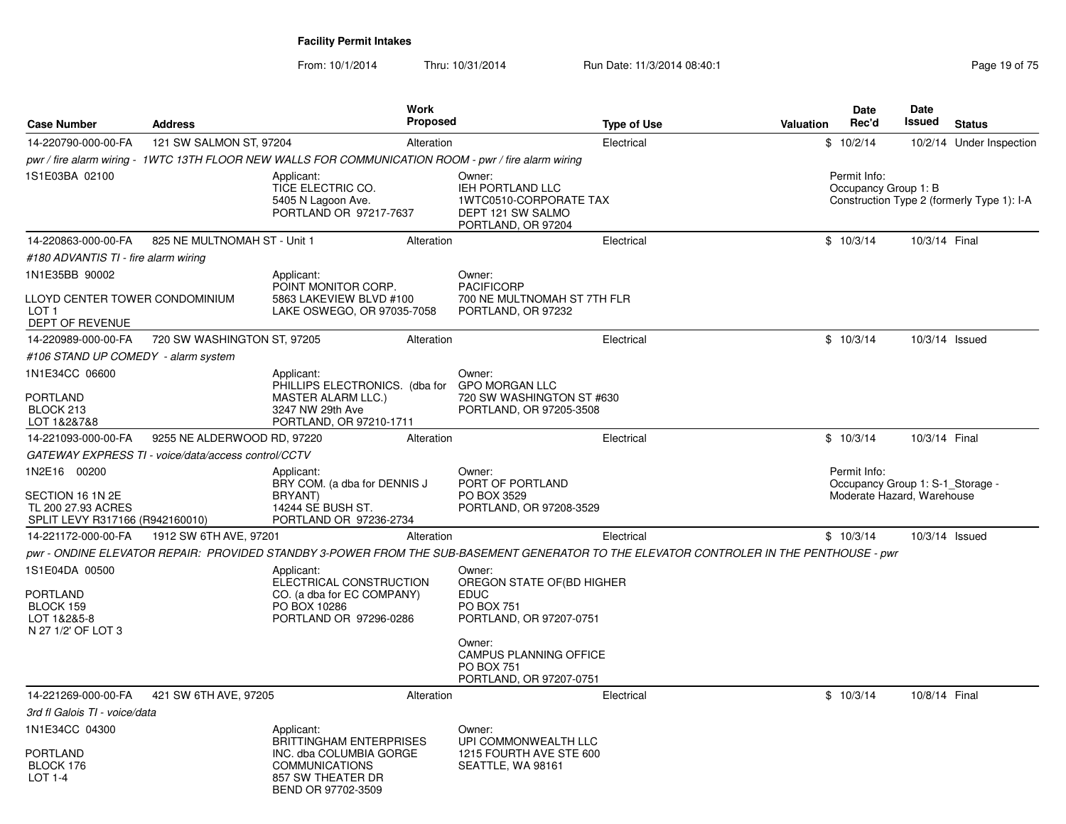**Facility Permit Intakes**

From: 10/1/2014 Thru: 10/31/2014 Run Date: 11/3/2014 08:40:1

| Case Number | Address | Work Proposed | Type of Use | Valuation | Date Rec'd | Date Issued | Status |
|---|---|---|---|---|---|---|---|
| 14-220790-000-00-FA | 121 SW SALMON ST, 97204 | Alteration | Electrical | $ | 10/2/14 | 10/2/14 | Under Inspection |

*pwr / fire alarm wiring - 1WTC 13TH FLOOR NEW WALLS FOR COMMUNICATION ROOM - pwr / fire alarm wiring*

1S1E03BA 02100

Applicant:
TICE ELECTRIC CO.
5405 N Lagoon Ave.
PORTLAND OR 97217-7637

Owner:
IEH PORTLAND LLC
1WTC0510-CORPORATE TAX
DEPT 121 SW SALMO
PORTLAND, OR 97204

Permit Info:
Occupancy Group 1: B
Construction Type 2 (formerly Type 1): I-A

---

| Case Number | Address | Work Proposed | Type of Use | Valuation | Date Rec'd | Date Issued | Status |
|---|---|---|---|---|---|---|---|
| 14-220863-000-00-FA | 825 NE MULTNOMAH ST - Unit 1 | Alteration | Electrical | $ | 10/3/14 | 10/3/14 | Final |

*#180 ADVANTIS TI - fire alarm wiring*

1N1E35BB 90002

LLOYD CENTER TOWER CONDOMINIUM
LOT 1
DEPT OF REVENUE

Applicant:
POINT MONITOR CORP.
5863 LAKEVIEW BLVD #100
LAKE OSWEGO, OR 97035-7058

Owner:
PACIFICORP
700 NE MULTNOMAH ST 7TH FLR
PORTLAND, OR 97232

---

| Case Number | Address | Work Proposed | Type of Use | Valuation | Date Rec'd | Date Issued | Status |
|---|---|---|---|---|---|---|---|
| 14-220989-000-00-FA | 720 SW WASHINGTON ST, 97205 | Alteration | Electrical | $ | 10/3/14 | 10/3/14 | Issued |

*#106 STAND UP COMEDY - alarm system*

1N1E34CC 06600

PORTLAND
BLOCK 213
LOT 1&2&7&8

Applicant:
PHILLIPS ELECTRONICS. (dba for MASTER ALARM LLC.)
3247 NW 29th Ave
PORTLAND, OR 97210-1711

Owner:
GPO MORGAN LLC
720 SW WASHINGTON ST #630
PORTLAND, OR 97205-3508

---

| Case Number | Address | Work Proposed | Type of Use | Valuation | Date Rec'd | Date Issued | Status |
|---|---|---|---|---|---|---|---|
| 14-221093-000-00-FA | 9255 NE ALDERWOOD RD, 97220 | Alteration | Electrical | $ | 10/3/14 | 10/3/14 | Final |

*GATEWAY EXPRESS TI - voice/data/access control/CCTV*

1N2E16 00200

SECTION 16 1N 2E
TL 200 27.93 ACRES
SPLIT LEVY R317166 (R942160010)

Applicant:
BRY COM. (a dba for DENNIS J BRYANT)
14244 SE BUSH ST.
PORTLAND OR 97236-2734

Owner:
PORT OF PORTLAND
PO BOX 3529
PORTLAND, OR 97208-3529

Permit Info:
Occupancy Group 1: S-1_Storage - Moderate Hazard, Warehouse

---

| Case Number | Address | Work Proposed | Type of Use | Valuation | Date Rec'd | Date Issued | Status |
|---|---|---|---|---|---|---|---|
| 14-221172-000-00-FA | 1912 SW 6TH AVE, 97201 | Alteration | Electrical | $ | 10/3/14 | 10/3/14 | Issued |

*pwr - ONDINE ELEVATOR REPAIR: PROVIDED STANDBY 3-POWER FROM THE SUB-BASEMENT GENERATOR TO THE ELEVATOR CONTROLER IN THE PENTHOUSE - pwr*

1S1E04DA 00500

PORTLAND
BLOCK 159
LOT 1&2&5-8
N 27 1/2' OF LOT 3

Applicant:
ELECTRICAL CONSTRUCTION CO. (a dba for EC COMPANY)
PO BOX 10286
PORTLAND OR 97296-0286

Owner:
OREGON STATE OF(BD HIGHER EDUC
PO BOX 751
PORTLAND, OR 97207-0751

Owner:
CAMPUS PLANNING OFFICE
PO BOX 751
PORTLAND, OR 97207-0751

---

| Case Number | Address | Work Proposed | Type of Use | Valuation | Date Rec'd | Date Issued | Status |
|---|---|---|---|---|---|---|---|
| 14-221269-000-00-FA | 421 SW 6TH AVE, 97205 | Alteration | Electrical | $ | 10/3/14 | 10/8/14 | Final |

*3rd fl Galois TI - voice/data*

1N1E34CC 04300

PORTLAND
BLOCK 176
LOT 1-4

Applicant:
BRITTINGHAM ENTERPRISES INC. dba COLUMBIA GORGE COMMUNICATIONS
857 SW THEATER DR
BEND OR 97702-3509

Owner:
UPI COMMONWEALTH LLC
1215 FOURTH AVE STE 600
SEATTLE, WA 98161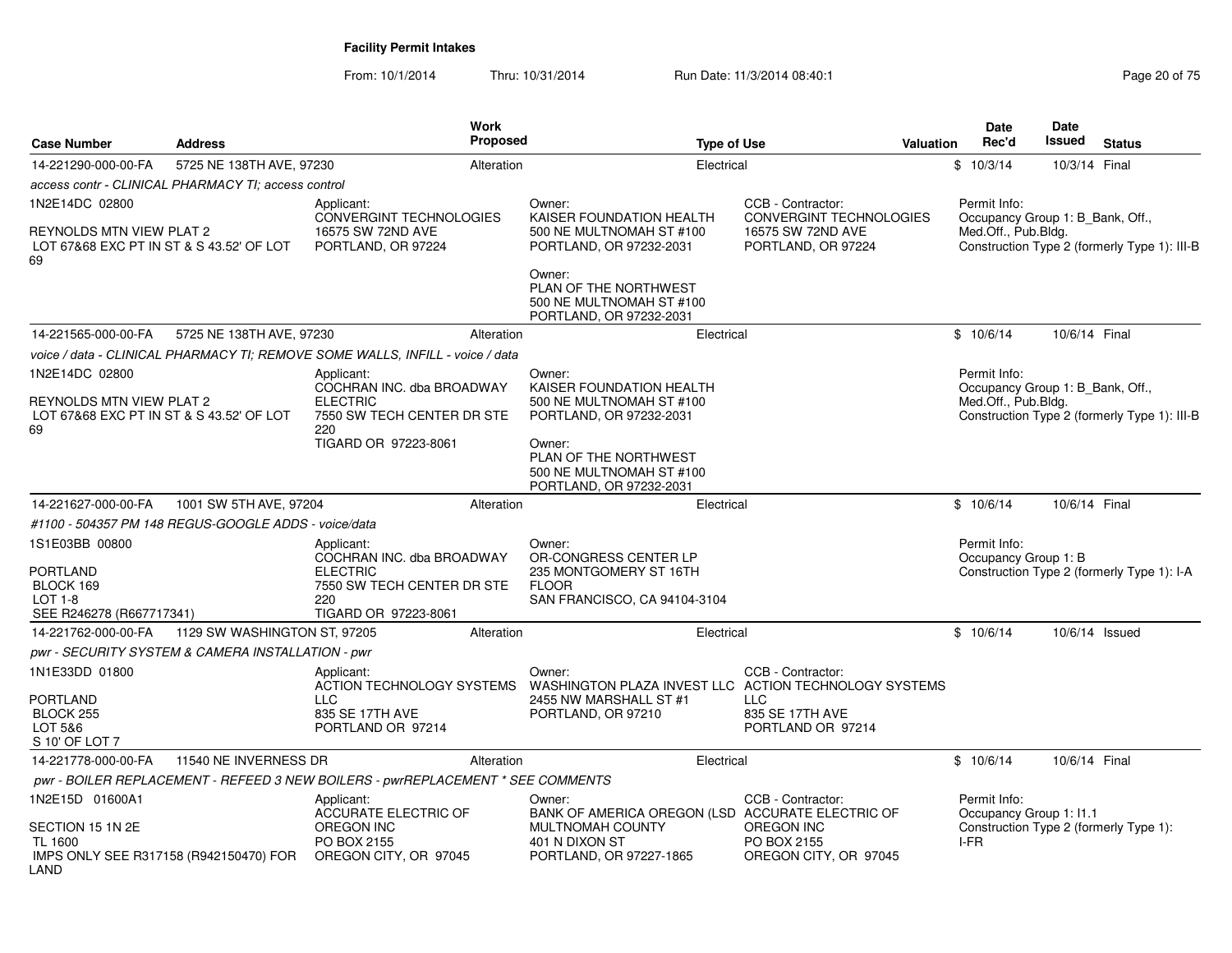# Facility Permit Intakes

From: 10/1/2014 Thru: 10/31/2014 Run Date: 11/3/2014 08:40:1

| Case Number | Address | Work Proposed | Type of Use | Valuation | Date Rec'd | Date Issued | Status |
|---|---|---|---|---|---|---|---|
| 14-221290-000-00-FA | 5725 NE 138TH AVE, 97230 | Alteration | Electrical | $ | 10/3/14 | 10/3/14 | Final |

*access contr - CLINICAL PHARMACY TI; access control*

1N2E14DC 02800

REYNOLDS MTN VIEW PLAT 2
LOT 67&68 EXC PT IN ST & S 43.52' OF LOT 69

Applicant:
CONVERGINT TECHNOLOGIES
16575 SW 72ND AVE
PORTLAND, OR 97224

Owner:
KAISER FOUNDATION HEALTH
500 NE MULTNOMAH ST #100
PORTLAND, OR 97232-2031

Owner:
PLAN OF THE NORTHWEST
500 NE MULTNOMAH ST #100
PORTLAND, OR 97232-2031

CCB - Contractor:
CONVERGINT TECHNOLOGIES
16575 SW 72ND AVE
PORTLAND, OR 97224

Permit Info:
Occupancy Group 1: B_Bank, Off., Med.Off., Pub.Bldg.
Construction Type 2 (formerly Type 1): III-B

| Case Number | Address | Work Proposed | Type of Use | Valuation | Date Rec'd | Date Issued | Status |
|---|---|---|---|---|---|---|---|
| 14-221565-000-00-FA | 5725 NE 138TH AVE, 97230 | Alteration | Electrical | $ | 10/6/14 | 10/6/14 | Final |

*voice / data - CLINICAL PHARMACY TI; REMOVE SOME WALLS, INFILL - voice / data*

1N2E14DC 02800

REYNOLDS MTN VIEW PLAT 2
LOT 67&68 EXC PT IN ST & S 43.52' OF LOT 69

Applicant:
COCHRAN INC. dba BROADWAY ELECTRIC
7550 SW TECH CENTER DR STE 220
TIGARD OR 97223-8061

Owner:
KAISER FOUNDATION HEALTH
500 NE MULTNOMAH ST #100
PORTLAND, OR 97232-2031

Owner:
PLAN OF THE NORTHWEST
500 NE MULTNOMAH ST #100
PORTLAND, OR 97232-2031

Permit Info:
Occupancy Group 1: B_Bank, Off., Med.Off., Pub.Bldg.
Construction Type 2 (formerly Type 1): III-B

| Case Number | Address | Work Proposed | Type of Use | Valuation | Date Rec'd | Date Issued | Status |
|---|---|---|---|---|---|---|---|
| 14-221627-000-00-FA | 1001 SW 5TH AVE, 97204 | Alteration | Electrical | $ | 10/6/14 | 10/6/14 | Final |

*#1100 - 504357 PM 148 REGUS-GOOGLE ADDS - voice/data*

1S1E03BB 00800

PORTLAND
BLOCK 169
LOT 1-8
SEE R246278 (R667717341)

Applicant:
COCHRAN INC. dba BROADWAY ELECTRIC
7550 SW TECH CENTER DR STE 220
TIGARD OR 97223-8061

Owner:
OR-CONGRESS CENTER LP
235 MONTGOMERY ST 16TH FLOOR
SAN FRANCISCO, CA 94104-3104

Permit Info:
Occupancy Group 1: B
Construction Type 2 (formerly Type 1): I-A

| Case Number | Address | Work Proposed | Type of Use | Valuation | Date Rec'd | Date Issued | Status |
|---|---|---|---|---|---|---|---|
| 14-221762-000-00-FA | 1129 SW WASHINGTON ST, 97205 | Alteration | Electrical | $ | 10/6/14 | 10/6/14 | Issued |

*pwr - SECURITY SYSTEM & CAMERA INSTALLATION - pwr*

1N1E33DD 01800

PORTLAND
BLOCK 255
LOT 5&6
S 10' OF LOT 7

Applicant:
ACTION TECHNOLOGY SYSTEMS LLC
835 SE 17TH AVE
PORTLAND OR 97214

Owner:
WASHINGTON PLAZA INVEST LLC
2455 NW MARSHALL ST #1
PORTLAND, OR 97210

CCB - Contractor:
ACTION TECHNOLOGY SYSTEMS LLC
835 SE 17TH AVE
PORTLAND OR 97214

| Case Number | Address | Work Proposed | Type of Use | Valuation | Date Rec'd | Date Issued | Status |
|---|---|---|---|---|---|---|---|
| 14-221778-000-00-FA | 11540 NE INVERNESS DR | Alteration | Electrical | $ | 10/6/14 | 10/6/14 | Final |

*pwr - BOILER REPLACEMENT - REFEED 3 NEW BOILERS - pwrREPLACEMENT * SEE COMMENTS*

1N2E15D 01600A1

SECTION 15 1N 2E
TL 1600
IMPS ONLY SEE R317158 (R942150470) FOR LAND

Applicant:
ACCURATE ELECTRIC OF OREGON INC
PO BOX 2155
OREGON CITY, OR 97045

Owner:
BANK OF AMERICA OREGON (LSD MULTNOMAH COUNTY
401 N DIXON ST
PORTLAND, OR 97227-1865

CCB - Contractor:
ACCURATE ELECTRIC OF OREGON INC
PO BOX 2155
OREGON CITY, OR 97045

Permit Info:
Occupancy Group 1: I1.1
Construction Type 2 (formerly Type 1): I-FR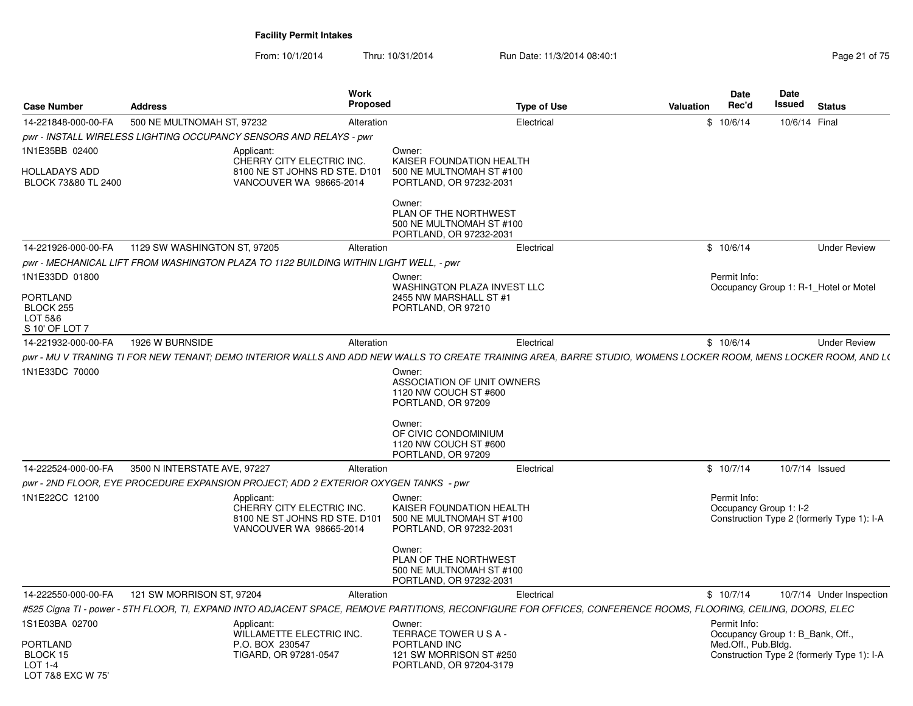**Facility Permit Intakes**

From: 10/1/2014 Thru: 10/31/2014 Run Date: 11/3/2014 08:40:1

| Case Number | Address | Work Proposed | Type of Use | Valuation | Date Rec'd | Date Issued | Status |
|---|---|---|---|---|---|---|---|
| 14-221848-000-00-FA | 500 NE MULTNOMAH ST, 97232 | Alteration | Electrical | $ | 10/6/14 | 10/6/14 | Final |

*pwr - INSTALL WIRELESS LIGHTING OCCUPANCY SENSORS AND RELAYS - pwr*

1N1E35BB 02400

HOLLADAYS ADD
BLOCK 73&80 TL 2400

Applicant:
CHERRY CITY ELECTRIC INC.
8100 NE ST JOHNS RD STE. D101
VANCOUVER WA 98665-2014

Owner:
KAISER FOUNDATION HEALTH
500 NE MULTNOMAH ST #100
PORTLAND, OR 97232-2031

Owner:
PLAN OF THE NORTHWEST
500 NE MULTNOMAH ST #100
PORTLAND, OR 97232-2031

| Case Number | Address | Work Proposed | Type of Use | Valuation | Date Rec'd | Date Issued | Status |
|---|---|---|---|---|---|---|---|
| 14-221926-000-00-FA | 1129 SW WASHINGTON ST, 97205 | Alteration | Electrical | $ | 10/6/14 | | Under Review |

*pwr - MECHANICAL LIFT FROM WASHINGTON PLAZA TO 1122 BUILDING WITHIN LIGHT WELL, - pwr*

1N1E33DD 01800

PORTLAND
BLOCK 255
LOT 5&6
S 10' OF LOT 7

Owner:
WASHINGTON PLAZA INVEST LLC
2455 NW MARSHALL ST #1
PORTLAND, OR 97210

Permit Info:
Occupancy Group 1: R-1_Hotel or Motel

| Case Number | Address | Work Proposed | Type of Use | Valuation | Date Rec'd | Date Issued | Status |
|---|---|---|---|---|---|---|---|
| 14-221932-000-00-FA | 1926 W BURNSIDE | Alteration | Electrical | $ | 10/6/14 | | Under Review |

*pwr - MU V TRANING TI FOR NEW TENANT; DEMO INTERIOR WALLS AND ADD NEW WALLS TO CREATE TRAINING AREA, BARRE STUDIO, WOMENS LOCKER ROOM, MENS LOCKER ROOM, AND LO*

1N1E33DC 70000

Owner:
ASSOCIATION OF UNIT OWNERS
1120 NW COUCH ST #600
PORTLAND, OR 97209

Owner:
OF CIVIC CONDOMINIUM
1120 NW COUCH ST #600
PORTLAND, OR 97209

| Case Number | Address | Work Proposed | Type of Use | Valuation | Date Rec'd | Date Issued | Status |
|---|---|---|---|---|---|---|---|
| 14-222524-000-00-FA | 3500 N INTERSTATE AVE, 97227 | Alteration | Electrical | $ | 10/7/14 | 10/7/14 | Issued |

*pwr - 2ND FLOOR, EYE PROCEDURE EXPANSION PROJECT; ADD 2 EXTERIOR OXYGEN TANKS - pwr*

1N1E22CC 12100

Applicant:
CHERRY CITY ELECTRIC INC.
8100 NE ST JOHNS RD STE. D101
VANCOUVER WA 98665-2014

Owner:
KAISER FOUNDATION HEALTH
500 NE MULTNOMAH ST #100
PORTLAND, OR 97232-2031

Owner:
PLAN OF THE NORTHWEST
500 NE MULTNOMAH ST #100
PORTLAND, OR 97232-2031

Permit Info:
Occupancy Group 1: I-2
Construction Type 2 (formerly Type 1): I-A

| Case Number | Address | Work Proposed | Type of Use | Valuation | Date Rec'd | Date Issued | Status |
|---|---|---|---|---|---|---|---|
| 14-222550-000-00-FA | 121 SW MORRISON ST, 97204 | Alteration | Electrical | $ | 10/7/14 | 10/7/14 | Under Inspection |

*#525 Cigna TI - power - 5TH FLOOR, TI, EXPAND INTO ADJACENT SPACE, REMOVE PARTITIONS, RECONFIGURE FOR OFFICES, CONFERENCE ROOMS, FLOORING, CEILING, DOORS, ELEC*

1S1E03BA 02700

PORTLAND
BLOCK 15
LOT 1-4
LOT 7&8 EXC W 75'

Applicant:
WILLAMETTE ELECTRIC INC.
P.O. BOX 230547
TIGARD, OR 97281-0547

Owner:
TERRACE TOWER U S A -
PORTLAND INC
121 SW MORRISON ST #250
PORTLAND, OR 97204-3179

Permit Info:
Occupancy Group 1: B_Bank, Off., Med.Off., Pub.Bldg.
Construction Type 2 (formerly Type 1): I-A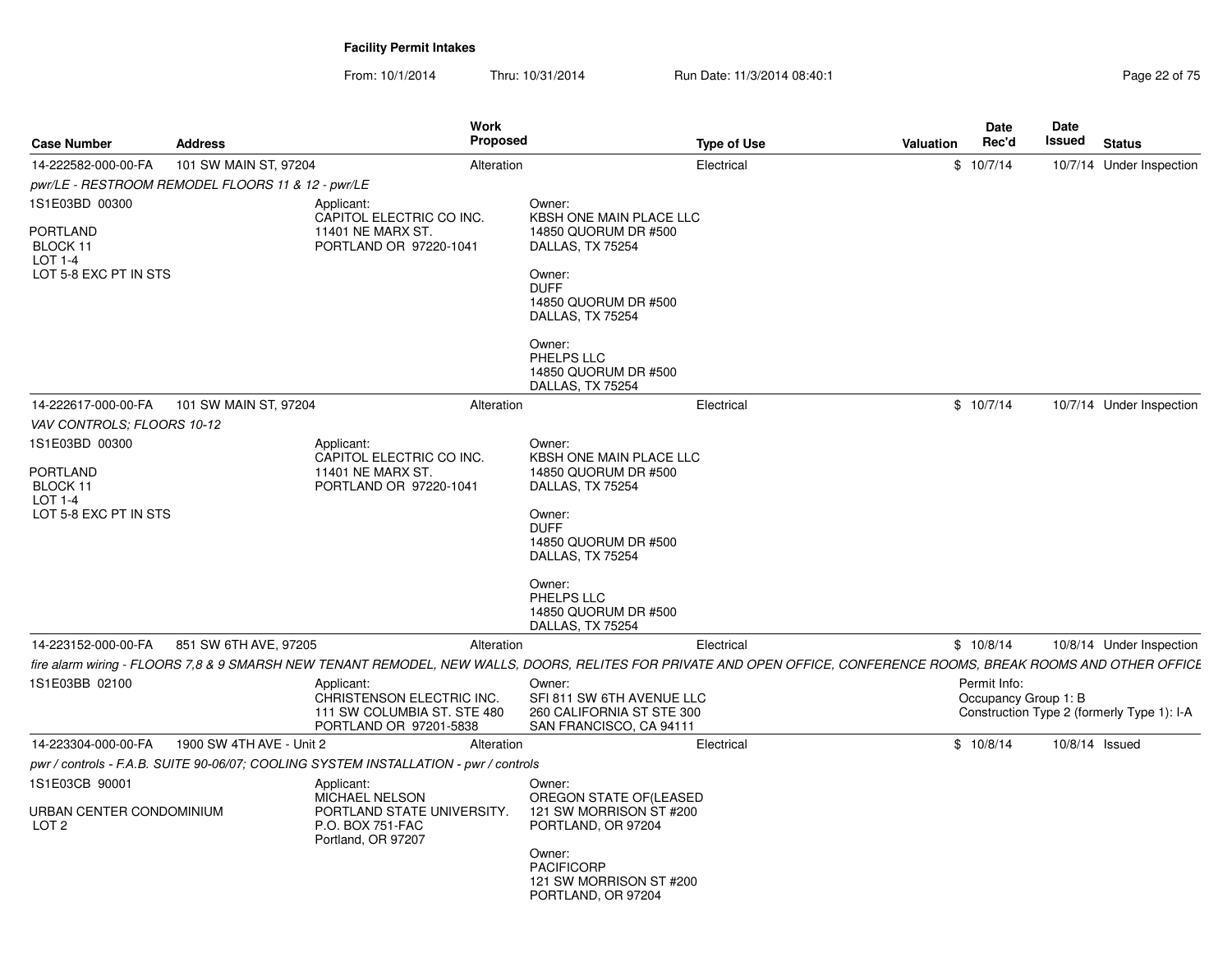## Facility Permit Intakes

From: 10/1/2014 Thru: 10/31/2014 Run Date: 11/3/2014 08:40:1

| Case Number | Address | Work Proposed | Type of Use | Valuation | Date Rec'd | Date Issued | Status |
|---|---|---|---|---|---|---|---|
| 14-222582-000-00-FA | 101 SW MAIN ST, 97204 | Alteration | Electrical | $ | 10/7/14 | 10/7/14 | Under Inspection |

*pwr/LE - RESTROOM REMODEL FLOORS 11 & 12 - pwr/LE*

1S1E03BD 00300

PORTLAND
BLOCK 11
LOT 1-4
LOT 5-8 EXC PT IN STS

Applicant:
CAPITOL ELECTRIC CO INC.
11401 NE MARX ST.
PORTLAND OR 97220-1041

Owner:
KBSH ONE MAIN PLACE LLC
14850 QUORUM DR #500
DALLAS, TX 75254

Owner:
DUFF
14850 QUORUM DR #500
DALLAS, TX 75254

Owner:
PHELPS LLC
14850 QUORUM DR #500
DALLAS, TX 75254

| Case Number | Address | Work Proposed | Type of Use | Valuation | Date Rec'd | Date Issued | Status |
|---|---|---|---|---|---|---|---|
| 14-222617-000-00-FA | 101 SW MAIN ST, 97204 | Alteration | Electrical | $ | 10/7/14 | 10/7/14 | Under Inspection |

*VAV CONTROLS; FLOORS 10-12*

1S1E03BD 00300

PORTLAND
BLOCK 11
LOT 1-4
LOT 5-8 EXC PT IN STS

Applicant:
CAPITOL ELECTRIC CO INC.
11401 NE MARX ST.
PORTLAND OR 97220-1041

Owner:
KBSH ONE MAIN PLACE LLC
14850 QUORUM DR #500
DALLAS, TX 75254

Owner:
DUFF
14850 QUORUM DR #500
DALLAS, TX 75254

Owner:
PHELPS LLC
14850 QUORUM DR #500
DALLAS, TX 75254

| Case Number | Address | Work Proposed | Type of Use | Valuation | Date Rec'd | Date Issued | Status |
|---|---|---|---|---|---|---|---|
| 14-223152-000-00-FA | 851 SW 6TH AVE, 97205 | Alteration | Electrical | $ | 10/8/14 | 10/8/14 | Under Inspection |

*fire alarm wiring - FLOORS 7,8 & 9 SMARSH NEW TENANT REMODEL, NEW WALLS, DOORS, RELITES FOR PRIVATE AND OPEN OFFICE, CONFERENCE ROOMS, BREAK ROOMS AND OTHER OFFICE*

1S1E03BB 02100

Applicant:
CHRISTENSON ELECTRIC INC.
111 SW COLUMBIA ST. STE 480
PORTLAND OR 97201-5838

Owner:
SFI 811 SW 6TH AVENUE LLC
260 CALIFORNIA ST STE 300
SAN FRANCISCO, CA 94111

Permit Info:
Occupancy Group 1: B
Construction Type 2 (formerly Type 1): I-A

| Case Number | Address | Work Proposed | Type of Use | Valuation | Date Rec'd | Date Issued | Status |
|---|---|---|---|---|---|---|---|
| 14-223304-000-00-FA | 1900 SW 4TH AVE - Unit 2 | Alteration | Electrical | $ | 10/8/14 | 10/8/14 | Issued |

*pwr / controls - F.A.B. SUITE 90-06/07; COOLING SYSTEM INSTALLATION - pwr / controls*

1S1E03CB 90001

URBAN CENTER CONDOMINIUM
LOT 2

Applicant:
MICHAEL NELSON
PORTLAND STATE UNIVERSITY.
P.O. BOX 751-FAC
Portland, OR 97207

Owner:
OREGON STATE OF(LEASED
121 SW MORRISON ST #200
PORTLAND, OR 97204

Owner:
PACIFICORP
121 SW MORRISON ST #200
PORTLAND, OR 97204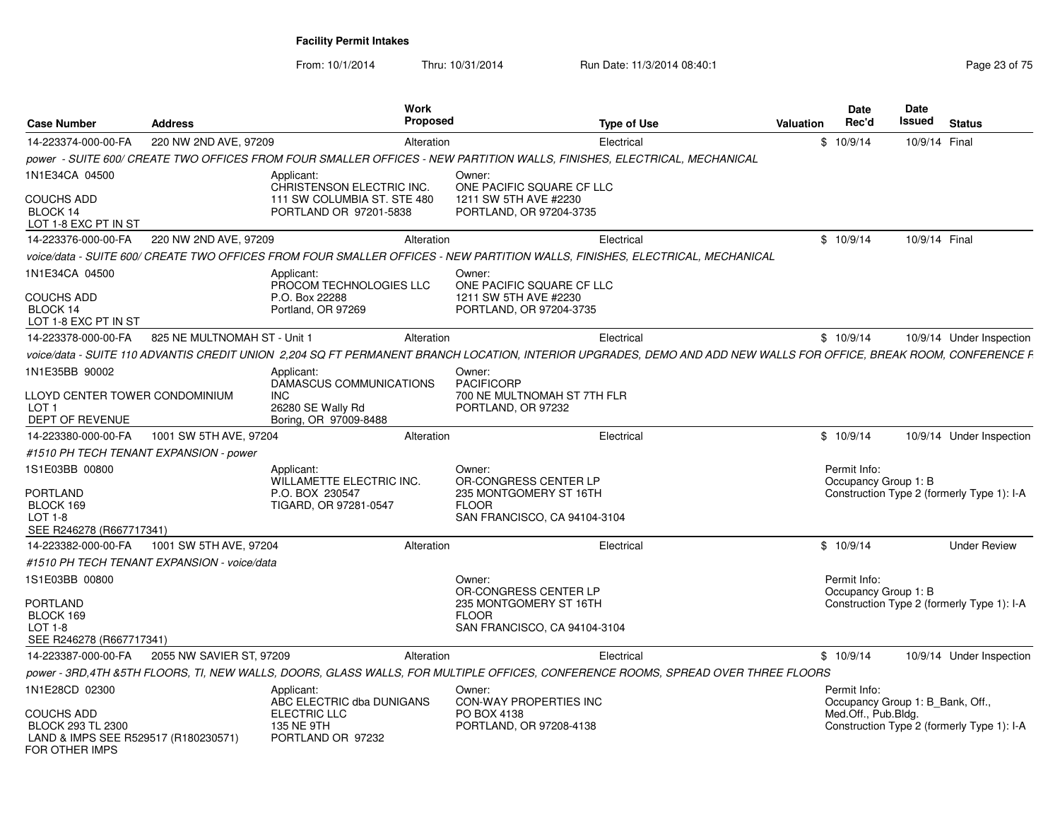**Facility Permit Intakes**

From: 10/1/2014 Thru: 10/31/2014 Run Date: 11/3/2014 08:40:1

| Case Number | Address | Work Proposed | Type of Use | Valuation | Date Rec'd | Date Issued | Status |
|---|---|---|---|---|---|---|---|
| 14-223374-000-00-FA | 220 NW 2ND AVE, 97209 | Alteration | Electrical | $ | 10/9/14 | 10/9/14 | Final |

*power - SUITE 600/ CREATE TWO OFFICES FROM FOUR SMALLER OFFICES - NEW PARTITION WALLS, FINISHES, ELECTRICAL, MECHANICAL*

1N1E34CA 04500
COUCHS ADD
BLOCK 14
LOT 1-8 EXC PT IN ST

Applicant:
CHRISTENSON ELECTRIC INC.
111 SW COLUMBIA ST. STE 480
PORTLAND OR 97201-5838

Owner:
ONE PACIFIC SQUARE CF LLC
1211 SW 5TH AVE #2230
PORTLAND, OR 97204-3735

| Case Number | Address | Work Proposed | Type of Use | Valuation | Date Rec'd | Date Issued | Status |
|---|---|---|---|---|---|---|---|
| 14-223376-000-00-FA | 220 NW 2ND AVE, 97209 | Alteration | Electrical | $ | 10/9/14 | 10/9/14 | Final |

*voice/data - SUITE 600/ CREATE TWO OFFICES FROM FOUR SMALLER OFFICES - NEW PARTITION WALLS, FINISHES, ELECTRICAL, MECHANICAL*

1N1E34CA 04500
COUCHS ADD
BLOCK 14
LOT 1-8 EXC PT IN ST

Applicant:
PROCOM TECHNOLOGIES LLC
P.O. Box 22288
Portland, OR 97269

Owner:
ONE PACIFIC SQUARE CF LLC
1211 SW 5TH AVE #2230
PORTLAND, OR 97204-3735

| Case Number | Address | Work Proposed | Type of Use | Valuation | Date Rec'd | Date Issued | Status |
|---|---|---|---|---|---|---|---|
| 14-223378-000-00-FA | 825 NE MULTNOMAH ST - Unit 1 | Alteration | Electrical | $ | 10/9/14 | 10/9/14 | Under Inspection |

*voice/data - SUITE 110 ADVANTIS CREDIT UNION 2,204 SQ FT PERMANENT BRANCH LOCATION, INTERIOR UPGRADES, DEMO AND ADD NEW WALLS FOR OFFICE, BREAK ROOM, CONFERENCE R*

1N1E35BB 90002
LLOYD CENTER TOWER CONDOMINIUM
LOT 1
DEPT OF REVENUE

Applicant:
DAMASCUS COMMUNICATIONS INC
26280 SE Wally Rd
Boring, OR 97009-8488

Owner:
PACIFICORP
700 NE MULTNOMAH ST 7TH FLR
PORTLAND, OR 97232

| Case Number | Address | Work Proposed | Type of Use | Valuation | Date Rec'd | Date Issued | Status |
|---|---|---|---|---|---|---|---|
| 14-223380-000-00-FA | 1001 SW 5TH AVE, 97204 | Alteration | Electrical | $ | 10/9/14 | 10/9/14 | Under Inspection |

*#1510 PH TECH TENANT EXPANSION - power*

1S1E03BB 00800
PORTLAND
BLOCK 169
LOT 1-8
SEE R246278 (R667717341)

Applicant:
WILLAMETTE ELECTRIC INC.
P.O. BOX 230547
TIGARD, OR 97281-0547

Owner:
OR-CONGRESS CENTER LP
235 MONTGOMERY ST 16TH FLOOR
SAN FRANCISCO, CA 94104-3104

Permit Info:
Occupancy Group 1: B
Construction Type 2 (formerly Type 1): I-A

| Case Number | Address | Work Proposed | Type of Use | Valuation | Date Rec'd | Date Issued | Status |
|---|---|---|---|---|---|---|---|
| 14-223382-000-00-FA | 1001 SW 5TH AVE, 97204 | Alteration | Electrical | $ | 10/9/14 | | Under Review |

*#1510 PH TECH TENANT EXPANSION - voice/data*

1S1E03BB 00800
PORTLAND
BLOCK 169
LOT 1-8
SEE R246278 (R667717341)

Owner:
OR-CONGRESS CENTER LP
235 MONTGOMERY ST 16TH FLOOR
SAN FRANCISCO, CA 94104-3104

Permit Info:
Occupancy Group 1: B
Construction Type 2 (formerly Type 1): I-A

| Case Number | Address | Work Proposed | Type of Use | Valuation | Date Rec'd | Date Issued | Status |
|---|---|---|---|---|---|---|---|
| 14-223387-000-00-FA | 2055 NW SAVIER ST, 97209 | Alteration | Electrical | $ | 10/9/14 | 10/9/14 | Under Inspection |

*power - 3RD,4TH &5TH FLOORS, TI, NEW WALLS, DOORS, GLASS WALLS, FOR MULTIPLE OFFICES, CONFERENCE ROOMS, SPREAD OVER THREE FLOORS*

1N1E28CD 02300
COUCHS ADD
BLOCK 293 TL 2300
LAND & IMPS SEE R529517 (R180230571) FOR OTHER IMPS

Applicant:
ABC ELECTRIC dba DUNIGANS ELECTRIC LLC
135 NE 9TH
PORTLAND OR 97232

Owner:
CON-WAY PROPERTIES INC
PO BOX 4138
PORTLAND, OR 97208-4138

Permit Info:
Occupancy Group 1: B_Bank, Off., Med.Off., Pub.Bldg.
Construction Type 2 (formerly Type 1): I-A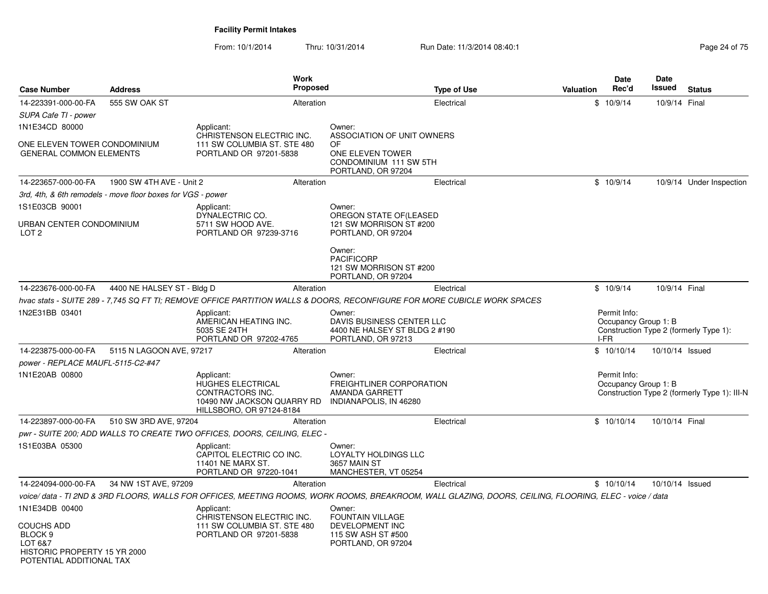# Facility Permit Intakes

From: 10/1/2014 Thru: 10/31/2014 Run Date: 11/3/2014 08:40:1

| Case Number | Address | Work Proposed | Type of Use | Valuation | Date Rec'd | Date Issued | Status |
|---|---|---|---|---|---|---|---|
| 14-223391-000-00-FA | 555 SW OAK ST | Alteration | Electrical | $ | 10/9/14 | 10/9/14 | Final |
| SUPA Cafe TI - power | | | | | | | |
| 1N1E34CD 80000<br>ONE ELEVEN TOWER CONDOMINIUM<br>GENERAL COMMON ELEMENTS | Applicant:<br>CHRISTENSON ELECTRIC INC.<br>111 SW COLUMBIA ST. STE 480<br>PORTLAND OR 97201-5838 | Owner:<br>ASSOCIATION OF UNIT OWNERS OF<br>ONE ELEVEN TOWER CONDOMINIUM 111 SW 5TH<br>PORTLAND, OR 97204 | | | | | |
| 14-223657-000-00-FA | 1900 SW 4TH AVE - Unit 2 | Alteration | Electrical | $ | 10/9/14 | 10/9/14 | Under Inspection |
| 3rd, 4th, & 6th remodels - move floor boxes for VGS - power | | | | | | | |
| 1S1E03CB 90001<br>URBAN CENTER CONDOMINIUM<br>LOT 2 | Applicant:<br>DYNALECTRIC CO.<br>5711 SW HOOD AVE.<br>PORTLAND OR 97239-3716 | Owner:<br>OREGON STATE OF(LEASED<br>121 SW MORRISON ST #200<br>PORTLAND, OR 97204<br><br>Owner:<br>PACIFICORP<br>121 SW MORRISON ST #200<br>PORTLAND, OR 97204 | | | | | |
| 14-223676-000-00-FA | 4400 NE HALSEY ST - Bldg D | Alteration | Electrical | $ | 10/9/14 | 10/9/14 | Final |
| hvac stats - SUITE 289 - 7,745 SQ FT TI; REMOVE OFFICE PARTITION WALLS & DOORS, RECONFIGURE FOR MORE CUBICLE WORK SPACES | | | | | | | |
| 1N2E31BB 03401 | Applicant:<br>AMERICAN HEATING INC.<br>5035 SE 24TH<br>PORTLAND OR 97202-4765 | Owner:<br>DAVIS BUSINESS CENTER LLC<br>4400 NE HALSEY ST BLDG 2 #190<br>PORTLAND, OR 97213 | | | Permit Info:<br>Occupancy Group 1: B<br>Construction Type 2 (formerly Type 1): I-FR | | |
| 14-223875-000-00-FA | 5115 N LAGOON AVE, 97217 | Alteration | Electrical | $ | 10/10/14 | 10/10/14 | Issued |
| power - REPLACE MAUFL-5115-C2-#47 | | | | | | | |
| 1N1E20AB 00800 | Applicant:<br>HUGHES ELECTRICAL CONTRACTORS INC.<br>10490 NW JACKSON QUARRY RD<br>HILLSBORO, OR 97124-8184 | Owner:<br>FREIGHTLINER CORPORATION<br>AMANDA GARRETT<br>INDIANAPOLIS, IN 46280 | | | Permit Info:<br>Occupancy Group 1: B<br>Construction Type 2 (formerly Type 1): III-N | | |
| 14-223897-000-00-FA | 510 SW 3RD AVE, 97204 | Alteration | Electrical | $ | 10/10/14 | 10/10/14 | Final |
| pwr - SUITE 200; ADD WALLS TO CREATE TWO OFFICES, DOORS, CEILING, ELEC - | | | | | | | |
| 1S1E03BA 05300 | Applicant:<br>CAPITOL ELECTRIC CO INC.<br>11401 NE MARX ST.<br>PORTLAND OR 97220-1041 | Owner:<br>LOYALTY HOLDINGS LLC<br>3657 MAIN ST<br>MANCHESTER, VT 05254 | | | | | |
| 14-224094-000-00-FA | 34 NW 1ST AVE, 97209 | Alteration | Electrical | $ | 10/10/14 | 10/10/14 | Issued |
| voice/ data - TI 2ND & 3RD FLOORS, WALLS FOR OFFICES, MEETING ROOMS, WORK ROOMS, BREAKROOM, WALL GLAZING, DOORS, CEILING, FLOORING, ELEC - voice / data | | | | | | | |
| 1N1E34DB 00400<br>COUCHS ADD<br>BLOCK 9<br>LOT 6&7<br>HISTORIC PROPERTY 15 YR 2000<br>POTENTIAL ADDITIONAL TAX | Applicant:<br>CHRISTENSON ELECTRIC INC.<br>111 SW COLUMBIA ST. STE 480<br>PORTLAND OR 97201-5838 | Owner:<br>FOUNTAIN VILLAGE DEVELOPMENT INC<br>115 SW ASH ST #500<br>PORTLAND, OR 97204 | | | | | |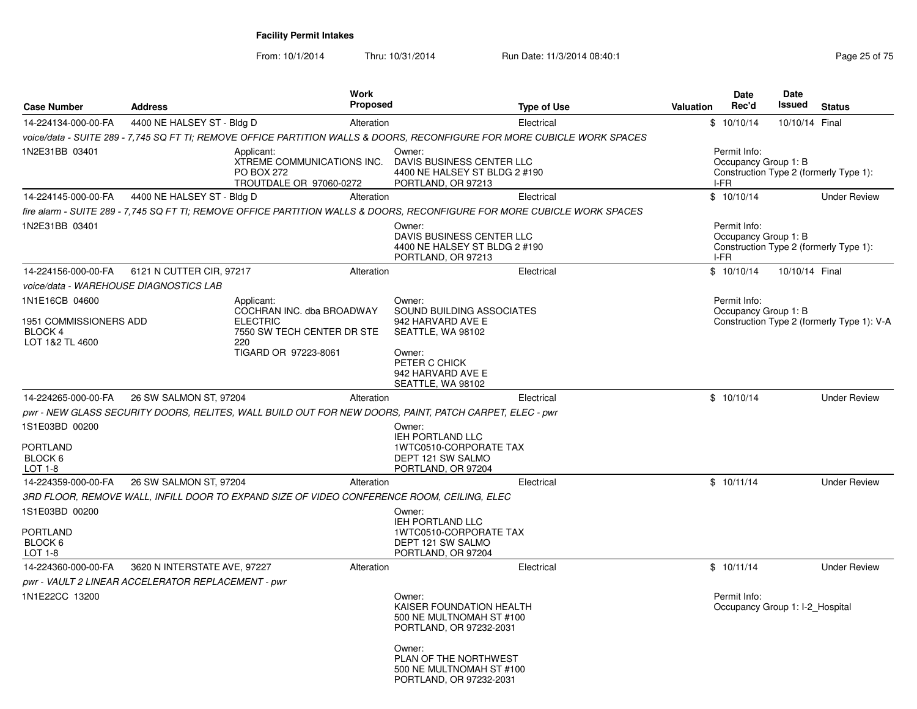# Facility Permit Intakes

From: 10/1/2014 Thru: 10/31/2014 Run Date: 11/3/2014 08:40:1

| Case Number | Address | Work Proposed | Type of Use | Valuation | Date Rec'd | Date Issued | Status |
|---|---|---|---|---|---|---|---|
| 14-224134-000-00-FA | 4400 NE HALSEY ST - Bldg D | Alteration | Electrical | $ | 10/10/14 | 10/10/14 | Final |

*voice/data - SUITE 289 - 7,745 SQ FT TI; REMOVE OFFICE PARTITION WALLS & DOORS, RECONFIGURE FOR MORE CUBICLE WORK SPACES*

1N2E31BB 03401

Applicant:
XTREME COMMUNICATIONS INC.
PO BOX 272
TROUTDALE OR 97060-0272

Owner:
DAVIS BUSINESS CENTER LLC
4400 NE HALSEY ST BLDG 2 #190
PORTLAND, OR 97213

Permit Info:
Occupancy Group 1: B
Construction Type 2 (formerly Type 1): I-FR

---

| Case Number | Address | Work Proposed | Type of Use | Valuation | Date Rec'd | Date Issued | Status |
|---|---|---|---|---|---|---|---|
| 14-224145-000-00-FA | 4400 NE HALSEY ST - Bldg D | Alteration | Electrical | $ | 10/10/14 | | Under Review |

*fire alarm - SUITE 289 - 7,745 SQ FT TI; REMOVE OFFICE PARTITION WALLS & DOORS, RECONFIGURE FOR MORE CUBICLE WORK SPACES*

1N2E31BB 03401

Owner:
DAVIS BUSINESS CENTER LLC
4400 NE HALSEY ST BLDG 2 #190
PORTLAND, OR 97213

Permit Info:
Occupancy Group 1: B
Construction Type 2 (formerly Type 1): I-FR

---

| Case Number | Address | Work Proposed | Type of Use | Valuation | Date Rec'd | Date Issued | Status |
|---|---|---|---|---|---|---|---|
| 14-224156-000-00-FA | 6121 N CUTTER CIR, 97217 | Alteration | Electrical | $ | 10/10/14 | 10/10/14 | Final |

*voice/data - WAREHOUSE DIAGNOSTICS LAB*

1N1E16CB 04600

1951 COMMISSIONERS ADD
BLOCK 4
LOT 1&2 TL 4600

Applicant:
COCHRAN INC. dba BROADWAY ELECTRIC
7550 SW TECH CENTER DR STE 220
TIGARD OR 97223-8061

Owner:
SOUND BUILDING ASSOCIATES
942 HARVARD AVE E
SEATTLE, WA 98102

Owner:
PETER C CHICK
942 HARVARD AVE E
SEATTLE, WA 98102

Permit Info:
Occupancy Group 1: B
Construction Type 2 (formerly Type 1): V-A

---

| Case Number | Address | Work Proposed | Type of Use | Valuation | Date Rec'd | Date Issued | Status |
|---|---|---|---|---|---|---|---|
| 14-224265-000-00-FA | 26 SW SALMON ST, 97204 | Alteration | Electrical | $ | 10/10/14 | | Under Review |

*pwr - NEW GLASS SECURITY DOORS, RELITES, WALL BUILD OUT FOR NEW DOORS, PAINT, PATCH CARPET, ELEC - pwr*

1S1E03BD 00200

PORTLAND
BLOCK 6
LOT 1-8

Owner:
IEH PORTLAND LLC
1WTC0510-CORPORATE TAX
DEPT 121 SW SALMO
PORTLAND, OR 97204

---

| Case Number | Address | Work Proposed | Type of Use | Valuation | Date Rec'd | Date Issued | Status |
|---|---|---|---|---|---|---|---|
| 14-224359-000-00-FA | 26 SW SALMON ST, 97204 | Alteration | Electrical | $ | 10/11/14 | | Under Review |

*3RD FLOOR, REMOVE WALL, INFILL DOOR TO EXPAND SIZE OF VIDEO CONFERENCE ROOM, CEILING, ELEC*

1S1E03BD 00200

PORTLAND
BLOCK 6
LOT 1-8

Owner:
IEH PORTLAND LLC
1WTC0510-CORPORATE TAX
DEPT 121 SW SALMO
PORTLAND, OR 97204

---

| Case Number | Address | Work Proposed | Type of Use | Valuation | Date Rec'd | Date Issued | Status |
|---|---|---|---|---|---|---|---|
| 14-224360-000-00-FA | 3620 N INTERSTATE AVE, 97227 | Alteration | Electrical | $ | 10/11/14 | | Under Review |

*pwr - VAULT 2 LINEAR ACCELERATOR REPLACEMENT - pwr*

1N1E22CC 13200

Owner:
KAISER FOUNDATION HEALTH
500 NE MULTNOMAH ST #100
PORTLAND, OR 97232-2031

Owner:
PLAN OF THE NORTHWEST
500 NE MULTNOMAH ST #100
PORTLAND, OR 97232-2031

Permit Info:
Occupancy Group 1: I-2_Hospital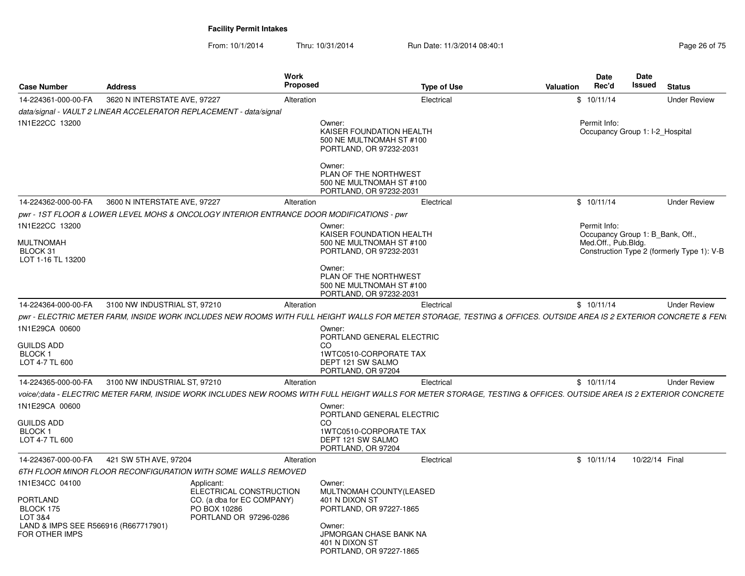## Facility Permit Intakes

From: 10/1/2014 Thru: 10/31/2014 Run Date: 11/3/2014 08:40:1

| Case Number | Address | Work Proposed | Type of Use | Valuation | Date Rec'd | Date Issued | Status |
|---|---|---|---|---|---|---|---|
| 14-224361-000-00-FA | 3620 N INTERSTATE AVE, 97227 | Alteration | Electrical | $ | 10/11/14 | | Under Review |

*data/signal - VAULT 2 LINEAR ACCELERATOR REPLACEMENT - data/signal*

1N1E22CC 13200

Owner:
KAISER FOUNDATION HEALTH
500 NE MULTNOMAH ST #100
PORTLAND, OR 97232-2031

Owner:
PLAN OF THE NORTHWEST
500 NE MULTNOMAH ST #100
PORTLAND, OR 97232-2031

Permit Info:
Occupancy Group 1: I-2_Hospital

| Case Number | Address | Work Proposed | Type of Use | Valuation | Date Rec'd | Date Issued | Status |
|---|---|---|---|---|---|---|---|
| 14-224362-000-00-FA | 3600 N INTERSTATE AVE, 97227 | Alteration | Electrical | $ | 10/11/14 | | Under Review |

*pwr - 1ST FLOOR & LOWER LEVEL MOHS & ONCOLOGY INTERIOR ENTRANCE DOOR MODIFICATIONS - pwr*

1N1E22CC 13200

MULTNOMAH
BLOCK 31
LOT 1-16 TL 13200

Owner:
KAISER FOUNDATION HEALTH
500 NE MULTNOMAH ST #100
PORTLAND, OR 97232-2031

Owner:
PLAN OF THE NORTHWEST
500 NE MULTNOMAH ST #100
PORTLAND, OR 97232-2031

Permit Info:
Occupancy Group 1: B_Bank, Off., Med.Off., Pub.Bldg.
Construction Type 2 (formerly Type 1): V-B

| Case Number | Address | Work Proposed | Type of Use | Valuation | Date Rec'd | Date Issued | Status |
|---|---|---|---|---|---|---|---|
| 14-224364-000-00-FA | 3100 NW INDUSTRIAL ST, 97210 | Alteration | Electrical | $ | 10/11/14 | | Under Review |

*pwr - ELECTRIC METER FARM, INSIDE WORK INCLUDES NEW ROOMS WITH FULL HEIGHT WALLS FOR METER STORAGE, TESTING & OFFICES. OUTSIDE AREA IS 2 EXTERIOR CONCRETE & FENC*

1N1E29CA 00600

GUILDS ADD
BLOCK 1
LOT 4-7 TL 600

Owner:
PORTLAND GENERAL ELECTRIC CO
1WTC0510-CORPORATE TAX
DEPT 121 SW SALMO
PORTLAND, OR 97204

| Case Number | Address | Work Proposed | Type of Use | Valuation | Date Rec'd | Date Issued | Status |
|---|---|---|---|---|---|---|---|
| 14-224365-000-00-FA | 3100 NW INDUSTRIAL ST, 97210 | Alteration | Electrical | $ | 10/11/14 | | Under Review |

*voice/;data - ELECTRIC METER FARM, INSIDE WORK INCLUDES NEW ROOMS WITH FULL HEIGHT WALLS FOR METER STORAGE, TESTING & OFFICES. OUTSIDE AREA IS 2 EXTERIOR CONCRETE*

1N1E29CA 00600

GUILDS ADD
BLOCK 1
LOT 4-7 TL 600

Owner:
PORTLAND GENERAL ELECTRIC CO
1WTC0510-CORPORATE TAX
DEPT 121 SW SALMO
PORTLAND, OR 97204

| Case Number | Address | Work Proposed | Type of Use | Valuation | Date Rec'd | Date Issued | Status |
|---|---|---|---|---|---|---|---|
| 14-224367-000-00-FA | 421 SW 5TH AVE, 97204 | Alteration | Electrical | $ | 10/11/14 | 10/22/14 | Final |

*6TH FLOOR MINOR FLOOR RECONFIGURATION WITH SOME WALLS REMOVED*

1N1E34CC 04100

PORTLAND
BLOCK 175
LOT 3&4
LAND & IMPS SEE R566916 (R667717901) FOR OTHER IMPS

Applicant:
ELECTRICAL CONSTRUCTION CO. (a dba for EC COMPANY)
PO BOX 10286
PORTLAND OR 97296-0286

Owner:
MULTNOMAH COUNTY(LEASED
401 N DIXON ST
PORTLAND, OR 97227-1865

Owner:
JPMORGAN CHASE BANK NA
401 N DIXON ST
PORTLAND, OR 97227-1865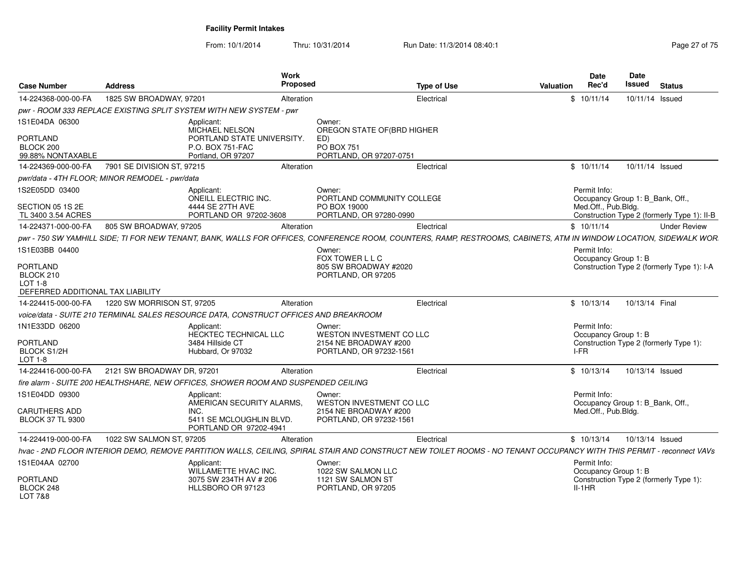**Facility Permit Intakes**

From: 10/1/2014 Thru: 10/31/2014 Run Date: 11/3/2014 08:40:1

| Case Number | Address | Work Proposed | Type of Use | Valuation | Date Rec'd | Date Issued | Status |
|---|---|---|---|---|---|---|---|
| 14-224368-000-00-FA | 1825 SW BROADWAY, 97201 | Alteration | Electrical | $ | 10/11/14 | 10/11/14 | Issued |

*pwr - ROOM 333 REPLACE EXISTING SPLIT SYSTEM WITH NEW SYSTEM - pwr*

1S1E04DA 06300
PORTLAND
BLOCK 200
99.88% NONTAXABLE

Applicant:
MICHAEL NELSON
PORTLAND STATE UNIVERSITY.
P.O. BOX 751-FAC
Portland, OR 97207

Owner:
OREGON STATE OF(BRD HIGHER ED)
PO BOX 751
PORTLAND, OR 97207-0751

| Case Number | Address | Work Proposed | Type of Use | Valuation | Date Rec'd | Date Issued | Status |
|---|---|---|---|---|---|---|---|
| 14-224369-000-00-FA | 7901 SE DIVISION ST, 97215 | Alteration | Electrical | $ | 10/11/14 | 10/11/14 | Issued |

*pwr/data - 4TH FLOOR; MINOR REMODEL - pwr/data*

1S2E05DD 03400
SECTION 05 1S 2E
TL 3400 3.54 ACRES

Applicant:
ONEILL ELECTRIC INC.
4444 SE 27TH AVE
PORTLAND OR 97202-3608

Owner:
PORTLAND COMMUNITY COLLEGE
PO BOX 19000
PORTLAND, OR 97280-0990

Permit Info:
Occupancy Group 1: B_Bank, Off., Med.Off., Pub.Bldg.
Construction Type 2 (formerly Type 1): II-B

| Case Number | Address | Work Proposed | Type of Use | Valuation | Date Rec'd | Date Issued | Status |
|---|---|---|---|---|---|---|---|
| 14-224371-000-00-FA | 805 SW BROADWAY, 97205 | Alteration | Electrical | $ | 10/11/14 | | Under Review |

*pwr - 750 SW YAMHILL SIDE; TI FOR NEW TENANT, BANK, WALLS FOR OFFICES, CONFERENCE ROOM, COUNTERS, RAMP, RESTROOMS, CABINETS, ATM IN WINDOW LOCATION, SIDEWALK WOR*

1S1E03BB 04400
PORTLAND
BLOCK 210
LOT 1-8
DEFERRED ADDITIONAL TAX LIABILITY

Owner:
FOX TOWER L L C
805 SW BROADWAY #2020
PORTLAND, OR 97205

Permit Info:
Occupancy Group 1: B
Construction Type 2 (formerly Type 1): I-A

| Case Number | Address | Work Proposed | Type of Use | Valuation | Date Rec'd | Date Issued | Status |
|---|---|---|---|---|---|---|---|
| 14-224415-000-00-FA | 1220 SW MORRISON ST, 97205 | Alteration | Electrical | $ | 10/13/14 | 10/13/14 | Final |

*voice/data - SUITE 210 TERMINAL SALES RESOURCE DATA, CONSTRUCT OFFICES AND BREAKROOM*

1N1E33DD 06200
PORTLAND
BLOCK S1/2H
LOT 1-8

Applicant:
HECKTEC TECHNICAL LLC
3484 Hillside CT
Hubbard, Or 97032

Owner:
WESTON INVESTMENT CO LLC
2154 NE BROADWAY #200
PORTLAND, OR 97232-1561

Permit Info:
Occupancy Group 1: B
Construction Type 2 (formerly Type 1): I-FR

| Case Number | Address | Work Proposed | Type of Use | Valuation | Date Rec'd | Date Issued | Status |
|---|---|---|---|---|---|---|---|
| 14-224416-000-00-FA | 2121 SW BROADWAY DR, 97201 | Alteration | Electrical | $ | 10/13/14 | 10/13/14 | Issued |

*fire alarm - SUITE 200 HEALTHSHARE, NEW OFFICES, SHOWER ROOM AND SUSPENDED CEILING*

1S1E04DD 09300
CARUTHERS ADD
BLOCK 37 TL 9300

Applicant:
AMERICAN SECURITY ALARMS, INC.
5411 SE MCLOUGHLIN BLVD.
PORTLAND OR 97202-4941

Owner:
WESTON INVESTMENT CO LLC
2154 NE BROADWAY #200
PORTLAND, OR 97232-1561

Permit Info:
Occupancy Group 1: B_Bank, Off., Med.Off., Pub.Bldg.

| Case Number | Address | Work Proposed | Type of Use | Valuation | Date Rec'd | Date Issued | Status |
|---|---|---|---|---|---|---|---|
| 14-224419-000-00-FA | 1022 SW SALMON ST, 97205 | Alteration | Electrical | $ | 10/13/14 | 10/13/14 | Issued |

*hvac - 2ND FLOOR INTERIOR DEMO, REMOVE PARTITION WALLS, CEILING, SPIRAL STAIR AND CONSTRUCT NEW TOILET ROOMS - NO TENANT OCCUPANCY WITH THIS PERMIT - reconnect VAVs*

1S1E04AA 02700
PORTLAND
BLOCK 248
LOT 7&8

Applicant:
WILLAMETTE HVAC INC.
3075 SW 234TH AV # 206
HLLSBORO OR 97123

Owner:
1022 SW SALMON LLC
1121 SW SALMON ST
PORTLAND, OR 97205

Permit Info:
Occupancy Group 1: B
Construction Type 2 (formerly Type 1): II-1HR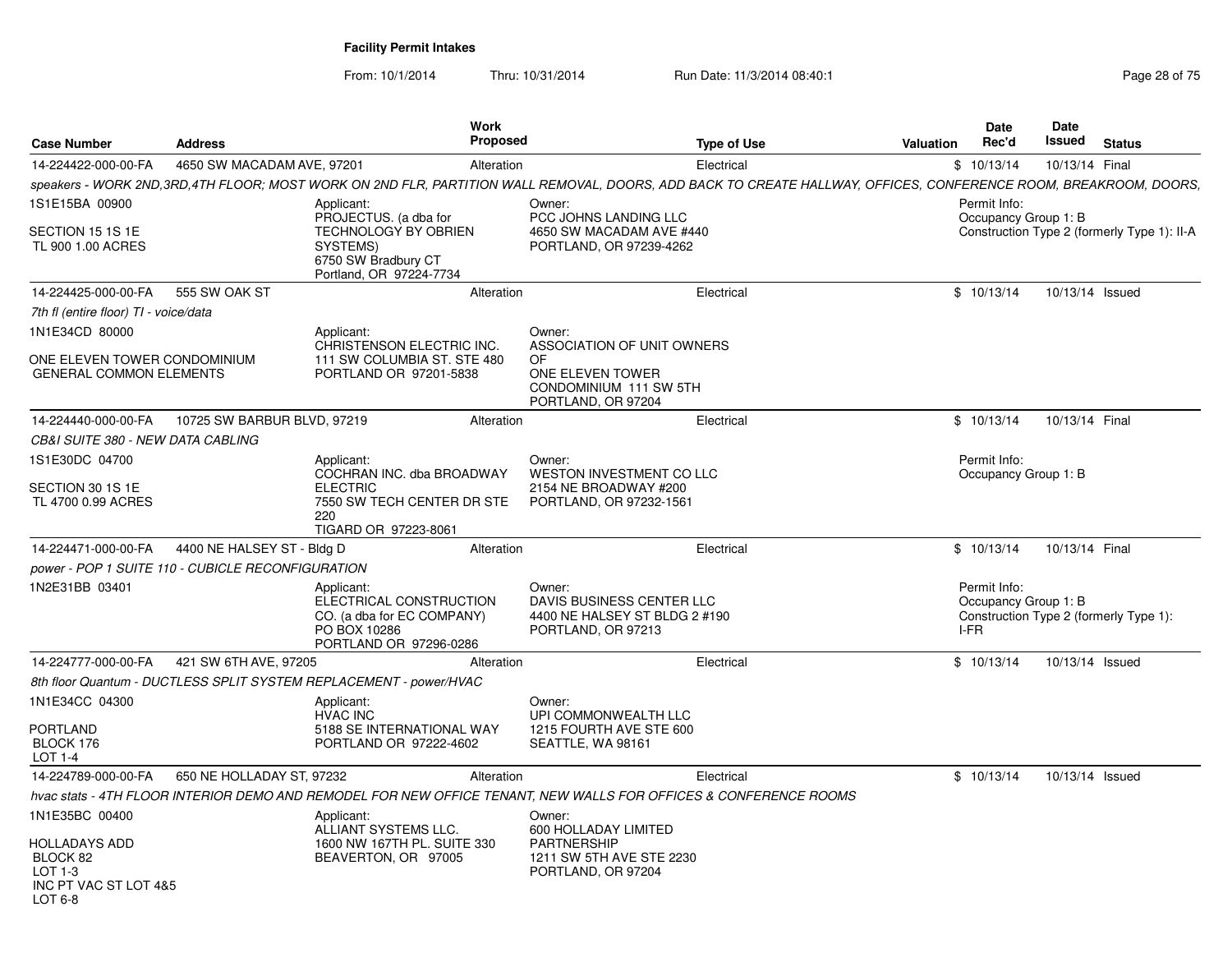**Facility Permit Intakes**

From: 10/1/2014 Thru: 10/31/2014 Run Date: 11/3/2014 08:40:1

| Case Number | Address | Work Proposed | Type of Use | Valuation | Date Rec'd | Date Issued | Status |
|---|---|---|---|---|---|---|---|
| 14-224422-000-00-FA | 4650 SW MACADAM AVE, 97201 | Alteration | Electrical | $ | 10/13/14 | 10/13/14 | Final |

*speakers - WORK 2ND,3RD,4TH FLOOR; MOST WORK ON 2ND FLR, PARTITION WALL REMOVAL, DOORS, ADD BACK TO CREATE HALLWAY, OFFICES, CONFERENCE ROOM, BREAKROOM, DOORS,*

1S1E15BA 00900
SECTION 15 1S 1E
TL 900 1.00 ACRES

Applicant:
PROJECTUS. (a dba for TECHNOLOGY BY OBRIEN SYSTEMS)
6750 SW Bradbury CT
Portland, OR 97224-7734

Owner:
PCC JOHNS LANDING LLC
4650 SW MACADAM AVE #440
PORTLAND, OR 97239-4262

Permit Info:
Occupancy Group 1: B
Construction Type 2 (formerly Type 1): II-A

---

| Case Number | Address | Work Proposed | Type of Use | Valuation | Date Rec'd | Date Issued | Status |
|---|---|---|---|---|---|---|---|
| 14-224425-000-00-FA | 555 SW OAK ST | Alteration | Electrical | $ | 10/13/14 | 10/13/14 | Issued |

*7th fl (entire floor) TI - voice/data*

1N1E34CD 80000
ONE ELEVEN TOWER CONDOMINIUM
GENERAL COMMON ELEMENTS

Applicant:
CHRISTENSON ELECTRIC INC.
111 SW COLUMBIA ST. STE 480
PORTLAND OR 97201-5838

Owner:
ASSOCIATION OF UNIT OWNERS OF
ONE ELEVEN TOWER
CONDOMINIUM 111 SW 5TH
PORTLAND, OR 97204

---

| Case Number | Address | Work Proposed | Type of Use | Valuation | Date Rec'd | Date Issued | Status |
|---|---|---|---|---|---|---|---|
| 14-224440-000-00-FA | 10725 SW BARBUR BLVD, 97219 | Alteration | Electrical | $ | 10/13/14 | 10/13/14 | Final |

*CB&I SUITE 380 - NEW DATA CABLING*

1S1E30DC 04700
SECTION 30 1S 1E
TL 4700 0.99 ACRES

Applicant:
COCHRAN INC. dba BROADWAY ELECTRIC
7550 SW TECH CENTER DR STE 220
TIGARD OR 97223-8061

Owner:
WESTON INVESTMENT CO LLC
2154 NE BROADWAY #200
PORTLAND, OR 97232-1561

Permit Info:
Occupancy Group 1: B

---

| Case Number | Address | Work Proposed | Type of Use | Valuation | Date Rec'd | Date Issued | Status |
|---|---|---|---|---|---|---|---|
| 14-224471-000-00-FA | 4400 NE HALSEY ST - Bldg D | Alteration | Electrical | $ | 10/13/14 | 10/13/14 | Final |

*power - POP 1 SUITE 110 - CUBICLE RECONFIGURATION*

1N2E31BB 03401

Applicant:
ELECTRICAL CONSTRUCTION CO. (a dba for EC COMPANY)
PO BOX 10286
PORTLAND OR 97296-0286

Owner:
DAVIS BUSINESS CENTER LLC
4400 NE HALSEY ST BLDG 2 #190
PORTLAND, OR 97213

Permit Info:
Occupancy Group 1: B
Construction Type 2 (formerly Type 1): I-FR

---

| Case Number | Address | Work Proposed | Type of Use | Valuation | Date Rec'd | Date Issued | Status |
|---|---|---|---|---|---|---|---|
| 14-224777-000-00-FA | 421 SW 6TH AVE, 97205 | Alteration | Electrical | $ | 10/13/14 | 10/13/14 | Issued |

*8th floor Quantum - DUCTLESS SPLIT SYSTEM REPLACEMENT - power/HVAC*

1N1E34CC 04300
PORTLAND
BLOCK 176
LOT 1-4

Applicant:
HVAC INC
5188 SE INTERNATIONAL WAY
PORTLAND OR 97222-4602

Owner:
UPI COMMONWEALTH LLC
1215 FOURTH AVE STE 600
SEATTLE, WA 98161

---

| Case Number | Address | Work Proposed | Type of Use | Valuation | Date Rec'd | Date Issued | Status |
|---|---|---|---|---|---|---|---|
| 14-224789-000-00-FA | 650 NE HOLLADAY ST, 97232 | Alteration | Electrical | $ | 10/13/14 | 10/13/14 | Issued |

*hvac stats - 4TH FLOOR INTERIOR DEMO AND REMODEL FOR NEW OFFICE TENANT, NEW WALLS FOR OFFICES & CONFERENCE ROOMS*

1N1E35BC 00400
HOLLADAYS ADD
BLOCK 82
LOT 1-3
INC PT VAC ST LOT 4&5
LOT 6-8

Applicant:
ALLIANT SYSTEMS LLC.
1600 NW 167TH PL. SUITE 330
BEAVERTON, OR 97005

Owner:
600 HOLLADAY LIMITED PARTNERSHIP
1211 SW 5TH AVE STE 2230
PORTLAND, OR 97204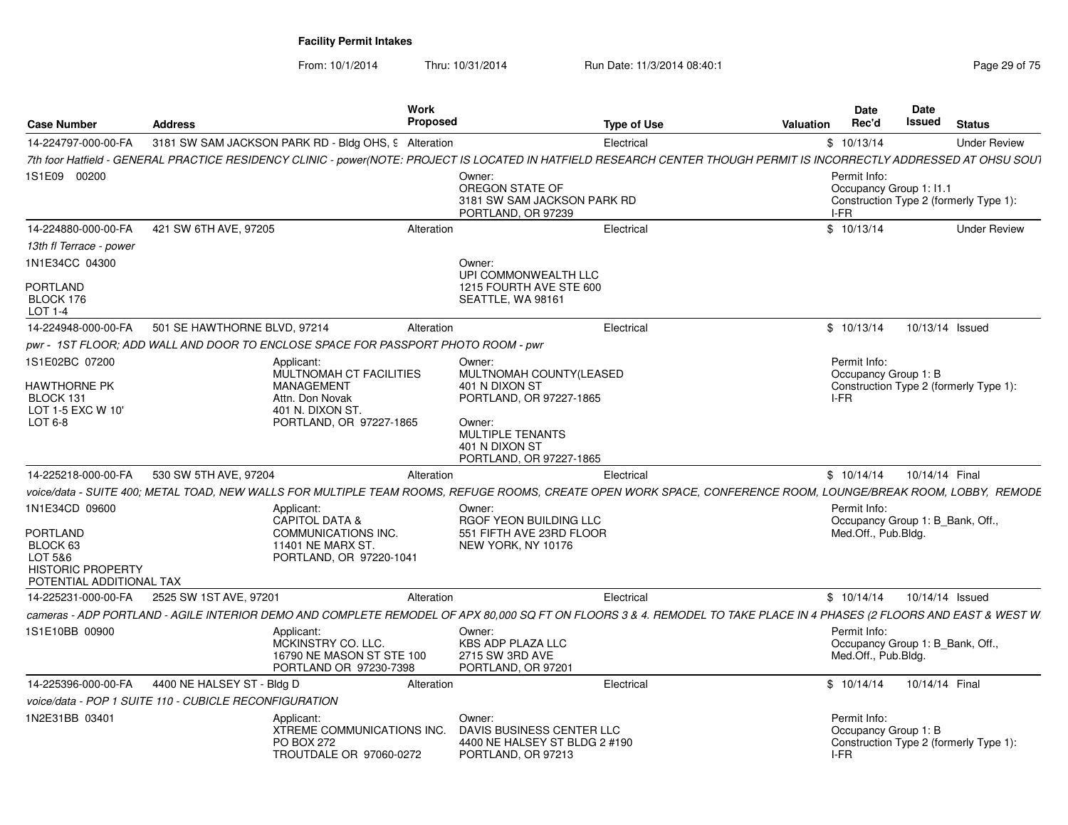**Facility Permit Intakes**

From: 10/1/2014 Thru: 10/31/2014 Run Date: 11/3/2014 08:40:1

| Case Number | Address | Work Proposed | Type of Use | Valuation | Date Rec'd | Date Issued | Status |
|---|---|---|---|---|---|---|---|
| 14-224797-000-00-FA | 3181 SW SAM JACKSON PARK RD - Bldg OHS, 9 | Alteration | Electrical | $ | 10/13/14 | | Under Review |

*7th foor Hatfield - GENERAL PRACTICE RESIDENCY CLINIC - power(NOTE: PROJECT IS LOCATED IN HATFIELD RESEARCH CENTER THOUGH PERMIT IS INCORRECTLY ADDRESSED AT OHSU SOUT*

1S1E09 00200

Owner: OREGON STATE OF, 3181 SW SAM JACKSON PARK RD, PORTLAND, OR 97239

Permit Info: Occupancy Group 1: I1.1; Construction Type 2 (formerly Type 1): I-FR

---

| Case Number | Address | Work Proposed | Type of Use | Valuation | Date Rec'd | Date Issued | Status |
|---|---|---|---|---|---|---|---|
| 14-224880-000-00-FA | 421 SW 6TH AVE, 97205 | Alteration | Electrical | $ | 10/13/14 | | Under Review |

*13th fl Terrace - power*

1N1E34CC 04300

PORTLAND
BLOCK 176
LOT 1-4

Owner: UPI COMMONWEALTH LLC, 1215 FOURTH AVE STE 600, SEATTLE, WA 98161

---

| Case Number | Address | Work Proposed | Type of Use | Valuation | Date Rec'd | Date Issued | Status |
|---|---|---|---|---|---|---|---|
| 14-224948-000-00-FA | 501 SE HAWTHORNE BLVD, 97214 | Alteration | Electrical | $ | 10/13/14 | 10/13/14 | Issued |

*pwr - 1ST FLOOR; ADD WALL AND DOOR TO ENCLOSE SPACE FOR PASSPORT PHOTO ROOM - pwr*

1S1E02BC 07200

HAWTHORNE PK
BLOCK 131
LOT 1-5 EXC W 10'
LOT 6-8

Applicant: MULTNOMAH CT FACILITIES MANAGEMENT, Attn. Don Novak, 401 N. DIXON ST., PORTLAND, OR 97227-1865

Owner: MULTNOMAH COUNTY(LEASED, 401 N DIXON ST, PORTLAND, OR 97227-1865

Owner: MULTIPLE TENANTS, 401 N DIXON ST, PORTLAND, OR 97227-1865

Permit Info: Occupancy Group 1: B; Construction Type 2 (formerly Type 1): I-FR

---

| Case Number | Address | Work Proposed | Type of Use | Valuation | Date Rec'd | Date Issued | Status |
|---|---|---|---|---|---|---|---|
| 14-225218-000-00-FA | 530 SW 5TH AVE, 97204 | Alteration | Electrical | $ | 10/14/14 | 10/14/14 | Final |

*voice/data - SUITE 400; METAL TOAD, NEW WALLS FOR MULTIPLE TEAM ROOMS, REFUGE ROOMS, CREATE OPEN WORK SPACE, CONFERENCE ROOM, LOUNGE/BREAK ROOM, LOBBY, REMODE*

1N1E34CD 09600

PORTLAND
BLOCK 63
LOT 5&6
HISTORIC PROPERTY
POTENTIAL ADDITIONAL TAX

Applicant: CAPITOL DATA & COMMUNICATIONS INC., 11401 NE MARX ST., PORTLAND, OR 97220-1041

Owner: RGOF YEON BUILDING LLC, 551 FIFTH AVE 23RD FLOOR, NEW YORK, NY 10176

Permit Info: Occupancy Group 1: B_Bank, Off., Med.Off., Pub.Bldg.

---

| Case Number | Address | Work Proposed | Type of Use | Valuation | Date Rec'd | Date Issued | Status |
|---|---|---|---|---|---|---|---|
| 14-225231-000-00-FA | 2525 SW 1ST AVE, 97201 | Alteration | Electrical | $ | 10/14/14 | 10/14/14 | Issued |

*cameras - ADP PORTLAND - AGILE INTERIOR DEMO AND COMPLETE REMODEL OF APX 80,000 SQ FT ON FLOORS 3 & 4. REMODEL TO TAKE PLACE IN 4 PHASES (2 FLOORS AND EAST & WEST W*

1S1E10BB 00900

Applicant: MCKINSTRY CO. LLC., 16790 NE MASON ST STE 100, PORTLAND OR 97230-7398

Owner: KBS ADP PLAZA LLC, 2715 SW 3RD AVE, PORTLAND, OR 97201

Permit Info: Occupancy Group 1: B_Bank, Off., Med.Off., Pub.Bldg.

---

| Case Number | Address | Work Proposed | Type of Use | Valuation | Date Rec'd | Date Issued | Status |
|---|---|---|---|---|---|---|---|
| 14-225396-000-00-FA | 4400 NE HALSEY ST - Bldg D | Alteration | Electrical | $ | 10/14/14 | 10/14/14 | Final |

*voice/data - POP 1 SUITE 110 - CUBICLE RECONFIGURATION*

1N2E31BB 03401

Applicant: XTREME COMMUNICATIONS INC., PO BOX 272, TROUTDALE OR 97060-0272

Owner: DAVIS BUSINESS CENTER LLC, 4400 NE HALSEY ST BLDG 2 #190, PORTLAND, OR 97213

Permit Info: Occupancy Group 1: B; Construction Type 2 (formerly Type 1): I-FR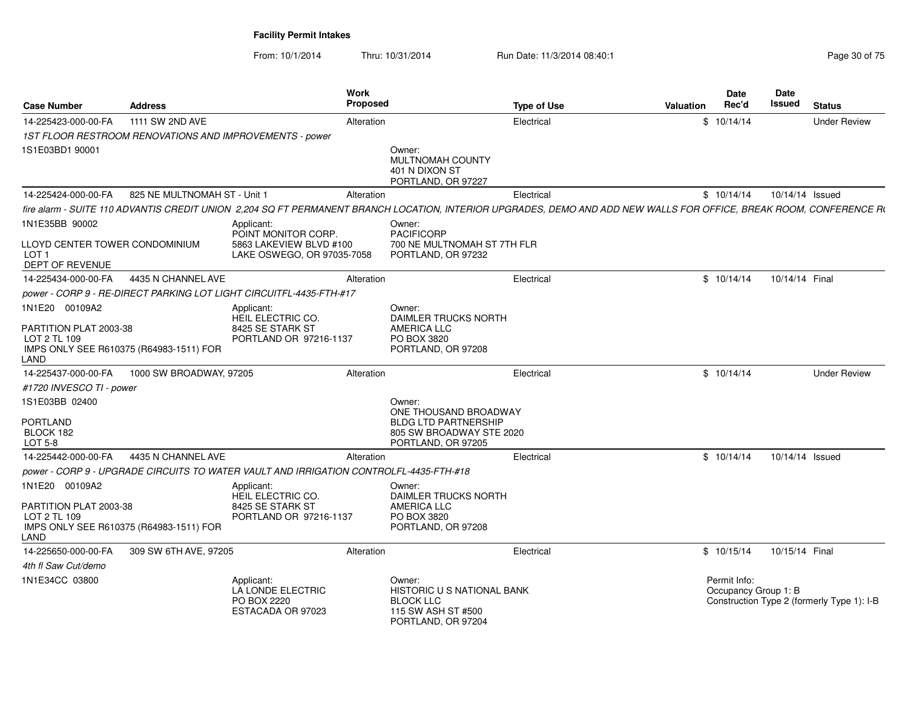**Facility Permit Intakes**

From: 10/1/2014 Thru: 10/31/2014 Run Date: 11/3/2014 08:40:1

| Case Number | Address | Work Proposed | Type of Use | Valuation | Date Rec'd | Date Issued | Status |
|---|---|---|---|---|---|---|---|
| 14-225423-000-00-FA | 1111 SW 2ND AVE | Alteration | Electrical | $ | 10/14/14 | | Under Review |
| *1ST FLOOR RESTROOM RENOVATIONS AND IMPROVEMENTS - power* | | | | | | | |
| 1S1E03BD1 90001 | | Owner: MULTNOMAH COUNTY 401 N DIXON ST PORTLAND, OR 97227 | | | | | |
| 14-225424-000-00-FA | 825 NE MULTNOMAH ST - Unit 1 | Alteration | Electrical | $ | 10/14/14 | 10/14/14 | Issued |
| *fire alarm - SUITE 110 ADVANTIS CREDIT UNION 2,204 SQ FT PERMANENT BRANCH LOCATION, INTERIOR UPGRADES, DEMO AND ADD NEW WALLS FOR OFFICE, BREAK ROOM, CONFERENCE R* | | | | | | | |
| 1N1E35BB 90002 LLOYD CENTER TOWER CONDOMINIUM LOT 1 DEPT OF REVENUE | Applicant: POINT MONITOR CORP. 5863 LAKEVIEW BLVD #100 LAKE OSWEGO, OR 97035-7058 | Owner: PACIFICORP 700 NE MULTNOMAH ST 7TH FLR PORTLAND, OR 97232 | | | | | |
| 14-225434-000-00-FA | 4435 N CHANNEL AVE | Alteration | Electrical | $ | 10/14/14 | 10/14/14 | Final |
| *power - CORP 9 - RE-DIRECT PARKING LOT LIGHT CIRCUITFL-4435-FTH-#17* | | | | | | | |
| 1N1E20 00109A2 PARTITION PLAT 2003-38 LOT 2 TL 109 IMPS ONLY SEE R610375 (R64983-1511) FOR LAND | Applicant: HEIL ELECTRIC CO. 8425 SE STARK ST PORTLAND OR 97216-1137 | Owner: DAIMLER TRUCKS NORTH AMERICA LLC PO BOX 3820 PORTLAND, OR 97208 | | | | | |
| 14-225437-000-00-FA | 1000 SW BROADWAY, 97205 | Alteration | Electrical | $ | 10/14/14 | | Under Review |
| *#1720 INVESCO TI - power* | | | | | | | |
| 1S1E03BB 02400 PORTLAND BLOCK 182 LOT 5-8 | | Owner: ONE THOUSAND BROADWAY BLDG LTD PARTNERSHIP 805 SW BROADWAY STE 2020 PORTLAND, OR 97205 | | | | | |
| 14-225442-000-00-FA | 4435 N CHANNEL AVE | Alteration | Electrical | $ | 10/14/14 | 10/14/14 | Issued |
| *power - CORP 9 - UPGRADE CIRCUITS TO WATER VAULT AND IRRIGATION CONTROLFL-4435-FTH-#18* | | | | | | | |
| 1N1E20 00109A2 PARTITION PLAT 2003-38 LOT 2 TL 109 IMPS ONLY SEE R610375 (R64983-1511) FOR LAND | Applicant: HEIL ELECTRIC CO. 8425 SE STARK ST PORTLAND OR 97216-1137 | Owner: DAIMLER TRUCKS NORTH AMERICA LLC PO BOX 3820 PORTLAND, OR 97208 | | | | | |
| 14-225650-000-00-FA | 309 SW 6TH AVE, 97205 | Alteration | Electrical | $ | 10/15/14 | 10/15/14 | Final |
| *4th fl Saw Cut/demo* | | | | | | | |
| 1N1E34CC 03800 | Applicant: LA LONDE ELECTRIC PO BOX 2220 ESTACADA OR 97023 | Owner: HISTORIC U S NATIONAL BANK BLOCK LLC 115 SW ASH ST #500 PORTLAND, OR 97204 | | | Permit Info: Occupancy Group 1: B Construction Type 2 (formerly Type 1): I-B | | |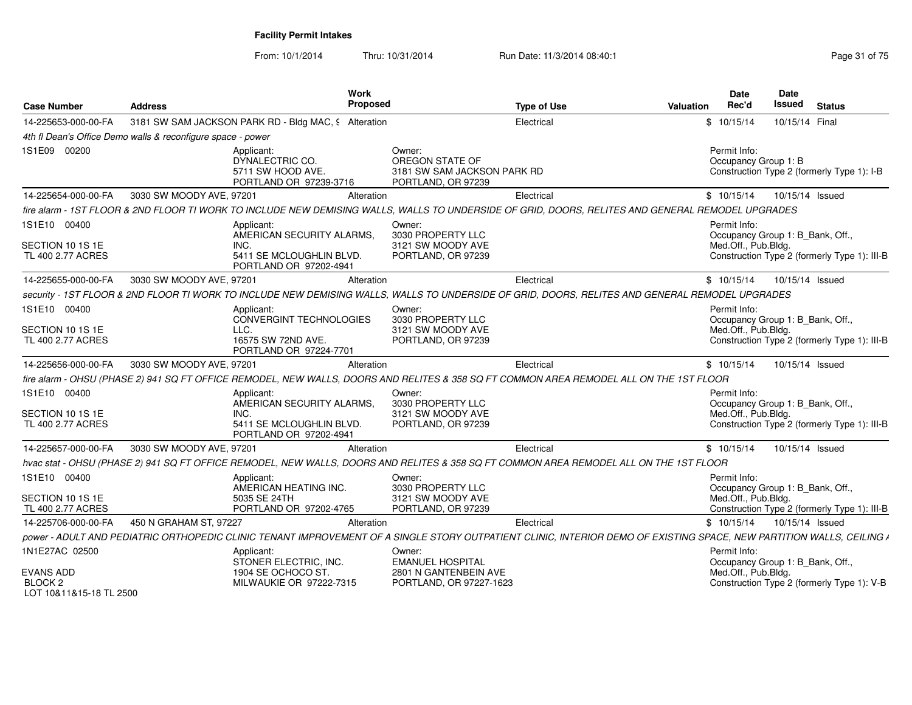**Facility Permit Intakes**

From: 10/1/2014 Thru: 10/31/2014 Run Date: 11/3/2014 08:40:1

| Case Number | Address | Work Proposed | Type of Use | Valuation | Date Rec'd | Date Issued | Status |
|---|---|---|---|---|---|---|---|
| 14-225653-000-00-FA | 3181 SW SAM JACKSON PARK RD - Bldg MAC, 9 | Alteration | Electrical | $ | 10/15/14 | 10/15/14 | Final |

4th fl Dean's Office Demo walls & reconfigure space - power

1S1E09 00200

Applicant: DYNALECTRIC CO. 5711 SW HOOD AVE. PORTLAND OR 97239-3716

Owner: OREGON STATE OF 3181 SW SAM JACKSON PARK RD PORTLAND, OR 97239

Permit Info: Occupancy Group 1: B Construction Type 2 (formerly Type 1): I-B

| Case Number | Address | Work Proposed | Type of Use | Valuation | Date Rec'd | Date Issued | Status |
|---|---|---|---|---|---|---|---|
| 14-225654-000-00-FA | 3030 SW MOODY AVE, 97201 | Alteration | Electrical | $ | 10/15/14 | 10/15/14 | Issued |

fire alarm - 1ST FLOOR & 2ND FLOOR TI WORK TO INCLUDE NEW DEMISING WALLS, WALLS TO UNDERSIDE OF GRID, DOORS, RELITES AND GENERAL REMODEL UPGRADES

1S1E10 00400 SECTION 10 1S 1E TL 400 2.77 ACRES

Applicant: AMERICAN SECURITY ALARMS, INC. 5411 SE MCLOUGHLIN BLVD. PORTLAND OR 97202-4941

Owner: 3030 PROPERTY LLC 3121 SW MOODY AVE PORTLAND, OR 97239

Permit Info: Occupancy Group 1: B_Bank, Off., Med.Off., Pub.Bldg. Construction Type 2 (formerly Type 1): III-B

| Case Number | Address | Work Proposed | Type of Use | Valuation | Date Rec'd | Date Issued | Status |
|---|---|---|---|---|---|---|---|
| 14-225655-000-00-FA | 3030 SW MOODY AVE, 97201 | Alteration | Electrical | $ | 10/15/14 | 10/15/14 | Issued |

security - 1ST FLOOR & 2ND FLOOR TI WORK TO INCLUDE NEW DEMISING WALLS, WALLS TO UNDERSIDE OF GRID, DOORS, RELITES AND GENERAL REMODEL UPGRADES

1S1E10 00400 SECTION 10 1S 1E TL 400 2.77 ACRES

Applicant: CONVERGINT TECHNOLOGIES LLC. 16575 SW 72ND AVE. PORTLAND OR 97224-7701

Owner: 3030 PROPERTY LLC 3121 SW MOODY AVE PORTLAND, OR 97239

Permit Info: Occupancy Group 1: B_Bank, Off., Med.Off., Pub.Bldg. Construction Type 2 (formerly Type 1): III-B

| Case Number | Address | Work Proposed | Type of Use | Valuation | Date Rec'd | Date Issued | Status |
|---|---|---|---|---|---|---|---|
| 14-225656-000-00-FA | 3030 SW MOODY AVE, 97201 | Alteration | Electrical | $ | 10/15/14 | 10/15/14 | Issued |

fire alarm - OHSU (PHASE 2) 941 SQ FT OFFICE REMODEL, NEW WALLS, DOORS AND RELITES & 358 SQ FT COMMON AREA REMODEL ALL ON THE 1ST FLOOR

1S1E10 00400 SECTION 10 1S 1E TL 400 2.77 ACRES

Applicant: AMERICAN SECURITY ALARMS, INC. 5411 SE MCLOUGHLIN BLVD. PORTLAND OR 97202-4941

Owner: 3030 PROPERTY LLC 3121 SW MOODY AVE PORTLAND, OR 97239

Permit Info: Occupancy Group 1: B_Bank, Off., Med.Off., Pub.Bldg. Construction Type 2 (formerly Type 1): III-B

| Case Number | Address | Work Proposed | Type of Use | Valuation | Date Rec'd | Date Issued | Status |
|---|---|---|---|---|---|---|---|
| 14-225657-000-00-FA | 3030 SW MOODY AVE, 97201 | Alteration | Electrical | $ | 10/15/14 | 10/15/14 | Issued |

hvac stat - OHSU (PHASE 2) 941 SQ FT OFFICE REMODEL, NEW WALLS, DOORS AND RELITES & 358 SQ FT COMMON AREA REMODEL ALL ON THE 1ST FLOOR

1S1E10 00400 SECTION 10 1S 1E TL 400 2.77 ACRES

Applicant: AMERICAN HEATING INC. 5035 SE 24TH PORTLAND OR 97202-4765

Owner: 3030 PROPERTY LLC 3121 SW MOODY AVE PORTLAND, OR 97239

Permit Info: Occupancy Group 1: B_Bank, Off., Med.Off., Pub.Bldg. Construction Type 2 (formerly Type 1): III-B

| Case Number | Address | Work Proposed | Type of Use | Valuation | Date Rec'd | Date Issued | Status |
|---|---|---|---|---|---|---|---|
| 14-225706-000-00-FA | 450 N GRAHAM ST, 97227 | Alteration | Electrical | $ | 10/15/14 | 10/15/14 | Issued |

power - ADULT AND PEDIATRIC ORTHOPEDIC CLINIC TENANT IMPROVEMENT OF A SINGLE STORY OUTPATIENT CLINIC, INTERIOR DEMO OF EXISTING SPACE, NEW PARTITION WALLS, CEILING A

1N1E27AC 02500 EVANS ADD BLOCK 2 LOT 10&11&15-18 TL 2500

Applicant: STONER ELECTRIC, INC. 1904 SE OCHOCO ST. MILWAUKIE OR 97222-7315

Owner: EMANUEL HOSPITAL 2801 N GANTENBEIN AVE PORTLAND, OR 97227-1623

Permit Info: Occupancy Group 1: B_Bank, Off., Med.Off., Pub.Bldg. Construction Type 2 (formerly Type 1): V-B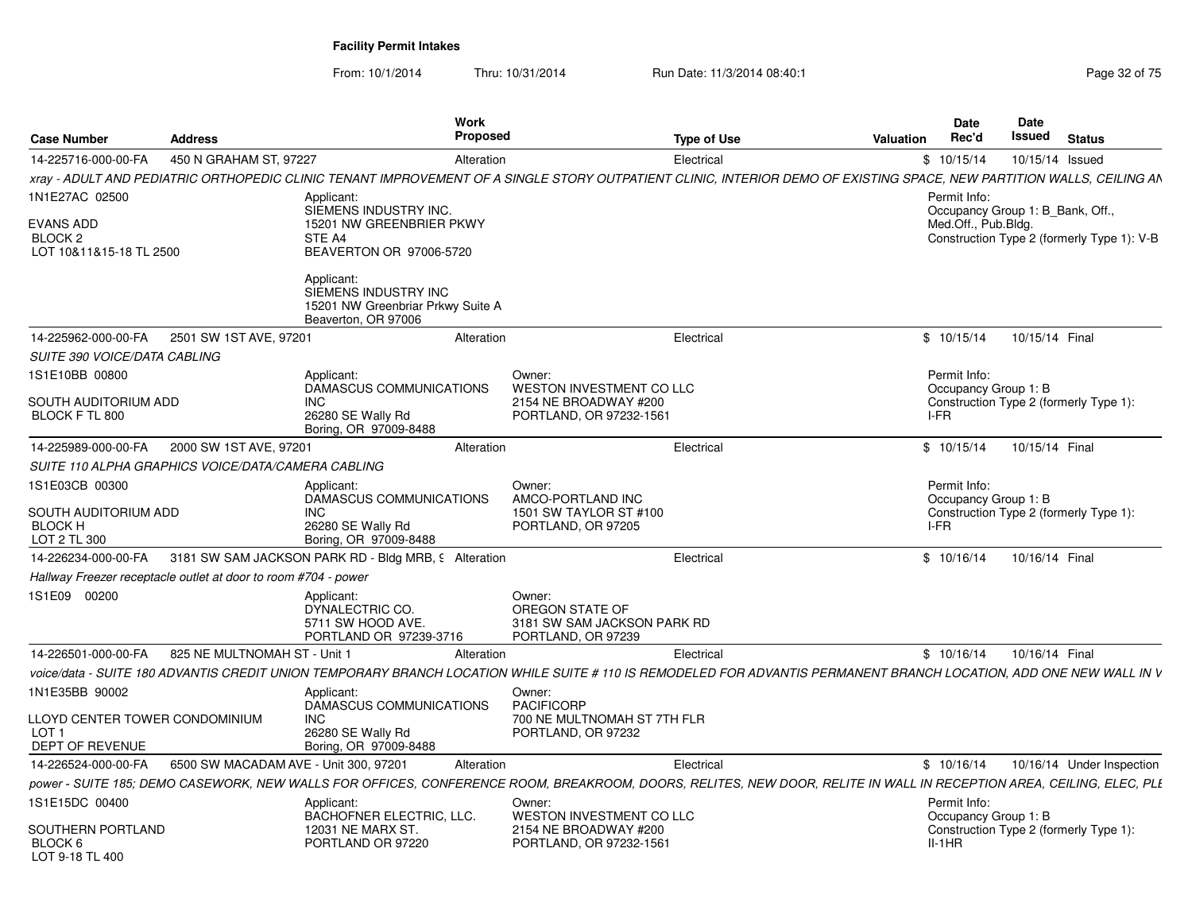## Facility Permit Intakes

From: 10/1/2014 Thru: 10/31/2014 Run Date: 11/3/2014 08:40:1

| Case Number | Address | Work Proposed | Type of Use | Valuation | Date Rec'd | Date Issued | Status |
|---|---|---|---|---|---|---|---|
| 14-225716-000-00-FA | 450 N GRAHAM ST, 97227 | Alteration | Electrical | $ | 10/15/14 | 10/15/14 | Issued |

*xray - ADULT AND PEDIATRIC ORTHOPEDIC CLINIC TENANT IMPROVEMENT OF A SINGLE STORY OUTPATIENT CLINIC, INTERIOR DEMO OF EXISTING SPACE, NEW PARTITION WALLS, CEILING AN*

1N1E27AC 02500
EVANS ADD
BLOCK 2
LOT 10&11&15-18 TL 2500

Applicant:
SIEMENS INDUSTRY INC.
15201 NW GREENBRIER PKWY
STE A4
BEAVERTON OR 97006-5720

Applicant:
SIEMENS INDUSTRY INC
15201 NW Greenbriar Prkwy Suite A
Beaverton, OR 97006

Permit Info:
Occupancy Group 1: B_Bank, Off., Med.Off., Pub.Bldg.
Construction Type 2 (formerly Type 1): V-B

---

| Case Number | Address | Work Proposed | Type of Use | Valuation | Date Rec'd | Date Issued | Status |
|---|---|---|---|---|---|---|---|
| 14-225962-000-00-FA | 2501 SW 1ST AVE, 97201 | Alteration | Electrical | $ | 10/15/14 | 10/15/14 | Final |

*SUITE 390 VOICE/DATA CABLING*

1S1E10BB 00800
SOUTH AUDITORIUM ADD
BLOCK F TL 800

Applicant:
DAMASCUS COMMUNICATIONS INC
26280 SE Wally Rd
Boring, OR 97009-8488

Owner:
WESTON INVESTMENT CO LLC
2154 NE BROADWAY #200
PORTLAND, OR 97232-1561

Permit Info:
Occupancy Group 1: B
Construction Type 2 (formerly Type 1): I-FR

---

| Case Number | Address | Work Proposed | Type of Use | Valuation | Date Rec'd | Date Issued | Status |
|---|---|---|---|---|---|---|---|
| 14-225989-000-00-FA | 2000 SW 1ST AVE, 97201 | Alteration | Electrical | $ | 10/15/14 | 10/15/14 | Final |

*SUITE 110 ALPHA GRAPHICS VOICE/DATA/CAMERA CABLING*

1S1E03CB 00300
SOUTH AUDITORIUM ADD
BLOCK H
LOT 2 TL 300

Applicant:
DAMASCUS COMMUNICATIONS INC
26280 SE Wally Rd
Boring, OR 97009-8488

Owner:
AMCO-PORTLAND INC
1501 SW TAYLOR ST #100
PORTLAND, OR 97205

Permit Info:
Occupancy Group 1: B
Construction Type 2 (formerly Type 1): I-FR

---

| Case Number | Address | Work Proposed | Type of Use | Valuation | Date Rec'd | Date Issued | Status |
|---|---|---|---|---|---|---|---|
| 14-226234-000-00-FA | 3181 SW SAM JACKSON PARK RD - Bldg MRB, 9 | Alteration | Electrical | $ | 10/16/14 | 10/16/14 | Final |

*Hallway Freezer receptacle outlet at door to room #704 - power*

1S1E09 00200

Applicant:
DYNALECTRIC CO.
5711 SW HOOD AVE.
PORTLAND OR 97239-3716

Owner:
OREGON STATE OF
3181 SW SAM JACKSON PARK RD
PORTLAND, OR 97239

---

| Case Number | Address | Work Proposed | Type of Use | Valuation | Date Rec'd | Date Issued | Status |
|---|---|---|---|---|---|---|---|
| 14-226501-000-00-FA | 825 NE MULTNOMAH ST - Unit 1 | Alteration | Electrical | $ | 10/16/14 | 10/16/14 | Final |

*voice/data - SUITE 180 ADVANTIS CREDIT UNION TEMPORARY BRANCH LOCATION WHILE SUITE # 110 IS REMODELED FOR ADVANTIS PERMANENT BRANCH LOCATION, ADD ONE NEW WALL IN V*

1N1E35BB 90002
LLOYD CENTER TOWER CONDOMINIUM
LOT 1
DEPT OF REVENUE

Applicant:
DAMASCUS COMMUNICATIONS INC
26280 SE Wally Rd
Boring, OR 97009-8488

Owner:
PACIFICORP
700 NE MULTNOMAH ST 7TH FLR
PORTLAND, OR 97232

---

| Case Number | Address | Work Proposed | Type of Use | Valuation | Date Rec'd | Date Issued | Status |
|---|---|---|---|---|---|---|---|
| 14-226524-000-00-FA | 6500 SW MACADAM AVE - Unit 300, 97201 | Alteration | Electrical | $ | 10/16/14 | 10/16/14 | Under Inspection |

*power - SUITE 185; DEMO CASEWORK, NEW WALLS FOR OFFICES, CONFERENCE ROOM, BREAKROOM, DOORS, RELITES, NEW DOOR, RELITE IN WALL IN RECEPTION AREA, CEILING, ELEC, PLE*

1S1E15DC 00400
SOUTHERN PORTLAND
BLOCK 6
LOT 9-18 TL 400

Applicant:
BACHOFNER ELECTRIC, LLC.
12031 NE MARX ST.
PORTLAND OR 97220

Owner:
WESTON INVESTMENT CO LLC
2154 NE BROADWAY #200
PORTLAND, OR 97232-1561

Permit Info:
Occupancy Group 1: B
Construction Type 2 (formerly Type 1): II-1HR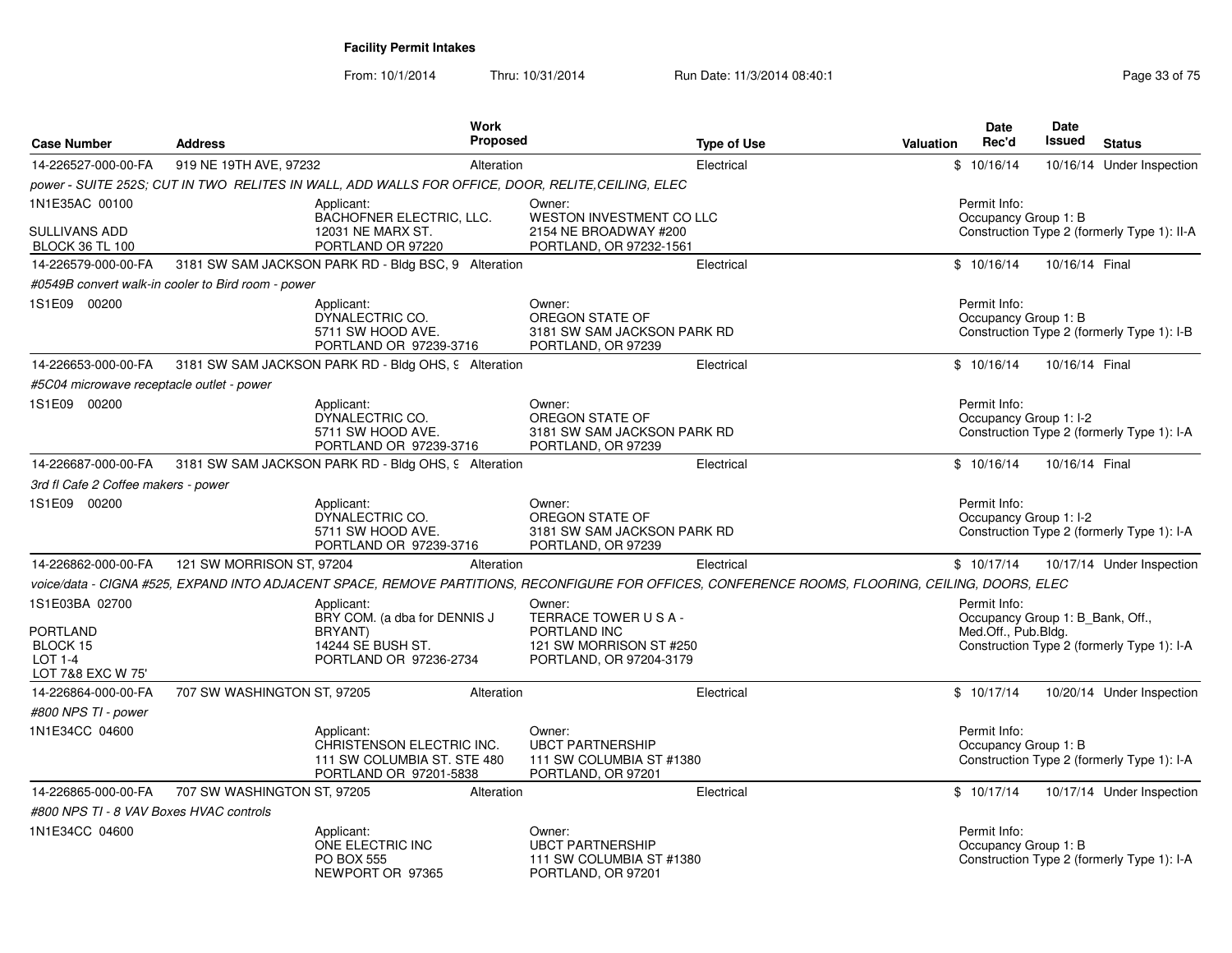**Facility Permit Intakes**

From: 10/1/2014 Thru: 10/31/2014 Run Date: 11/3/2014 08:40:1

| Case Number | Address | Work Proposed | Type of Use | Valuation | Date Rec'd | Date Issued | Status |
|---|---|---|---|---|---|---|---|
| 14-226527-000-00-FA | 919 NE 19TH AVE, 97232 | Alteration | Electrical | $ | 10/16/14 | 10/16/14 | Under Inspection |

*power - SUITE 252S; CUT IN TWO RELITES IN WALL, ADD WALLS FOR OFFICE, DOOR, RELITE,CEILING, ELEC*

1N1E35AC 00100
SULLIVANS ADD
BLOCK 36 TL 100

Applicant: BACHOFNER ELECTRIC, LLC. 12031 NE MARX ST. PORTLAND OR 97220

Owner: WESTON INVESTMENT CO LLC 2154 NE BROADWAY #200 PORTLAND, OR 97232-1561

Permit Info: Occupancy Group 1: B Construction Type 2 (formerly Type 1): II-A

| Case Number | Address | Work Proposed | Type of Use | Valuation | Date Rec'd | Date Issued | Status |
|---|---|---|---|---|---|---|---|
| 14-226579-000-00-FA | 3181 SW SAM JACKSON PARK RD - Bldg BSC, 9 | Alteration | Electrical | $ | 10/16/14 | 10/16/14 | Final |

*#0549B convert walk-in cooler to Bird room - power*

1S1E09 00200

Applicant: DYNALECTRIC CO. 5711 SW HOOD AVE. PORTLAND OR 97239-3716

Owner: OREGON STATE OF 3181 SW SAM JACKSON PARK RD PORTLAND, OR 97239

Permit Info: Occupancy Group 1: B Construction Type 2 (formerly Type 1): I-B

| Case Number | Address | Work Proposed | Type of Use | Valuation | Date Rec'd | Date Issued | Status |
|---|---|---|---|---|---|---|---|
| 14-226653-000-00-FA | 3181 SW SAM JACKSON PARK RD - Bldg OHS, 9 | Alteration | Electrical | $ | 10/16/14 | 10/16/14 | Final |

*#5C04 microwave receptacle outlet - power*

1S1E09 00200

Applicant: DYNALECTRIC CO. 5711 SW HOOD AVE. PORTLAND OR 97239-3716

Owner: OREGON STATE OF 3181 SW SAM JACKSON PARK RD PORTLAND, OR 97239

Permit Info: Occupancy Group 1: I-2 Construction Type 2 (formerly Type 1): I-A

| Case Number | Address | Work Proposed | Type of Use | Valuation | Date Rec'd | Date Issued | Status |
|---|---|---|---|---|---|---|---|
| 14-226687-000-00-FA | 3181 SW SAM JACKSON PARK RD - Bldg OHS, 9 | Alteration | Electrical | $ | 10/16/14 | 10/16/14 | Final |

*3rd fl Cafe 2 Coffee makers - power*

1S1E09 00200

Applicant: DYNALECTRIC CO. 5711 SW HOOD AVE. PORTLAND OR 97239-3716

Owner: OREGON STATE OF 3181 SW SAM JACKSON PARK RD PORTLAND, OR 97239

Permit Info: Occupancy Group 1: I-2 Construction Type 2 (formerly Type 1): I-A

| Case Number | Address | Work Proposed | Type of Use | Valuation | Date Rec'd | Date Issued | Status |
|---|---|---|---|---|---|---|---|
| 14-226862-000-00-FA | 121 SW MORRISON ST, 97204 | Alteration | Electrical | $ | 10/17/14 | 10/17/14 | Under Inspection |

*voice/data - CIGNA #525, EXPAND INTO ADJACENT SPACE, REMOVE PARTITIONS, RECONFIGURE FOR OFFICES, CONFERENCE ROOMS, FLOORING, CEILING, DOORS, ELEC*

1S1E03BA 02700
PORTLAND
BLOCK 15
LOT 1-4
LOT 7&8 EXC W 75'

Applicant: BRY COM. (a dba for DENNIS J BRYANT) 14244 SE BUSH ST. PORTLAND OR 97236-2734

Owner: TERRACE TOWER U S A - PORTLAND INC 121 SW MORRISON ST #250 PORTLAND, OR 97204-3179

Permit Info: Occupancy Group 1: B_Bank, Off., Med.Off., Pub.Bldg. Construction Type 2 (formerly Type 1): I-A

| Case Number | Address | Work Proposed | Type of Use | Valuation | Date Rec'd | Date Issued | Status |
|---|---|---|---|---|---|---|---|
| 14-226864-000-00-FA | 707 SW WASHINGTON ST, 97205 | Alteration | Electrical | $ | 10/17/14 | 10/20/14 | Under Inspection |

*#800 NPS TI - power*

1N1E34CC 04600

Applicant: CHRISTENSON ELECTRIC INC. 111 SW COLUMBIA ST. STE 480 PORTLAND OR 97201-5838

Owner: UBCT PARTNERSHIP 111 SW COLUMBIA ST #1380 PORTLAND, OR 97201

Permit Info: Occupancy Group 1: B Construction Type 2 (formerly Type 1): I-A

| Case Number | Address | Work Proposed | Type of Use | Valuation | Date Rec'd | Date Issued | Status |
|---|---|---|---|---|---|---|---|
| 14-226865-000-00-FA | 707 SW WASHINGTON ST, 97205 | Alteration | Electrical | $ | 10/17/14 | 10/17/14 | Under Inspection |

*#800 NPS TI - 8 VAV Boxes HVAC controls*

1N1E34CC 04600

Applicant: ONE ELECTRIC INC PO BOX 555 NEWPORT OR 97365

Owner: UBCT PARTNERSHIP 111 SW COLUMBIA ST #1380 PORTLAND, OR 97201

Permit Info: Occupancy Group 1: B Construction Type 2 (formerly Type 1): I-A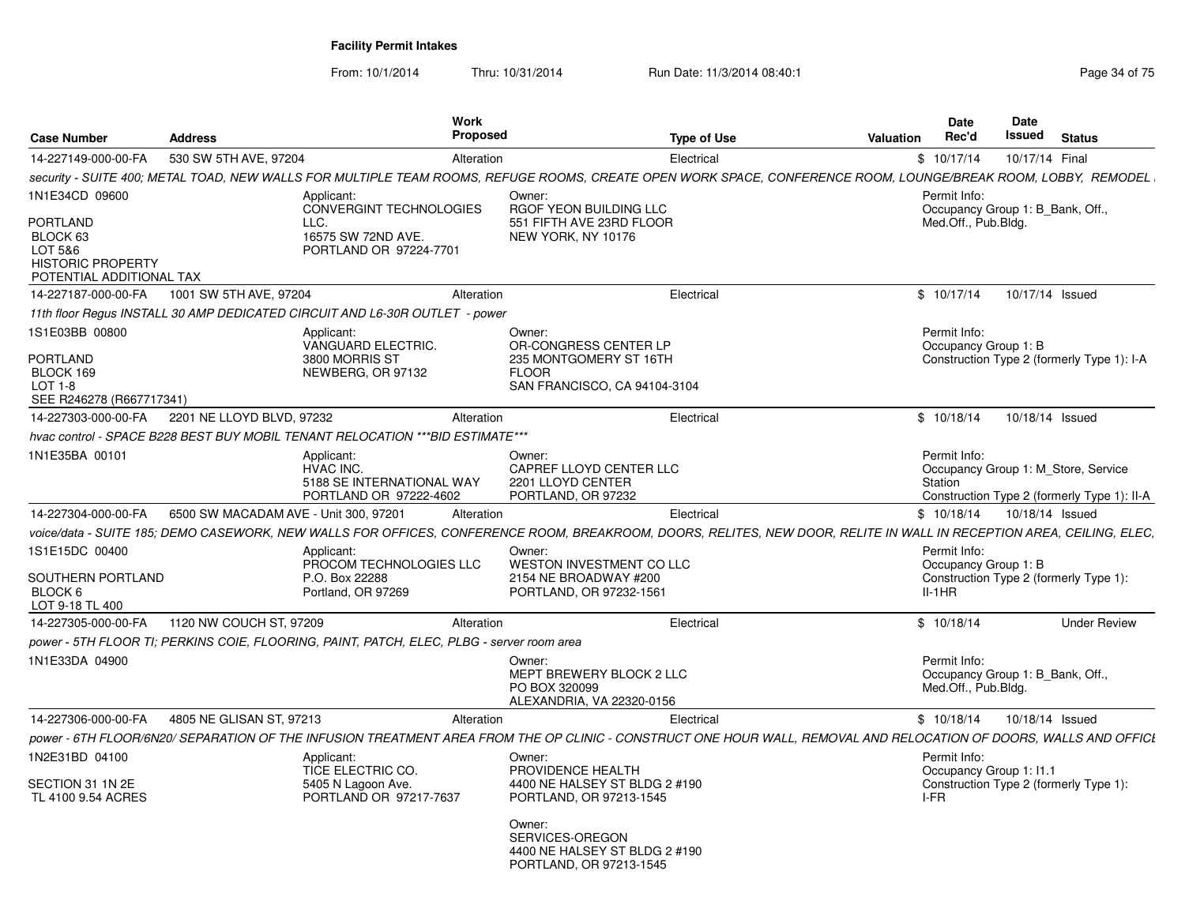**Facility Permit Intakes**

From: 10/1/2014 Thru: 10/31/2014 Run Date: 11/3/2014 08:40:1

| Case Number | Address | Work Proposed | Type of Use | Valuation | Date Rec'd | Date Issued | Status |
|---|---|---|---|---|---|---|---|
| 14-227149-000-00-FA | 530 SW 5TH AVE, 97204 | Alteration | Electrical | $ | 10/17/14 | 10/17/14 | Final |

*security - SUITE 400; METAL TOAD, NEW WALLS FOR MULTIPLE TEAM ROOMS, REFUGE ROOMS, CREATE OPEN WORK SPACE, CONFERENCE ROOM, LOUNGE/BREAK ROOM, LOBBY, REMODEL*

1N1E34CD 09600
PORTLAND
BLOCK 63
LOT 5&6
HISTORIC PROPERTY
POTENTIAL ADDITIONAL TAX

Applicant: CONVERGINT TECHNOLOGIES LLC. 16575 SW 72ND AVE. PORTLAND OR 97224-7701

Owner: RGOF YEON BUILDING LLC 551 FIFTH AVE 23RD FLOOR NEW YORK, NY 10176

Permit Info: Occupancy Group 1: B_Bank, Off., Med.Off., Pub.Bldg.

| Case Number | Address | Work Proposed | Type of Use | Valuation | Date Rec'd | Date Issued | Status |
|---|---|---|---|---|---|---|---|
| 14-227187-000-00-FA | 1001 SW 5TH AVE, 97204 | Alteration | Electrical | $ | 10/17/14 | 10/17/14 | Issued |

*11th floor Regus INSTALL 30 AMP DEDICATED CIRCUIT AND L6-30R OUTLET - power*

1S1E03BB 00800
PORTLAND
BLOCK 169
LOT 1-8
SEE R246278 (R667717341)

Applicant: VANGUARD ELECTRIC. 3800 MORRIS ST NEWBERG, OR 97132

Owner: OR-CONGRESS CENTER LP 235 MONTGOMERY ST 16TH FLOOR SAN FRANCISCO, CA 94104-3104

Permit Info: Occupancy Group 1: B; Construction Type 2 (formerly Type 1): I-A

| Case Number | Address | Work Proposed | Type of Use | Valuation | Date Rec'd | Date Issued | Status |
|---|---|---|---|---|---|---|---|
| 14-227303-000-00-FA | 2201 NE LLOYD BLVD, 97232 | Alteration | Electrical | $ | 10/18/14 | 10/18/14 | Issued |

*hvac control - SPACE B228 BEST BUY MOBIL TENANT RELOCATION ***BID ESTIMATE****

1N1E35BA 00101

Applicant: HVAC INC. 5188 SE INTERNATIONAL WAY PORTLAND OR 97222-4602

Owner: CAPREF LLOYD CENTER LLC 2201 LLOYD CENTER PORTLAND, OR 97232

Permit Info: Occupancy Group 1: M_Store, Service Station; Construction Type 2 (formerly Type 1): II-A

| Case Number | Address | Work Proposed | Type of Use | Valuation | Date Rec'd | Date Issued | Status |
|---|---|---|---|---|---|---|---|
| 14-227304-000-00-FA | 6500 SW MACADAM AVE - Unit 300, 97201 | Alteration | Electrical | $ | 10/18/14 | 10/18/14 | Issued |

*voice/data - SUITE 185; DEMO CASEWORK, NEW WALLS FOR OFFICES, CONFERENCE ROOM, BREAKROOM, DOORS, RELITES, NEW DOOR, RELITE IN WALL IN RECEPTION AREA, CEILING, ELEC,*

1S1E15DC 00400
SOUTHERN PORTLAND
BLOCK 6
LOT 9-18 TL 400

Applicant: PROCOM TECHNOLOGIES LLC P.O. Box 22288 Portland, OR 97269

Owner: WESTON INVESTMENT CO LLC 2154 NE BROADWAY #200 PORTLAND, OR 97232-1561

Permit Info: Occupancy Group 1: B; Construction Type 2 (formerly Type 1): II-1HR

| Case Number | Address | Work Proposed | Type of Use | Valuation | Date Rec'd | Date Issued | Status |
|---|---|---|---|---|---|---|---|
| 14-227305-000-00-FA | 1120 NW COUCH ST, 97209 | Alteration | Electrical | $ | 10/18/14 | | Under Review |

*power - 5TH FLOOR TI; PERKINS COIE, FLOORING, PAINT, PATCH, ELEC, PLBG - server room area*

1N1E33DA 04900

Owner: MEPT BREWERY BLOCK 2 LLC PO BOX 320099 ALEXANDRIA, VA 22320-0156

Permit Info: Occupancy Group 1: B_Bank, Off., Med.Off., Pub.Bldg.

| Case Number | Address | Work Proposed | Type of Use | Valuation | Date Rec'd | Date Issued | Status |
|---|---|---|---|---|---|---|---|
| 14-227306-000-00-FA | 4805 NE GLISAN ST, 97213 | Alteration | Electrical | $ | 10/18/14 | 10/18/14 | Issued |

*power - 6TH FLOOR/6N20/ SEPARATION OF THE INFUSION TREATMENT AREA FROM THE OP CLINIC - CONSTRUCT ONE HOUR WALL, REMOVAL AND RELOCATION OF DOORS, WALLS AND OFFICE*

1N2E31BD 04100
SECTION 31 1N 2E
TL 4100 9.54 ACRES

Applicant: TICE ELECTRIC CO. 5405 N Lagoon Ave. PORTLAND OR 97217-7637

Owner: PROVIDENCE HEALTH 4400 NE HALSEY ST BLDG 2 #190 PORTLAND, OR 97213-1545

Owner: SERVICES-OREGON 4400 NE HALSEY ST BLDG 2 #190 PORTLAND, OR 97213-1545

Permit Info: Occupancy Group 1: I1.1; Construction Type 2 (formerly Type 1): I-FR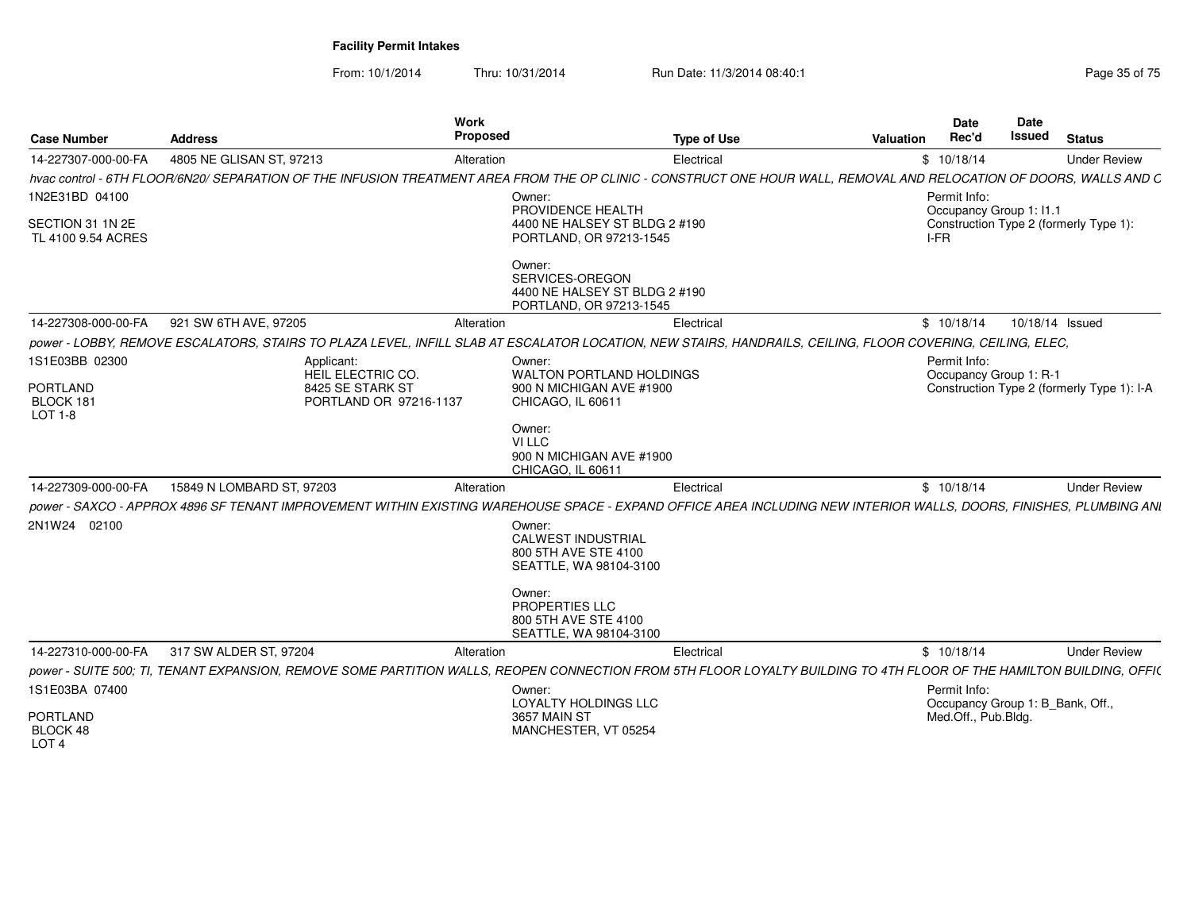**Facility Permit Intakes**

From: 10/1/2014 Thru: 10/31/2014 Run Date: 11/3/2014 08:40:1

| Case Number | Address | Work Proposed | Type of Use | Valuation | Date Rec'd | Date Issued | Status |
|---|---|---|---|---|---|---|---|
| 14-227307-000-00-FA | 4805 NE GLISAN ST, 97213 | Alteration | Electrical | $ | 10/18/14 | | Under Review |

*hvac control - 6TH FLOOR/6N20/ SEPARATION OF THE INFUSION TREATMENT AREA FROM THE OP CLINIC - CONSTRUCT ONE HOUR WALL, REMOVAL AND RELOCATION OF DOORS, WALLS AND C*

1N2E31BD 04100

SECTION 31 1N 2E
TL 4100 9.54 ACRES

Owner:
PROVIDENCE HEALTH
4400 NE HALSEY ST BLDG 2 #190
PORTLAND, OR 97213-1545

Owner:
SERVICES-OREGON
4400 NE HALSEY ST BLDG 2 #190
PORTLAND, OR 97213-1545

Permit Info:
Occupancy Group 1: I1.1
Construction Type 2 (formerly Type 1): I-FR

| Case Number | Address | Work Proposed | Type of Use | Valuation | Date Rec'd | Date Issued | Status |
|---|---|---|---|---|---|---|---|
| 14-227308-000-00-FA | 921 SW 6TH AVE, 97205 | Alteration | Electrical | $ | 10/18/14 | 10/18/14 | Issued |

*power - LOBBY, REMOVE ESCALATORS, STAIRS TO PLAZA LEVEL, INFILL SLAB AT ESCALATOR LOCATION, NEW STAIRS, HANDRAILS, CEILING, FLOOR COVERING, CEILING, ELEC,*

1S1E03BB 02300

PORTLAND
BLOCK 181
LOT 1-8

Applicant:
HEIL ELECTRIC CO.
8425 SE STARK ST
PORTLAND OR 97216-1137

Owner:
WALTON PORTLAND HOLDINGS
900 N MICHIGAN AVE #1900
CHICAGO, IL 60611

Owner:
VI LLC
900 N MICHIGAN AVE #1900
CHICAGO, IL 60611

Permit Info:
Occupancy Group 1: R-1
Construction Type 2 (formerly Type 1): I-A

| Case Number | Address | Work Proposed | Type of Use | Valuation | Date Rec'd | Date Issued | Status |
|---|---|---|---|---|---|---|---|
| 14-227309-000-00-FA | 15849 N LOMBARD ST, 97203 | Alteration | Electrical | $ | 10/18/14 | | Under Review |

*power - SAXCO - APPROX 4896 SF TENANT IMPROVEMENT WITHIN EXISTING WAREHOUSE SPACE - EXPAND OFFICE AREA INCLUDING NEW INTERIOR WALLS, DOORS, FINISHES, PLUMBING ANI*

2N1W24 02100

Owner:
CALWEST INDUSTRIAL
800 5TH AVE STE 4100
SEATTLE, WA 98104-3100

Owner:
PROPERTIES LLC
800 5TH AVE STE 4100
SEATTLE, WA 98104-3100

| Case Number | Address | Work Proposed | Type of Use | Valuation | Date Rec'd | Date Issued | Status |
|---|---|---|---|---|---|---|---|
| 14-227310-000-00-FA | 317 SW ALDER ST, 97204 | Alteration | Electrical | $ | 10/18/14 | | Under Review |

*power - SUITE 500; TI, TENANT EXPANSION, REMOVE SOME PARTITION WALLS, REOPEN CONNECTION FROM 5TH FLOOR LOYALTY BUILDING TO 4TH FLOOR OF THE HAMILTON BUILDING, OFFIC*

1S1E03BA 07400

PORTLAND
BLOCK 48
LOT 4

Owner:
LOYALTY HOLDINGS LLC
3657 MAIN ST
MANCHESTER, VT 05254

Permit Info:
Occupancy Group 1: B_Bank, Off., Med.Off., Pub.Bldg.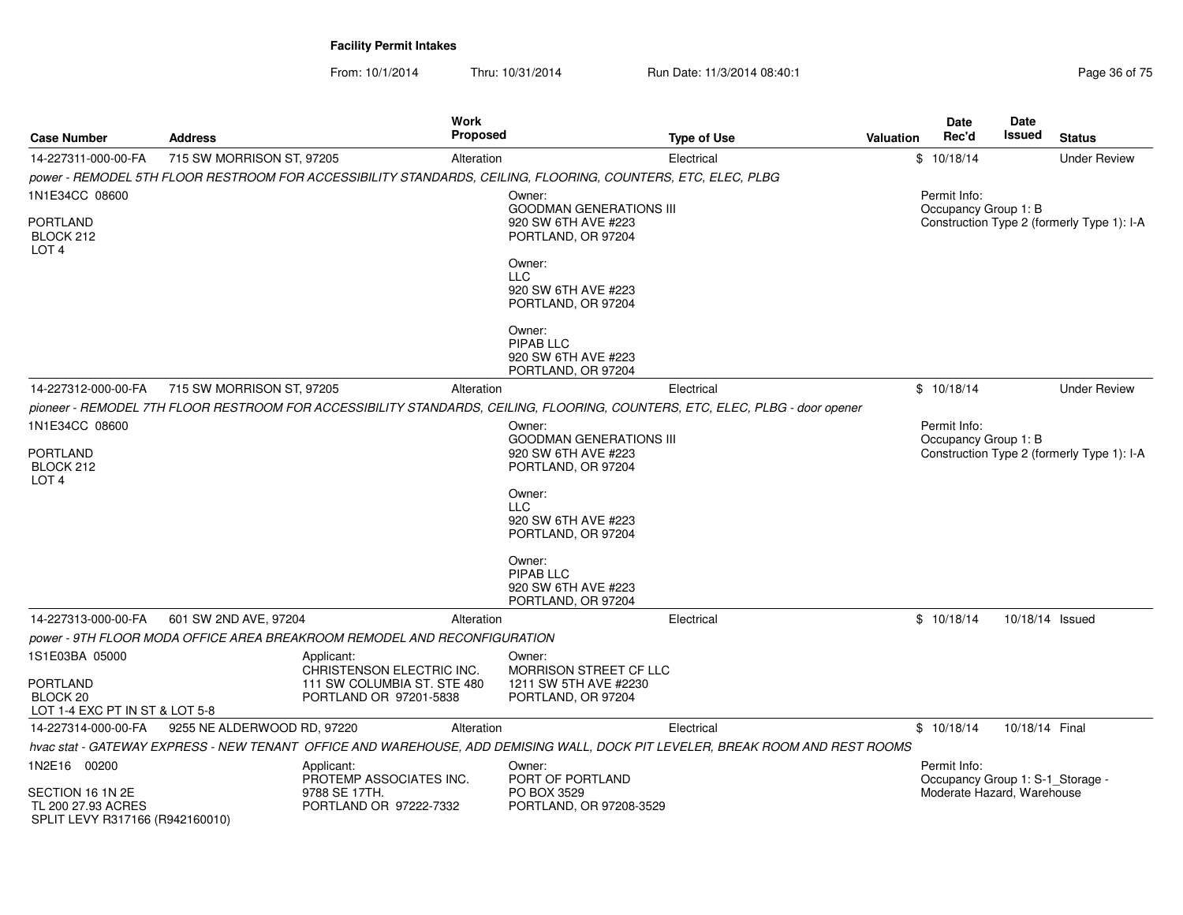**Facility Permit Intakes**

From: 10/1/2014 Thru: 10/31/2014 Run Date: 11/3/2014 08:40:1

| Case Number | Address | Work Proposed | Type of Use | Valuation | Date Rec'd | Date Issued | Status |
|---|---|---|---|---|---|---|---|
| 14-227311-000-00-FA | 715 SW MORRISON ST, 97205 | Alteration | Electrical | $ | 10/18/14 | | Under Review |

*power - REMODEL 5TH FLOOR RESTROOM FOR ACCESSIBILITY STANDARDS, CEILING, FLOORING, COUNTERS, ETC, ELEC, PLBG*

1N1E34CC 08600

PORTLAND
BLOCK 212
LOT 4

Owner:
GOODMAN GENERATIONS III
920 SW 6TH AVE #223
PORTLAND, OR 97204

Owner:
LLC
920 SW 6TH AVE #223
PORTLAND, OR 97204

Owner:
PIPAB LLC
920 SW 6TH AVE #223
PORTLAND, OR 97204

Permit Info:
Occupancy Group 1: B
Construction Type 2 (formerly Type 1): I-A

| Case Number | Address | Work Proposed | Type of Use | Valuation | Date Rec'd | Date Issued | Status |
|---|---|---|---|---|---|---|---|
| 14-227312-000-00-FA | 715 SW MORRISON ST, 97205 | Alteration | Electrical | $ | 10/18/14 | | Under Review |

*pioneer - REMODEL 7TH FLOOR RESTROOM FOR ACCESSIBILITY STANDARDS, CEILING, FLOORING, COUNTERS, ETC, ELEC, PLBG - door opener*

1N1E34CC 08600

PORTLAND
BLOCK 212
LOT 4

Owner:
GOODMAN GENERATIONS III
920 SW 6TH AVE #223
PORTLAND, OR 97204

Owner:
LLC
920 SW 6TH AVE #223
PORTLAND, OR 97204

Owner:
PIPAB LLC
920 SW 6TH AVE #223
PORTLAND, OR 97204

Permit Info:
Occupancy Group 1: B
Construction Type 2 (formerly Type 1): I-A

| Case Number | Address | Work Proposed | Type of Use | Valuation | Date Rec'd | Date Issued | Status |
|---|---|---|---|---|---|---|---|
| 14-227313-000-00-FA | 601 SW 2ND AVE, 97204 | Alteration | Electrical | $ | 10/18/14 | 10/18/14 | Issued |

*power - 9TH FLOOR MODA OFFICE AREA BREAKROOM REMODEL AND RECONFIGURATION*

1S1E03BA 05000

PORTLAND
BLOCK 20
LOT 1-4 EXC PT IN ST & LOT 5-8

Applicant:
CHRISTENSON ELECTRIC INC.
111 SW COLUMBIA ST. STE 480
PORTLAND OR 97201-5838

Owner:
MORRISON STREET CF LLC
1211 SW 5TH AVE #2230
PORTLAND, OR 97204

| Case Number | Address | Work Proposed | Type of Use | Valuation | Date Rec'd | Date Issued | Status |
|---|---|---|---|---|---|---|---|
| 14-227314-000-00-FA | 9255 NE ALDERWOOD RD, 97220 | Alteration | Electrical | $ | 10/18/14 | 10/18/14 | Final |

*hvac stat - GATEWAY EXPRESS - NEW TENANT OFFICE AND WAREHOUSE, ADD DEMISING WALL, DOCK PIT LEVELER, BREAK ROOM AND REST ROOMS*

1N2E16 00200

SECTION 16 1N 2E
TL 200 27.93 ACRES
SPLIT LEVY R317166 (R942160010)

Applicant:
PROTEMP ASSOCIATES INC.
9788 SE 17TH.
PORTLAND OR 97222-7332

Owner:
PORT OF PORTLAND
PO BOX 3529
PORTLAND, OR 97208-3529

Permit Info:
Occupancy Group 1: S-1_Storage - Moderate Hazard, Warehouse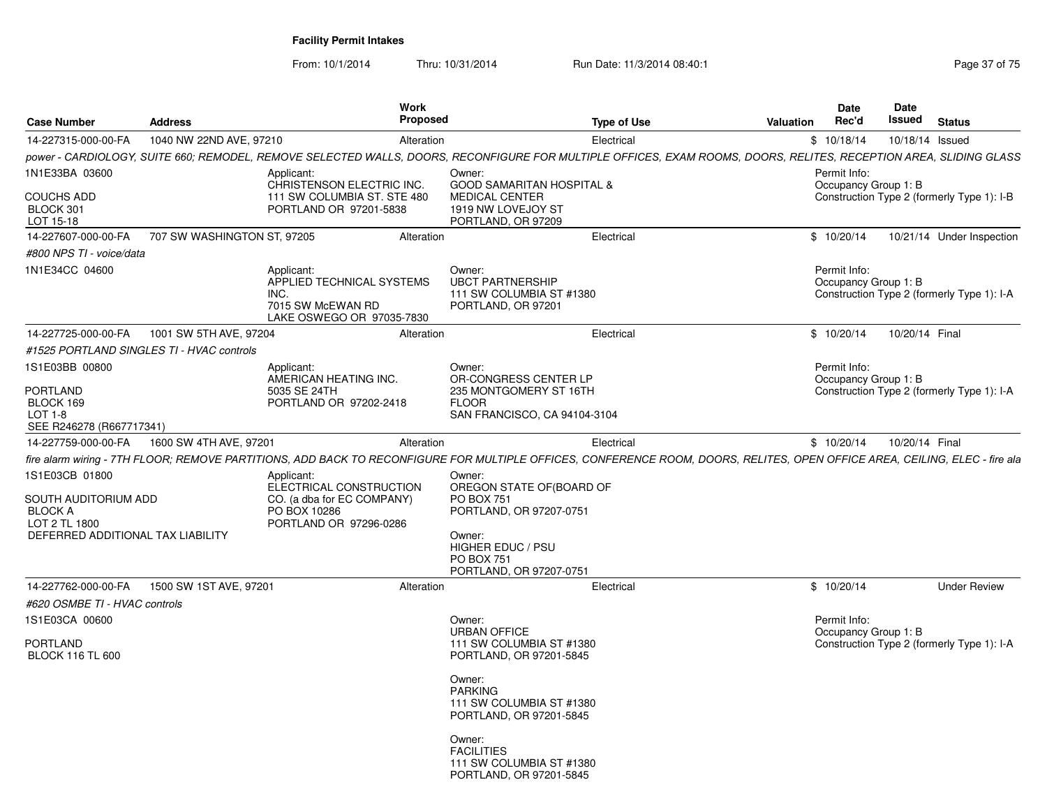**Facility Permit Intakes**

From: 10/1/2014 Thru: 10/31/2014 Run Date: 11/3/2014 08:40:1

| Case Number | Address | Work Proposed | Type of Use | Valuation | Date Rec'd | Date Issued | Status |
|---|---|---|---|---|---|---|---|
| 14-227315-000-00-FA | 1040 NW 22ND AVE, 97210 | Alteration | Electrical | $ | 10/18/14 | 10/18/14 | Issued |

*power - CARDIOLOGY, SUITE 660; REMODEL, REMOVE SELECTED WALLS, DOORS, RECONFIGURE FOR MULTIPLE OFFICES, EXAM ROOMS, DOORS, RELITES, RECEPTION AREA, SLIDING GLASS*

1N1E33BA 03600

COUCHS ADD
BLOCK 301
LOT 15-18

Applicant:
CHRISTENSON ELECTRIC INC.
111 SW COLUMBIA ST. STE 480
PORTLAND OR 97201-5838

Owner:
GOOD SAMARITAN HOSPITAL &
MEDICAL CENTER
1919 NW LOVEJOY ST
PORTLAND, OR 97209

Permit Info:
Occupancy Group 1: B
Construction Type 2 (formerly Type 1): I-B

---

| Case Number | Address | Work Proposed | Type of Use | Valuation | Date Rec'd | Date Issued | Status |
|---|---|---|---|---|---|---|---|
| 14-227607-000-00-FA | 707 SW WASHINGTON ST, 97205 | Alteration | Electrical | $ | 10/20/14 | 10/21/14 | Under Inspection |

*#800 NPS TI - voice/data*

1N1E34CC 04600

Applicant:
APPLIED TECHNICAL SYSTEMS
INC.
7015 SW McEWAN RD
LAKE OSWEGO OR 97035-7830

Owner:
UBCT PARTNERSHIP
111 SW COLUMBIA ST #1380
PORTLAND, OR 97201

Permit Info:
Occupancy Group 1: B
Construction Type 2 (formerly Type 1): I-A

---

| Case Number | Address | Work Proposed | Type of Use | Valuation | Date Rec'd | Date Issued | Status |
|---|---|---|---|---|---|---|---|
| 14-227725-000-00-FA | 1001 SW 5TH AVE, 97204 | Alteration | Electrical | $ | 10/20/14 | 10/20/14 | Final |

*#1525 PORTLAND SINGLES TI - HVAC controls*

1S1E03BB 00800

PORTLAND
BLOCK 169
LOT 1-8
SEE R246278 (R667717341)

Applicant:
AMERICAN HEATING INC.
5035 SE 24TH
PORTLAND OR 97202-2418

Owner:
OR-CONGRESS CENTER LP
235 MONTGOMERY ST 16TH
FLOOR
SAN FRANCISCO, CA 94104-3104

Permit Info:
Occupancy Group 1: B
Construction Type 2 (formerly Type 1): I-A

---

| Case Number | Address | Work Proposed | Type of Use | Valuation | Date Rec'd | Date Issued | Status |
|---|---|---|---|---|---|---|---|
| 14-227759-000-00-FA | 1600 SW 4TH AVE, 97201 | Alteration | Electrical | $ | 10/20/14 | 10/20/14 | Final |

*fire alarm wiring - 7TH FLOOR; REMOVE PARTITIONS, ADD BACK TO RECONFIGURE FOR MULTIPLE OFFICES, CONFERENCE ROOM, DOORS, RELITES, OPEN OFFICE AREA, CEILING, ELEC - fire ala*

1S1E03CB 01800

SOUTH AUDITORIUM ADD
BLOCK A
LOT 2 TL 1800
DEFERRED ADDITIONAL TAX LIABILITY

Applicant:
ELECTRICAL CONSTRUCTION
CO. (a dba for EC COMPANY)
PO BOX 10286
PORTLAND OR 97296-0286

Owner:
OREGON STATE OF(BOARD OF
PO BOX 751
PORTLAND, OR 97207-0751

Owner:
HIGHER EDUC / PSU
PO BOX 751
PORTLAND, OR 97207-0751

---

| Case Number | Address | Work Proposed | Type of Use | Valuation | Date Rec'd | Date Issued | Status |
|---|---|---|---|---|---|---|---|
| 14-227762-000-00-FA | 1500 SW 1ST AVE, 97201 | Alteration | Electrical | $ | 10/20/14 | | Under Review |

*#620 OSMBE TI - HVAC controls*

1S1E03CA 00600

PORTLAND
BLOCK 116 TL 600

Owner:
URBAN OFFICE
111 SW COLUMBIA ST #1380
PORTLAND, OR 97201-5845

Owner:
PARKING
111 SW COLUMBIA ST #1380
PORTLAND, OR 97201-5845

Owner:
FACILITIES
111 SW COLUMBIA ST #1380
PORTLAND, OR 97201-5845

Permit Info:
Occupancy Group 1: B
Construction Type 2 (formerly Type 1): I-A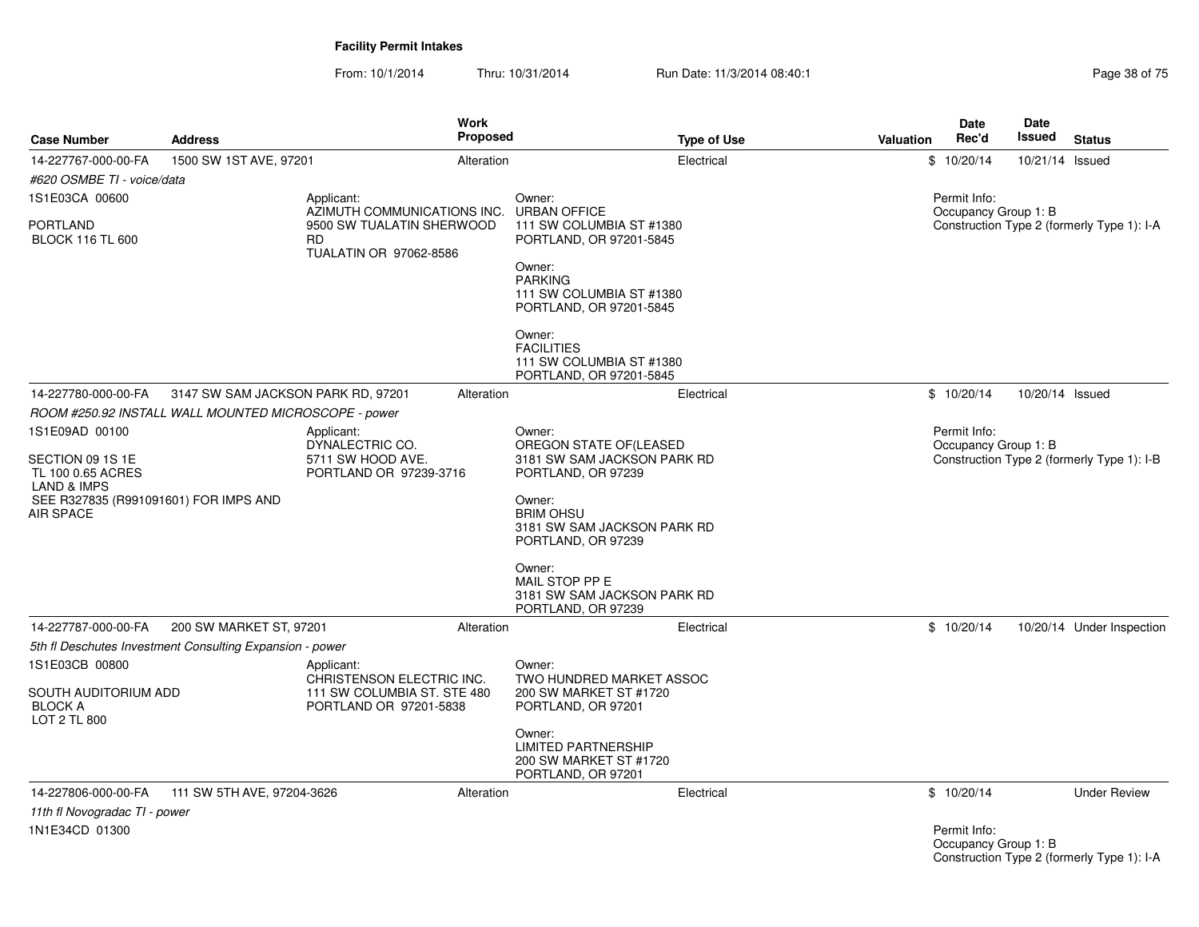**Facility Permit Intakes**

From: 10/1/2014 Thru: 10/31/2014 Run Date: 11/3/2014 08:40:1

| Case Number | Address | Work Proposed | Type of Use | Valuation | Date Rec'd | Date Issued | Status |
|---|---|---|---|---|---|---|---|
| 14-227767-000-00-FA | 1500 SW 1ST AVE, 97201 | Alteration | Electrical | $ | 10/20/14 | 10/21/14 | Issued |

*#620 OSMBE TI - voice/data*

1S1E03CA 00600

PORTLAND
BLOCK 116 TL 600

Applicant:
AZIMUTH COMMUNICATIONS INC.
9500 SW TUALATIN SHERWOOD RD
TUALATIN OR 97062-8586

Owner:
URBAN OFFICE
111 SW COLUMBIA ST #1380
PORTLAND, OR 97201-5845

Owner:
PARKING
111 SW COLUMBIA ST #1380
PORTLAND, OR 97201-5845

Owner:
FACILITIES
111 SW COLUMBIA ST #1380
PORTLAND, OR 97201-5845

Permit Info:
Occupancy Group 1: B
Construction Type 2 (formerly Type 1): I-A

| Case Number | Address | Work Proposed | Type of Use | Valuation | Date Rec'd | Date Issued | Status |
|---|---|---|---|---|---|---|---|
| 14-227780-000-00-FA | 3147 SW SAM JACKSON PARK RD, 97201 | Alteration | Electrical | $ | 10/20/14 | 10/20/14 | Issued |

*ROOM #250.92 INSTALL WALL MOUNTED MICROSCOPE - power*

1S1E09AD 00100

SECTION 09 1S 1E
TL 100 0.65 ACRES
LAND & IMPS
SEE R327835 (R991091601) FOR IMPS AND AIR SPACE

Applicant:
DYNALECTRIC CO.
5711 SW HOOD AVE.
PORTLAND OR 97239-3716

Owner:
OREGON STATE OF(LEASED
3181 SW SAM JACKSON PARK RD
PORTLAND, OR 97239

Owner:
BRIM OHSU
3181 SW SAM JACKSON PARK RD
PORTLAND, OR 97239

Owner:
MAIL STOP PP E
3181 SW SAM JACKSON PARK RD
PORTLAND, OR 97239

Permit Info:
Occupancy Group 1: B
Construction Type 2 (formerly Type 1): I-B

| Case Number | Address | Work Proposed | Type of Use | Valuation | Date Rec'd | Date Issued | Status |
|---|---|---|---|---|---|---|---|
| 14-227787-000-00-FA | 200 SW MARKET ST, 97201 | Alteration | Electrical | $ | 10/20/14 | 10/20/14 | Under Inspection |

*5th fl Deschutes Investment Consulting Expansion - power*

1S1E03CB 00800

SOUTH AUDITORIUM ADD
BLOCK A
LOT 2 TL 800

Applicant:
CHRISTENSON ELECTRIC INC.
111 SW COLUMBIA ST. STE 480
PORTLAND OR 97201-5838

Owner:
TWO HUNDRED MARKET ASSOC
200 SW MARKET ST #1720
PORTLAND, OR 97201

Owner:
LIMITED PARTNERSHIP
200 SW MARKET ST #1720
PORTLAND, OR 97201

| Case Number | Address | Work Proposed | Type of Use | Valuation | Date Rec'd | Date Issued | Status |
|---|---|---|---|---|---|---|---|
| 14-227806-000-00-FA | 111 SW 5TH AVE, 97204-3626 | Alteration | Electrical | $ | 10/20/14 | | Under Review |

*11th fl Novogradac TI - power*

1N1E34CD 01300

Permit Info:
Occupancy Group 1: B
Construction Type 2 (formerly Type 1): I-A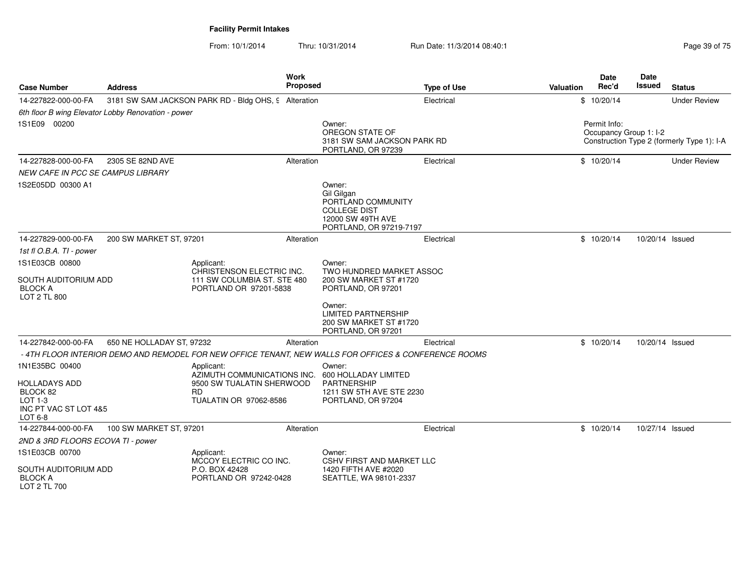**Facility Permit Intakes**

From: 10/1/2014 Thru: 10/31/2014 Run Date: 11/3/2014 08:40:1

| Case Number | Address | Work Proposed | Type of Use | Valuation | Date Rec'd | Date Issued | Status |
|---|---|---|---|---|---|---|---|
| 14-227822-000-00-FA | 3181 SW SAM JACKSON PARK RD - Bldg OHS, 9 | Alteration | Electrical | $ | 10/20/14 | | Under Review |
| *6th floor B wing Elevator Lobby Renovation - power* | | | | | | | |
| 1S1E09 00200 | | | Owner: OREGON STATE OF 3181 SW SAM JACKSON PARK RD PORTLAND, OR 97239 | | Permit Info: Occupancy Group 1: I-2 Construction Type 2 (formerly Type 1): I-A | | |
| 14-227828-000-00-FA | 2305 SE 82ND AVE | Alteration | Electrical | $ | 10/20/14 | | Under Review |
| *NEW CAFE IN PCC SE CAMPUS LIBRARY* | | | | | | | |
| 1S2E05DD 00300 A1 | | | Owner: Gil Gilgan PORTLAND COMMUNITY COLLEGE DIST 12000 SW 49TH AVE PORTLAND, OR 97219-7197 | | | | |
| 14-227829-000-00-FA | 200 SW MARKET ST, 97201 | Alteration | Electrical | $ | 10/20/14 | 10/20/14 | Issued |
| *1st fl O.B.A. TI - power* | | | | | | | |
| 1S1E03CB 00800 SOUTH AUDITORIUM ADD BLOCK A LOT 2 TL 800 | Applicant: CHRISTENSON ELECTRIC INC. 111 SW COLUMBIA ST. STE 480 PORTLAND OR 97201-5838 | | Owner: TWO HUNDRED MARKET ASSOC 200 SW MARKET ST #1720 PORTLAND, OR 97201; Owner: LIMITED PARTNERSHIP 200 SW MARKET ST #1720 PORTLAND, OR 97201 | | | | |
| 14-227842-000-00-FA | 650 NE HOLLADAY ST, 97232 | Alteration | Electrical | $ | 10/20/14 | 10/20/14 | Issued |
| *- 4TH FLOOR INTERIOR DEMO AND REMODEL FOR NEW OFFICE TENANT, NEW WALLS FOR OFFICES & CONFERENCE ROOMS* | | | | | | | |
| 1N1E35BC 00400 HOLLADAYS ADD BLOCK 82 LOT 1-3 INC PT VAC ST LOT 4&5 LOT 6-8 | Applicant: AZIMUTH COMMUNICATIONS INC. 9500 SW TUALATIN SHERWOOD RD TUALATIN OR 97062-8586 | | Owner: 600 HOLLADAY LIMITED PARTNERSHIP 1211 SW 5TH AVE STE 2230 PORTLAND, OR 97204 | | | | |
| 14-227844-000-00-FA | 100 SW MARKET ST, 97201 | Alteration | Electrical | $ | 10/20/14 | 10/27/14 | Issued |
| *2ND & 3RD FLOORS ECOVA TI - power* | | | | | | | |
| 1S1E03CB 00700 SOUTH AUDITORIUM ADD BLOCK A LOT 2 TL 700 | Applicant: MCCOY ELECTRIC CO INC. P.O. BOX 42428 PORTLAND OR 97242-0428 | | Owner: CSHV FIRST AND MARKET LLC 1420 FIFTH AVE #2020 SEATTLE, WA 98101-2337 | | | | |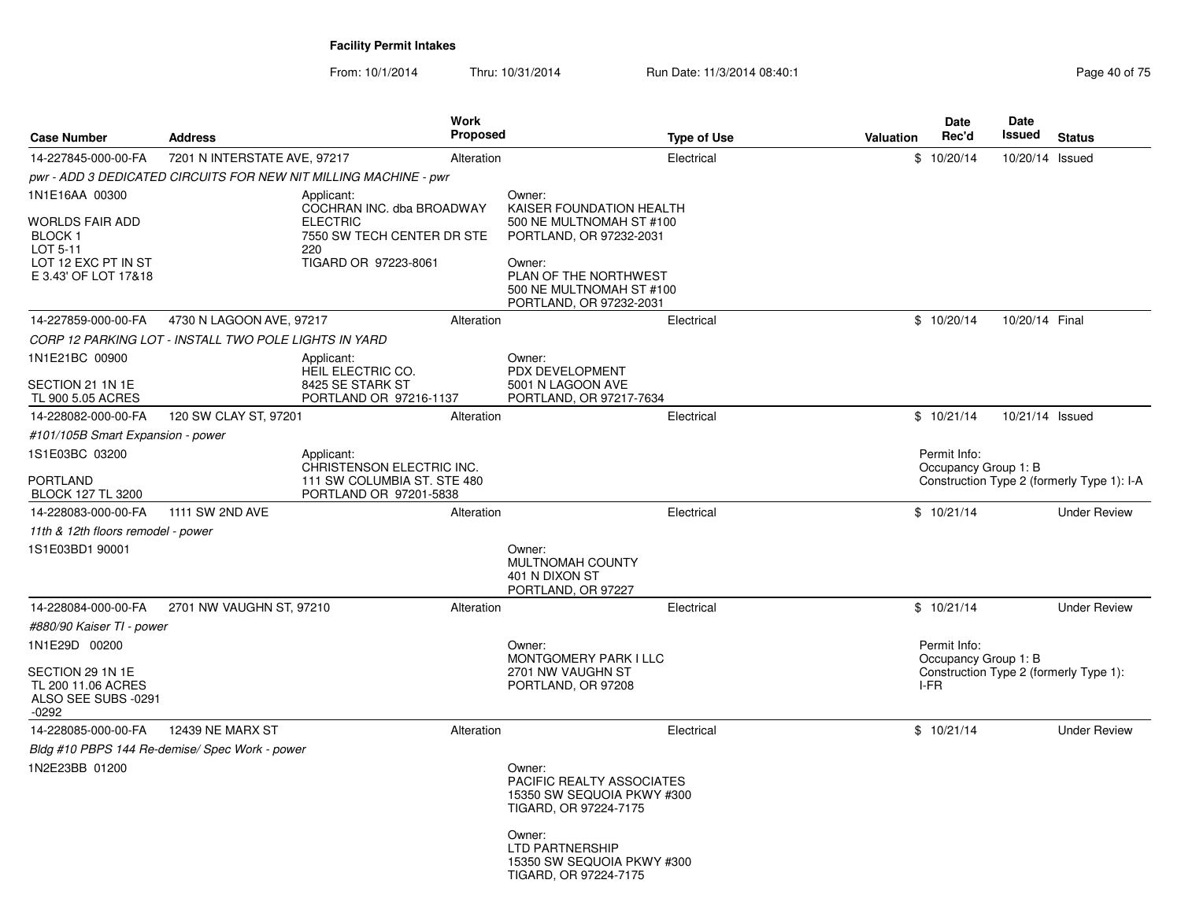## Facility Permit Intakes

From: 10/1/2014 Thru: 10/31/2014 Run Date: 11/3/2014 08:40:1

| Case Number | Address | Work Proposed | Type of Use | Valuation | Date Rec'd | Date Issued | Status |
|---|---|---|---|---|---|---|---|
| 14-227845-000-00-FA | 7201 N INTERSTATE AVE, 97217 | Alteration | Electrical | $ | 10/20/14 | 10/20/14 | Issued |
| *pwr - ADD 3 DEDICATED CIRCUITS FOR NEW NIT MILLING MACHINE - pwr* | | | | | | | |
| 1N1E16AA 00300<br><br>WORLDS FAIR ADD<br>BLOCK 1<br>LOT 5-11<br>LOT 12 EXC PT IN ST<br>E 3.43' OF LOT 17&18 | Applicant:<br>COCHRAN INC. dba BROADWAY ELECTRIC<br>7550 SW TECH CENTER DR STE 220<br>TIGARD OR 97223-8061 | | Owner:<br>KAISER FOUNDATION HEALTH<br>500 NE MULTNOMAH ST #100<br>PORTLAND, OR 97232-2031<br><br>Owner:<br>PLAN OF THE NORTHWEST<br>500 NE MULTNOMAH ST #100<br>PORTLAND, OR 97232-2031 | | | | |
| 14-227859-000-00-FA | 4730 N LAGOON AVE, 97217 | Alteration | Electrical | $ | 10/20/14 | 10/20/14 | Final |
| *CORP 12 PARKING LOT - INSTALL TWO POLE LIGHTS IN YARD* | | | | | | | |
| 1N1E21BC 00900<br><br>SECTION 21 1N 1E<br>TL 900 5.05 ACRES | Applicant:<br>HEIL ELECTRIC CO.<br>8425 SE STARK ST<br>PORTLAND OR 97216-1137 | | Owner:<br>PDX DEVELOPMENT<br>5001 N LAGOON AVE<br>PORTLAND, OR 97217-7634 | | | | |
| 14-228082-000-00-FA | 120 SW CLAY ST, 97201 | Alteration | Electrical | $ | 10/21/14 | 10/21/14 | Issued |
| *#101/105B Smart Expansion - power* | | | | | | | |
| 1S1E03BC 03200<br><br>PORTLAND<br>BLOCK 127 TL 3200 | Applicant:<br>CHRISTENSON ELECTRIC INC.<br>111 SW COLUMBIA ST. STE 480<br>PORTLAND OR 97201-5838 | | | | Permit Info:<br>Occupancy Group 1: B<br>Construction Type 2 (formerly Type 1): I-A | | |
| 14-228083-000-00-FA | 1111 SW 2ND AVE | Alteration | Electrical | $ | 10/21/14 | | Under Review |
| *11th & 12th floors remodel - power* | | | | | | | |
| 1S1E03BD1 90001 | | | Owner:<br>MULTNOMAH COUNTY<br>401 N DIXON ST<br>PORTLAND, OR 97227 | | | | |
| 14-228084-000-00-FA | 2701 NW VAUGHN ST, 97210 | Alteration | Electrical | $ | 10/21/14 | | Under Review |
| *#880/90 Kaiser TI - power* | | | | | | | |
| 1N1E29D 00200<br><br>SECTION 29 1N 1E<br>TL 200 11.06 ACRES<br>ALSO SEE SUBS -0291 -0292 | | | Owner:<br>MONTGOMERY PARK I LLC<br>2701 NW VAUGHN ST<br>PORTLAND, OR 97208 | | Permit Info:<br>Occupancy Group 1: B<br>Construction Type 2 (formerly Type 1): I-FR | | |
| 14-228085-000-00-FA | 12439 NE MARX ST | Alteration | Electrical | $ | 10/21/14 | | Under Review |
| *Bldg #10 PBPS 144 Re-demise/ Spec Work - power* | | | | | | | |
| 1N2E23BB 01200 | | | Owner:<br>PACIFIC REALTY ASSOCIATES<br>15350 SW SEQUOIA PKWY #300<br>TIGARD, OR 97224-7175<br><br>Owner:<br>LTD PARTNERSHIP<br>15350 SW SEQUOIA PKWY #300<br>TIGARD, OR 97224-7175 | | | | |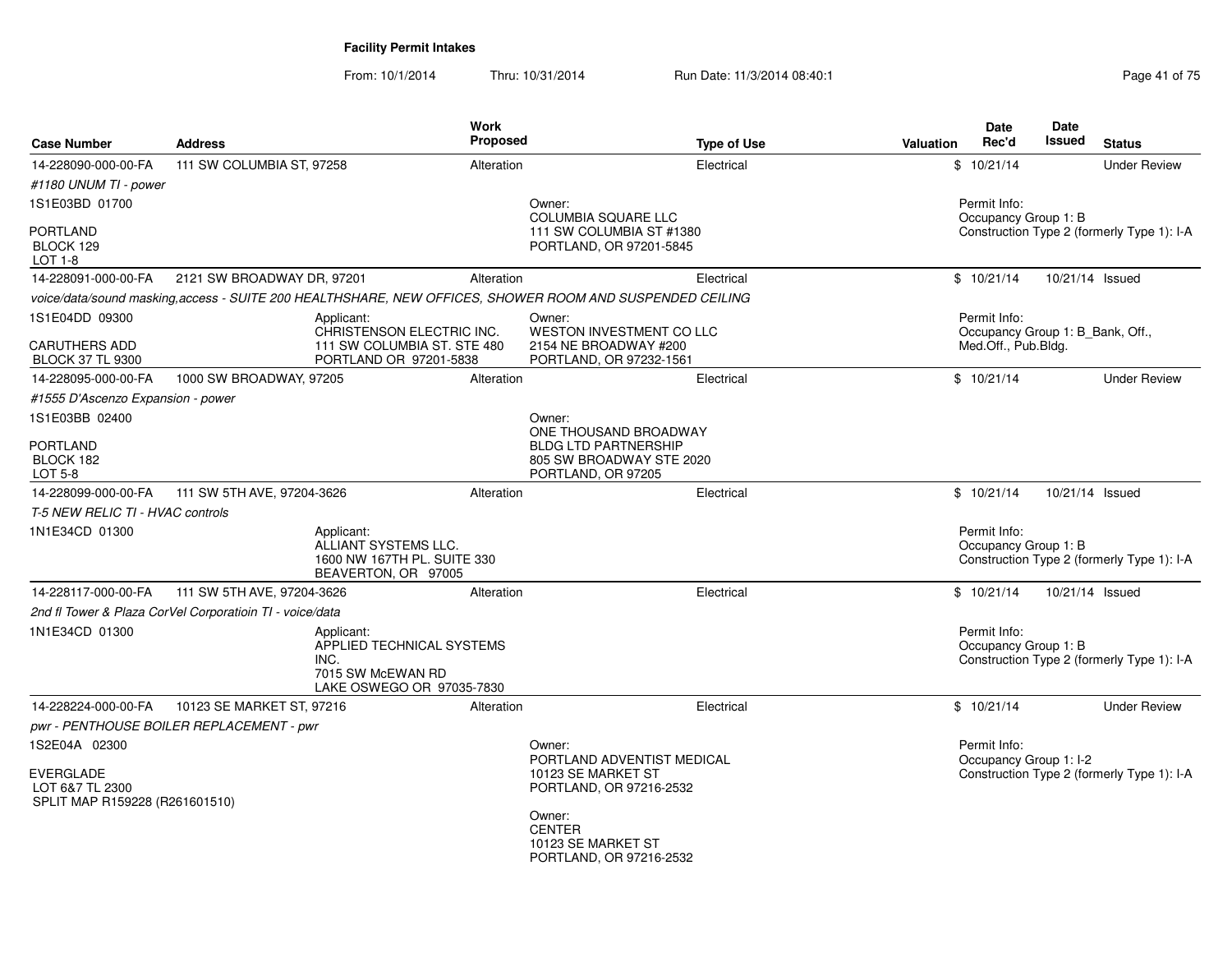# Facility Permit Intakes

From: 10/1/2014 Thru: 10/31/2014 Run Date: 11/3/2014 08:40:1

| Case Number | Address | Work Proposed | Type of Use | Valuation | Date Rec'd | Date Issued | Status |
|---|---|---|---|---|---|---|---|
| 14-228090-000-00-FA | 111 SW COLUMBIA ST, 97258 | Alteration | Electrical | $ | 10/21/14 | | Under Review |
| *#1180 UNUM TI - power* | | | | | | | |
| 1S1E03BD 01700<br><br>PORTLAND<br>BLOCK 129<br>LOT 1-8 | | | Owner:<br>COLUMBIA SQUARE LLC<br>111 SW COLUMBIA ST #1380<br>PORTLAND, OR 97201-5845 | | Permit Info:<br>Occupancy Group 1: B<br>Construction Type 2 (formerly Type 1): I-A | | |
| 14-228091-000-00-FA | 2121 SW BROADWAY DR, 97201 | Alteration | Electrical | $ | 10/21/14 | 10/21/14 | Issued |
| *voice/data/sound masking,access - SUITE 200 HEALTHSHARE, NEW OFFICES, SHOWER ROOM AND SUSPENDED CEILING* | | | | | | | |
| 1S1E04DD 09300<br><br>CARUTHERS ADD<br>BLOCK 37 TL 9300 | Applicant:<br>CHRISTENSON ELECTRIC INC.<br>111 SW COLUMBIA ST. STE 480<br>PORTLAND OR 97201-5838 | | Owner:<br>WESTON INVESTMENT CO LLC<br>2154 NE BROADWAY #200<br>PORTLAND, OR 97232-1561 | | Permit Info:<br>Occupancy Group 1: B_Bank, Off., Med.Off., Pub.Bldg. | | |
| 14-228095-000-00-FA | 1000 SW BROADWAY, 97205 | Alteration | Electrical | $ | 10/21/14 | | Under Review |
| *#1555 D'Ascenzo Expansion - power* | | | | | | | |
| 1S1E03BB 02400<br><br>PORTLAND<br>BLOCK 182<br>LOT 5-8 | | | Owner:<br>ONE THOUSAND BROADWAY<br>BLDG LTD PARTNERSHIP<br>805 SW BROADWAY STE 2020<br>PORTLAND, OR 97205 | | | | |
| 14-228099-000-00-FA | 111 SW 5TH AVE, 97204-3626 | Alteration | Electrical | $ | 10/21/14 | 10/21/14 | Issued |
| *T-5 NEW RELIC TI - HVAC controls* | | | | | | | |
| 1N1E34CD 01300 | Applicant:<br>ALLIANT SYSTEMS LLC.<br>1600 NW 167TH PL. SUITE 330<br>BEAVERTON, OR 97005 | | | | Permit Info:<br>Occupancy Group 1: B<br>Construction Type 2 (formerly Type 1): I-A | | |
| 14-228117-000-00-FA | 111 SW 5TH AVE, 97204-3626 | Alteration | Electrical | $ | 10/21/14 | 10/21/14 | Issued |
| *2nd fl Tower & Plaza CorVel Corporatioin TI - voice/data* | | | | | | | |
| 1N1E34CD 01300 | Applicant:<br>APPLIED TECHNICAL SYSTEMS INC.<br>7015 SW McEWAN RD<br>LAKE OSWEGO OR 97035-7830 | | | | Permit Info:<br>Occupancy Group 1: B<br>Construction Type 2 (formerly Type 1): I-A | | |
| 14-228224-000-00-FA | 10123 SE MARKET ST, 97216 | Alteration | Electrical | $ | 10/21/14 | | Under Review |
| *pwr - PENTHOUSE BOILER REPLACEMENT - pwr* | | | | | | | |
| 1S2E04A 02300<br><br>EVERGLADE<br>LOT 6&7 TL 2300<br>SPLIT MAP R159228 (R261601510) | | | Owner:<br>PORTLAND ADVENTIST MEDICAL<br>10123 SE MARKET ST<br>PORTLAND, OR 97216-2532<br><br>Owner:<br>CENTER<br>10123 SE MARKET ST<br>PORTLAND, OR 97216-2532 | | Permit Info:<br>Occupancy Group 1: I-2<br>Construction Type 2 (formerly Type 1): I-A | | |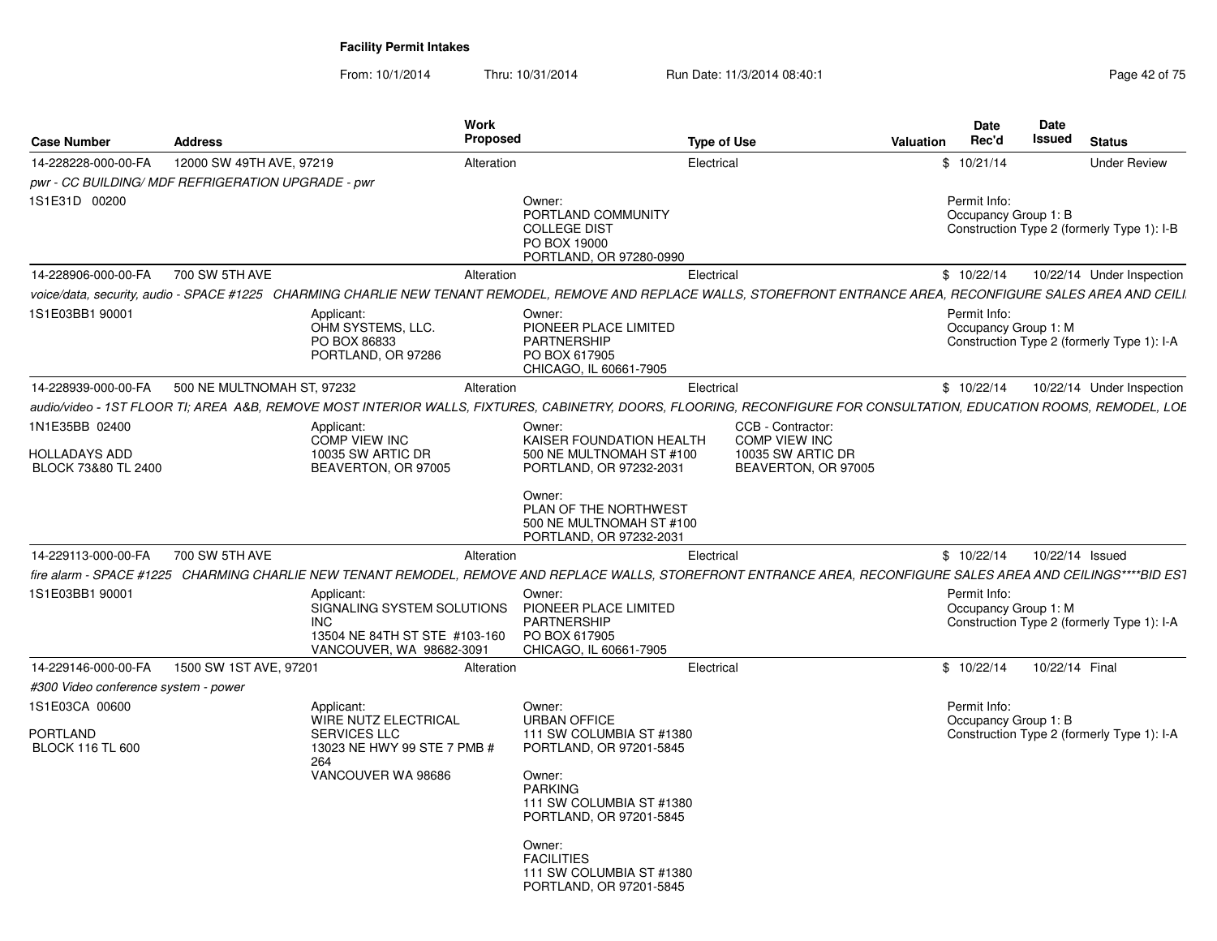**Facility Permit Intakes**

From: 10/1/2014 Thru: 10/31/2014 Run Date: 11/3/2014 08:40:1

| Case Number | Address | Work Proposed | Type of Use | Valuation | Date Rec'd | Date Issued | Status |
|---|---|---|---|---|---|---|---|
| 14-228228-000-00-FA | 12000 SW 49TH AVE, 97219 | Alteration | Electrical | $ | 10/21/14 | | Under Review |

*pwr - CC BUILDING/ MDF REFRIGERATION UPGRADE - pwr*

1S1E31D 00200

Owner: PORTLAND COMMUNITY COLLEGE DIST, PO BOX 19000, PORTLAND, OR 97280-0990

Permit Info: Occupancy Group 1: B; Construction Type 2 (formerly Type 1): I-B

---

| Case Number | Address | Work Proposed | Type of Use | Valuation | Date Rec'd | Date Issued | Status |
|---|---|---|---|---|---|---|---|
| 14-228906-000-00-FA | 700 SW 5TH AVE | Alteration | Electrical | $ | 10/22/14 | 10/22/14 | Under Inspection |

*voice/data, security, audio - SPACE #1225 CHARMING CHARLIE NEW TENANT REMODEL, REMOVE AND REPLACE WALLS, STOREFRONT ENTRANCE AREA, RECONFIGURE SALES AREA AND CEILI*

1S1E03BB1 90001

Applicant: OHM SYSTEMS, LLC., PO BOX 86833, PORTLAND, OR 97286

Owner: PIONEER PLACE LIMITED PARTNERSHIP, PO BOX 617905, CHICAGO, IL 60661-7905

Permit Info: Occupancy Group 1: M; Construction Type 2 (formerly Type 1): I-A

---

| Case Number | Address | Work Proposed | Type of Use | Valuation | Date Rec'd | Date Issued | Status |
|---|---|---|---|---|---|---|---|
| 14-228939-000-00-FA | 500 NE MULTNOMAH ST, 97232 | Alteration | Electrical | $ | 10/22/14 | 10/22/14 | Under Inspection |

*audio/video - 1ST FLOOR TI; AREA A&B, REMOVE MOST INTERIOR WALLS, FIXTURES, CABINETRY, DOORS, FLOORING, RECONFIGURE FOR CONSULTATION, EDUCATION ROOMS, REMODEL, LOE*

1N1E35BB 02400
HOLLADAYS ADD
BLOCK 73&80 TL 2400

Applicant: COMP VIEW INC, 10035 SW ARTIC DR, BEAVERTON, OR 97005

Owner: KAISER FOUNDATION HEALTH, 500 NE MULTNOMAH ST #100, PORTLAND, OR 97232-2031

Owner: PLAN OF THE NORTHWEST, 500 NE MULTNOMAH ST #100, PORTLAND, OR 97232-2031

CCB - Contractor: COMP VIEW INC, 10035 SW ARTIC DR, BEAVERTON, OR 97005

---

| Case Number | Address | Work Proposed | Type of Use | Valuation | Date Rec'd | Date Issued | Status |
|---|---|---|---|---|---|---|---|
| 14-229113-000-00-FA | 700 SW 5TH AVE | Alteration | Electrical | $ | 10/22/14 | 10/22/14 | Issued |

*fire alarm - SPACE #1225 CHARMING CHARLIE NEW TENANT REMODEL, REMOVE AND REPLACE WALLS, STOREFRONT ENTRANCE AREA, RECONFIGURE SALES AREA AND CEILINGS****BID EST*

1S1E03BB1 90001

Applicant: SIGNALING SYSTEM SOLUTIONS INC, 13504 NE 84TH ST STE #103-160, VANCOUVER, WA 98682-3091

Owner: PIONEER PLACE LIMITED PARTNERSHIP, PO BOX 617905, CHICAGO, IL 60661-7905

Permit Info: Occupancy Group 1: M; Construction Type 2 (formerly Type 1): I-A

---

| Case Number | Address | Work Proposed | Type of Use | Valuation | Date Rec'd | Date Issued | Status |
|---|---|---|---|---|---|---|---|
| 14-229146-000-00-FA | 1500 SW 1ST AVE, 97201 | Alteration | Electrical | $ | 10/22/14 | 10/22/14 | Final |

*#300 Video conference system - power*

1S1E03CA 00600
PORTLAND
BLOCK 116 TL 600

Applicant: WIRE NUTZ ELECTRICAL SERVICES LLC, 13023 NE HWY 99 STE 7 PMB # 264, VANCOUVER WA 98686

Owner: URBAN OFFICE, 111 SW COLUMBIA ST #1380, PORTLAND, OR 97201-5845

Owner: PARKING, 111 SW COLUMBIA ST #1380, PORTLAND, OR 97201-5845

Owner: FACILITIES, 111 SW COLUMBIA ST #1380, PORTLAND, OR 97201-5845

Permit Info: Occupancy Group 1: B; Construction Type 2 (formerly Type 1): I-A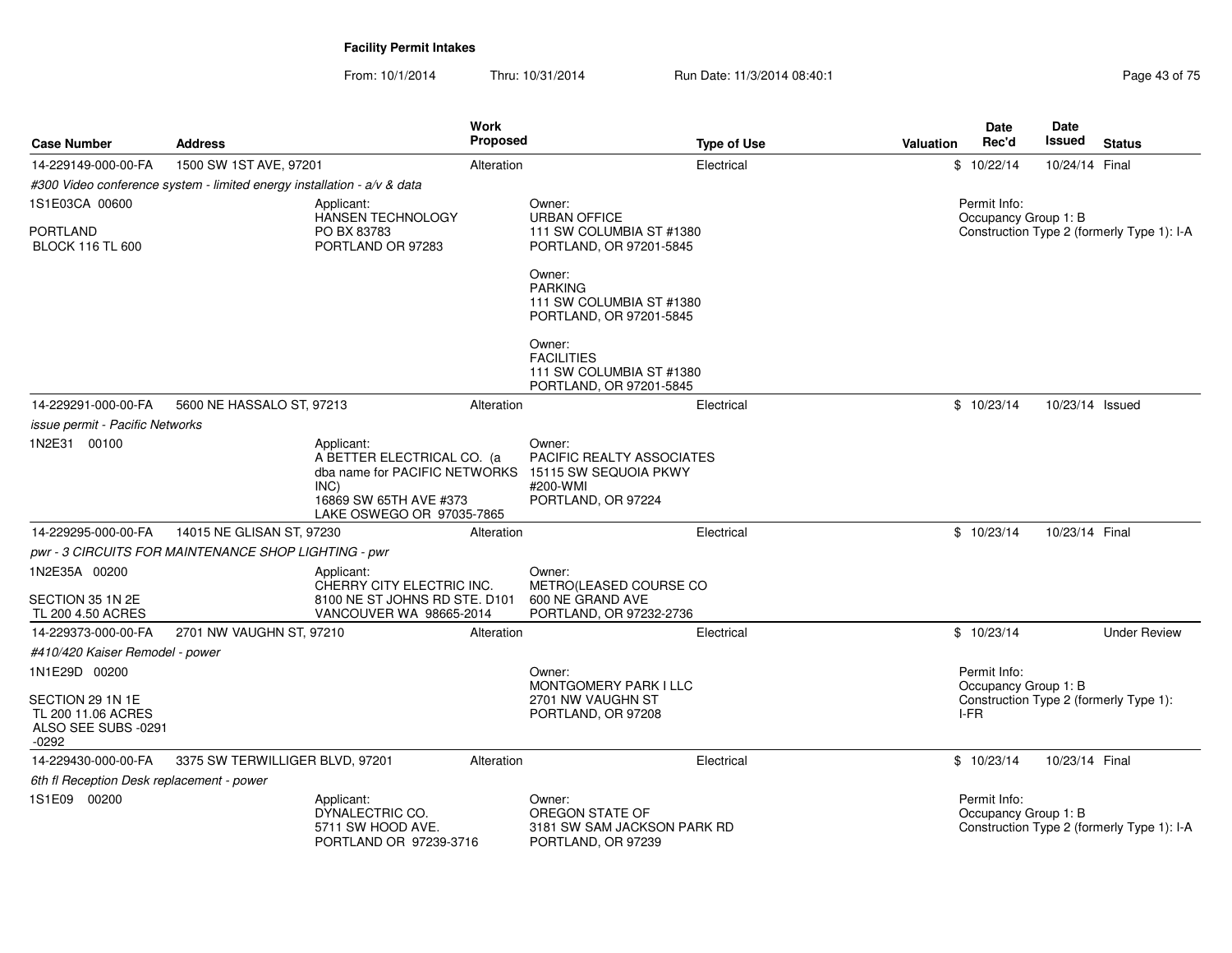**Facility Permit Intakes**

From: 10/1/2014 Thru: 10/31/2014 Run Date: 11/3/2014 08:40:1

| Case Number | Address | Work Proposed | Type of Use | Valuation | Date Rec'd | Date Issued | Status |
|---|---|---|---|---|---|---|---|
| 14-229149-000-00-FA | 1500 SW 1ST AVE, 97201 | Alteration | Electrical | $ | 10/22/14 | 10/24/14 | Final |

*#300 Video conference system - limited energy installation - a/v & data*

1S1E03CA 00600

PORTLAND
BLOCK 116 TL 600

Applicant:
HANSEN TECHNOLOGY
PO BX 83783
PORTLAND OR 97283

Owner:
URBAN OFFICE
111 SW COLUMBIA ST #1380
PORTLAND, OR 97201-5845

Owner:
PARKING
111 SW COLUMBIA ST #1380
PORTLAND, OR 97201-5845

Owner:
FACILITIES
111 SW COLUMBIA ST #1380
PORTLAND, OR 97201-5845

Permit Info:
Occupancy Group 1: B
Construction Type 2 (formerly Type 1): I-A

---

| Case Number | Address | Work Proposed | Type of Use | Valuation | Date Rec'd | Date Issued | Status |
|---|---|---|---|---|---|---|---|
| 14-229291-000-00-FA | 5600 NE HASSALO ST, 97213 | Alteration | Electrical | $ | 10/23/14 | 10/23/14 | Issued |

*issue permit - Pacific Networks*

1N2E31 00100

Applicant:
A BETTER ELECTRICAL CO. (a dba name for PACIFIC NETWORKS INC)
16869 SW 65TH AVE #373
LAKE OSWEGO OR 97035-7865

Owner:
PACIFIC REALTY ASSOCIATES
15115 SW SEQUOIA PKWY
#200-WMI
PORTLAND, OR 97224

---

| Case Number | Address | Work Proposed | Type of Use | Valuation | Date Rec'd | Date Issued | Status |
|---|---|---|---|---|---|---|---|
| 14-229295-000-00-FA | 14015 NE GLISAN ST, 97230 | Alteration | Electrical | $ | 10/23/14 | 10/23/14 | Final |

*pwr - 3 CIRCUITS FOR MAINTENANCE SHOP LIGHTING - pwr*

1N2E35A 00200

SECTION 35 1N 2E
TL 200 4.50 ACRES

Applicant:
CHERRY CITY ELECTRIC INC.
8100 NE ST JOHNS RD STE. D101
VANCOUVER WA 98665-2014

Owner:
METRO(LEASED COURSE CO
600 NE GRAND AVE
PORTLAND, OR 97232-2736

---

| Case Number | Address | Work Proposed | Type of Use | Valuation | Date Rec'd | Date Issued | Status |
|---|---|---|---|---|---|---|---|
| 14-229373-000-00-FA | 2701 NW VAUGHN ST, 97210 | Alteration | Electrical | $ | 10/23/14 | | Under Review |

*#410/420 Kaiser Remodel - power*

1N1E29D 00200

SECTION 29 1N 1E
TL 200 11.06 ACRES
ALSO SEE SUBS -0291 -0292

Owner:
MONTGOMERY PARK I LLC
2701 NW VAUGHN ST
PORTLAND, OR 97208

Permit Info:
Occupancy Group 1: B
Construction Type 2 (formerly Type 1): I-FR

---

| Case Number | Address | Work Proposed | Type of Use | Valuation | Date Rec'd | Date Issued | Status |
|---|---|---|---|---|---|---|---|
| 14-229430-000-00-FA | 3375 SW TERWILLIGER BLVD, 97201 | Alteration | Electrical | $ | 10/23/14 | 10/23/14 | Final |

*6th fl Reception Desk replacement - power*

1S1E09 00200

Applicant:
DYNALECTRIC CO.
5711 SW HOOD AVE.
PORTLAND OR 97239-3716

Owner:
OREGON STATE OF
3181 SW SAM JACKSON PARK RD
PORTLAND, OR 97239

Permit Info:
Occupancy Group 1: B
Construction Type 2 (formerly Type 1): I-A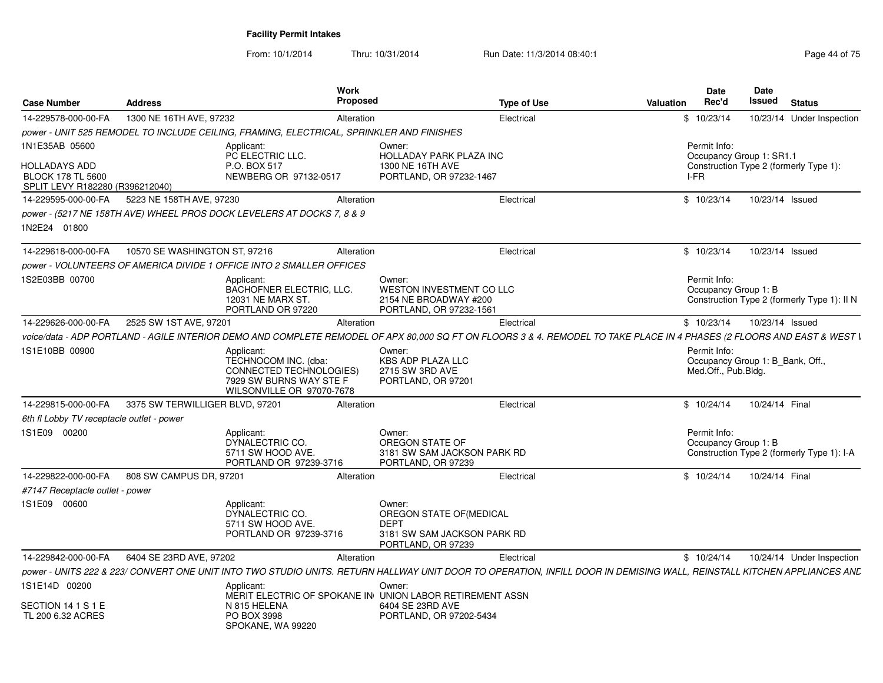# Facility Permit Intakes

From: 10/1/2014 Thru: 10/31/2014 Run Date: 11/3/2014 08:40:1

| Case Number | Address | Work Proposed | Type of Use | Valuation | Date Rec'd | Date Issued | Status |
|---|---|---|---|---|---|---|---|
| 14-229578-000-00-FA | 1300 NE 16TH AVE, 97232 | Alteration | Electrical | $ | 10/23/14 | 10/23/14 | Under Inspection |

*power - UNIT 525 REMODEL TO INCLUDE CEILING, FRAMING, ELECTRICAL, SPRINKLER AND FINISHES*

1N1E35AB 05600
HOLLADAYS ADD
BLOCK 178 TL 5600
SPLIT LEVY R182280 (R396212040)

Applicant: PC ELECTRIC LLC. P.O. BOX 517 NEWBERG OR 97132-0517

Owner: HOLLADAY PARK PLAZA INC 1300 NE 16TH AVE PORTLAND, OR 97232-1467

Permit Info: Occupancy Group 1: SR1.1 Construction Type 2 (formerly Type 1): I-FR

| Case Number | Address | Work Proposed | Type of Use | Valuation | Date Rec'd | Date Issued | Status |
|---|---|---|---|---|---|---|---|
| 14-229595-000-00-FA | 5223 NE 158TH AVE, 97230 | Alteration | Electrical | $ | 10/23/14 | 10/23/14 | Issued |

*power - (5217 NE 158TH AVE) WHEEL PROS DOCK LEVELERS AT DOCKS 7, 8 & 9*

1N2E24 01800

| Case Number | Address | Work Proposed | Type of Use | Valuation | Date Rec'd | Date Issued | Status |
|---|---|---|---|---|---|---|---|
| 14-229618-000-00-FA | 10570 SE WASHINGTON ST, 97216 | Alteration | Electrical | $ | 10/23/14 | 10/23/14 | Issued |

*power - VOLUNTEERS OF AMERICA DIVIDE 1 OFFICE INTO 2 SMALLER OFFICES*

1S2E03BB 00700

Applicant: BACHOFNER ELECTRIC, LLC. 12031 NE MARX ST. PORTLAND OR 97220

Owner: WESTON INVESTMENT CO LLC 2154 NE BROADWAY #200 PORTLAND, OR 97232-1561

Permit Info: Occupancy Group 1: B Construction Type 2 (formerly Type 1): II N

| Case Number | Address | Work Proposed | Type of Use | Valuation | Date Rec'd | Date Issued | Status |
|---|---|---|---|---|---|---|---|
| 14-229626-000-00-FA | 2525 SW 1ST AVE, 97201 | Alteration | Electrical | $ | 10/23/14 | 10/23/14 | Issued |

*voice/data - ADP PORTLAND - AGILE INTERIOR DEMO AND COMPLETE REMODEL OF APX 80,000 SQ FT ON FLOORS 3 & 4. REMODEL TO TAKE PLACE IN 4 PHASES (2 FLOORS AND EAST & WEST I*

1S1E10BB 00900

Applicant: TECHNOCOM INC. (dba: CONNECTED TECHNOLOGIES) 7929 SW BURNS WAY STE F WILSONVILLE OR 97070-7678

Owner: KBS ADP PLAZA LLC 2715 SW 3RD AVE PORTLAND, OR 97201

Permit Info: Occupancy Group 1: B_Bank, Off., Med.Off., Pub.Bldg.

| Case Number | Address | Work Proposed | Type of Use | Valuation | Date Rec'd | Date Issued | Status |
|---|---|---|---|---|---|---|---|
| 14-229815-000-00-FA | 3375 SW TERWILLIGER BLVD, 97201 | Alteration | Electrical | $ | 10/24/14 | 10/24/14 | Final |

*6th fl Lobby TV receptacle outlet - power*

1S1E09 00200

Applicant: DYNALECTRIC CO. 5711 SW HOOD AVE. PORTLAND OR 97239-3716

Owner: OREGON STATE OF 3181 SW SAM JACKSON PARK RD PORTLAND, OR 97239

Permit Info: Occupancy Group 1: B Construction Type 2 (formerly Type 1): I-A

| Case Number | Address | Work Proposed | Type of Use | Valuation | Date Rec'd | Date Issued | Status |
|---|---|---|---|---|---|---|---|
| 14-229822-000-00-FA | 808 SW CAMPUS DR, 97201 | Alteration | Electrical | $ | 10/24/14 | 10/24/14 | Final |

*#7147 Receptacle outlet - power*

1S1E09 00600

Applicant: DYNALECTRIC CO. 5711 SW HOOD AVE. PORTLAND OR 97239-3716

Owner: OREGON STATE OF(MEDICAL DEPT 3181 SW SAM JACKSON PARK RD PORTLAND, OR 97239

| Case Number | Address | Work Proposed | Type of Use | Valuation | Date Rec'd | Date Issued | Status |
|---|---|---|---|---|---|---|---|
| 14-229842-000-00-FA | 6404 SE 23RD AVE, 97202 | Alteration | Electrical | $ | 10/24/14 | 10/24/14 | Under Inspection |

*power - UNITS 222 & 223/ CONVERT ONE UNIT INTO TWO STUDIO UNITS. RETURN HALLWAY UNIT DOOR TO OPERATION, INFILL DOOR IN DEMISING WALL, REINSTALL KITCHEN APPLIANCES AND*

1S1E14D 00200
SECTION 14 1 S 1 E
TL 200 6.32 ACRES

Applicant: MERIT ELECTRIC OF SPOKANE IN N 815 HELENA PO BOX 3998 SPOKANE, WA 99220

Owner: UNION LABOR RETIREMENT ASSN 6404 SE 23RD AVE PORTLAND, OR 97202-5434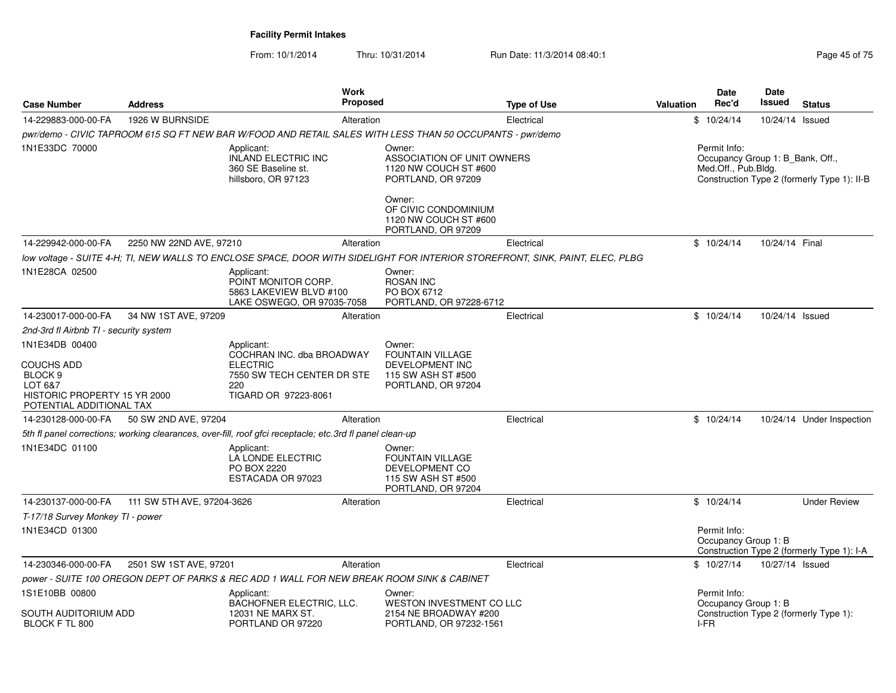## Facility Permit Intakes

From: 10/1/2014 Thru: 10/31/2014 Run Date: 11/3/2014 08:40:1

| Case Number | Address | Work Proposed | Type of Use | Valuation | Date Rec'd | Date Issued | Status |
|---|---|---|---|---|---|---|---|
| 14-229883-000-00-FA | 1926 W BURNSIDE | Alteration | Electrical | $ | 10/24/14 | 10/24/14 | Issued |

*pwr/demo - CIVIC TAPROOM 615 SQ FT NEW BAR W/FOOD AND RETAIL SALES WITH LESS THAN 50 OCCUPANTS - pwr/demo*

1N1E33DC 70000

Applicant: INLAND ELECTRIC INC, 360 SE Baseline st., hillsboro, OR 97123

Owner: ASSOCIATION OF UNIT OWNERS, 1120 NW COUCH ST #600, PORTLAND, OR 97209

Owner: OF CIVIC CONDOMINIUM, 1120 NW COUCH ST #600, PORTLAND, OR 97209

Permit Info: Occupancy Group 1: B_Bank, Off., Med.Off., Pub.Bldg. Construction Type 2 (formerly Type 1): II-B

| Case Number | Address | Work Proposed | Type of Use | Valuation | Date Rec'd | Date Issued | Status |
|---|---|---|---|---|---|---|---|
| 14-229942-000-00-FA | 2250 NW 22ND AVE, 97210 | Alteration | Electrical | $ | 10/24/14 | 10/24/14 | Final |

*low voltage - SUITE 4-H; TI, NEW WALLS TO ENCLOSE SPACE, DOOR WITH SIDELIGHT FOR INTERIOR STOREFRONT, SINK, PAINT, ELEC, PLBG*

1N1E28CA 02500

Applicant: POINT MONITOR CORP., 5863 LAKEVIEW BLVD #100, LAKE OSWEGO, OR 97035-7058

Owner: ROSAN INC, PO BOX 6712, PORTLAND, OR 97228-6712

| Case Number | Address | Work Proposed | Type of Use | Valuation | Date Rec'd | Date Issued | Status |
|---|---|---|---|---|---|---|---|
| 14-230017-000-00-FA | 34 NW 1ST AVE, 97209 | Alteration | Electrical | $ | 10/24/14 | 10/24/14 | Issued |

*2nd-3rd fl Airbnb TI - security system*

1N1E34DB 00400

COUCHS ADD
BLOCK 9
LOT 6&7
HISTORIC PROPERTY 15 YR 2000
POTENTIAL ADDITIONAL TAX

Applicant: COCHRAN INC. dba BROADWAY ELECTRIC, 7550 SW TECH CENTER DR STE 220, TIGARD OR 97223-8061

Owner: FOUNTAIN VILLAGE DEVELOPMENT INC, 115 SW ASH ST #500, PORTLAND, OR 97204

| Case Number | Address | Work Proposed | Type of Use | Valuation | Date Rec'd | Date Issued | Status |
|---|---|---|---|---|---|---|---|
| 14-230128-000-00-FA | 50 SW 2ND AVE, 97204 | Alteration | Electrical | $ | 10/24/14 | 10/24/14 | Under Inspection |

*5th fl panel corrections; working clearances, over-fill, roof gfci receptacle; etc.3rd fl panel clean-up*

1N1E34DC 01100

Applicant: LA LONDE ELECTRIC, PO BOX 2220, ESTACADA OR 97023

Owner: FOUNTAIN VILLAGE DEVELOPMENT CO, 115 SW ASH ST #500, PORTLAND, OR 97204

| Case Number | Address | Work Proposed | Type of Use | Valuation | Date Rec'd | Date Issued | Status |
|---|---|---|---|---|---|---|---|
| 14-230137-000-00-FA | 111 SW 5TH AVE, 97204-3626 | Alteration | Electrical | $ | 10/24/14 | | Under Review |

*T-17/18 Survey Monkey TI - power*

1N1E34CD 01300

Permit Info: Occupancy Group 1: B Construction Type 2 (formerly Type 1): I-A

| Case Number | Address | Work Proposed | Type of Use | Valuation | Date Rec'd | Date Issued | Status |
|---|---|---|---|---|---|---|---|
| 14-230346-000-00-FA | 2501 SW 1ST AVE, 97201 | Alteration | Electrical | $ | 10/27/14 | 10/27/14 | Issued |

*power - SUITE 100 OREGON DEPT OF PARKS & REC ADD 1 WALL FOR NEW BREAK ROOM SINK & CABINET*

1S1E10BB 00800

SOUTH AUDITORIUM ADD
BLOCK F TL 800

Applicant: BACHOFNER ELECTRIC, LLC., 12031 NE MARX ST., PORTLAND OR 97220

Owner: WESTON INVESTMENT CO LLC, 2154 NE BROADWAY #200, PORTLAND, OR 97232-1561

Permit Info: Occupancy Group 1: B Construction Type 2 (formerly Type 1): I-FR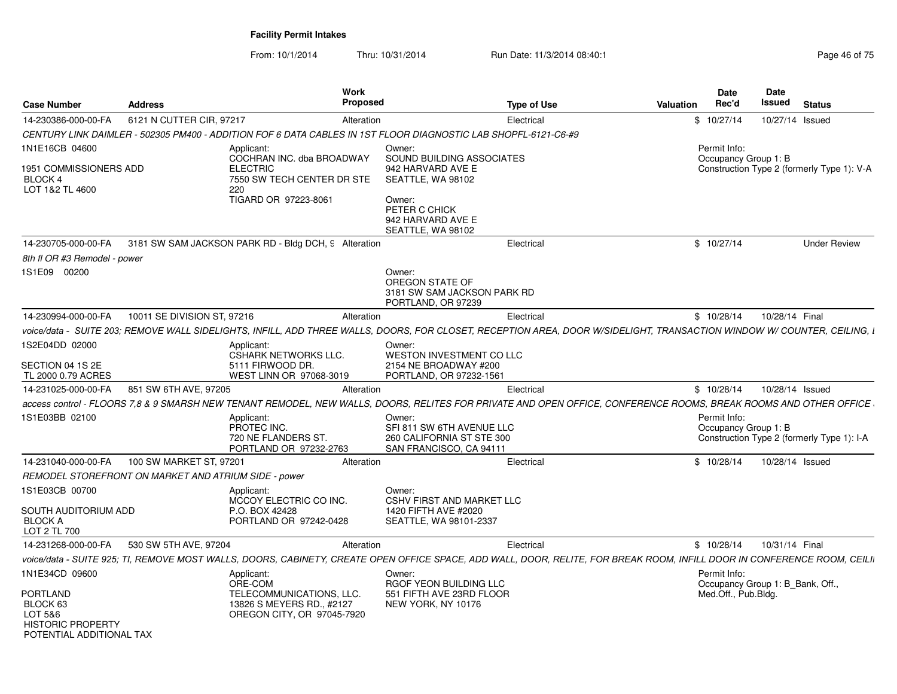**Facility Permit Intakes**

From: 10/1/2014 Thru: 10/31/2014 Run Date: 11/3/2014 08:40:1

| Case Number | Address | Work Proposed | Type of Use | Valuation | Date Rec'd | Date Issued | Status |
|---|---|---|---|---|---|---|---|
| 14-230386-000-00-FA | 6121 N CUTTER CIR, 97217 | Alteration | Electrical | $ | 10/27/14 | 10/27/14 | Issued |

CENTURY LINK DAIMLER - 502305 PM400 - ADDITION FOF 6 DATA CABLES IN 1ST FLOOR DIAGNOSTIC LAB SHOPFL-6121-C6-#9

1N1E16CB 04600
1951 COMMISSIONERS ADD
BLOCK 4
LOT 1&2 TL 4600

Applicant:
COCHRAN INC. dba BROADWAY ELECTRIC
7550 SW TECH CENTER DR STE 220
TIGARD OR 97223-8061

Owner:
SOUND BUILDING ASSOCIATES
942 HARVARD AVE E
SEATTLE, WA 98102

Owner:
PETER C CHICK
942 HARVARD AVE E
SEATTLE, WA 98102

Permit Info:
Occupancy Group 1: B
Construction Type 2 (formerly Type 1): V-A

| Case Number | Address | Work Proposed | Type of Use | Valuation | Date Rec'd | Date Issued | Status |
|---|---|---|---|---|---|---|---|
| 14-230705-000-00-FA | 3181 SW SAM JACKSON PARK RD - Bldg DCH, 9 | Alteration | Electrical | $ | 10/27/14 | | Under Review |

8th fl OR #3 Remodel - power

1S1E09 00200

Owner:
OREGON STATE OF
3181 SW SAM JACKSON PARK RD
PORTLAND, OR 97239

| Case Number | Address | Work Proposed | Type of Use | Valuation | Date Rec'd | Date Issued | Status |
|---|---|---|---|---|---|---|---|
| 14-230994-000-00-FA | 10011 SE DIVISION ST, 97216 | Alteration | Electrical | $ | 10/28/14 | 10/28/14 | Final |

voice/data - SUITE 203; REMOVE WALL SIDELIGHTS, INFILL, ADD THREE WALLS, DOORS, FOR CLOSET, RECEPTION AREA, DOOR W/SIDELIGHT, TRANSACTION WINDOW W/ COUNTER, CEILING, L

1S2E04DD 02000
SECTION 04 1S 2E
TL 2000 0.79 ACRES

Applicant:
CSHARK NETWORKS LLC.
5111 FIRWOOD DR.
WEST LINN OR 97068-3019

Owner:
WESTON INVESTMENT CO LLC
2154 NE BROADWAY #200
PORTLAND, OR 97232-1561

| Case Number | Address | Work Proposed | Type of Use | Valuation | Date Rec'd | Date Issued | Status |
|---|---|---|---|---|---|---|---|
| 14-231025-000-00-FA | 851 SW 6TH AVE, 97205 | Alteration | Electrical | $ | 10/28/14 | 10/28/14 | Issued |

access control - FLOORS 7,8 & 9 SMARSH NEW TENANT REMODEL, NEW WALLS, DOORS, RELITES FOR PRIVATE AND OPEN OFFICE, CONFERENCE ROOMS, BREAK ROOMS AND OTHER OFFICE

1S1E03BB 02100

Applicant:
PROTEC INC.
720 NE FLANDERS ST.
PORTLAND OR 97232-2763

Owner:
SFI 811 SW 6TH AVENUE LLC
260 CALIFORNIA ST STE 300
SAN FRANCISCO, CA 94111

Permit Info:
Occupancy Group 1: B
Construction Type 2 (formerly Type 1): I-A

| Case Number | Address | Work Proposed | Type of Use | Valuation | Date Rec'd | Date Issued | Status |
|---|---|---|---|---|---|---|---|
| 14-231040-000-00-FA | 100 SW MARKET ST, 97201 | Alteration | Electrical | $ | 10/28/14 | 10/28/14 | Issued |

REMODEL STOREFRONT ON MARKET AND ATRIUM SIDE - power

1S1E03CB 00700
SOUTH AUDITORIUM ADD
BLOCK A
LOT 2 TL 700

Applicant:
MCCOY ELECTRIC CO INC.
P.O. BOX 42428
PORTLAND OR 97242-0428

Owner:
CSHV FIRST AND MARKET LLC
1420 FIFTH AVE #2020
SEATTLE, WA 98101-2337

| Case Number | Address | Work Proposed | Type of Use | Valuation | Date Rec'd | Date Issued | Status |
|---|---|---|---|---|---|---|---|
| 14-231268-000-00-FA | 530 SW 5TH AVE, 97204 | Alteration | Electrical | $ | 10/28/14 | 10/31/14 | Final |

voice/data - SUITE 925; TI, REMOVE MOST WALLS, DOORS, CABINETY, CREATE OPEN OFFICE SPACE, ADD WALL, DOOR, RELITE, FOR BREAK ROOM, INFILL DOOR IN CONFERENCE ROOM, CEILI

1N1E34CD 09600
PORTLAND
BLOCK 63
LOT 5&6
HISTORIC PROPERTY
POTENTIAL ADDITIONAL TAX

Applicant:
ORE-COM TELECOMMUNICATIONS, LLC.
13826 S MEYERS RD., #2127
OREGON CITY, OR 97045-7920

Owner:
RGOF YEON BUILDING LLC
551 FIFTH AVE 23RD FLOOR
NEW YORK, NY 10176

Permit Info:
Occupancy Group 1: B_Bank, Off., Med.Off., Pub.Bldg.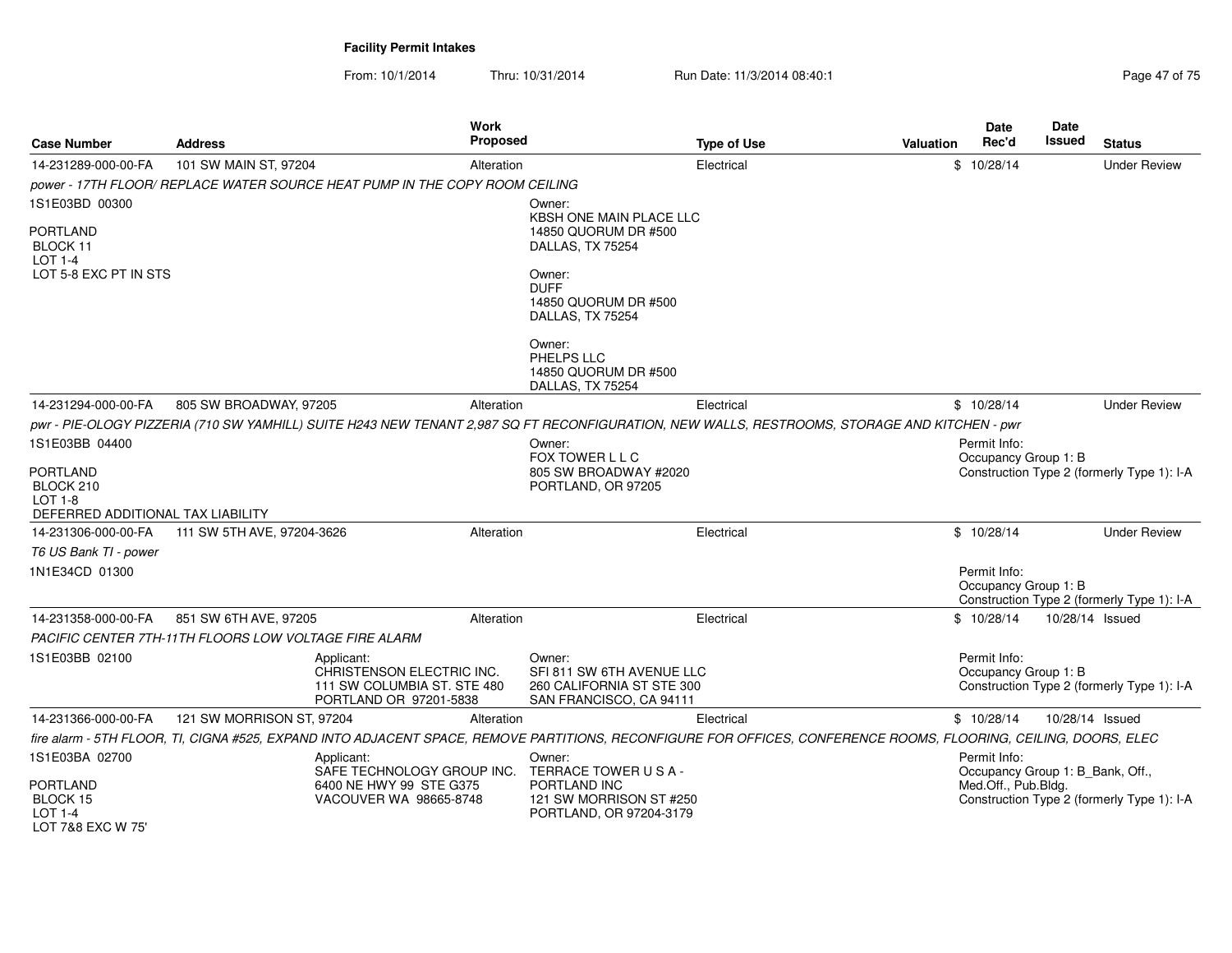# Facility Permit Intakes

From: 10/1/2014 Thru: 10/31/2014 Run Date: 11/3/2014 08:40:1

| Case Number | Address | Work Proposed | Type of Use | Valuation | Date Rec'd | Date Issued | Status |
|---|---|---|---|---|---|---|---|
| 14-231289-000-00-FA | 101 SW MAIN ST, 97204 | Alteration | Electrical | $ | 10/28/14 | | Under Review |

*power - 17TH FLOOR/ REPLACE WATER SOURCE HEAT PUMP IN THE COPY ROOM CEILING*

1S1E03BD 00300

PORTLAND
BLOCK 11
LOT 1-4
LOT 5-8 EXC PT IN STS

Owner:
KBSH ONE MAIN PLACE LLC
14850 QUORUM DR #500
DALLAS, TX 75254

Owner:
DUFF
14850 QUORUM DR #500
DALLAS, TX 75254

Owner:
PHELPS LLC
14850 QUORUM DR #500
DALLAS, TX 75254

| Case Number | Address | Work Proposed | Type of Use | Valuation | Date Rec'd | Date Issued | Status |
|---|---|---|---|---|---|---|---|
| 14-231294-000-00-FA | 805 SW BROADWAY, 97205 | Alteration | Electrical | $ | 10/28/14 | | Under Review |

*pwr - PIE-OLOGY PIZZERIA (710 SW YAMHILL) SUITE H243 NEW TENANT 2,987 SQ FT RECONFIGURATION, NEW WALLS, RESTROOMS, STORAGE AND KITCHEN - pwr*

1S1E03BB 04400

PORTLAND
BLOCK 210
LOT 1-8
DEFERRED ADDITIONAL TAX LIABILITY

Owner:
FOX TOWER L L C
805 SW BROADWAY #2020
PORTLAND, OR 97205

Permit Info:
Occupancy Group 1: B
Construction Type 2 (formerly Type 1): I-A

| Case Number | Address | Work Proposed | Type of Use | Valuation | Date Rec'd | Date Issued | Status |
|---|---|---|---|---|---|---|---|
| 14-231306-000-00-FA | 111 SW 5TH AVE, 97204-3626 | Alteration | Electrical | $ | 10/28/14 | | Under Review |

*T6 US Bank TI - power*

1N1E34CD 01300

Permit Info:
Occupancy Group 1: B
Construction Type 2 (formerly Type 1): I-A

| Case Number | Address | Work Proposed | Type of Use | Valuation | Date Rec'd | Date Issued | Status |
|---|---|---|---|---|---|---|---|
| 14-231358-000-00-FA | 851 SW 6TH AVE, 97205 | Alteration | Electrical | $ | 10/28/14 | 10/28/14 | Issued |

*PACIFIC CENTER 7TH-11TH FLOORS LOW VOLTAGE FIRE ALARM*

1S1E03BB 02100

Applicant:
CHRISTENSON ELECTRIC INC.
111 SW COLUMBIA ST. STE 480
PORTLAND OR 97201-5838

Owner:
SFI 811 SW 6TH AVENUE LLC
260 CALIFORNIA ST STE 300
SAN FRANCISCO, CA 94111

Permit Info:
Occupancy Group 1: B
Construction Type 2 (formerly Type 1): I-A

| Case Number | Address | Work Proposed | Type of Use | Valuation | Date Rec'd | Date Issued | Status |
|---|---|---|---|---|---|---|---|
| 14-231366-000-00-FA | 121 SW MORRISON ST, 97204 | Alteration | Electrical | $ | 10/28/14 | 10/28/14 | Issued |

*fire alarm - 5TH FLOOR, TI, CIGNA #525, EXPAND INTO ADJACENT SPACE, REMOVE PARTITIONS, RECONFIGURE FOR OFFICES, CONFERENCE ROOMS, FLOORING, CEILING, DOORS, ELEC*

1S1E03BA 02700

PORTLAND
BLOCK 15
LOT 1-4
LOT 7&8 EXC W 75'

Applicant:
SAFE TECHNOLOGY GROUP INC.
6400 NE HWY 99 STE G375
VACOUVER WA 98665-8748

Owner:
TERRACE TOWER U S A -
PORTLAND INC
121 SW MORRISON ST #250
PORTLAND, OR 97204-3179

Permit Info:
Occupancy Group 1: B_Bank, Off., Med.Off., Pub.Bldg.
Construction Type 2 (formerly Type 1): I-A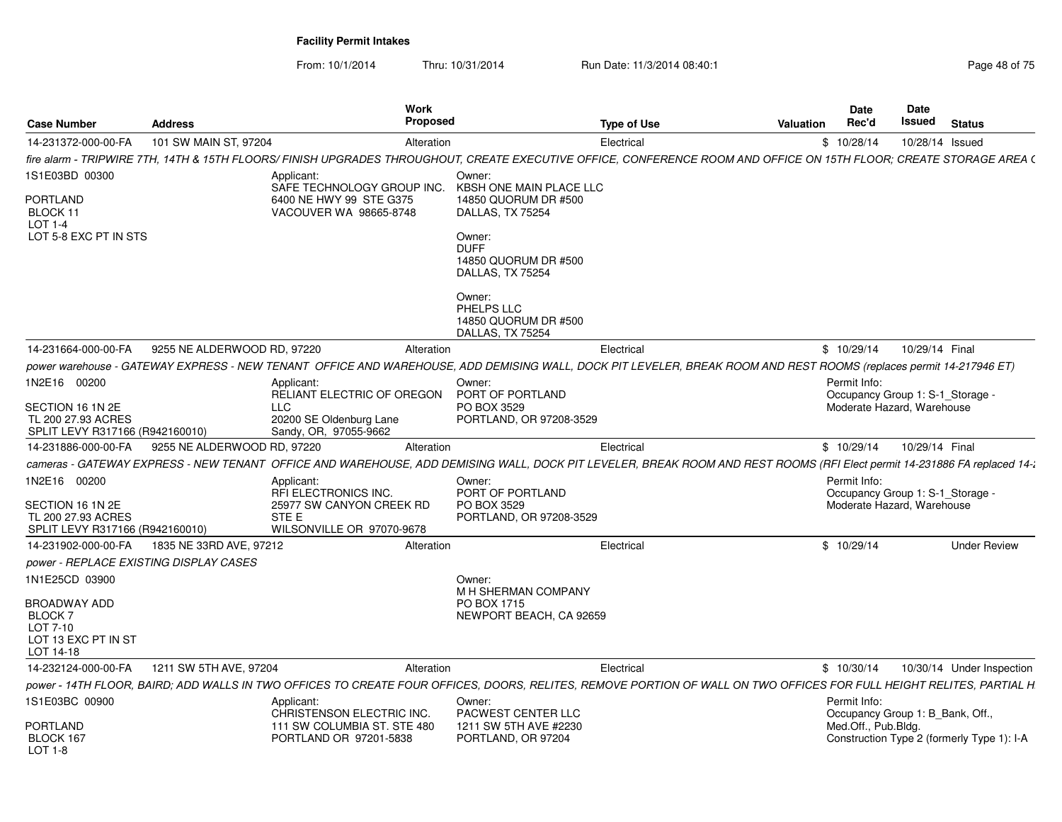# Facility Permit Intakes

From: 10/1/2014 Thru: 10/31/2014 Run Date: 11/3/2014 08:40:1

| Case Number | Address | Work Proposed | Type of Use | Valuation | Date Rec'd | Date Issued | Status |
|---|---|---|---|---|---|---|---|
| 14-231372-000-00-FA | 101 SW MAIN ST, 97204 | Alteration | Electrical | $ | 10/28/14 | 10/28/14 | Issued |

*fire alarm - TRIPWIRE 7TH, 14TH & 15TH FLOORS/ FINISH UPGRADES THROUGHOUT, CREATE EXECUTIVE OFFICE, CONFERENCE ROOM AND OFFICE ON 15TH FLOOR; CREATE STORAGE AREA (*

1S1E03BD 00300

PORTLAND
BLOCK 11
LOT 1-4
LOT 5-8 EXC PT IN STS

Applicant:
SAFE TECHNOLOGY GROUP INC.
6400 NE HWY 99 STE G375
VACOUVER WA 98665-8748

Owner:
KBSH ONE MAIN PLACE LLC
14850 QUORUM DR #500
DALLAS, TX 75254

Owner:
DUFF
14850 QUORUM DR #500
DALLAS, TX 75254

Owner:
PHELPS LLC
14850 QUORUM DR #500
DALLAS, TX 75254

| Case Number | Address | Work Proposed | Type of Use | Valuation | Date Rec'd | Date Issued | Status |
|---|---|---|---|---|---|---|---|
| 14-231664-000-00-FA | 9255 NE ALDERWOOD RD, 97220 | Alteration | Electrical | $ | 10/29/14 | 10/29/14 | Final |

*power warehouse - GATEWAY EXPRESS - NEW TENANT OFFICE AND WAREHOUSE, ADD DEMISING WALL, DOCK PIT LEVELER, BREAK ROOM AND REST ROOMS (replaces permit 14-217946 ET)*

1N2E16 00200

SECTION 16 1N 2E
TL 200 27.93 ACRES
SPLIT LEVY R317166 (R942160010)

Applicant:
RELIANT ELECTRIC OF OREGON LLC
20200 SE Oldenburg Lane
Sandy, OR, 97055-9662

Owner:
PORT OF PORTLAND
PO BOX 3529
PORTLAND, OR 97208-3529

Permit Info:
Occupancy Group 1: S-1_Storage - Moderate Hazard, Warehouse

| Case Number | Address | Work Proposed | Type of Use | Valuation | Date Rec'd | Date Issued | Status |
|---|---|---|---|---|---|---|---|
| 14-231886-000-00-FA | 9255 NE ALDERWOOD RD, 97220 | Alteration | Electrical | $ | 10/29/14 | 10/29/14 | Final |

*cameras - GATEWAY EXPRESS - NEW TENANT OFFICE AND WAREHOUSE, ADD DEMISING WALL, DOCK PIT LEVELER, BREAK ROOM AND REST ROOMS (RFI Elect permit 14-231886 FA replaced 14-2*

1N2E16 00200

SECTION 16 1N 2E
TL 200 27.93 ACRES
SPLIT LEVY R317166 (R942160010)

Applicant:
RFI ELECTRONICS INC.
25977 SW CANYON CREEK RD STE E
WILSONVILLE OR 97070-9678

Owner:
PORT OF PORTLAND
PO BOX 3529
PORTLAND, OR 97208-3529

Permit Info:
Occupancy Group 1: S-1_Storage - Moderate Hazard, Warehouse

| Case Number | Address | Work Proposed | Type of Use | Valuation | Date Rec'd | Date Issued | Status |
|---|---|---|---|---|---|---|---|
| 14-231902-000-00-FA | 1835 NE 33RD AVE, 97212 | Alteration | Electrical | $ | 10/29/14 | | Under Review |

*power - REPLACE EXISTING DISPLAY CASES*

1N1E25CD 03900

BROADWAY ADD
BLOCK 7
LOT 7-10
LOT 13 EXC PT IN ST
LOT 14-18

Owner:
M H SHERMAN COMPANY
PO BOX 1715
NEWPORT BEACH, CA 92659

| Case Number | Address | Work Proposed | Type of Use | Valuation | Date Rec'd | Date Issued | Status |
|---|---|---|---|---|---|---|---|
| 14-232124-000-00-FA | 1211 SW 5TH AVE, 97204 | Alteration | Electrical | $ | 10/30/14 | 10/30/14 | Under Inspection |

*power - 14TH FLOOR, BAIRD; ADD WALLS IN TWO OFFICES TO CREATE FOUR OFFICES, DOORS, RELITES, REMOVE PORTION OF WALL ON TWO OFFICES FOR FULL HEIGHT RELITES, PARTIAL H*

1S1E03BC 00900

PORTLAND
BLOCK 167
LOT 1-8

Applicant:
CHRISTENSON ELECTRIC INC.
111 SW COLUMBIA ST. STE 480
PORTLAND OR 97201-5838

Owner:
PACWEST CENTER LLC
1211 SW 5TH AVE #2230
PORTLAND, OR 97204

Permit Info:
Occupancy Group 1: B_Bank, Off., Med.Off., Pub.Bldg.
Construction Type 2 (formerly Type 1): I-A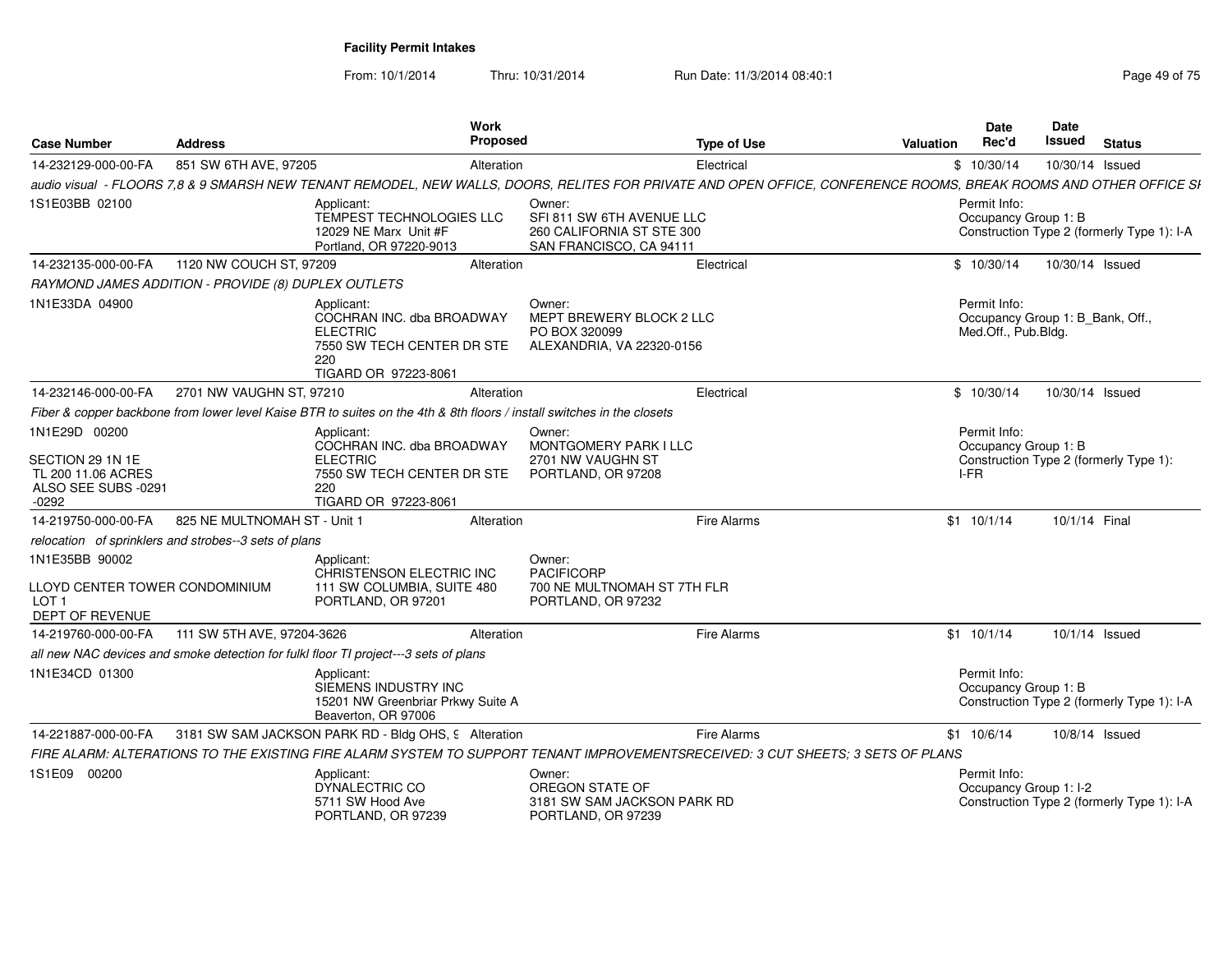**Facility Permit Intakes**

From: 10/1/2014 Thru: 10/31/2014 Run Date: 11/3/2014 08:40:1

| Case Number | Address | Work Proposed | Type of Use | Valuation | Date Rec'd | Date Issued | Status |
|---|---|---|---|---|---|---|---|
| 14-232129-000-00-FA | 851 SW 6TH AVE, 97205 | Alteration | Electrical | $ | 10/30/14 | 10/30/14 | Issued |

*audio visual - FLOORS 7,8 & 9 SMARSH NEW TENANT REMODEL, NEW WALLS, DOORS, RELITES FOR PRIVATE AND OPEN OFFICE, CONFERENCE ROOMS, BREAK ROOMS AND OTHER OFFICE SI*

1S1E03BB 02100

Applicant: TEMPEST TECHNOLOGIES LLC, 12029 NE Marx Unit #F, Portland, OR 97220-9013

Owner: SFI 811 SW 6TH AVENUE LLC, 260 CALIFORNIA ST STE 300, SAN FRANCISCO, CA 94111

Permit Info: Occupancy Group 1: B; Construction Type 2 (formerly Type 1): I-A

---

| Case Number | Address | Work Proposed | Type of Use | Valuation | Date Rec'd | Date Issued | Status |
|---|---|---|---|---|---|---|---|
| 14-232135-000-00-FA | 1120 NW COUCH ST, 97209 | Alteration | Electrical | $ | 10/30/14 | 10/30/14 | Issued |

*RAYMOND JAMES ADDITION - PROVIDE (8) DUPLEX OUTLETS*

1N1E33DA 04900

Applicant: COCHRAN INC. dba BROADWAY ELECTRIC, 7550 SW TECH CENTER DR STE 220, TIGARD OR 97223-8061

Owner: MEPT BREWERY BLOCK 2 LLC, PO BOX 320099, ALEXANDRIA, VA 22320-0156

Permit Info: Occupancy Group 1: B_Bank, Off., Med.Off., Pub.Bldg.

---

| Case Number | Address | Work Proposed | Type of Use | Valuation | Date Rec'd | Date Issued | Status |
|---|---|---|---|---|---|---|---|
| 14-232146-000-00-FA | 2701 NW VAUGHN ST, 97210 | Alteration | Electrical | $ | 10/30/14 | 10/30/14 | Issued |

*Fiber & copper backbone from lower level Kaise BTR to suites on the 4th & 8th floors / install switches in the closets*

1N1E29D 00200

SECTION 29 1N 1E
TL 200 11.06 ACRES
ALSO SEE SUBS -0291 -0292

Applicant: COCHRAN INC. dba BROADWAY ELECTRIC, 7550 SW TECH CENTER DR STE 220, TIGARD OR 97223-8061

Owner: MONTGOMERY PARK I LLC, 2701 NW VAUGHN ST, PORTLAND, OR 97208

Permit Info: Occupancy Group 1: B; Construction Type 2 (formerly Type 1): I-FR

---

| Case Number | Address | Work Proposed | Type of Use | Valuation | Date Rec'd | Date Issued | Status |
|---|---|---|---|---|---|---|---|
| 14-219750-000-00-FA | 825 NE MULTNOMAH ST - Unit 1 | Alteration | Fire Alarms | $1 | 10/1/14 | 10/1/14 | Final |

*relocation of sprinklers and strobes--3 sets of plans*

1N1E35BB 90002

LLOYD CENTER TOWER CONDOMINIUM
LOT 1
DEPT OF REVENUE

Applicant: CHRISTENSON ELECTRIC INC, 111 SW COLUMBIA, SUITE 480, PORTLAND, OR 97201

Owner: PACIFICORP, 700 NE MULTNOMAH ST 7TH FLR, PORTLAND, OR 97232

---

| Case Number | Address | Work Proposed | Type of Use | Valuation | Date Rec'd | Date Issued | Status |
|---|---|---|---|---|---|---|---|
| 14-219760-000-00-FA | 111 SW 5TH AVE, 97204-3626 | Alteration | Fire Alarms | $1 | 10/1/14 | 10/1/14 | Issued |

*all new NAC devices and smoke detection for fulkl floor TI project---3 sets of plans*

1N1E34CD 01300

Applicant: SIEMENS INDUSTRY INC, 15201 NW Greenbriar Prkwy Suite A, Beaverton, OR 97006

Permit Info: Occupancy Group 1: B; Construction Type 2 (formerly Type 1): I-A

---

| Case Number | Address | Work Proposed | Type of Use | Valuation | Date Rec'd | Date Issued | Status |
|---|---|---|---|---|---|---|---|
| 14-221887-000-00-FA | 3181 SW SAM JACKSON PARK RD - Bldg OHS, 9 | Alteration | Fire Alarms | $1 | 10/6/14 | 10/8/14 | Issued |

*FIRE ALARM: ALTERATIONS TO THE EXISTING FIRE ALARM SYSTEM TO SUPPORT TENANT IMPROVEMENTSRECEIVED: 3 CUT SHEETS; 3 SETS OF PLANS*

1S1E09 00200

Applicant: DYNALECTRIC CO, 5711 SW Hood Ave, PORTLAND, OR 97239

Owner: OREGON STATE OF, 3181 SW SAM JACKSON PARK RD, PORTLAND, OR 97239

Permit Info: Occupancy Group 1: I-2; Construction Type 2 (formerly Type 1): I-A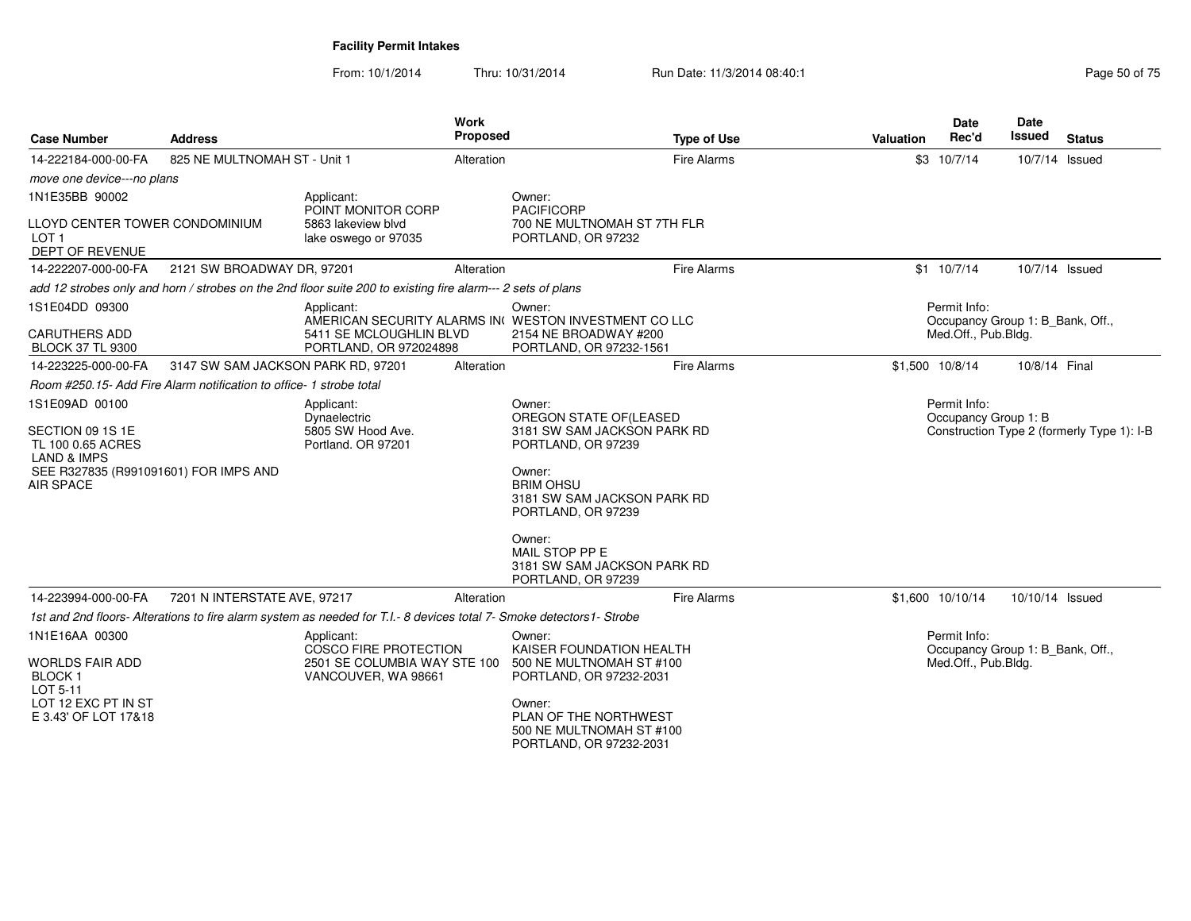# Facility Permit Intakes

From: 10/1/2014 Thru: 10/31/2014 Run Date: 11/3/2014 08:40:1

| Case Number | Address | Work Proposed | Type of Use | Valuation | Date Rec'd | Date Issued | Status |
|---|---|---|---|---|---|---|---|
| 14-222184-000-00-FA | 825 NE MULTNOMAH ST - Unit 1 | Alteration | Fire Alarms | $3 | 10/7/14 | 10/7/14 | Issued |

*move one device---no plans*

1N1E35BB 90002

LLOYD CENTER TOWER CONDOMINIUM
LOT 1
DEPT OF REVENUE

Applicant:
POINT MONITOR CORP
5863 lakeview blvd
lake oswego or 97035

Owner:
PACIFICORP
700 NE MULTNOMAH ST 7TH FLR
PORTLAND, OR 97232

| Case Number | Address | Work Proposed | Type of Use | Valuation | Date Rec'd | Date Issued | Status |
|---|---|---|---|---|---|---|---|
| 14-222207-000-00-FA | 2121 SW BROADWAY DR, 97201 | Alteration | Fire Alarms | $1 | 10/7/14 | 10/7/14 | Issued |

*add 12 strobes only and horn / strobes on the 2nd floor suite 200 to existing fire alarm--- 2 sets of plans*

1S1E04DD 09300

CARUTHERS ADD
BLOCK 37 TL 9300

Applicant:
AMERICAN SECURITY ALARMS IN(
5411 SE MCLOUGHLIN BLVD
PORTLAND, OR 972024898

Owner:
WESTON INVESTMENT CO LLC
2154 NE BROADWAY #200
PORTLAND, OR 97232-1561

Permit Info:
Occupancy Group 1: B_Bank, Off., Med.Off., Pub.Bldg.

| Case Number | Address | Work Proposed | Type of Use | Valuation | Date Rec'd | Date Issued | Status |
|---|---|---|---|---|---|---|---|
| 14-223225-000-00-FA | 3147 SW SAM JACKSON PARK RD, 97201 | Alteration | Fire Alarms | $1,500 | 10/8/14 | 10/8/14 | Final |

*Room #250.15- Add Fire Alarm notification to office- 1 strobe total*

1S1E09AD 00100

SECTION 09 1S 1E
TL 100 0.65 ACRES
LAND & IMPS
SEE R327835 (R991091601) FOR IMPS AND AIR SPACE

Applicant:
Dynaelectric
5805 SW Hood Ave.
Portland. OR 97201

Owner:
OREGON STATE OF(LEASED
3181 SW SAM JACKSON PARK RD
PORTLAND, OR 97239

Owner:
BRIM OHSU
3181 SW SAM JACKSON PARK RD
PORTLAND, OR 97239

Owner:
MAIL STOP PP E
3181 SW SAM JACKSON PARK RD
PORTLAND, OR 97239

Permit Info:
Occupancy Group 1: B
Construction Type 2 (formerly Type 1): I-B

| Case Number | Address | Work Proposed | Type of Use | Valuation | Date Rec'd | Date Issued | Status |
|---|---|---|---|---|---|---|---|
| 14-223994-000-00-FA | 7201 N INTERSTATE AVE, 97217 | Alteration | Fire Alarms | $1,600 | 10/10/14 | 10/10/14 | Issued |

*1st and 2nd floors- Alterations to fire alarm system as needed for T.I.- 8 devices total 7- Smoke detectors1- Strobe*

1N1E16AA 00300

WORLDS FAIR ADD
BLOCK 1
LOT 5-11
LOT 12 EXC PT IN ST
E 3.43' OF LOT 17&18

Applicant:
COSCO FIRE PROTECTION
2501 SE COLUMBIA WAY STE 100
VANCOUVER, WA 98661

Owner:
KAISER FOUNDATION HEALTH
500 NE MULTNOMAH ST #100
PORTLAND, OR 97232-2031

Owner:
PLAN OF THE NORTHWEST
500 NE MULTNOMAH ST #100
PORTLAND, OR 97232-2031

Permit Info:
Occupancy Group 1: B_Bank, Off., Med.Off., Pub.Bldg.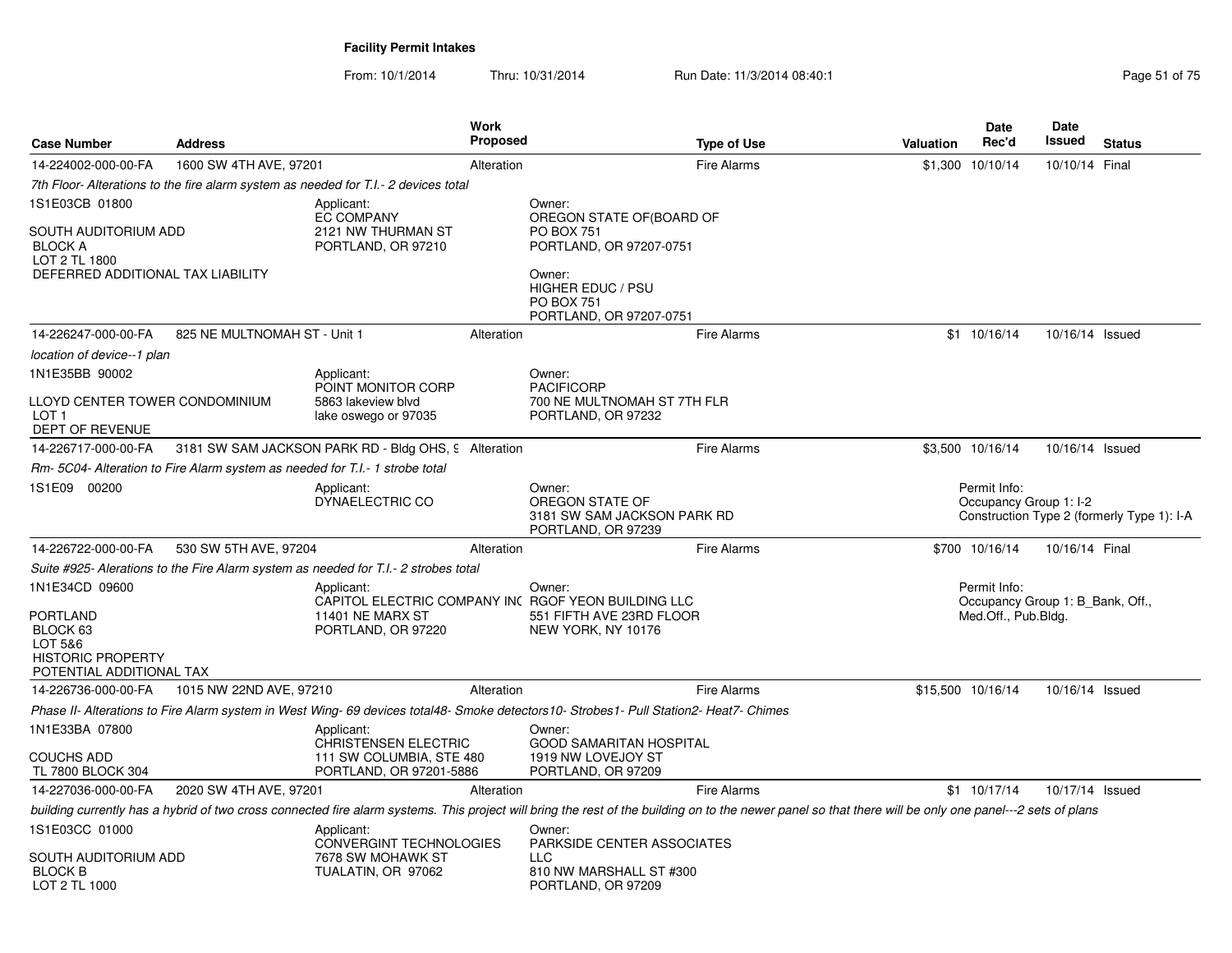**Facility Permit Intakes**

From: 10/1/2014 Thru: 10/31/2014 Run Date: 11/3/2014 08:40:1

| Case Number | Address | Work Proposed | Type of Use | Valuation | Date Rec'd | Date Issued | Status |
|---|---|---|---|---|---|---|---|
| 14-224002-000-00-FA | 1600 SW 4TH AVE, 97201 | Alteration | Fire Alarms | $1,300 | 10/10/14 | 10/10/14 | Final |

*7th Floor- Alterations to the fire alarm system as needed for T.I.- 2 devices total*

1S1E03CB 01800

SOUTH AUDITORIUM ADD
BLOCK A
LOT 2 TL 1800
DEFERRED ADDITIONAL TAX LIABILITY

Applicant:
EC COMPANY
2121 NW THURMAN ST
PORTLAND, OR 97210

Owner:
OREGON STATE OF(BOARD OF
PO BOX 751
PORTLAND, OR 97207-0751

Owner:
HIGHER EDUC / PSU
PO BOX 751
PORTLAND, OR 97207-0751

| Case Number | Address | Work Proposed | Type of Use | Valuation | Date Rec'd | Date Issued | Status |
|---|---|---|---|---|---|---|---|
| 14-226247-000-00-FA | 825 NE MULTNOMAH ST - Unit 1 | Alteration | Fire Alarms | $1 | 10/16/14 | 10/16/14 | Issued |

*location of device--1 plan*

1N1E35BB 90002

LLOYD CENTER TOWER CONDOMINIUM
LOT 1
DEPT OF REVENUE

Applicant:
POINT MONITOR CORP
5863 lakeview blvd
lake oswego or 97035

Owner:
PACIFICORP
700 NE MULTNOMAH ST 7TH FLR
PORTLAND, OR 97232

| Case Number | Address | Work Proposed | Type of Use | Valuation | Date Rec'd | Date Issued | Status |
|---|---|---|---|---|---|---|---|
| 14-226717-000-00-FA | 3181 SW SAM JACKSON PARK RD - Bldg OHS, 9 | Alteration | Fire Alarms | $3,500 | 10/16/14 | 10/16/14 | Issued |

*Rm- 5C04- Alteration to Fire Alarm system as needed for T.I.- 1 strobe total*

1S1E09 00200

Applicant:
DYNAELECTRIC CO

Owner:
OREGON STATE OF
3181 SW SAM JACKSON PARK RD
PORTLAND, OR 97239

Permit Info:
Occupancy Group 1: I-2
Construction Type 2 (formerly Type 1): I-A

| Case Number | Address | Work Proposed | Type of Use | Valuation | Date Rec'd | Date Issued | Status |
|---|---|---|---|---|---|---|---|
| 14-226722-000-00-FA | 530 SW 5TH AVE, 97204 | Alteration | Fire Alarms | $700 | 10/16/14 | 10/16/14 | Final |

*Suite #925- Alerations to the Fire Alarm system as needed for T.I.- 2 strobes total*

1N1E34CD 09600

PORTLAND
BLOCK 63
LOT 5&6
HISTORIC PROPERTY
POTENTIAL ADDITIONAL TAX

Applicant:
CAPITOL ELECTRIC COMPANY INC
11401 NE MARX ST
PORTLAND, OR 97220

Owner:
RGOF YEON BUILDING LLC
551 FIFTH AVE 23RD FLOOR
NEW YORK, NY 10176

Permit Info:
Occupancy Group 1: B_Bank, Off., Med.Off., Pub.Bldg.

| Case Number | Address | Work Proposed | Type of Use | Valuation | Date Rec'd | Date Issued | Status |
|---|---|---|---|---|---|---|---|
| 14-226736-000-00-FA | 1015 NW 22ND AVE, 97210 | Alteration | Fire Alarms | $15,500 | 10/16/14 | 10/16/14 | Issued |

*Phase II- Alterations to Fire Alarm system in West Wing- 69 devices total48- Smoke detectors10- Strobes1- Pull Station2- Heat7- Chimes*

1N1E33BA 07800

COUCHS ADD
TL 7800 BLOCK 304

Applicant:
CHRISTENSEN ELECTRIC
111 SW COLUMBIA, STE 480
PORTLAND, OR 97201-5886

Owner:
GOOD SAMARITAN HOSPITAL
1919 NW LOVEJOY ST
PORTLAND, OR 97209

| Case Number | Address | Work Proposed | Type of Use | Valuation | Date Rec'd | Date Issued | Status |
|---|---|---|---|---|---|---|---|
| 14-227036-000-00-FA | 2020 SW 4TH AVE, 97201 | Alteration | Fire Alarms | $1 | 10/17/14 | 10/17/14 | Issued |

*building currently has a hybrid of two cross connected fire alarm systems. This project will bring the rest of the building on to the newer panel so that there will be only one panel---2 sets of plans*

1S1E03CC 01000

SOUTH AUDITORIUM ADD
BLOCK B
LOT 2 TL 1000

Applicant:
CONVERGINT TECHNOLOGIES
7678 SW MOHAWK ST
TUALATIN, OR 97062

Owner:
PARKSIDE CENTER ASSOCIATES
LLC
810 NW MARSHALL ST #300
PORTLAND, OR 97209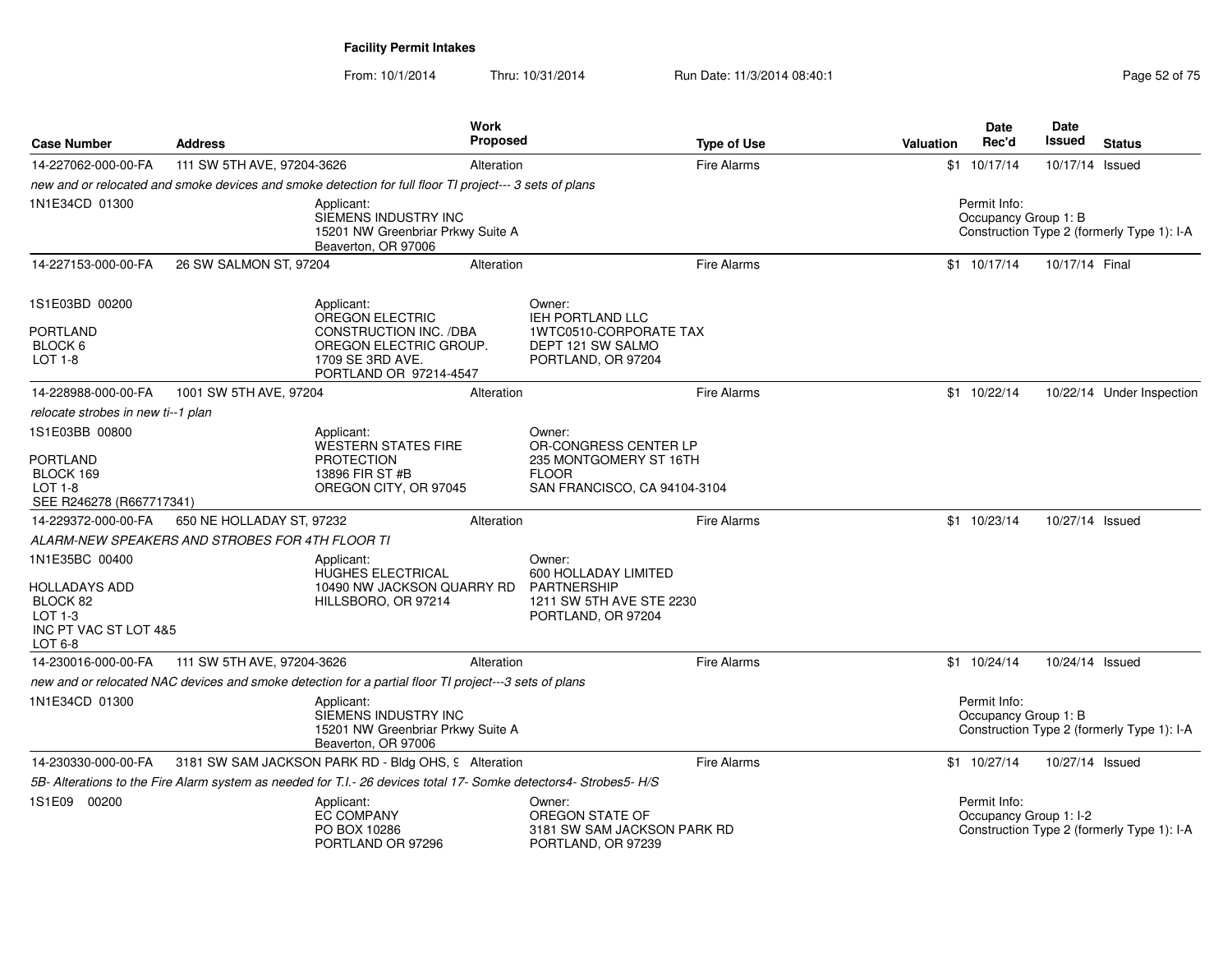**Facility Permit Intakes**

From: 10/1/2014 Thru: 10/31/2014 Run Date: 11/3/2014 08:40:1

| Case Number | Address | Work Proposed | Type of Use | Valuation | Date Rec'd | Date Issued | Status |
|---|---|---|---|---|---|---|---|
| 14-227062-000-00-FA | 111 SW 5TH AVE, 97204-3626 | Alteration | Fire Alarms | $1 | 10/17/14 | 10/17/14 | Issued |
| *new and or relocated and smoke devices and smoke detection for full floor TI project--- 3 sets of plans* | | | | | | | |
| 1N1E34CD 01300 | Applicant: SIEMENS INDUSTRY INC 15201 NW Greenbriar Prkwy Suite A Beaverton, OR 97006 | | | | Permit Info: Occupancy Group 1: B Construction Type 2 (formerly Type 1): I-A | | |
| 14-227153-000-00-FA | 26 SW SALMON ST, 97204 | Alteration | Fire Alarms | $1 | 10/17/14 | 10/17/14 | Final |
| 1S1E03BD 00200 PORTLAND BLOCK 6 LOT 1-8 | Applicant: OREGON ELECTRIC CONSTRUCTION INC. /DBA OREGON ELECTRIC GROUP. 1709 SE 3RD AVE. PORTLAND OR 97214-4547 | Owner: IEH PORTLAND LLC 1WTC0510-CORPORATE TAX DEPT 121 SW SALMO PORTLAND, OR 97204 | | | | | |
| 14-228988-000-00-FA | 1001 SW 5TH AVE, 97204 | Alteration | Fire Alarms | $1 | 10/22/14 | 10/22/14 | Under Inspection |
| *relocate strobes in new ti--1 plan* | | | | | | | |
| 1S1E03BB 00800 PORTLAND BLOCK 169 LOT 1-8 SEE R246278 (R667717341) | Applicant: WESTERN STATES FIRE PROTECTION 13896 FIR ST #B OREGON CITY, OR 97045 | Owner: OR-CONGRESS CENTER LP 235 MONTGOMERY ST 16TH FLOOR SAN FRANCISCO, CA 94104-3104 | | | | | |
| 14-229372-000-00-FA | 650 NE HOLLADAY ST, 97232 | Alteration | Fire Alarms | $1 | 10/23/14 | 10/27/14 | Issued |
| *ALARM-NEW SPEAKERS AND STROBES FOR 4TH FLOOR TI* | | | | | | | |
| 1N1E35BC 00400 HOLLADAYS ADD BLOCK 82 LOT 1-3 INC PT VAC ST LOT 4&5 LOT 6-8 | Applicant: HUGHES ELECTRICAL 10490 NW JACKSON QUARRY RD HILLSBORO, OR 97214 | Owner: 600 HOLLADAY LIMITED PARTNERSHIP 1211 SW 5TH AVE STE 2230 PORTLAND, OR 97204 | | | | | |
| 14-230016-000-00-FA | 111 SW 5TH AVE, 97204-3626 | Alteration | Fire Alarms | $1 | 10/24/14 | 10/24/14 | Issued |
| *new and or relocated NAC devices and smoke detection for a partial floor TI project---3 sets of plans* | | | | | | | |
| 1N1E34CD 01300 | Applicant: SIEMENS INDUSTRY INC 15201 NW Greenbriar Prkwy Suite A Beaverton, OR 97006 | | | | Permit Info: Occupancy Group 1: B Construction Type 2 (formerly Type 1): I-A | | |
| 14-230330-000-00-FA | 3181 SW SAM JACKSON PARK RD - Bldg OHS, 9 | Alteration | Fire Alarms | $1 | 10/27/14 | 10/27/14 | Issued |
| *5B- Alterations to the Fire Alarm system as needed for T.I.- 26 devices total 17- Somke detectors4- Strobes5- H/S* | | | | | | | |
| 1S1E09 00200 | Applicant: EC COMPANY PO BOX 10286 PORTLAND OR 97296 | Owner: OREGON STATE OF 3181 SW SAM JACKSON PARK RD PORTLAND, OR 97239 | | | Permit Info: Occupancy Group 1: I-2 Construction Type 2 (formerly Type 1): I-A | | |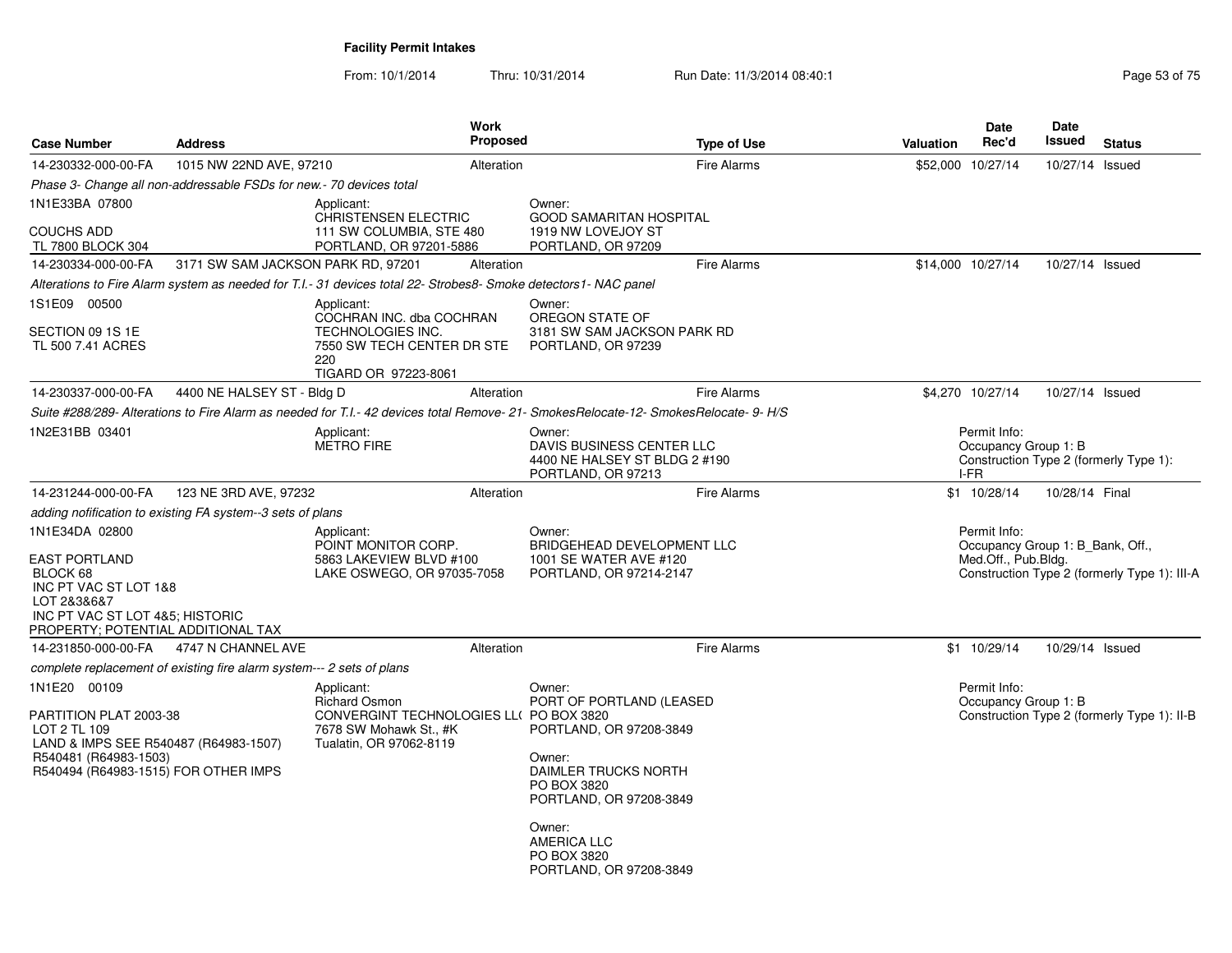**Facility Permit Intakes**

From: 10/1/2014 Thru: 10/31/2014 Run Date: 11/3/2014 08:40:1

| Case Number | Address | Work Proposed | Type of Use | Valuation | Date Rec'd | Date Issued | Status |
|---|---|---|---|---|---|---|---|
| 14-230332-000-00-FA | 1015 NW 22ND AVE, 97210 | Alteration | Fire Alarms | $52,000 | 10/27/14 | 10/27/14 | Issued |

*Phase 3- Change all non-addressable FSDs for new.- 70 devices total*

1N1E33BA 07800
COUCHS ADD
TL 7800 BLOCK 304

Applicant:
CHRISTENSEN ELECTRIC
111 SW COLUMBIA, STE 480
PORTLAND, OR 97201-5886

Owner:
GOOD SAMARITAN HOSPITAL
1919 NW LOVEJOY ST
PORTLAND, OR 97209

| Case Number | Address | Work Proposed | Type of Use | Valuation | Date Rec'd | Date Issued | Status |
|---|---|---|---|---|---|---|---|
| 14-230334-000-00-FA | 3171 SW SAM JACKSON PARK RD, 97201 | Alteration | Fire Alarms | $14,000 | 10/27/14 | 10/27/14 | Issued |

*Alterations to Fire Alarm system as needed for T.I.- 31 devices total 22- Strobes8- Smoke detectors1- NAC panel*

1S1E09 00500
SECTION 09 1S 1E
TL 500 7.41 ACRES

Applicant:
COCHRAN INC. dba COCHRAN TECHNOLOGIES INC.
7550 SW TECH CENTER DR STE 220
TIGARD OR 97223-8061

Owner:
OREGON STATE OF
3181 SW SAM JACKSON PARK RD
PORTLAND, OR 97239

| Case Number | Address | Work Proposed | Type of Use | Valuation | Date Rec'd | Date Issued | Status |
|---|---|---|---|---|---|---|---|
| 14-230337-000-00-FA | 4400 NE HALSEY ST - Bldg D | Alteration | Fire Alarms | $4,270 | 10/27/14 | 10/27/14 | Issued |

*Suite #288/289- Alterations to Fire Alarm as needed for T.I.- 42 devices total Remove- 21- SmokesRelocate-12- SmokesRelocate- 9- H/S*

1N2E31BB 03401

Applicant:
METRO FIRE

Owner:
DAVIS BUSINESS CENTER LLC
4400 NE HALSEY ST BLDG 2 #190
PORTLAND, OR 97213

Permit Info:
Occupancy Group 1: B
Construction Type 2 (formerly Type 1): I-FR

| Case Number | Address | Work Proposed | Type of Use | Valuation | Date Rec'd | Date Issued | Status |
|---|---|---|---|---|---|---|---|
| 14-231244-000-00-FA | 123 NE 3RD AVE, 97232 | Alteration | Fire Alarms | $1 | 10/28/14 | 10/28/14 | Final |

*adding notification to existing FA system--3 sets of plans*

1N1E34DA 02800
EAST PORTLAND
BLOCK 68
INC PT VAC ST LOT 1&8
LOT 2&3&6&7
INC PT VAC ST LOT 4&5; HISTORIC PROPERTY; POTENTIAL ADDITIONAL TAX

Applicant:
POINT MONITOR CORP.
5863 LAKEVIEW BLVD #100
LAKE OSWEGO, OR 97035-7058

Owner:
BRIDGEHEAD DEVELOPMENT LLC
1001 SE WATER AVE #120
PORTLAND, OR 97214-2147

Permit Info:
Occupancy Group 1: B_Bank, Off., Med.Off., Pub.Bldg.
Construction Type 2 (formerly Type 1): III-A

| Case Number | Address | Work Proposed | Type of Use | Valuation | Date Rec'd | Date Issued | Status |
|---|---|---|---|---|---|---|---|
| 14-231850-000-00-FA | 4747 N CHANNEL AVE | Alteration | Fire Alarms | $1 | 10/29/14 | 10/29/14 | Issued |

*complete replacement of existing fire alarm system--- 2 sets of plans*

1N1E20 00109
PARTITION PLAT 2003-38
LOT 2 TL 109
LAND & IMPS SEE R540487 (R64983-1507)
R540481 (R64983-1503)
R540494 (R64983-1515) FOR OTHER IMPS

Applicant:
Richard Osmon
CONVERGINT TECHNOLOGIES LL(
7678 SW Mohawk St., #K
Tualatin, OR 97062-8119

Owner:
PORT OF PORTLAND (LEASED
PO BOX 3820
PORTLAND, OR 97208-3849

Owner:
DAIMLER TRUCKS NORTH
PO BOX 3820
PORTLAND, OR 97208-3849

Owner:
AMERICA LLC
PO BOX 3820
PORTLAND, OR 97208-3849

Permit Info:
Occupancy Group 1: B
Construction Type 2 (formerly Type 1): II-B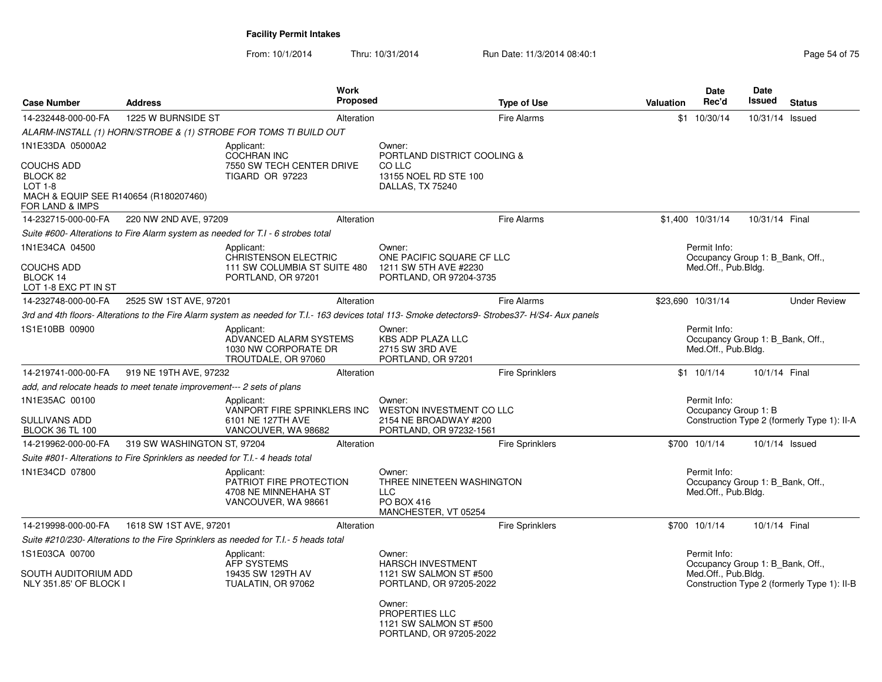**Facility Permit Intakes**

From: 10/1/2014 Thru: 10/31/2014 Run Date: 11/3/2014 08:40:1

| Case Number | Address | Work Proposed | Type of Use | Valuation | Date Rec'd | Date Issued | Status |
|---|---|---|---|---|---|---|---|
| 14-232448-000-00-FA | 1225 W BURNSIDE ST | Alteration | Fire Alarms | $1 | 10/30/14 | 10/31/14 | Issued |
| ALARM-INSTALL (1) HORN/STROBE & (1) STROBE FOR TOMS TI BUILD OUT | | | | | | | |
| 1N1E33DA 05000A2<br>COUCHS ADD<br>BLOCK 82<br>LOT 1-8<br>MACH & EQUIP SEE R140654 (R180207460) FOR LAND & IMPS | Applicant:<br>COCHRAN INC<br>7550 SW TECH CENTER DRIVE<br>TIGARD OR 97223 | Owner:<br>PORTLAND DISTRICT COOLING & CO LLC<br>13155 NOEL RD STE 100<br>DALLAS, TX 75240 | | | | | |
| 14-232715-000-00-FA | 220 NW 2ND AVE, 97209 | Alteration | Fire Alarms | $1,400 | 10/31/14 | 10/31/14 | Final |
| Suite #600- Alterations to Fire Alarm system as needed for T.I - 6 strobes total | | | | | | | |
| 1N1E34CA 04500<br>COUCHS ADD<br>BLOCK 14<br>LOT 1-8 EXC PT IN ST | Applicant:<br>CHRISTENSON ELECTRIC<br>111 SW COLUMBIA ST SUITE 480<br>PORTLAND, OR 97201 | Owner:<br>ONE PACIFIC SQUARE CF LLC<br>1211 SW 5TH AVE #2230<br>PORTLAND, OR 97204-3735 | | Permit Info:<br>Occupancy Group 1: B_Bank, Off., Med.Off., Pub.Bldg. | | | |
| 14-232748-000-00-FA | 2525 SW 1ST AVE, 97201 | Alteration | Fire Alarms | $23,690 | 10/31/14 | | Under Review |
| 3rd and 4th floors- Alterations to the Fire Alarm system as needed for T.I.- 163 devices total 113- Smoke detectors9- Strobes37- H/S4- Aux panels | | | | | | | |
| 1S1E10BB 00900 | Applicant:<br>ADVANCED ALARM SYSTEMS<br>1030 NW CORPORATE DR<br>TROUTDALE, OR 97060 | Owner:<br>KBS ADP PLAZA LLC<br>2715 SW 3RD AVE<br>PORTLAND, OR 97201 | | Permit Info:<br>Occupancy Group 1: B_Bank, Off., Med.Off., Pub.Bldg. | | | |
| 14-219741-000-00-FA | 919 NE 19TH AVE, 97232 | Alteration | Fire Sprinklers | $1 | 10/1/14 | 10/1/14 | Final |
| add, and relocate heads to meet tenate improvement--- 2 sets of plans | | | | | | | |
| 1N1E35AC 00100<br>SULLIVANS ADD<br>BLOCK 36 TL 100 | Applicant:<br>VANPORT FIRE SPRINKLERS INC<br>6101 NE 127TH AVE<br>VANCOUVER, WA 98682 | Owner:<br>WESTON INVESTMENT CO LLC<br>2154 NE BROADWAY #200<br>PORTLAND, OR 97232-1561 | | Permit Info:<br>Occupancy Group 1: B<br>Construction Type 2 (formerly Type 1): II-A | | | |
| 14-219962-000-00-FA | 319 SW WASHINGTON ST, 97204 | Alteration | Fire Sprinklers | $700 | 10/1/14 | 10/1/14 | Issued |
| Suite #801- Alterations to Fire Sprinklers as needed for T.I.- 4 heads total | | | | | | | |
| 1N1E34CD 07800 | Applicant:<br>PATRIOT FIRE PROTECTION<br>4708 NE MINNEHAHA ST<br>VANCOUVER, WA 98661 | Owner:<br>THREE NINETEEN WASHINGTON LLC<br>PO BOX 416<br>MANCHESTER, VT 05254 | | Permit Info:<br>Occupancy Group 1: B_Bank, Off., Med.Off., Pub.Bldg. | | | |
| 14-219998-000-00-FA | 1618 SW 1ST AVE, 97201 | Alteration | Fire Sprinklers | $700 | 10/1/14 | 10/1/14 | Final |
| Suite #210/230- Alterations to the Fire Sprinklers as needed for T.I.- 5 heads total | | | | | | | |
| 1S1E03CA 00700<br>SOUTH AUDITORIUM ADD<br>NLY 351.85' OF BLOCK I | Applicant:<br>AFP SYSTEMS<br>19435 SW 129TH AV<br>TUALATIN, OR 97062 | Owner:<br>HARSCH INVESTMENT<br>1121 SW SALMON ST #500<br>PORTLAND, OR 97205-2022<br>Owner:<br>PROPERTIES LLC<br>1121 SW SALMON ST #500<br>PORTLAND, OR 97205-2022 | | Permit Info:<br>Occupancy Group 1: B_Bank, Off., Med.Off., Pub.Bldg.<br>Construction Type 2 (formerly Type 1): II-B | | | |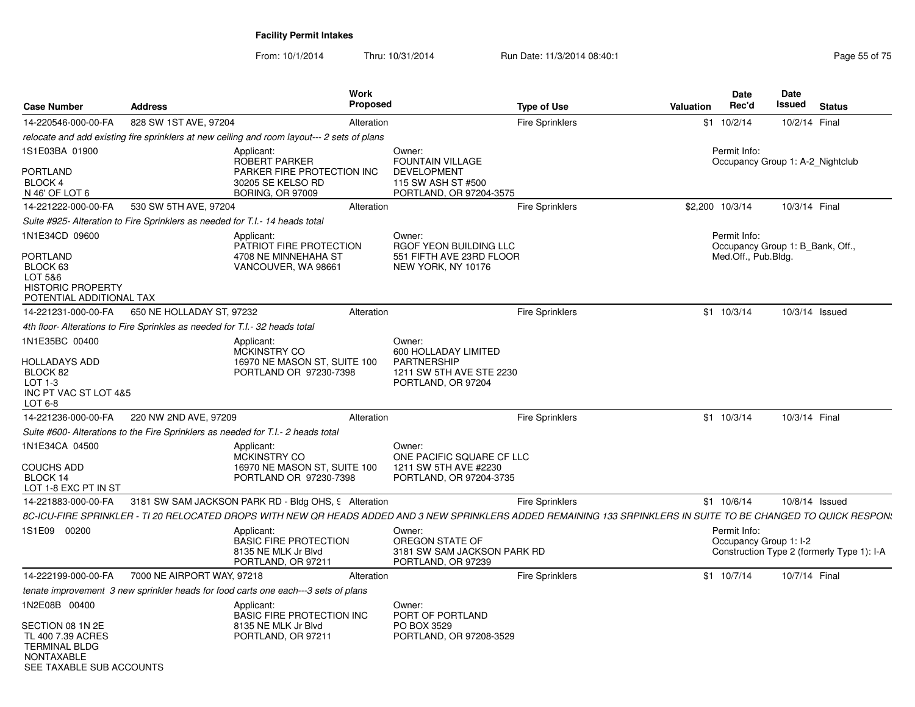**Facility Permit Intakes**

From: 10/1/2014 Thru: 10/31/2014 Run Date: 11/3/2014 08:40:1

| Case Number | Address | Work Proposed | Type of Use | Valuation | Date Rec'd | Date Issued | Status |
|---|---|---|---|---|---|---|---|
| 14-220546-000-00-FA | 828 SW 1ST AVE, 97204 | Alteration | Fire Sprinklers | $1 | 10/2/14 | 10/2/14 | Final |

*relocate and add existing fire sprinklers at new ceiling and room layout--- 2 sets of plans*

1S1E03BA 01900
PORTLAND
BLOCK 4
N 46' OF LOT 6

Applicant:
ROBERT PARKER
PARKER FIRE PROTECTION INC
30205 SE KELSO RD
BORING, OR 97009

Owner:
FOUNTAIN VILLAGE DEVELOPMENT
115 SW ASH ST #500
PORTLAND, OR 97204-3575

Permit Info:
Occupancy Group 1: A-2_Nightclub

| Case Number | Address | Work Proposed | Type of Use | Valuation | Date Rec'd | Date Issued | Status |
|---|---|---|---|---|---|---|---|
| 14-221222-000-00-FA | 530 SW 5TH AVE, 97204 | Alteration | Fire Sprinklers | $2,200 | 10/3/14 | 10/3/14 | Final |

*Suite #925- Alteration to Fire Sprinklers as needed for T.I.- 14 heads total*

1N1E34CD 09600
PORTLAND
BLOCK 63
LOT 5&6
HISTORIC PROPERTY
POTENTIAL ADDITIONAL TAX

Applicant:
PATRIOT FIRE PROTECTION
4708 NE MINNEHAHA ST
VANCOUVER, WA 98661

Owner:
RGOF YEON BUILDING LLC
551 FIFTH AVE 23RD FLOOR
NEW YORK, NY 10176

Permit Info:
Occupancy Group 1: B_Bank, Off., Med.Off., Pub.Bldg.

| Case Number | Address | Work Proposed | Type of Use | Valuation | Date Rec'd | Date Issued | Status |
|---|---|---|---|---|---|---|---|
| 14-221231-000-00-FA | 650 NE HOLLADAY ST, 97232 | Alteration | Fire Sprinklers | $1 | 10/3/14 | 10/3/14 | Issued |

*4th floor- Alterations to Fire Sprinkles as needed for T.I.- 32 heads total*

1N1E35BC 00400
HOLLADAYS ADD
BLOCK 82
LOT 1-3
INC PT VAC ST LOT 4&5
LOT 6-8

Applicant:
MCKINSTRY CO
16970 NE MASON ST, SUITE 100
PORTLAND OR 97230-7398

Owner:
600 HOLLADAY LIMITED PARTNERSHIP
1211 SW 5TH AVE STE 2230
PORTLAND, OR 97204

| Case Number | Address | Work Proposed | Type of Use | Valuation | Date Rec'd | Date Issued | Status |
|---|---|---|---|---|---|---|---|
| 14-221236-000-00-FA | 220 NW 2ND AVE, 97209 | Alteration | Fire Sprinklers | $1 | 10/3/14 | 10/3/14 | Final |

*Suite #600- Alterations to the Fire Sprinklers as needed for T.I.- 2 heads total*

1N1E34CA 04500
COUCHS ADD
BLOCK 14
LOT 1-8 EXC PT IN ST

Applicant:
MCKINSTRY CO
16970 NE MASON ST, SUITE 100
PORTLAND OR 97230-7398

Owner:
ONE PACIFIC SQUARE CF LLC
1211 SW 5TH AVE #2230
PORTLAND, OR 97204-3735

| Case Number | Address | Work Proposed | Type of Use | Valuation | Date Rec'd | Date Issued | Status |
|---|---|---|---|---|---|---|---|
| 14-221883-000-00-FA | 3181 SW SAM JACKSON PARK RD - Bldg OHS, 9 | Alteration | Fire Sprinklers | $1 | 10/6/14 | 10/8/14 | Issued |

*8C-ICU-FIRE SPRINKLER - TI 20 RELOCATED DROPS WITH NEW QR HEADS ADDED AND 3 NEW SPRINKLERS ADDED REMAINING 133 SRPINKLERS IN SUITE TO BE CHANGED TO QUICK RESPONS*

1S1E09 00200

Applicant:
BASIC FIRE PROTECTION
8135 NE MLK Jr Blvd
PORTLAND, OR 97211

Owner:
OREGON STATE OF
3181 SW SAM JACKSON PARK RD
PORTLAND, OR 97239

Permit Info:
Occupancy Group 1: I-2
Construction Type 2 (formerly Type 1): I-A

| Case Number | Address | Work Proposed | Type of Use | Valuation | Date Rec'd | Date Issued | Status |
|---|---|---|---|---|---|---|---|
| 14-222199-000-00-FA | 7000 NE AIRPORT WAY, 97218 | Alteration | Fire Sprinklers | $1 | 10/7/14 | 10/7/14 | Final |

*tenate improvement 3 new sprinkler heads for food carts one each---3 sets of plans*

1N2E08B 00400
SECTION 08 1N 2E
TL 400 7.39 ACRES
TERMINAL BLDG
NONTAXABLE
SEE TAXABLE SUB ACCOUNTS

Applicant:
BASIC FIRE PROTECTION INC
8135 NE MLK Jr Blvd
PORTLAND, OR 97211

Owner:
PORT OF PORTLAND
PO BOX 3529
PORTLAND, OR 97208-3529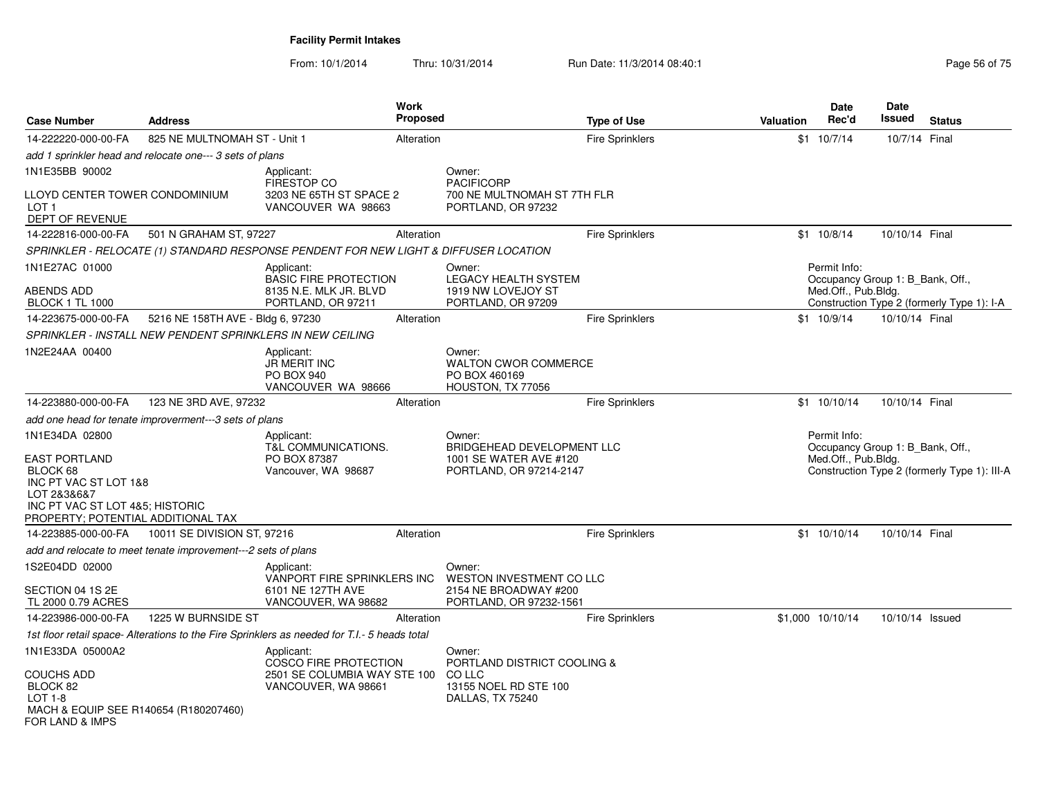**Facility Permit Intakes**

From: 10/1/2014 Thru: 10/31/2014 Run Date: 11/3/2014 08:40:1

| Case Number | Address | Work Proposed | Type of Use | Valuation | Date Rec'd | Date Issued | Status |
|---|---|---|---|---|---|---|---|
| 14-222220-000-00-FA | 825 NE MULTNOMAH ST - Unit 1 | Alteration | Fire Sprinklers | $1 | 10/7/14 | 10/7/14 | Final |

*add 1 sprinkler head and relocate one--- 3 sets of plans*

1N1E35BB 90002

LLOYD CENTER TOWER CONDOMINIUM
LOT 1
DEPT OF REVENUE

Applicant:
FIRESTOP CO
3203 NE 65TH ST SPACE 2
VANCOUVER WA 98663

Owner:
PACIFICORP
700 NE MULTNOMAH ST 7TH FLR
PORTLAND, OR 97232

| Case Number | Address | Work Proposed | Type of Use | Valuation | Date Rec'd | Date Issued | Status |
|---|---|---|---|---|---|---|---|
| 14-222816-000-00-FA | 501 N GRAHAM ST, 97227 | Alteration | Fire Sprinklers | $1 | 10/8/14 | 10/10/14 | Final |

*SPRINKLER - RELOCATE (1) STANDARD RESPONSE PENDENT FOR NEW LIGHT & DIFFUSER LOCATION*

1N1E27AC 01000

ABENDS ADD
BLOCK 1 TL 1000

Applicant:
BASIC FIRE PROTECTION
8135 N.E. MLK JR. BLVD
PORTLAND, OR 97211

Owner:
LEGACY HEALTH SYSTEM
1919 NW LOVEJOY ST
PORTLAND, OR 97209

Permit Info:
Occupancy Group 1: B_Bank, Off., Med.Off., Pub.Bldg.
Construction Type 2 (formerly Type 1): I-A

| Case Number | Address | Work Proposed | Type of Use | Valuation | Date Rec'd | Date Issued | Status |
|---|---|---|---|---|---|---|---|
| 14-223675-000-00-FA | 5216 NE 158TH AVE - Bldg 6, 97230 | Alteration | Fire Sprinklers | $1 | 10/9/14 | 10/10/14 | Final |

*SPRINKLER - INSTALL NEW PENDENT SPRINKLERS IN NEW CEILING*

1N2E24AA 00400

Applicant:
JR MERIT INC
PO BOX 940
VANCOUVER WA 98666

Owner:
WALTON CWOR COMMERCE
PO BOX 460169
HOUSTON, TX 77056

| Case Number | Address | Work Proposed | Type of Use | Valuation | Date Rec'd | Date Issued | Status |
|---|---|---|---|---|---|---|---|
| 14-223880-000-00-FA | 123 NE 3RD AVE, 97232 | Alteration | Fire Sprinklers | $1 | 10/10/14 | 10/10/14 | Final |

*add one head for tenate improverment---3 sets of plans*

1N1E34DA 02800

EAST PORTLAND
BLOCK 68
INC PT VAC ST LOT 1&8
LOT 2&3&6&7
INC PT VAC ST LOT 4&5; HISTORIC PROPERTY; POTENTIAL ADDITIONAL TAX

Applicant:
T&L COMMUNICATIONS.
PO BOX 87387
Vancouver, WA 98687

Owner:
BRIDGEHEAD DEVELOPMENT LLC
1001 SE WATER AVE #120
PORTLAND, OR 97214-2147

Permit Info:
Occupancy Group 1: B_Bank, Off., Med.Off., Pub.Bldg.
Construction Type 2 (formerly Type 1): III-A

| Case Number | Address | Work Proposed | Type of Use | Valuation | Date Rec'd | Date Issued | Status |
|---|---|---|---|---|---|---|---|
| 14-223885-000-00-FA | 10011 SE DIVISION ST, 97216 | Alteration | Fire Sprinklers | $1 | 10/10/14 | 10/10/14 | Final |

*add and relocate to meet tenate improvement---2 sets of plans*

1S2E04DD 02000

SECTION 04 1S 2E
TL 2000 0.79 ACRES

Applicant:
VANPORT FIRE SPRINKLERS INC
6101 NE 127TH AVE
VANCOUVER, WA 98682

Owner:
WESTON INVESTMENT CO LLC
2154 NE BROADWAY #200
PORTLAND, OR 97232-1561

| Case Number | Address | Work Proposed | Type of Use | Valuation | Date Rec'd | Date Issued | Status |
|---|---|---|---|---|---|---|---|
| 14-223986-000-00-FA | 1225 W BURNSIDE ST | Alteration | Fire Sprinklers | $1,000 | 10/10/14 | 10/10/14 | Issued |

*1st floor retail space- Alterations to the Fire Sprinklers as needed for T.I.- 5 heads total*

1N1E33DA 05000A2

COUCHS ADD
BLOCK 82
LOT 1-8
MACH & EQUIP SEE R140654 (R180207460) FOR LAND & IMPS

Applicant:
COSCO FIRE PROTECTION
2501 SE COLUMBIA WAY STE 100
VANCOUVER, WA 98661

Owner:
PORTLAND DISTRICT COOLING & CO LLC
13155 NOEL RD STE 100
DALLAS, TX 75240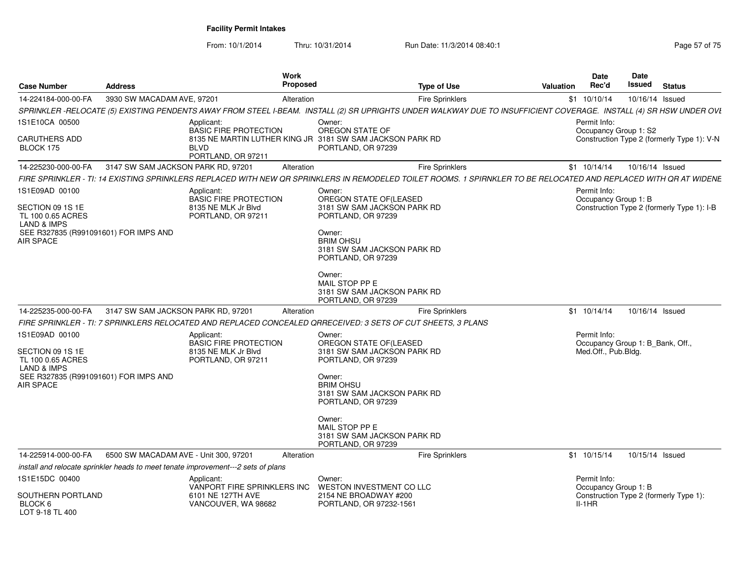**Facility Permit Intakes**

From: 10/1/2014 Thru: 10/31/2014 Run Date: 11/3/2014 08:40:1

| Case Number | Address | Work Proposed | Type of Use | Valuation | Date Rec'd | Date Issued | Status |
|---|---|---|---|---|---|---|---|
| 14-224184-000-00-FA | 3930 SW MACADAM AVE, 97201 | Alteration | Fire Sprinklers | $1 | 10/10/14 | 10/16/14 | Issued |

SPRINKLER -RELOCATE (5) EXISTING PENDENTS AWAY FROM STEEL I-BEAM. INSTALL (2) SR UPRIGHTS UNDER WALKWAY DUE TO INSUFFICIENT COVERAGE. INSTALL (4) SR HSW UNDER OVE

1S1E10CA 00500

CARUTHERS ADD
BLOCK 175

Applicant:
BASIC FIRE PROTECTION
8135 NE MARTIN LUTHER KING JR BLVD
PORTLAND, OR 97211

Owner:
OREGON STATE OF
3181 SW SAM JACKSON PARK RD
PORTLAND, OR 97239

Permit Info:
Occupancy Group 1: S2
Construction Type 2 (formerly Type 1): V-N

| Case Number | Address | Work Proposed | Type of Use | Valuation | Date Rec'd | Date Issued | Status |
|---|---|---|---|---|---|---|---|
| 14-225230-000-00-FA | 3147 SW SAM JACKSON PARK RD, 97201 | Alteration | Fire Sprinklers | $1 | 10/14/14 | 10/16/14 | Issued |

FIRE SPRINKLER - TI: 14 EXISTING SPRINKLERS REPLACED WITH NEW QR SPRINKLERS IN REMODELED TOILET ROOMS. 1 SPIRNKLER TO BE RELOCATED AND REPLACED WITH QR AT WIDENE

1S1E09AD 00100

SECTION 09 1S 1E
TL 100 0.65 ACRES
LAND & IMPS
SEE R327835 (R991091601) FOR IMPS AND AIR SPACE

Applicant:
BASIC FIRE PROTECTION
8135 NE MLK Jr Blvd
PORTLAND, OR 97211

Owner:
OREGON STATE OF(LEASED
3181 SW SAM JACKSON PARK RD
PORTLAND, OR 97239

Owner:
BRIM OHSU
3181 SW SAM JACKSON PARK RD
PORTLAND, OR 97239

Owner:
MAIL STOP PP E
3181 SW SAM JACKSON PARK RD
PORTLAND, OR 97239

Permit Info:
Occupancy Group 1: B
Construction Type 2 (formerly Type 1): I-B

| Case Number | Address | Work Proposed | Type of Use | Valuation | Date Rec'd | Date Issued | Status |
|---|---|---|---|---|---|---|---|
| 14-225235-000-00-FA | 3147 SW SAM JACKSON PARK RD, 97201 | Alteration | Fire Sprinklers | $1 | 10/14/14 | 10/16/14 | Issued |

FIRE SPRINKLER - TI: 7 SPRINKLERS RELOCATED AND REPLACED CONCEALED QRRECEIVED: 3 SETS OF CUT SHEETS, 3 PLANS

1S1E09AD 00100

SECTION 09 1S 1E
TL 100 0.65 ACRES
LAND & IMPS
SEE R327835 (R991091601) FOR IMPS AND AIR SPACE

Applicant:
BASIC FIRE PROTECTION
8135 NE MLK Jr Blvd
PORTLAND, OR 97211

Owner:
OREGON STATE OF(LEASED
3181 SW SAM JACKSON PARK RD
PORTLAND, OR 97239

Owner:
BRIM OHSU
3181 SW SAM JACKSON PARK RD
PORTLAND, OR 97239

Owner:
MAIL STOP PP E
3181 SW SAM JACKSON PARK RD
PORTLAND, OR 97239

Permit Info:
Occupancy Group 1: B_Bank, Off., Med.Off., Pub.Bldg.

| Case Number | Address | Work Proposed | Type of Use | Valuation | Date Rec'd | Date Issued | Status |
|---|---|---|---|---|---|---|---|
| 14-225914-000-00-FA | 6500 SW MACADAM AVE - Unit 300, 97201 | Alteration | Fire Sprinklers | $1 | 10/15/14 | 10/15/14 | Issued |

install and relocate sprinkler heads to meet tenate improvement---2 sets of plans

1S1E15DC 00400

SOUTHERN PORTLAND
BLOCK 6
LOT 9-18 TL 400

Applicant:
VANPORT FIRE SPRINKLERS INC
6101 NE 127TH AVE
VANCOUVER, WA 98682

Owner:
WESTON INVESTMENT CO LLC
2154 NE BROADWAY #200
PORTLAND, OR 97232-1561

Permit Info:
Occupancy Group 1: B
Construction Type 2 (formerly Type 1): II-1HR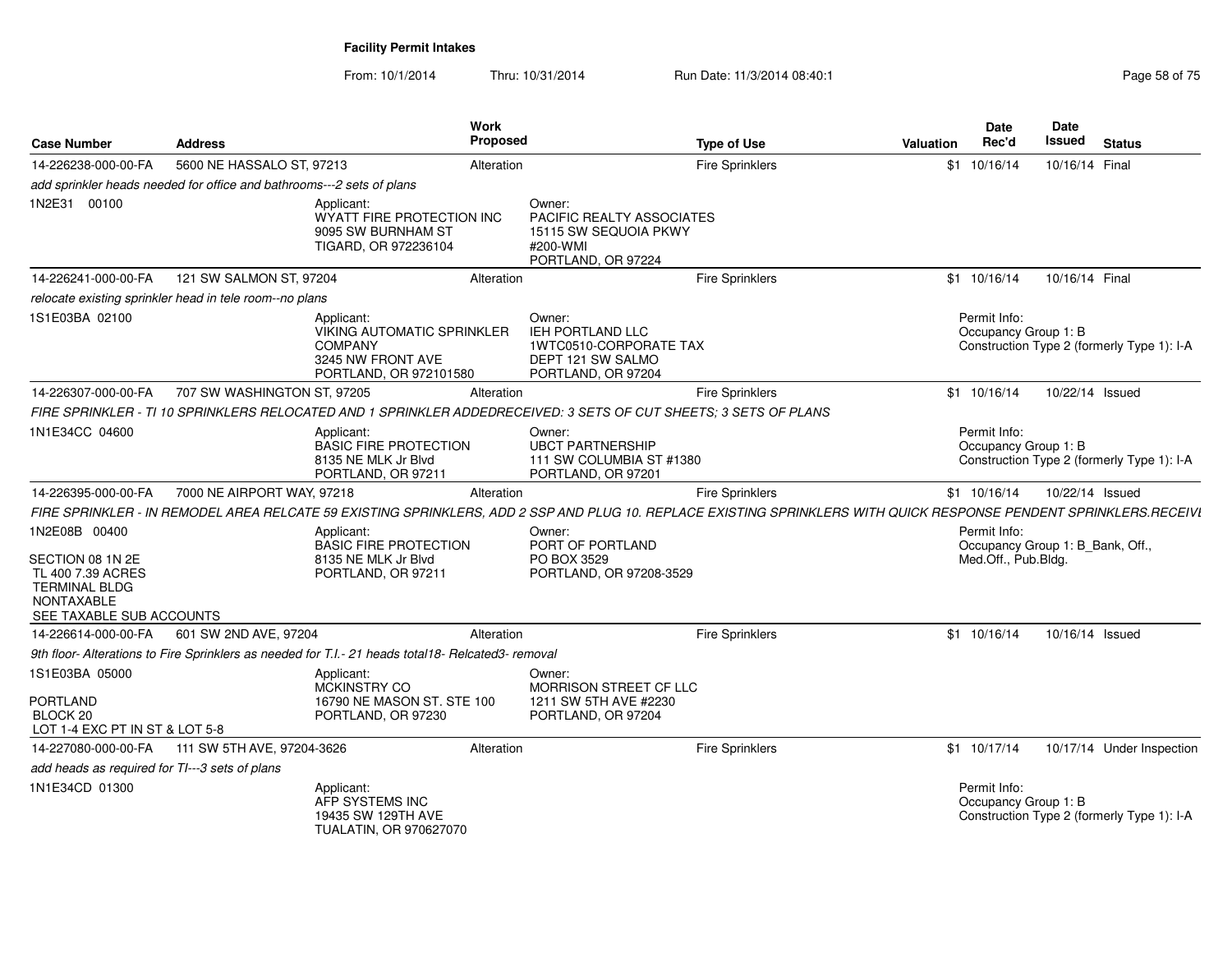# Facility Permit Intakes

From: 10/1/2014 Thru: 10/31/2014 Run Date: 11/3/2014 08:40:1

| Case Number | Address | Work Proposed | Type of Use | Valuation | Date Rec'd | Date Issued | Status |
|---|---|---|---|---|---|---|---|
| 14-226238-000-00-FA | 5600 NE HASSALO ST, 97213 | Alteration | Fire Sprinklers | $1 | 10/16/14 | 10/16/14 | Final |

*add sprinkler heads needed for office and bathrooms---2 sets of plans*

1N2E31 00100

Applicant:
WYATT FIRE PROTECTION INC
9095 SW BURNHAM ST
TIGARD, OR 972236104

Owner:
PACIFIC REALTY ASSOCIATES
15115 SW SEQUOIA PKWY
#200-WMI
PORTLAND, OR 97224

| Case Number | Address | Work Proposed | Type of Use | Valuation | Date Rec'd | Date Issued | Status |
|---|---|---|---|---|---|---|---|
| 14-226241-000-00-FA | 121 SW SALMON ST, 97204 | Alteration | Fire Sprinklers | $1 | 10/16/14 | 10/16/14 | Final |

*relocate existing sprinkler head in tele room--no plans*

1S1E03BA 02100

Applicant:
VIKING AUTOMATIC SPRINKLER COMPANY
3245 NW FRONT AVE
PORTLAND, OR 972101580

Owner:
IEH PORTLAND LLC
1WTC0510-CORPORATE TAX
DEPT 121 SW SALMO
PORTLAND, OR 97204

Permit Info:
Occupancy Group 1: B
Construction Type 2 (formerly Type 1): I-A

| Case Number | Address | Work Proposed | Type of Use | Valuation | Date Rec'd | Date Issued | Status |
|---|---|---|---|---|---|---|---|
| 14-226307-000-00-FA | 707 SW WASHINGTON ST, 97205 | Alteration | Fire Sprinklers | $1 | 10/16/14 | 10/22/14 | Issued |

*FIRE SPRINKLER - TI 10 SPRINKLERS RELOCATED AND 1 SPRINKLER ADDEDRECEIVED: 3 SETS OF CUT SHEETS; 3 SETS OF PLANS*

1N1E34CC 04600

Applicant:
BASIC FIRE PROTECTION
8135 NE MLK Jr Blvd
PORTLAND, OR 97211

Owner:
UBCT PARTNERSHIP
111 SW COLUMBIA ST #1380
PORTLAND, OR 97201

Permit Info:
Occupancy Group 1: B
Construction Type 2 (formerly Type 1): I-A

| Case Number | Address | Work Proposed | Type of Use | Valuation | Date Rec'd | Date Issued | Status |
|---|---|---|---|---|---|---|---|
| 14-226395-000-00-FA | 7000 NE AIRPORT WAY, 97218 | Alteration | Fire Sprinklers | $1 | 10/16/14 | 10/22/14 | Issued |

*FIRE SPRINKLER - IN REMODEL AREA RELCATE 59 EXISTING SPRINKLERS, ADD 2 SSP AND PLUG 10. REPLACE EXISTING SPRINKLERS WITH QUICK RESPONSE PENDENT SPRINKLERS.RECEIVI*

1N2E08B 00400

SECTION 08 1N 2E
TL 400 7.39 ACRES
TERMINAL BLDG
NONTAXABLE
SEE TAXABLE SUB ACCOUNTS

Applicant:
BASIC FIRE PROTECTION
8135 NE MLK Jr Blvd
PORTLAND, OR 97211

Owner:
PORT OF PORTLAND
PO BOX 3529
PORTLAND, OR 97208-3529

Permit Info:
Occupancy Group 1: B_Bank, Off., Med.Off., Pub.Bldg.

| Case Number | Address | Work Proposed | Type of Use | Valuation | Date Rec'd | Date Issued | Status |
|---|---|---|---|---|---|---|---|
| 14-226614-000-00-FA | 601 SW 2ND AVE, 97204 | Alteration | Fire Sprinklers | $1 | 10/16/14 | 10/16/14 | Issued |

*9th floor- Alterations to Fire Sprinklers as needed for T.I.- 21 heads total18- Relcated3- removal*

1S1E03BA 05000

PORTLAND
BLOCK 20
LOT 1-4 EXC PT IN ST & LOT 5-8

Applicant:
MCKINSTRY CO
16790 NE MASON ST. STE 100
PORTLAND, OR 97230

Owner:
MORRISON STREET CF LLC
1211 SW 5TH AVE #2230
PORTLAND, OR 97204

| Case Number | Address | Work Proposed | Type of Use | Valuation | Date Rec'd | Date Issued | Status |
|---|---|---|---|---|---|---|---|
| 14-227080-000-00-FA | 111 SW 5TH AVE, 97204-3626 | Alteration | Fire Sprinklers | $1 | 10/17/14 | 10/17/14 | Under Inspection |

*add heads as required for TI---3 sets of plans*

1N1E34CD 01300

Applicant:
AFP SYSTEMS INC
19435 SW 129TH AVE
TUALATIN, OR 970627070

Permit Info:
Occupancy Group 1: B
Construction Type 2 (formerly Type 1): I-A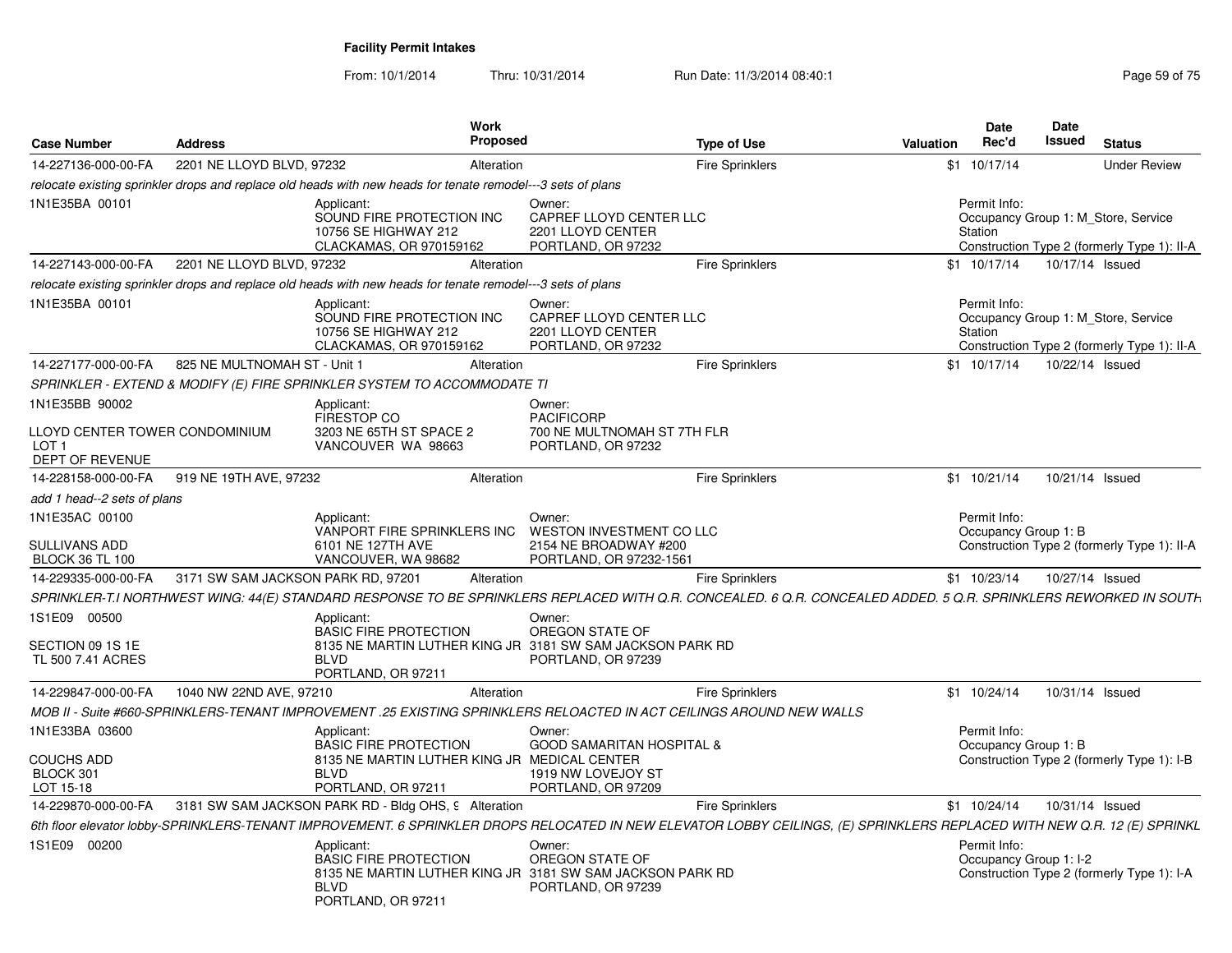## Facility Permit Intakes

From: 10/1/2014 Thru: 10/31/2014 Run Date: 11/3/2014 08:40:1

| Case Number | Address | Work Proposed | Type of Use | Valuation | Date Rec'd | Date Issued | Status |
|---|---|---|---|---|---|---|---|
| 14-227136-000-00-FA | 2201 NE LLOYD BLVD, 97232 | Alteration | Fire Sprinklers | $1 | 10/17/14 | | Under Review |

*relocate existing sprinkler drops and replace old heads with new heads for tenate remodel---3 sets of plans*

1N1E35BA 00101

Applicant: SOUND FIRE PROTECTION INC, 10756 SE HIGHWAY 212, CLACKAMAS, OR 970159162

Owner: CAPREF LLOYD CENTER LLC, 2201 LLOYD CENTER, PORTLAND, OR 97232

Permit Info: Occupancy Group 1: M_Store, Service Station; Construction Type 2 (formerly Type 1): II-A

| Case Number | Address | Work Proposed | Type of Use | Valuation | Date Rec'd | Date Issued | Status |
|---|---|---|---|---|---|---|---|
| 14-227143-000-00-FA | 2201 NE LLOYD BLVD, 97232 | Alteration | Fire Sprinklers | $1 | 10/17/14 | 10/17/14 | Issued |

*relocate existing sprinkler drops and replace old heads with new heads for tenate remodel---3 sets of plans*

1N1E35BA 00101

Applicant: SOUND FIRE PROTECTION INC, 10756 SE HIGHWAY 212, CLACKAMAS, OR 970159162

Owner: CAPREF LLOYD CENTER LLC, 2201 LLOYD CENTER, PORTLAND, OR 97232

Permit Info: Occupancy Group 1: M_Store, Service Station; Construction Type 2 (formerly Type 1): II-A

| Case Number | Address | Work Proposed | Type of Use | Valuation | Date Rec'd | Date Issued | Status |
|---|---|---|---|---|---|---|---|
| 14-227177-000-00-FA | 825 NE MULTNOMAH ST - Unit 1 | Alteration | Fire Sprinklers | $1 | 10/17/14 | 10/22/14 | Issued |

*SPRINKLER - EXTEND & MODIFY (E) FIRE SPRINKLER SYSTEM TO ACCOMMODATE TI*

1N1E35BB 90002
LLOYD CENTER TOWER CONDOMINIUM
LOT 1
DEPT OF REVENUE

Applicant: FIRESTOP CO, 3203 NE 65TH ST SPACE 2, VANCOUVER WA 98663

Owner: PACIFICORP, 700 NE MULTNOMAH ST 7TH FLR, PORTLAND, OR 97232

| Case Number | Address | Work Proposed | Type of Use | Valuation | Date Rec'd | Date Issued | Status |
|---|---|---|---|---|---|---|---|
| 14-228158-000-00-FA | 919 NE 19TH AVE, 97232 | Alteration | Fire Sprinklers | $1 | 10/21/14 | 10/21/14 | Issued |

*add 1 head--2 sets of plans*

1N1E35AC 00100
SULLIVANS ADD
BLOCK 36 TL 100

Applicant: VANPORT FIRE SPRINKLERS INC, 6101 NE 127TH AVE, VANCOUVER, WA 98682

Owner: WESTON INVESTMENT CO LLC, 2154 NE BROADWAY #200, PORTLAND, OR 97232-1561

Permit Info: Occupancy Group 1: B; Construction Type 2 (formerly Type 1): II-A

| Case Number | Address | Work Proposed | Type of Use | Valuation | Date Rec'd | Date Issued | Status |
|---|---|---|---|---|---|---|---|
| 14-229335-000-00-FA | 3171 SW SAM JACKSON PARK RD, 97201 | Alteration | Fire Sprinklers | $1 | 10/23/14 | 10/27/14 | Issued |

*SPRINKLER-T.I NORTHWEST WING: 44(E) STANDARD RESPONSE TO BE SPRINKLERS REPLACED WITH Q.R. CONCEALED. 6 Q.R. CONCEALED ADDED. 5 Q.R. SPRINKLERS REWORKED IN SOUTH*

1S1E09 00500
SECTION 09 1S 1E
TL 500 7.41 ACRES

Applicant: BASIC FIRE PROTECTION, 8135 NE MARTIN LUTHER KING JR BLVD, PORTLAND, OR 97211

Owner: OREGON STATE OF, 3181 SW SAM JACKSON PARK RD, PORTLAND, OR 97239

| Case Number | Address | Work Proposed | Type of Use | Valuation | Date Rec'd | Date Issued | Status |
|---|---|---|---|---|---|---|---|
| 14-229847-000-00-FA | 1040 NW 22ND AVE, 97210 | Alteration | Fire Sprinklers | $1 | 10/24/14 | 10/31/14 | Issued |

*MOB II - Suite #660-SPRINKLERS-TENANT IMPROVEMENT .25 EXISTING SPRINKLERS RELOACTED IN ACT CEILINGS AROUND NEW WALLS*

1N1E33BA 03600
COUCHS ADD
BLOCK 301
LOT 15-18

Applicant: BASIC FIRE PROTECTION, 8135 NE MARTIN LUTHER KING JR BLVD, PORTLAND, OR 97211

Owner: GOOD SAMARITAN HOSPITAL & MEDICAL CENTER, 1919 NW LOVEJOY ST, PORTLAND, OR 97209

Permit Info: Occupancy Group 1: B; Construction Type 2 (formerly Type 1): I-B

| Case Number | Address | Work Proposed | Type of Use | Valuation | Date Rec'd | Date Issued | Status |
|---|---|---|---|---|---|---|---|
| 14-229870-000-00-FA | 3181 SW SAM JACKSON PARK RD - Bldg OHS, 9 | Alteration | Fire Sprinklers | $1 | 10/24/14 | 10/31/14 | Issued |

*6th floor elevator lobby-SPRINKLERS-TENANT IMPROVEMENT. 6 SPRINKLER DROPS RELOCATED IN NEW ELEVATOR LOBBY CEILINGS, (E) SPRINKLERS REPLACED WITH NEW Q.R. 12 (E) SPRINKL*

1S1E09 00200

Applicant: BASIC FIRE PROTECTION, 8135 NE MARTIN LUTHER KING JR BLVD, PORTLAND, OR 97211

Owner: OREGON STATE OF, 3181 SW SAM JACKSON PARK RD, PORTLAND, OR 97239

Permit Info: Occupancy Group 1: I-2; Construction Type 2 (formerly Type 1): I-A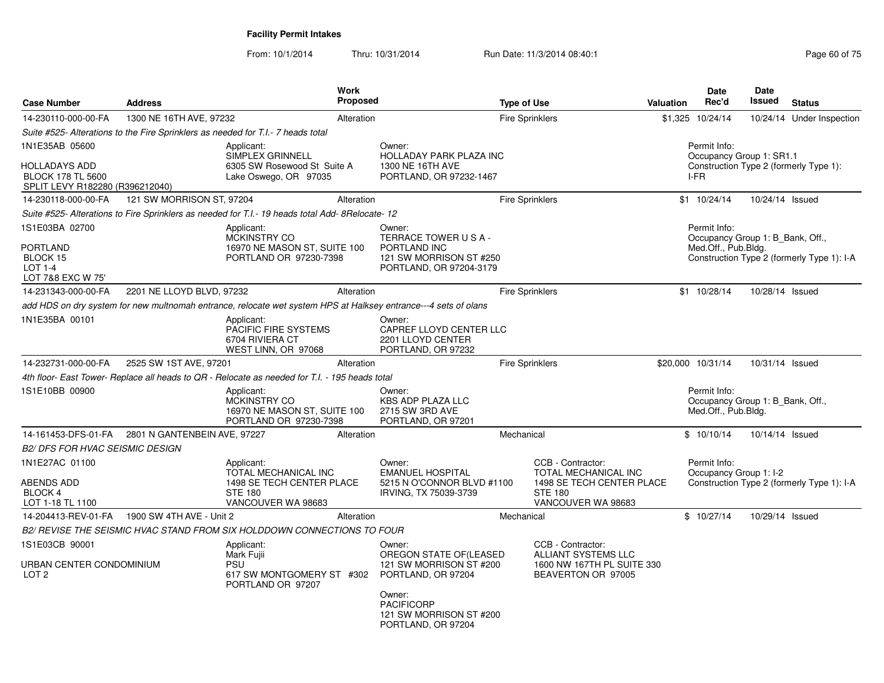**Facility Permit Intakes**

From: 10/1/2014 Thru: 10/31/2014 Run Date: 11/3/2014 08:40:1

| Case Number | Address | Work Proposed | Type of Use | Valuation | Date Rec'd | Date Issued | Status |
|---|---|---|---|---|---|---|---|
| 14-230110-000-00-FA | 1300 NE 16TH AVE, 97232 | Alteration | Fire Sprinklers | $1,325 | 10/24/14 | 10/24/14 | Under Inspection |

*Suite #525- Alterations to the Fire Sprinklers as needed for T.I.- 7 heads total*

1N1E35AB 05600
HOLLADAYS ADD
BLOCK 178 TL 5600
SPLIT LEVY R182280 (R396212040)

Applicant: SIMPLEX GRINNELL, 6305 SW Rosewood St Suite A, Lake Oswego, OR 97035

Owner: HOLLADAY PARK PLAZA INC, 1300 NE 16TH AVE, PORTLAND, OR 97232-1467

Permit Info: Occupancy Group 1: SR1.1; Construction Type 2 (formerly Type 1): I-FR

| Case Number | Address | Work Proposed | Type of Use | Valuation | Date Rec'd | Date Issued | Status |
|---|---|---|---|---|---|---|---|
| 14-230118-000-00-FA | 121 SW MORRISON ST, 97204 | Alteration | Fire Sprinklers | $1 | 10/24/14 | 10/24/14 | Issued |

*Suite #525- Alterations to Fire Sprinklers as needed for T.I.- 19 heads total Add- 8Relocate- 12*

1S1E03BA 02700
PORTLAND
BLOCK 15
LOT 1-4
LOT 7&8 EXC W 75'

Applicant: MCKINSTRY CO, 16970 NE MASON ST, SUITE 100, PORTLAND OR 97230-7398

Owner: TERRACE TOWER U S A - PORTLAND INC, 121 SW MORRISON ST #250, PORTLAND, OR 97204-3179

Permit Info: Occupancy Group 1: B_Bank, Off., Med.Off., Pub.Bldg.; Construction Type 2 (formerly Type 1): I-A

| Case Number | Address | Work Proposed | Type of Use | Valuation | Date Rec'd | Date Issued | Status |
|---|---|---|---|---|---|---|---|
| 14-231343-000-00-FA | 2201 NE LLOYD BLVD, 97232 | Alteration | Fire Sprinklers | $1 | 10/28/14 | 10/28/14 | Issued |

*add HDS on dry system for new multnomah entrance, relocate wet system HPS at Halksey entrance---4 sets of olans*

1N1E35BA 00101

Applicant: PACIFIC FIRE SYSTEMS, 6704 RIVIERA CT, WEST LINN, OR 97068

Owner: CAPREF LLOYD CENTER LLC, 2201 LLOYD CENTER, PORTLAND, OR 97232

| Case Number | Address | Work Proposed | Type of Use | Valuation | Date Rec'd | Date Issued | Status |
|---|---|---|---|---|---|---|---|
| 14-232731-000-00-FA | 2525 SW 1ST AVE, 97201 | Alteration | Fire Sprinklers | $20,000 | 10/31/14 | 10/31/14 | Issued |

*4th floor- East Tower- Replace all heads to QR - Relocate as needed for T.I. - 195 heads total*

1S1E10BB 00900

Applicant: MCKINSTRY CO, 16970 NE MASON ST, SUITE 100, PORTLAND OR 97230-7398

Owner: KBS ADP PLAZA LLC, 2715 SW 3RD AVE, PORTLAND, OR 97201

Permit Info: Occupancy Group 1: B_Bank, Off., Med.Off., Pub.Bldg.

| Case Number | Address | Work Proposed | Type of Use | Valuation | Date Rec'd | Date Issued | Status |
|---|---|---|---|---|---|---|---|
| 14-161453-DFS-01-FA | 2801 N GANTENBEIN AVE, 97227 | Alteration | Mechanical | $ | 10/10/14 | 10/14/14 | Issued |

*B2/ DFS FOR HVAC SEISMIC DESIGN*

1N1E27AC 01100
ABENDS ADD
BLOCK 4
LOT 1-18 TL 1100

Applicant: TOTAL MECHANICAL INC, 1498 SE TECH CENTER PLACE, STE 180, VANCOUVER WA 98683

Owner: EMANUEL HOSPITAL, 5215 N O'CONNOR BLVD #1100, IRVING, TX 75039-3739

CCB - Contractor: TOTAL MECHANICAL INC, 1498 SE TECH CENTER PLACE, STE 180, VANCOUVER WA 98683

Permit Info: Occupancy Group 1: I-2; Construction Type 2 (formerly Type 1): I-A

| Case Number | Address | Work Proposed | Type of Use | Valuation | Date Rec'd | Date Issued | Status |
|---|---|---|---|---|---|---|---|
| 14-204413-REV-01-FA | 1900 SW 4TH AVE - Unit 2 | Alteration | Mechanical | $ | 10/27/14 | 10/29/14 | Issued |

*B2/ REVISE THE SEISMIC HVAC STAND FROM SIX HOLDDOWN CONNECTIONS TO FOUR*

1S1E03CB 90001
URBAN CENTER CONDOMINIUM
LOT 2

Applicant: Mark Fujii, PSU, 617 SW MONTGOMERY ST #302, PORTLAND OR 97207

Owner: OREGON STATE OF(LEASED, 121 SW MORRISON ST #200, PORTLAND, OR 97204

Owner: PACIFICORP, 121 SW MORRISON ST #200, PORTLAND, OR 97204

CCB - Contractor: ALLIANT SYSTEMS LLC, 1600 NW 167TH PL SUITE 330, BEAVERTON OR 97005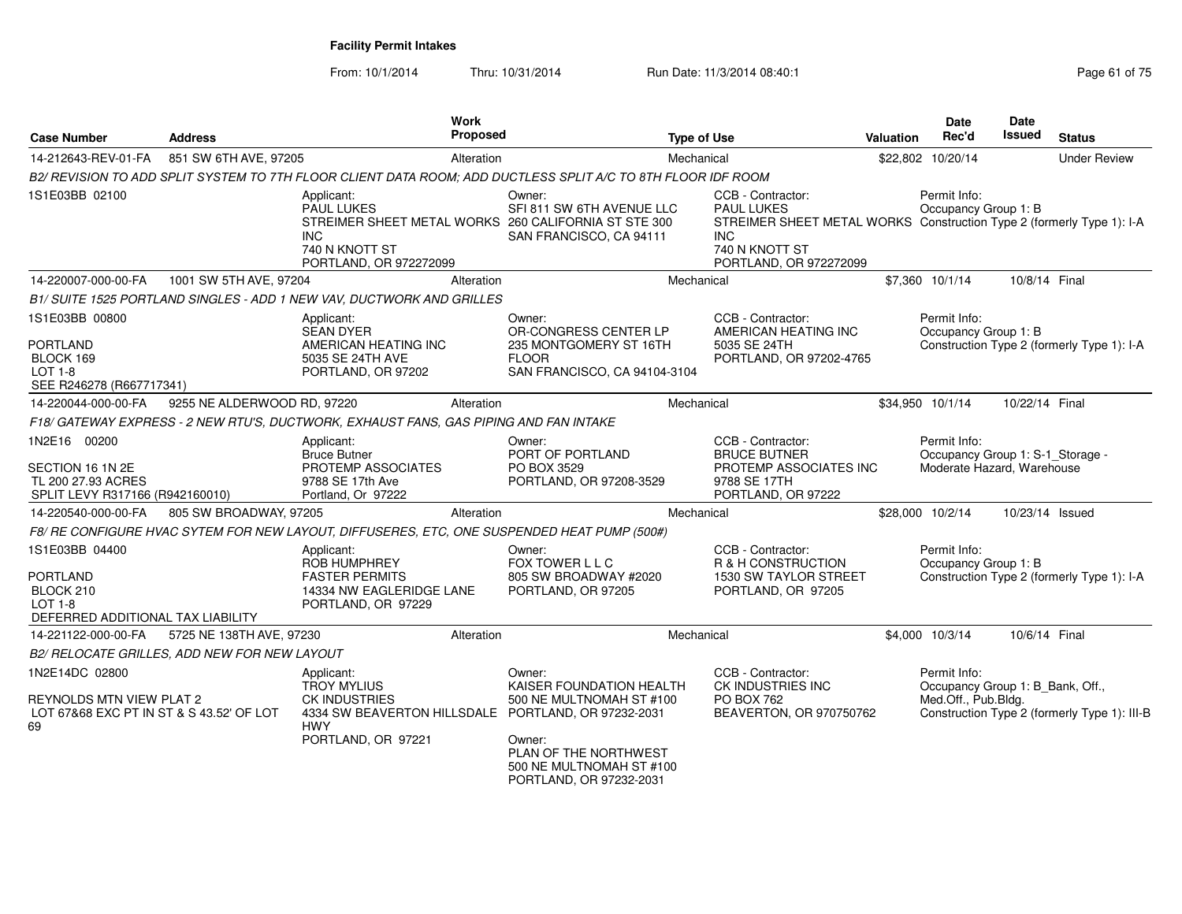**Facility Permit Intakes**

From: 10/1/2014 Thru: 10/31/2014 Run Date: 11/3/2014 08:40:1

| Case Number | Address | Work Proposed | Type of Use | Valuation | Date Rec'd | Date Issued | Status |
|---|---|---|---|---|---|---|---|
| 14-212643-REV-01-FA | 851 SW 6TH AVE, 97205 | Alteration | Mechanical | $22,802 | 10/20/14 | | Under Review |

B2/ REVISION TO ADD SPLIT SYSTEM TO 7TH FLOOR CLIENT DATA ROOM; ADD DUCTLESS SPLIT A/C TO 8TH FLOOR IDF ROOM

1S1E03BB 02100

Applicant: PAUL LUKES, STREIMER SHEET METAL WORKS INC, 740 N KNOTT ST, PORTLAND, OR 972272099

Owner: SFI 811 SW 6TH AVENUE LLC, 260 CALIFORNIA ST STE 300, SAN FRANCISCO, CA 94111

CCB - Contractor: PAUL LUKES, STREIMER SHEET METAL WORKS INC, 740 N KNOTT ST, PORTLAND, OR 972272099

Permit Info: Occupancy Group 1: B; Construction Type 2 (formerly Type 1): I-A

| Case Number | Address | Work Proposed | Type of Use | Valuation | Date Rec'd | Date Issued | Status |
|---|---|---|---|---|---|---|---|
| 14-220007-000-00-FA | 1001 SW 5TH AVE, 97204 | Alteration | Mechanical | $7,360 | 10/1/14 | 10/8/14 | Final |

B1/ SUITE 1525 PORTLAND SINGLES - ADD 1 NEW VAV, DUCTWORK AND GRILLES

1S1E03BB 00800; PORTLAND; BLOCK 169; LOT 1-8; SEE R246278 (R667717341)

Applicant: SEAN DYER, AMERICAN HEATING INC, 5035 SE 24TH AVE, PORTLAND, OR 97202

Owner: OR-CONGRESS CENTER LP, 235 MONTGOMERY ST 16TH FLOOR, SAN FRANCISCO, CA 94104-3104

CCB - Contractor: AMERICAN HEATING INC, 5035 SE 24TH, PORTLAND, OR 97202-4765

Permit Info: Occupancy Group 1: B; Construction Type 2 (formerly Type 1): I-A

| Case Number | Address | Work Proposed | Type of Use | Valuation | Date Rec'd | Date Issued | Status |
|---|---|---|---|---|---|---|---|
| 14-220044-000-00-FA | 9255 NE ALDERWOOD RD, 97220 | Alteration | Mechanical | $34,950 | 10/1/14 | 10/22/14 | Final |

F18/ GATEWAY EXPRESS - 2 NEW RTU'S, DUCTWORK, EXHAUST FANS, GAS PIPING AND FAN INTAKE

1N2E16 00200; SECTION 16 1N 2E; TL 200 27.93 ACRES; SPLIT LEVY R317166 (R942160010)

Applicant: Bruce Butner, PROTEMP ASSOCIATES, 9788 SE 17th Ave, Portland, Or 97222

Owner: PORT OF PORTLAND, PO BOX 3529, PORTLAND, OR 97208-3529

CCB - Contractor: BRUCE BUTNER, PROTEMP ASSOCIATES INC, 9788 SE 17TH, PORTLAND, OR 97222

Permit Info: Occupancy Group 1: S-1_Storage - Moderate Hazard, Warehouse

| Case Number | Address | Work Proposed | Type of Use | Valuation | Date Rec'd | Date Issued | Status |
|---|---|---|---|---|---|---|---|
| 14-220540-000-00-FA | 805 SW BROADWAY, 97205 | Alteration | Mechanical | $28,000 | 10/2/14 | 10/23/14 | Issued |

F8/ RE CONFIGURE HVAC SYTEM FOR NEW LAYOUT, DIFFUSERES, ETC, ONE SUSPENDED HEAT PUMP (500#)

1S1E03BB 04400; PORTLAND; BLOCK 210; LOT 1-8; DEFERRED ADDITIONAL TAX LIABILITY

Applicant: ROB HUMPHREY, FASTER PERMITS, 14334 NW EAGLERIDGE LANE, PORTLAND, OR 97229

Owner: FOX TOWER L L C, 805 SW BROADWAY #2020, PORTLAND, OR 97205

CCB - Contractor: R & H CONSTRUCTION, 1530 SW TAYLOR STREET, PORTLAND, OR 97205

Permit Info: Occupancy Group 1: B; Construction Type 2 (formerly Type 1): I-A

| Case Number | Address | Work Proposed | Type of Use | Valuation | Date Rec'd | Date Issued | Status |
|---|---|---|---|---|---|---|---|
| 14-221122-000-00-FA | 5725 NE 138TH AVE, 97230 | Alteration | Mechanical | $4,000 | 10/3/14 | 10/6/14 | Final |

B2/ RELOCATE GRILLES, ADD NEW FOR NEW LAYOUT

1N2E14DC 02800; REYNOLDS MTN VIEW PLAT 2; LOT 67&68 EXC PT IN ST & S 43.52' OF LOT 69

Applicant: TROY MYLIUS, CK INDUSTRIES, 4334 SW BEAVERTON HILLSDALE HWY, PORTLAND, OR 97221

Owner: KAISER FOUNDATION HEALTH, 500 NE MULTNOMAH ST #100, PORTLAND, OR 97232-2031

Owner: PLAN OF THE NORTHWEST, 500 NE MULTNOMAH ST #100, PORTLAND, OR 97232-2031

CCB - Contractor: CK INDUSTRIES INC, PO BOX 762, BEAVERTON, OR 970750762

Permit Info: Occupancy Group 1: B_Bank, Off., Med.Off., Pub.Bldg.; Construction Type 2 (formerly Type 1): III-B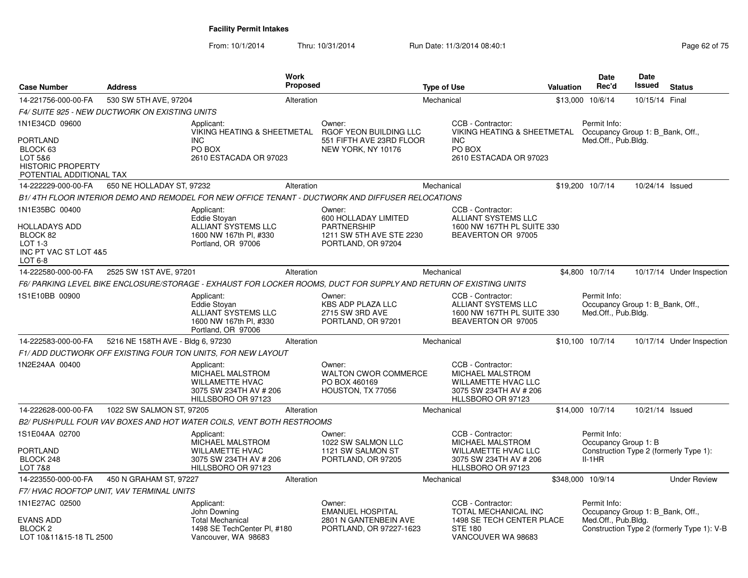**Facility Permit Intakes**

From: 10/1/2014 Thru: 10/31/2014 Run Date: 11/3/2014 08:40:1

| Case Number | Address | Work Proposed | Type of Use | Valuation | Date Rec'd | Date Issued | Status |
|---|---|---|---|---|---|---|---|
| 14-221756-000-00-FA | 530 SW 5TH AVE, 97204 | Alteration | Mechanical | $13,000 | 10/6/14 | 10/15/14 | Final |

F4/ SUITE 925 - NEW DUCTWORK ON EXISTING UNITS

1N1E34CD 09600
PORTLAND
BLOCK 63
LOT 5&6
HISTORIC PROPERTY
POTENTIAL ADDITIONAL TAX

Applicant: VIKING HEATING & SHEETMETAL INC, PO BOX, 2610 ESTACADA OR 97023

Owner: RGOF YEON BUILDING LLC, 551 FIFTH AVE 23RD FLOOR, NEW YORK, NY 10176

CCB - Contractor: VIKING HEATING & SHEETMETAL INC, PO BOX, 2610 ESTACADA OR 97023

Permit Info: Occupancy Group 1: B_Bank, Off., Med.Off., Pub.Bldg.

| Case Number | Address | Work Proposed | Type of Use | Valuation | Date Rec'd | Date Issued | Status |
|---|---|---|---|---|---|---|---|
| 14-222229-000-00-FA | 650 NE HOLLADAY ST, 97232 | Alteration | Mechanical | $19,200 | 10/7/14 | 10/24/14 | Issued |

B1/ 4TH FLOOR INTERIOR DEMO AND REMODEL FOR NEW OFFICE TENANT - DUCTWORK AND DIFFUSER RELOCATIONS

1N1E35BC 00400
HOLLADAYS ADD
BLOCK 82
LOT 1-3
INC PT VAC ST LOT 4&5
LOT 6-8

Applicant: Eddie Stoyan, ALLIANT SYSTEMS LLC, 1600 NW 167th Pl, #330, Portland, OR 97006

Owner: 600 HOLLADAY LIMITED PARTNERSHIP, 1211 SW 5TH AVE STE 2230, PORTLAND, OR 97204

CCB - Contractor: ALLIANT SYSTEMS LLC, 1600 NW 167TH PL SUITE 330, BEAVERTON OR 97005

| Case Number | Address | Work Proposed | Type of Use | Valuation | Date Rec'd | Date Issued | Status |
|---|---|---|---|---|---|---|---|
| 14-222580-000-00-FA | 2525 SW 1ST AVE, 97201 | Alteration | Mechanical | $4,800 | 10/7/14 | 10/17/14 | Under Inspection |

F6/ PARKING LEVEL BIKE ENCLOSURE/STORAGE - EXHAUST FOR LOCKER ROOMS, DUCT FOR SUPPLY AND RETURN OF EXISTING UNITS

1S1E10BB 00900

Applicant: Eddie Stoyan, ALLIANT SYSTEMS LLC, 1600 NW 167th Pl, #330, Portland, OR 97006

Owner: KBS ADP PLAZA LLC, 2715 SW 3RD AVE, PORTLAND, OR 97201

CCB - Contractor: ALLIANT SYSTEMS LLC, 1600 NW 167TH PL SUITE 330, BEAVERTON OR 97005

Permit Info: Occupancy Group 1: B_Bank, Off., Med.Off., Pub.Bldg.

| Case Number | Address | Work Proposed | Type of Use | Valuation | Date Rec'd | Date Issued | Status |
|---|---|---|---|---|---|---|---|
| 14-222583-000-00-FA | 5216 NE 158TH AVE - Bldg 6, 97230 | Alteration | Mechanical | $10,100 | 10/7/14 | 10/17/14 | Under Inspection |

F1/ ADD DUCTWORK OFF EXISTING FOUR TON UNITS, FOR NEW LAYOUT

1N2E24AA 00400

Applicant: MICHAEL MALSTROM, WILLAMETTE HVAC, 3075 SW 234TH AV # 206, HILLSBORO OR 97123

Owner: WALTON CWOR COMMERCE, PO BOX 460169, HOUSTON, TX 77056

CCB - Contractor: MICHAEL MALSTROM, WILLAMETTE HVAC LLC, 3075 SW 234TH AV # 206, HLLSBORO OR 97123

| Case Number | Address | Work Proposed | Type of Use | Valuation | Date Rec'd | Date Issued | Status |
|---|---|---|---|---|---|---|---|
| 14-222628-000-00-FA | 1022 SW SALMON ST, 97205 | Alteration | Mechanical | $14,000 | 10/7/14 | 10/21/14 | Issued |

B2/ PUSH/PULL FOUR VAV BOXES AND HOT WATER COILS, VENT BOTH RESTROOMS

1S1E04AA 02700
PORTLAND
BLOCK 248
LOT 7&8

Applicant: MICHAEL MALSTROM, WILLAMETTE HVAC, 3075 SW 234TH AV # 206, HILLSBORO OR 97123

Owner: 1022 SW SALMON LLC, 1121 SW SALMON ST, PORTLAND, OR 97205

CCB - Contractor: MICHAEL MALSTROM, WILLAMETTE HVAC LLC, 3075 SW 234TH AV # 206, HLLSBORO OR 97123

Permit Info: Occupancy Group 1: B, Construction Type 2 (formerly Type 1): II-1HR

| Case Number | Address | Work Proposed | Type of Use | Valuation | Date Rec'd | Date Issued | Status |
|---|---|---|---|---|---|---|---|
| 14-223550-000-00-FA | 450 N GRAHAM ST, 97227 | Alteration | Mechanical | $348,000 | 10/9/14 | | Under Review |

F7/ HVAC ROOFTOP UNIT, VAV TERMINAL UNITS

1N1E27AC 02500
EVANS ADD
BLOCK 2
LOT 10&11&15-18 TL 2500

Applicant: John Downing, Total Mechanical, 1498 SE TechCenter Pl, #180, Vancouver, WA 98683

Owner: EMANUEL HOSPITAL, 2801 N GANTENBEIN AVE, PORTLAND, OR 97227-1623

CCB - Contractor: TOTAL MECHANICAL INC, 1498 SE TECH CENTER PLACE, STE 180, VANCOUVER WA 98683

Permit Info: Occupancy Group 1: B_Bank, Off., Med.Off., Pub.Bldg., Construction Type 2 (formerly Type 1): V-B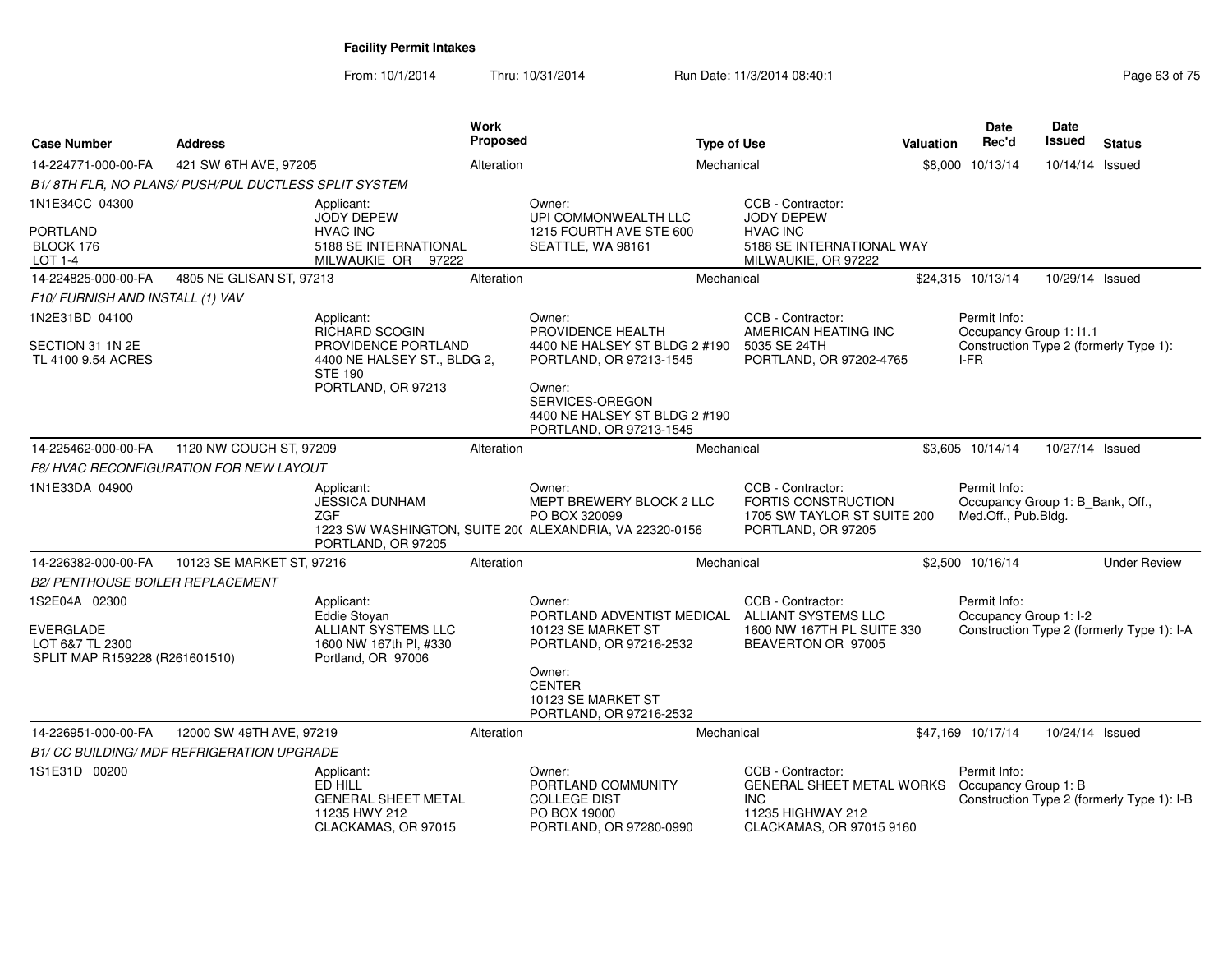# Facility Permit Intakes

From: 10/1/2014 Thru: 10/31/2014 Run Date: 11/3/2014 08:40:1

| Case Number | Address | Work Proposed | Type of Use | Valuation | Date Rec'd | Date Issued | Status |
|---|---|---|---|---|---|---|---|
| 14-224771-000-00-FA | 421 SW 6TH AVE, 97205 | Alteration | Mechanical | $8,000 | 10/13/14 | 10/14/14 | Issued |

B1/ 8TH FLR, NO PLANS/ PUSH/PUL DUCTLESS SPLIT SYSTEM

1N1E34CC 04300

PORTLAND
BLOCK 176
LOT 1-4

Applicant:
JODY DEPEW
HVAC INC
5188 SE INTERNATIONAL
MILWAUKIE OR 97222

Owner:
UPI COMMONWEALTH LLC
1215 FOURTH AVE STE 600
SEATTLE, WA 98161

CCB - Contractor:
JODY DEPEW
HVAC INC
5188 SE INTERNATIONAL WAY
MILWAUKIE, OR 97222

| Case Number | Address | Work Proposed | Type of Use | Valuation | Date Rec'd | Date Issued | Status |
|---|---|---|---|---|---|---|---|
| 14-224825-000-00-FA | 4805 NE GLISAN ST, 97213 | Alteration | Mechanical | $24,315 | 10/13/14 | 10/29/14 | Issued |

F10/ FURNISH AND INSTALL (1) VAV

1N2E31BD 04100

SECTION 31 1N 2E
TL 4100 9.54 ACRES

Applicant:
RICHARD SCOGIN
PROVIDENCE PORTLAND
4400 NE HALSEY ST., BLDG 2, STE 190
PORTLAND, OR 97213

Owner:
PROVIDENCE HEALTH
4400 NE HALSEY ST BLDG 2 #190
PORTLAND, OR 97213-1545

Owner:
SERVICES-OREGON
4400 NE HALSEY ST BLDG 2 #190
PORTLAND, OR 97213-1545

CCB - Contractor:
AMERICAN HEATING INC
5035 SE 24TH
PORTLAND, OR 97202-4765

Permit Info:
Occupancy Group 1: I1.1
Construction Type 2 (formerly Type 1): I-FR

| Case Number | Address | Work Proposed | Type of Use | Valuation | Date Rec'd | Date Issued | Status |
|---|---|---|---|---|---|---|---|
| 14-225462-000-00-FA | 1120 NW COUCH ST, 97209 | Alteration | Mechanical | $3,605 | 10/14/14 | 10/27/14 | Issued |

F8/ HVAC RECONFIGURATION FOR NEW LAYOUT

1N1E33DA 04900

Applicant:
JESSICA DUNHAM
ZGF
1223 SW WASHINGTON, SUITE 20(
PORTLAND, OR 97205

Owner:
MEPT BREWERY BLOCK 2 LLC
PO BOX 320099
ALEXANDRIA, VA 22320-0156

CCB - Contractor:
FORTIS CONSTRUCTION
1705 SW TAYLOR ST SUITE 200
PORTLAND, OR 97205

Permit Info:
Occupancy Group 1: B_Bank, Off., Med.Off., Pub.Bldg.

| Case Number | Address | Work Proposed | Type of Use | Valuation | Date Rec'd | Date Issued | Status |
|---|---|---|---|---|---|---|---|
| 14-226382-000-00-FA | 10123 SE MARKET ST, 97216 | Alteration | Mechanical | $2,500 | 10/16/14 | | Under Review |

B2/ PENTHOUSE BOILER REPLACEMENT

1S2E04A 02300

EVERGLADE
LOT 6&7 TL 2300
SPLIT MAP R159228 (R261601510)

Applicant:
Eddie Stoyan
ALLIANT SYSTEMS LLC
1600 NW 167th Pl, #330
Portland, OR 97006

Owner:
PORTLAND ADVENTIST MEDICAL
10123 SE MARKET ST
PORTLAND, OR 97216-2532

Owner:
CENTER
10123 SE MARKET ST
PORTLAND, OR 97216-2532

CCB - Contractor:
ALLIANT SYSTEMS LLC
1600 NW 167TH PL SUITE 330
BEAVERTON OR 97005

Permit Info:
Occupancy Group 1: I-2
Construction Type 2 (formerly Type 1): I-A

| Case Number | Address | Work Proposed | Type of Use | Valuation | Date Rec'd | Date Issued | Status |
|---|---|---|---|---|---|---|---|
| 14-226951-000-00-FA | 12000 SW 49TH AVE, 97219 | Alteration | Mechanical | $47,169 | 10/17/14 | 10/24/14 | Issued |

B1/ CC BUILDING/ MDF REFRIGERATION UPGRADE

1S1E31D 00200

Applicant:
ED HILL
GENERAL SHEET METAL
11235 HWY 212
CLACKAMAS, OR 97015

Owner:
PORTLAND COMMUNITY
COLLEGE DIST
PO BOX 19000
PORTLAND, OR 97280-0990

CCB - Contractor:
GENERAL SHEET METAL WORKS INC
11235 HIGHWAY 212
CLACKAMAS, OR 97015 9160

Permit Info:
Occupancy Group 1: B
Construction Type 2 (formerly Type 1): I-B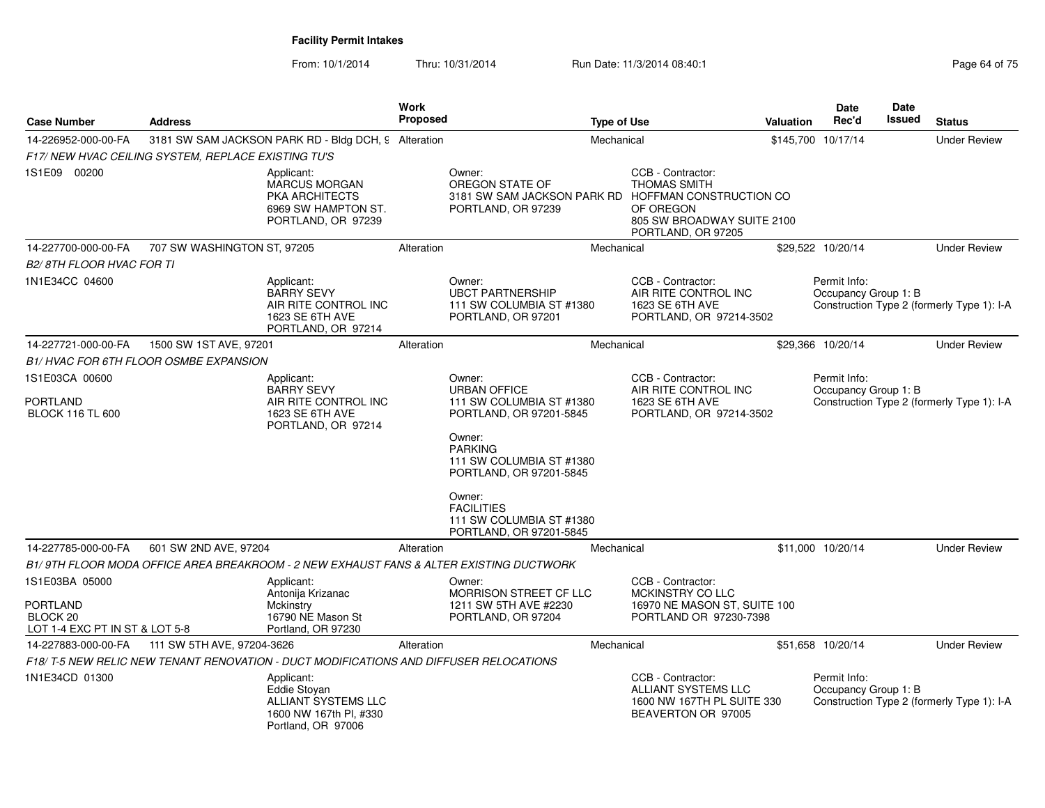# Facility Permit Intakes

From: 10/1/2014 Thru: 10/31/2014 Run Date: 11/3/2014 08:40:1

| Case Number | Address | Work Proposed | Type of Use | Valuation | Date Rec'd | Date Issued | Status |
|---|---|---|---|---|---|---|---|
| 14-226952-000-00-FA | 3181 SW SAM JACKSON PARK RD - Bldg DCH, 9 | Alteration | Mechanical | $145,700 | 10/17/14 | | Under Review |
| *F17/ NEW HVAC CEILING SYSTEM, REPLACE EXISTING TU'S* | | | | | | | |
| 1S1E09 00200 | Applicant: MARCUS MORGAN PKA ARCHITECTS 6969 SW HAMPTON ST. PORTLAND, OR 97239 | Owner: OREGON STATE OF 3181 SW SAM JACKSON PARK RD PORTLAND, OR 97239 | CCB - Contractor: THOMAS SMITH HOFFMAN CONSTRUCTION CO OF OREGON 805 SW BROADWAY SUITE 2100 PORTLAND, OR 97205 | | | | |
| 14-227700-000-00-FA | 707 SW WASHINGTON ST, 97205 | Alteration | Mechanical | $29,522 | 10/20/14 | | Under Review |
| *B2/ 8TH FLOOR HVAC FOR TI* | | | | | | | |
| 1N1E34CC 04600 | Applicant: BARRY SEVY AIR RITE CONTROL INC 1623 SE 6TH AVE PORTLAND, OR 97214 | Owner: UBCT PARTNERSHIP 111 SW COLUMBIA ST #1380 PORTLAND, OR 97201 | CCB - Contractor: AIR RITE CONTROL INC 1623 SE 6TH AVE PORTLAND, OR 97214-3502 | Permit Info: Occupancy Group 1: B Construction Type 2 (formerly Type 1): I-A | | | |
| 14-227721-000-00-FA | 1500 SW 1ST AVE, 97201 | Alteration | Mechanical | $29,366 | 10/20/14 | | Under Review |
| *B1/ HVAC FOR 6TH FLOOR OSMBE EXPANSION* | | | | | | | |
| 1S1E03CA 00600 PORTLAND BLOCK 116 TL 600 | Applicant: BARRY SEVY AIR RITE CONTROL INC 1623 SE 6TH AVE PORTLAND, OR 97214 | Owner: URBAN OFFICE 111 SW COLUMBIA ST #1380 PORTLAND, OR 97201-5845; Owner: PARKING 111 SW COLUMBIA ST #1380 PORTLAND, OR 97201-5845; Owner: FACILITIES 111 SW COLUMBIA ST #1380 PORTLAND, OR 97201-5845 | CCB - Contractor: AIR RITE CONTROL INC 1623 SE 6TH AVE PORTLAND, OR 97214-3502 | Permit Info: Occupancy Group 1: B Construction Type 2 (formerly Type 1): I-A | | | |
| 14-227785-000-00-FA | 601 SW 2ND AVE, 97204 | Alteration | Mechanical | $11,000 | 10/20/14 | | Under Review |
| *B1/ 9TH FLOOR MODA OFFICE AREA BREAKROOM - 2 NEW EXHAUST FANS & ALTER EXISTING DUCTWORK* | | | | | | | |
| 1S1E03BA 05000 PORTLAND BLOCK 20 LOT 1-4 EXC PT IN ST & LOT 5-8 | Applicant: Antonija Krizanac Mckinstry 16790 NE Mason St Portland, OR 97230 | Owner: MORRISON STREET CF LLC 1211 SW 5TH AVE #2230 PORTLAND, OR 97204 | CCB - Contractor: MCKINSTRY CO LLC 16970 NE MASON ST, SUITE 100 PORTLAND OR 97230-7398 | | | | |
| 14-227883-000-00-FA | 111 SW 5TH AVE, 97204-3626 | Alteration | Mechanical | $51,658 | 10/20/14 | | Under Review |
| *F18/ T-5 NEW RELIC NEW TENANT RENOVATION - DUCT MODIFICATIONS AND DIFFUSER RELOCATIONS* | | | | | | | |
| 1N1E34CD 01300 | Applicant: Eddie Stoyan ALLIANT SYSTEMS LLC 1600 NW 167th Pl, #330 Portland, OR 97006 | | CCB - Contractor: ALLIANT SYSTEMS LLC 1600 NW 167TH PL SUITE 330 BEAVERTON OR 97005 | Permit Info: Occupancy Group 1: B Construction Type 2 (formerly Type 1): I-A | | | |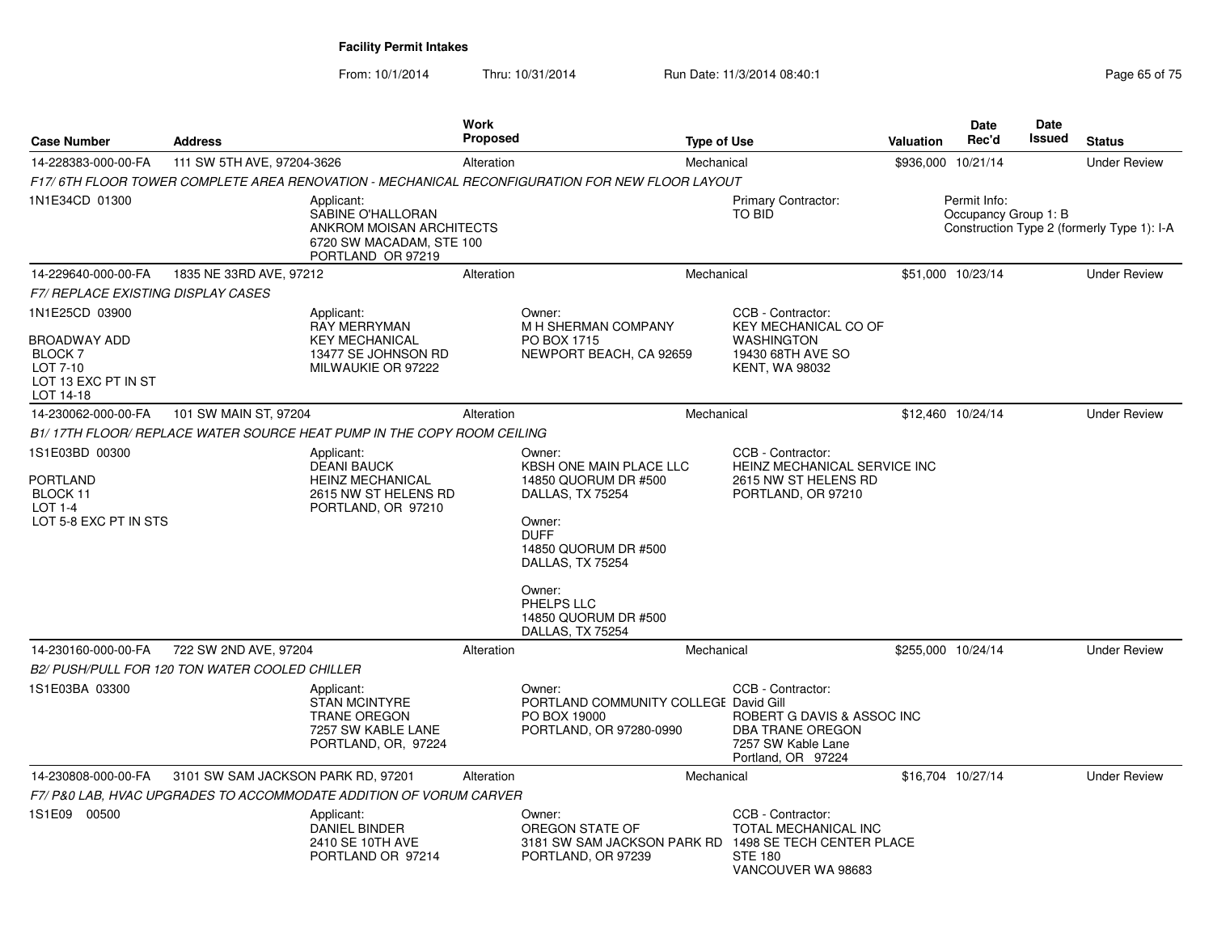# Facility Permit Intakes

From: 10/1/2014 Thru: 10/31/2014 Run Date: 11/3/2014 08:40:1

| Case Number | Address | Work Proposed | Type of Use | Valuation | Date Rec'd | Date Issued | Status |
|---|---|---|---|---|---|---|---|
| 14-228383-000-00-FA | 111 SW 5TH AVE, 97204-3626 | Alteration | Mechanical | $936,000 | 10/21/14 | | Under Review |

*F17/ 6TH FLOOR TOWER COMPLETE AREA RENOVATION - MECHANICAL RECONFIGURATION FOR NEW FLOOR LAYOUT*

1N1E34CD 01300

Applicant:
SABINE O'HALLORAN
ANKROM MOISAN ARCHITECTS
6720 SW MACADAM, STE 100
PORTLAND OR 97219

Primary Contractor:
TO BID

Permit Info:
Occupancy Group 1: B
Construction Type 2 (formerly Type 1): I-A

---

| Case Number | Address | Work Proposed | Type of Use | Valuation | Date Rec'd | Date Issued | Status |
|---|---|---|---|---|---|---|---|
| 14-229640-000-00-FA | 1835 NE 33RD AVE, 97212 | Alteration | Mechanical | $51,000 | 10/23/14 | | Under Review |

*F7/ REPLACE EXISTING DISPLAY CASES*

1N1E25CD 03900

BROADWAY ADD
BLOCK 7
LOT 7-10
LOT 13 EXC PT IN ST
LOT 14-18

Applicant:
RAY MERRYMAN
KEY MECHANICAL
13477 SE JOHNSON RD
MILWAUKIE OR 97222

Owner:
M H SHERMAN COMPANY
PO BOX 1715
NEWPORT BEACH, CA 92659

CCB - Contractor:
KEY MECHANICAL CO OF WASHINGTON
19430 68TH AVE SO
KENT, WA 98032

---

| Case Number | Address | Work Proposed | Type of Use | Valuation | Date Rec'd | Date Issued | Status |
|---|---|---|---|---|---|---|---|
| 14-230062-000-00-FA | 101 SW MAIN ST, 97204 | Alteration | Mechanical | $12,460 | 10/24/14 | | Under Review |

*B1/ 17TH FLOOR/ REPLACE WATER SOURCE HEAT PUMP IN THE COPY ROOM CEILING*

1S1E03BD 00300

PORTLAND
BLOCK 11
LOT 1-4
LOT 5-8 EXC PT IN STS

Applicant:
DEANI BAUCK
HEINZ MECHANICAL
2615 NW ST HELENS RD
PORTLAND, OR 97210

Owner:
KBSH ONE MAIN PLACE LLC
14850 QUORUM DR #500
DALLAS, TX 75254

Owner:
DUFF
14850 QUORUM DR #500
DALLAS, TX 75254

Owner:
PHELPS LLC
14850 QUORUM DR #500
DALLAS, TX 75254

CCB - Contractor:
HEINZ MECHANICAL SERVICE INC
2615 NW ST HELENS RD
PORTLAND, OR 97210

---

| Case Number | Address | Work Proposed | Type of Use | Valuation | Date Rec'd | Date Issued | Status |
|---|---|---|---|---|---|---|---|
| 14-230160-000-00-FA | 722 SW 2ND AVE, 97204 | Alteration | Mechanical | $255,000 | 10/24/14 | | Under Review |

*B2/ PUSH/PULL FOR 120 TON WATER COOLED CHILLER*

1S1E03BA 03300

Applicant:
STAN MCINTYRE
TRANE OREGON
7257 SW KABLE LANE
PORTLAND, OR, 97224

Owner:
PORTLAND COMMUNITY COLLEGE
PO BOX 19000
PORTLAND, OR 97280-0990

CCB - Contractor:
David Gill
ROBERT G DAVIS & ASSOC INC
DBA TRANE OREGON
7257 SW Kable Lane
Portland, OR 97224

---

| Case Number | Address | Work Proposed | Type of Use | Valuation | Date Rec'd | Date Issued | Status |
|---|---|---|---|---|---|---|---|
| 14-230808-000-00-FA | 3101 SW SAM JACKSON PARK RD, 97201 | Alteration | Mechanical | $16,704 | 10/27/14 | | Under Review |

*F7/ P&0 LAB, HVAC UPGRADES TO ACCOMMODATE ADDITION OF VORUM CARVER*

1S1E09 00500

Applicant:
DANIEL BINDER
2410 SE 10TH AVE
PORTLAND OR 97214

Owner:
OREGON STATE OF
3181 SW SAM JACKSON PARK RD
PORTLAND, OR 97239

CCB - Contractor:
TOTAL MECHANICAL INC
1498 SE TECH CENTER PLACE
STE 180
VANCOUVER WA 98683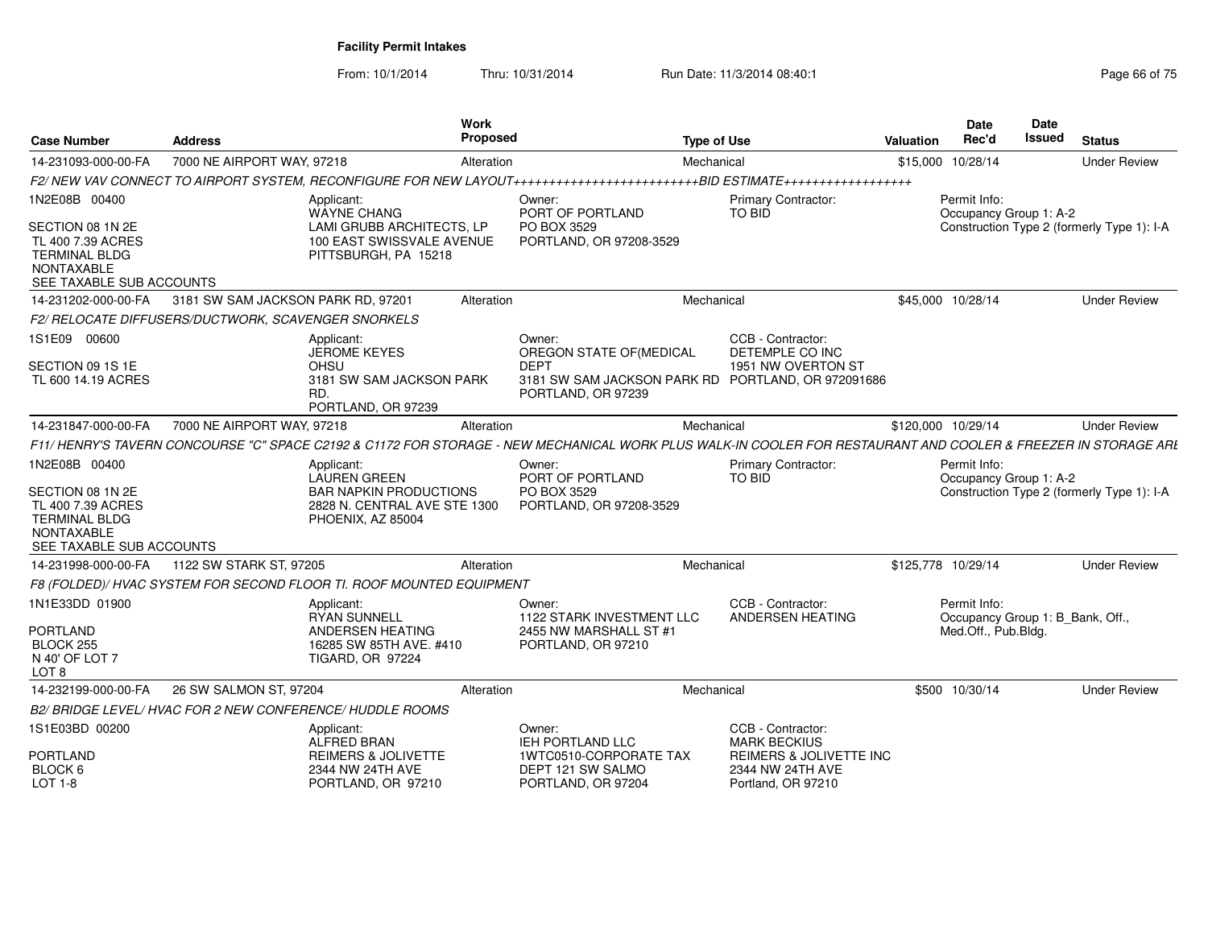# Facility Permit Intakes

From: 10/1/2014 Thru: 10/31/2014 Run Date: 11/3/2014 08:40:1

| Case Number | Address | Work Proposed | Type of Use | Valuation | Date Rec'd | Date Issued | Status |
|---|---|---|---|---|---|---|---|
| 14-231093-000-00-FA | 7000 NE AIRPORT WAY, 97218 | Alteration | Mechanical | $15,000 | 10/28/14 | | Under Review |

F2/ NEW VAV CONNECT TO AIRPORT SYSTEM, RECONFIGURE FOR NEW LAYOUT++++++++++++++++++++++++++BID ESTIMATE++++++++++++++++++

1N2E08B 00400
SECTION 08 1N 2E
TL 400 7.39 ACRES
TERMINAL BLDG
NONTAXABLE
SEE TAXABLE SUB ACCOUNTS

Applicant: WAYNE CHANG, LAMI GRUBB ARCHITECTS, LP, 100 EAST SWISSVALE AVENUE, PITTSBURGH, PA 15218

Owner: PORT OF PORTLAND, PO BOX 3529, PORTLAND, OR 97208-3529

Primary Contractor: TO BID

Permit Info: Occupancy Group 1: A-2; Construction Type 2 (formerly Type 1): I-A

| Case Number | Address | Work Proposed | Type of Use | Valuation | Date Rec'd | Date Issued | Status |
|---|---|---|---|---|---|---|---|
| 14-231202-000-00-FA | 3181 SW SAM JACKSON PARK RD, 97201 | Alteration | Mechanical | $45,000 | 10/28/14 | | Under Review |

F2/ RELOCATE DIFFUSERS/DUCTWORK, SCAVENGER SNORKELS

1S1E09 00600
SECTION 09 1S 1E
TL 600 14.19 ACRES

Applicant: JEROME KEYES, OHSU, 3181 SW SAM JACKSON PARK RD., PORTLAND, OR 97239

Owner: OREGON STATE OF(MEDICAL DEPT, 3181 SW SAM JACKSON PARK RD, PORTLAND, OR 97239

CCB - Contractor: DETEMPLE CO INC, 1951 NW OVERTON ST, PORTLAND, OR 972091686

| Case Number | Address | Work Proposed | Type of Use | Valuation | Date Rec'd | Date Issued | Status |
|---|---|---|---|---|---|---|---|
| 14-231847-000-00-FA | 7000 NE AIRPORT WAY, 97218 | Alteration | Mechanical | $120,000 | 10/29/14 | | Under Review |

F11/ HENRY'S TAVERN CONCOURSE "C" SPACE C2192 & C1172 FOR STORAGE - NEW MECHANICAL WORK PLUS WALK-IN COOLER FOR RESTAURANT AND COOLER & FREEZER IN STORAGE ARE

1N2E08B 00400
SECTION 08 1N 2E
TL 400 7.39 ACRES
TERMINAL BLDG
NONTAXABLE
SEE TAXABLE SUB ACCOUNTS

Applicant: LAUREN GREEN, BAR NAPKIN PRODUCTIONS, 2828 N. CENTRAL AVE STE 1300, PHOENIX, AZ 85004

Owner: PORT OF PORTLAND, PO BOX 3529, PORTLAND, OR 97208-3529

Primary Contractor: TO BID

Permit Info: Occupancy Group 1: A-2; Construction Type 2 (formerly Type 1): I-A

| Case Number | Address | Work Proposed | Type of Use | Valuation | Date Rec'd | Date Issued | Status |
|---|---|---|---|---|---|---|---|
| 14-231998-000-00-FA | 1122 SW STARK ST, 97205 | Alteration | Mechanical | $125,778 | 10/29/14 | | Under Review |

F8 (FOLDED)/ HVAC SYSTEM FOR SECOND FLOOR TI. ROOF MOUNTED EQUIPMENT

1N1E33DD 01900
PORTLAND
BLOCK 255
N 40' OF LOT 7
LOT 8

Applicant: RYAN SUNNELL, ANDERSEN HEATING, 16285 SW 85TH AVE. #410, TIGARD, OR 97224

Owner: 1122 STARK INVESTMENT LLC, 2455 NW MARSHALL ST #1, PORTLAND, OR 97210

CCB - Contractor: ANDERSEN HEATING

Permit Info: Occupancy Group 1: B_Bank, Off., Med.Off., Pub.Bldg.

| Case Number | Address | Work Proposed | Type of Use | Valuation | Date Rec'd | Date Issued | Status |
|---|---|---|---|---|---|---|---|
| 14-232199-000-00-FA | 26 SW SALMON ST, 97204 | Alteration | Mechanical | $500 | 10/30/14 | | Under Review |

B2/ BRIDGE LEVEL/ HVAC FOR 2 NEW CONFERENCE/ HUDDLE ROOMS

1S1E03BD 00200
PORTLAND
BLOCK 6
LOT 1-8

Applicant: ALFRED BRAN, REIMERS & JOLIVETTE, 2344 NW 24TH AVE, PORTLAND, OR 97210

Owner: IEH PORTLAND LLC, 1WTC0510-CORPORATE TAX DEPT 121 SW SALMO, PORTLAND, OR 97204

CCB - Contractor: MARK BECKIUS, REIMERS & JOLIVETTE INC, 2344 NW 24TH AVE, Portland, OR 97210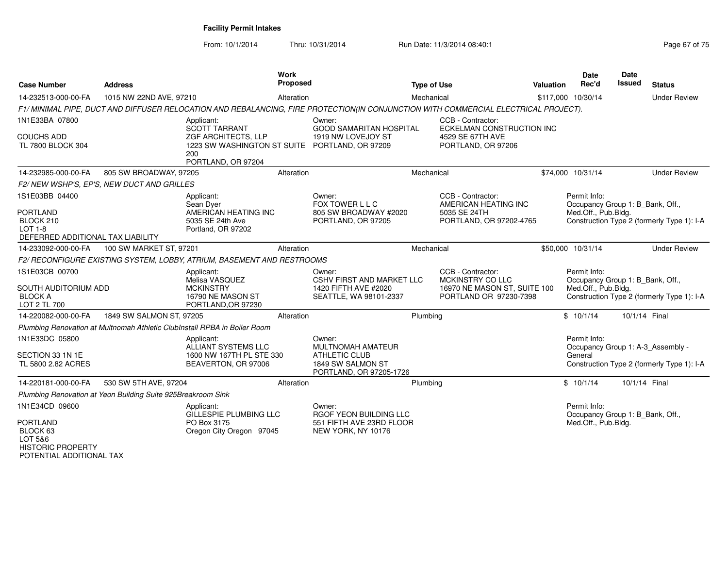**Facility Permit Intakes**

From: 10/1/2014 Thru: 10/31/2014 Run Date: 11/3/2014 08:40:1

| Case Number | Address | Work Proposed | Type of Use | Valuation | Date Rec'd | Date Issued | Status |
|---|---|---|---|---|---|---|---|
| 14-232513-000-00-FA | 1015 NW 22ND AVE, 97210 | Alteration | Mechanical | $117,000 | 10/30/14 | | Under Review |

*F1/ MINIMAL PIPE, DUCT AND DIFFUSER RELOCATION AND REBALANCING, FIRE PROTECTION(IN CONJUNCTION WITH COMMERCIAL ELECTRICAL PROJECT).*

1N1E33BA 07800

COUCHS ADD
TL 7800 BLOCK 304

Applicant:
SCOTT TARRANT
ZGF ARCHITECTS, LLP
1223 SW WASHINGTON ST SUITE 200
PORTLAND, OR 97204

Owner:
GOOD SAMARITAN HOSPITAL
1919 NW LOVEJOY ST
PORTLAND, OR 97209

CCB - Contractor:
ECKELMAN CONSTRUCTION INC
4529 SE 67TH AVE
PORTLAND, OR 97206

| Case Number | Address | Work Proposed | Type of Use | Valuation | Date Rec'd | Date Issued | Status |
|---|---|---|---|---|---|---|---|
| 14-232985-000-00-FA | 805 SW BROADWAY, 97205 | Alteration | Mechanical | $74,000 | 10/31/14 | | Under Review |

*F2/ NEW WSHP'S, EP'S, NEW DUCT AND GRILLES*

1S1E03BB 04400

PORTLAND
BLOCK 210
LOT 1-8
DEFERRED ADDITIONAL TAX LIABILITY

Applicant:
Sean Dyer
AMERICAN HEATING INC
5035 SE 24th Ave
Portland, OR 97202

Owner:
FOX TOWER L L C
805 SW BROADWAY #2020
PORTLAND, OR 97205

CCB - Contractor:
AMERICAN HEATING INC
5035 SE 24TH
PORTLAND, OR 97202-4765

Permit Info:
Occupancy Group 1: B_Bank, Off., Med.Off., Pub.Bldg.
Construction Type 2 (formerly Type 1): I-A

| Case Number | Address | Work Proposed | Type of Use | Valuation | Date Rec'd | Date Issued | Status |
|---|---|---|---|---|---|---|---|
| 14-233092-000-00-FA | 100 SW MARKET ST, 97201 | Alteration | Mechanical | $50,000 | 10/31/14 | | Under Review |

*F2/ RECONFIGURE EXISTING SYSTEM, LOBBY, ATRIUM, BASEMENT AND RESTROOMS*

1S1E03CB 00700

SOUTH AUDITORIUM ADD
BLOCK A
LOT 2 TL 700

Applicant:
Melisa VASQUEZ
MCKINSTRY
16790 NE MASON ST
PORTLAND,OR 97230

Owner:
CSHV FIRST AND MARKET LLC
1420 FIFTH AVE #2020
SEATTLE, WA 98101-2337

CCB - Contractor:
MCKINSTRY CO LLC
16970 NE MASON ST, SUITE 100
PORTLAND OR 97230-7398

Permit Info:
Occupancy Group 1: B_Bank, Off., Med.Off., Pub.Bldg.
Construction Type 2 (formerly Type 1): I-A

| Case Number | Address | Work Proposed | Type of Use | Valuation | Date Rec'd | Date Issued | Status |
|---|---|---|---|---|---|---|---|
| 14-220082-000-00-FA | 1849 SW SALMON ST, 97205 | Alteration | Plumbing | $ | 10/1/14 | 10/1/14 | Final |

*Plumbing Renovation at Multnomah Athletic ClubInstall RPBA in Boiler Room*

1N1E33DC 05800

SECTION 33 1N 1E
TL 5800 2.82 ACRES

Applicant:
ALLIANT SYSTEMS LLC
1600 NW 167TH PL STE 330
BEAVERTON, OR 97006

Owner:
MULTNOMAH AMATEUR ATHLETIC CLUB
1849 SW SALMON ST
PORTLAND, OR 97205-1726

Permit Info:
Occupancy Group 1: A-3_Assembly - General
Construction Type 2 (formerly Type 1): I-A

| Case Number | Address | Work Proposed | Type of Use | Valuation | Date Rec'd | Date Issued | Status |
|---|---|---|---|---|---|---|---|
| 14-220181-000-00-FA | 530 SW 5TH AVE, 97204 | Alteration | Plumbing | $ | 10/1/14 | 10/1/14 | Final |

*Plumbing Renovation at Yeon Building Suite 925Breakroom Sink*

1N1E34CD 09600

PORTLAND
BLOCK 63
LOT 5&6
HISTORIC PROPERTY
POTENTIAL ADDITIONAL TAX

Applicant:
GILLESPIE PLUMBING LLC
PO Box 3175
Oregon City Oregon 97045

Owner:
RGOF YEON BUILDING LLC
551 FIFTH AVE 23RD FLOOR
NEW YORK, NY 10176

Permit Info:
Occupancy Group 1: B_Bank, Off., Med.Off., Pub.Bldg.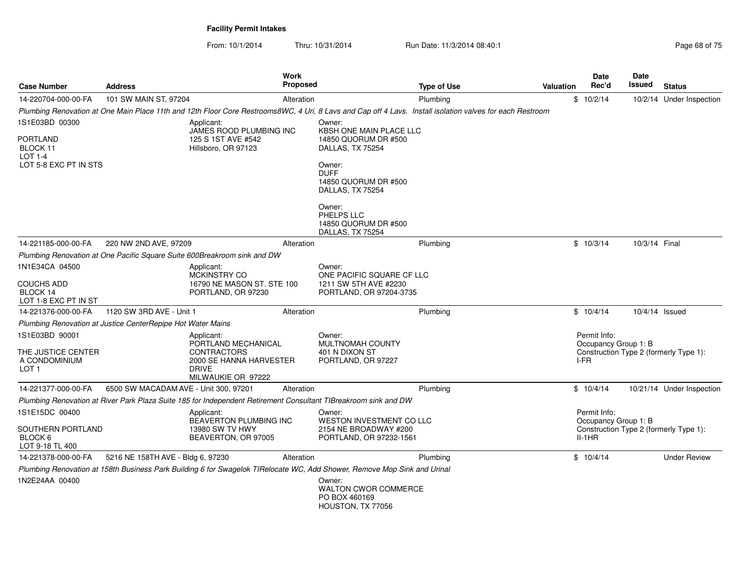**Facility Permit Intakes**

From: 10/1/2014 Thru: 10/31/2014 Run Date: 11/3/2014 08:40:1

| Case Number | Address | Work Proposed | Type of Use | Valuation | Date Rec'd | Date Issued | Status |
|---|---|---|---|---|---|---|---|
| 14-220704-000-00-FA | 101 SW MAIN ST, 97204 | Alteration | Plumbing | $ | 10/2/14 | 10/2/14 | Under Inspection |

*Plumbing Renovation at One Main Place 11th and 12th Floor Core Restrooms8WC, 4 Uri, 8 Lavs and Cap off 4 Lavs. Install isolation valves for each Restroom*

1S1E03BD 00300

PORTLAND
BLOCK 11
LOT 1-4
LOT 5-8 EXC PT IN STS

Applicant:
JAMES ROOD PLUMBING INC
125 S 1ST AVE #542
Hillsboro, OR 97123

Owner:
KBSH ONE MAIN PLACE LLC
14850 QUORUM DR #500
DALLAS, TX 75254

Owner:
DUFF
14850 QUORUM DR #500
DALLAS, TX 75254

Owner:
PHELPS LLC
14850 QUORUM DR #500
DALLAS, TX 75254

| Case Number | Address | Work Proposed | Type of Use | Valuation | Date Rec'd | Date Issued | Status |
|---|---|---|---|---|---|---|---|
| 14-221185-000-00-FA | 220 NW 2ND AVE, 97209 | Alteration | Plumbing | $ | 10/3/14 | 10/3/14 | Final |

*Plumbing Renovation at One Pacific Square Suite 600Breakroom sink and DW*

1N1E34CA 04500

COUCHS ADD
BLOCK 14
LOT 1-8 EXC PT IN ST

Applicant:
MCKINSTRY CO
16790 NE MASON ST. STE 100
PORTLAND, OR 97230

Owner:
ONE PACIFIC SQUARE CF LLC
1211 SW 5TH AVE #2230
PORTLAND, OR 97204-3735

| Case Number | Address | Work Proposed | Type of Use | Valuation | Date Rec'd | Date Issued | Status |
|---|---|---|---|---|---|---|---|
| 14-221376-000-00-FA | 1120 SW 3RD AVE - Unit 1 | Alteration | Plumbing | $ | 10/4/14 | 10/4/14 | Issued |

*Plumbing Renovation at Justice CenterRepipe Hot Water Mains*

1S1E03BD 90001

THE JUSTICE CENTER
A CONDOMINIUM
LOT 1

Applicant:
PORTLAND MECHANICAL
CONTRACTORS
2000 SE HANNA HARVESTER
DRIVE
MILWAUKIE OR 97222

Owner:
MULTNOMAH COUNTY
401 N DIXON ST
PORTLAND, OR 97227

Permit Info:
Occupancy Group 1: B
Construction Type 2 (formerly Type 1):
I-FR

| Case Number | Address | Work Proposed | Type of Use | Valuation | Date Rec'd | Date Issued | Status |
|---|---|---|---|---|---|---|---|
| 14-221377-000-00-FA | 6500 SW MACADAM AVE - Unit 300, 97201 | Alteration | Plumbing | $ | 10/4/14 | 10/21/14 | Under Inspection |

*Plumbing Renovation at River Park Plaza Suite 185 for Independent Retirement Consultant TIBreakroom sink and DW*

1S1E15DC 00400

SOUTHERN PORTLAND
BLOCK 6
LOT 9-18 TL 400

Applicant:
BEAVERTON PLUMBING INC
13980 SW TV HWY
BEAVERTON, OR 97005

Owner:
WESTON INVESTMENT CO LLC
2154 NE BROADWAY #200
PORTLAND, OR 97232-1561

Permit Info:
Occupancy Group 1: B
Construction Type 2 (formerly Type 1):
II-1HR

| Case Number | Address | Work Proposed | Type of Use | Valuation | Date Rec'd | Date Issued | Status |
|---|---|---|---|---|---|---|---|
| 14-221378-000-00-FA | 5216 NE 158TH AVE - Bldg 6, 97230 | Alteration | Plumbing | $ | 10/4/14 | | Under Review |

*Plumbing Renovation at 158th Business Park Building 6 for Swagelok TIRelocate WC, Add Shower, Remove Mop Sink and Urinal*

1N2E24AA 00400

Owner:
WALTON CWOR COMMERCE
PO BOX 460169
HOUSTON, TX 77056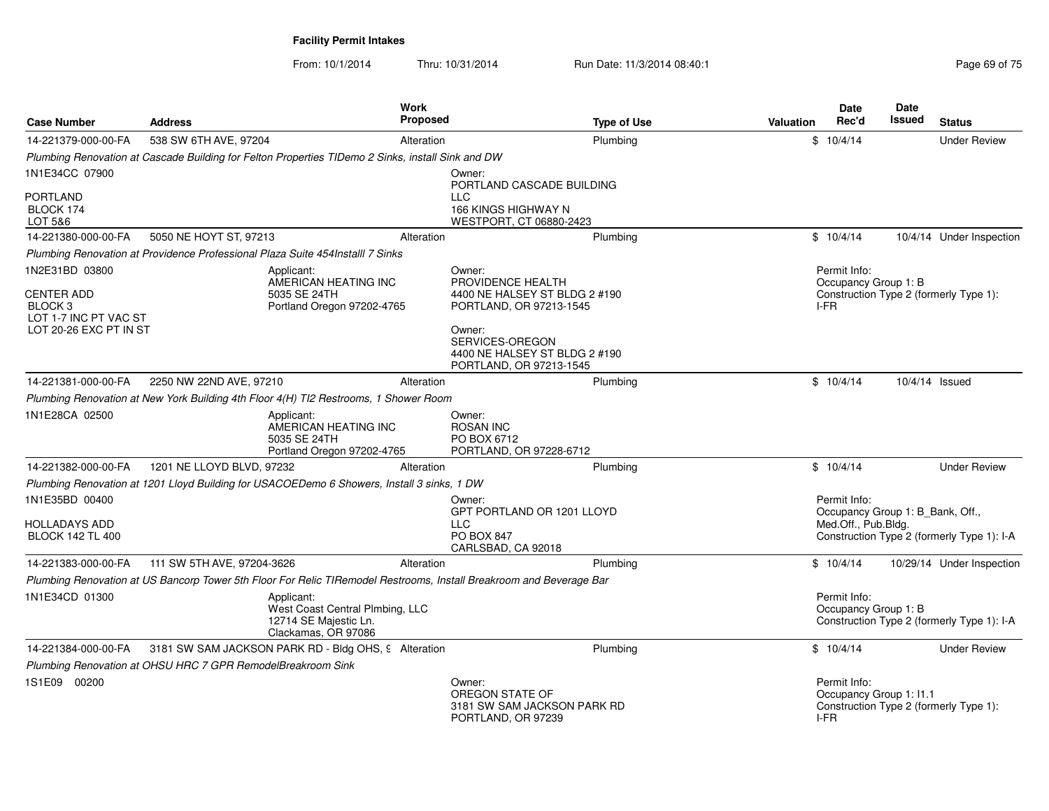**Facility Permit Intakes**

From: 10/1/2014 Thru: 10/31/2014 Run Date: 11/3/2014 08:40:1

| Case Number | Address | Work Proposed | Type of Use | Valuation | Date Rec'd | Date Issued | Status |
|---|---|---|---|---|---|---|---|
| 14-221379-000-00-FA | 538 SW 6TH AVE, 97204 | Alteration | Plumbing | $ | 10/4/14 | | Under Review |
| *Plumbing Renovation at Cascade Building for Felton Properties TIDemo 2 Sinks, install Sink and DW* | | | | | | | |
| 1N1E34CC 07900<br>PORTLAND<br>BLOCK 174<br>LOT 5&6 | | Owner:<br>PORTLAND CASCADE BUILDING LLC<br>166 KINGS HIGHWAY N<br>WESTPORT, CT 06880-2423 | | | | | |
| 14-221380-000-00-FA | 5050 NE HOYT ST, 97213 | Alteration | Plumbing | $ | 10/4/14 | 10/4/14 | Under Inspection |
| *Plumbing Renovation at Providence Professional Plaza Suite 454Installl 7 Sinks* | | | | | | | |
| 1N2E31BD 03800<br>CENTER ADD<br>BLOCK 3<br>LOT 1-7 INC PT VAC ST<br>LOT 20-26 EXC PT IN ST | Applicant:<br>AMERICAN HEATING INC<br>5035 SE 24TH<br>Portland Oregon 97202-4765 | Owner:<br>PROVIDENCE HEALTH<br>4400 NE HALSEY ST BLDG 2 #190<br>PORTLAND, OR 97213-1545<br><br>Owner:<br>SERVICES-OREGON<br>4400 NE HALSEY ST BLDG 2 #190<br>PORTLAND, OR 97213-1545 | | | Permit Info:<br>Occupancy Group 1: B<br>Construction Type 2 (formerly Type 1): I-FR | | |
| 14-221381-000-00-FA | 2250 NW 22ND AVE, 97210 | Alteration | Plumbing | $ | 10/4/14 | 10/4/14 | Issued |
| *Plumbing Renovation at New York Building 4th Floor 4(H) TI2 Restrooms, 1 Shower Room* | | | | | | | |
| 1N1E28CA 02500 | Applicant:<br>AMERICAN HEATING INC<br>5035 SE 24TH<br>Portland Oregon 97202-4765 | Owner:<br>ROSAN INC<br>PO BOX 6712<br>PORTLAND, OR 97228-6712 | | | | | |
| 14-221382-000-00-FA | 1201 NE LLOYD BLVD, 97232 | Alteration | Plumbing | $ | 10/4/14 | | Under Review |
| *Plumbing Renovation at 1201 Lloyd Building for USACOEDemo 6 Showers, Install 3 sinks, 1 DW* | | | | | | | |
| 1N1E35BD 00400<br>HOLLADAYS ADD<br>BLOCK 142 TL 400 | | Owner:<br>GPT PORTLAND OR 1201 LLOYD LLC<br>PO BOX 847<br>CARLSBAD, CA 92018 | | | Permit Info:<br>Occupancy Group 1: B_Bank, Off., Med.Off., Pub.Bldg.<br>Construction Type 2 (formerly Type 1): I-A | | |
| 14-221383-000-00-FA | 111 SW 5TH AVE, 97204-3626 | Alteration | Plumbing | $ | 10/4/14 | 10/29/14 | Under Inspection |
| *Plumbing Renovation at US Bancorp Tower 5th Floor For Relic TIRemodel Restrooms, Install Breakroom and Beverage Bar* | | | | | | | |
| 1N1E34CD 01300 | Applicant:<br>West Coast Central Plmbing, LLC<br>12714 SE Majestic Ln.<br>Clackamas, OR 97086 | | | | Permit Info:<br>Occupancy Group 1: B<br>Construction Type 2 (formerly Type 1): I-A | | |
| 14-221384-000-00-FA | 3181 SW SAM JACKSON PARK RD - Bldg OHS, 9 | Alteration | Plumbing | $ | 10/4/14 | | Under Review |
| *Plumbing Renovation at OHSU HRC 7 GPR RemodelBreakroom Sink* | | | | | | | |
| 1S1E09 00200 | | Owner:<br>OREGON STATE OF<br>3181 SW SAM JACKSON PARK RD<br>PORTLAND, OR 97239 | | | Permit Info:<br>Occupancy Group 1: I1.1<br>Construction Type 2 (formerly Type 1): I-FR | | |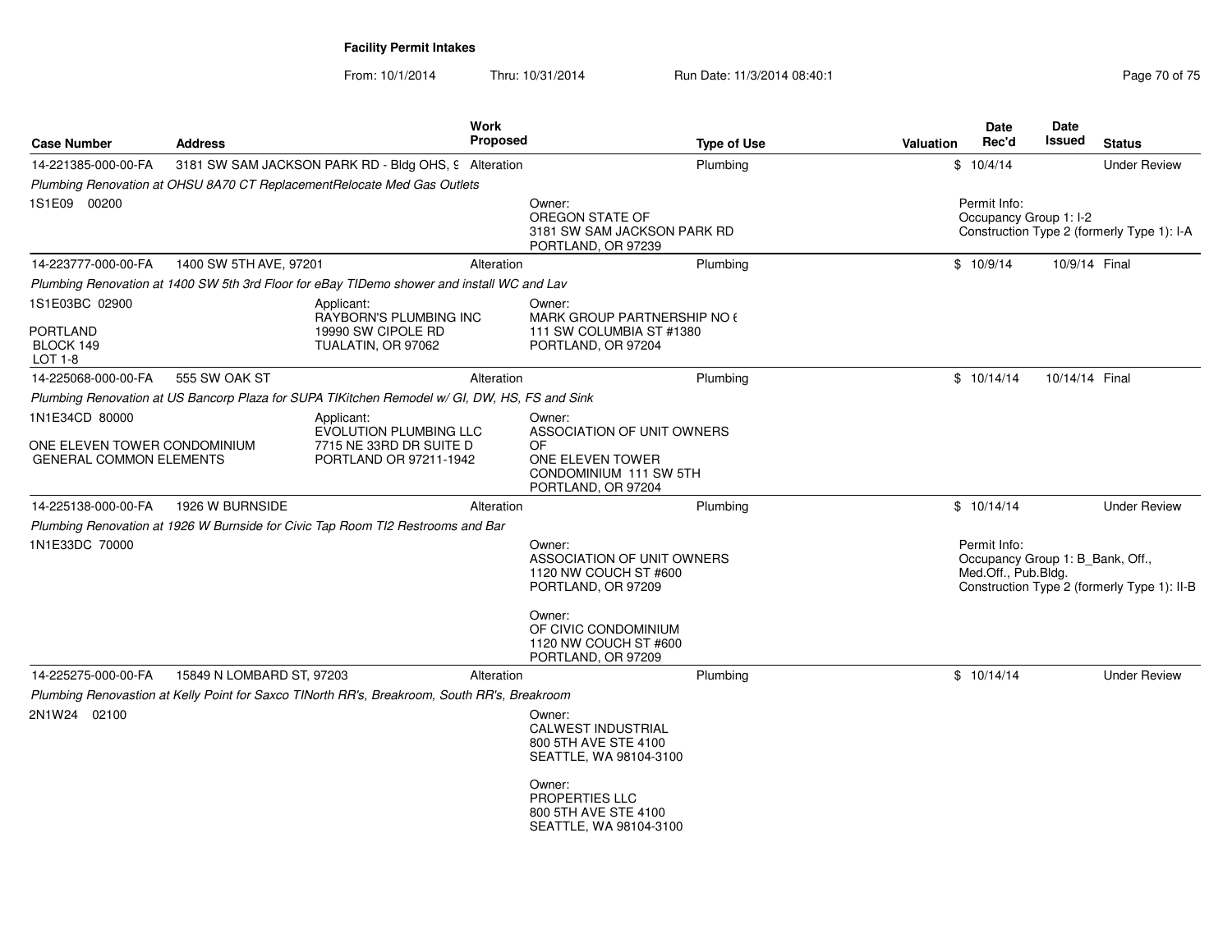**Facility Permit Intakes**

From: 10/1/2014 Thru: 10/31/2014 Run Date: 11/3/2014 08:40:1

| Case Number | Address | Work Proposed | Type of Use | Valuation | Date Rec'd | Date Issued | Status |
|---|---|---|---|---|---|---|---|
| 14-221385-000-00-FA | 3181 SW SAM JACKSON PARK RD - Bldg OHS, 9 | Alteration | Plumbing | $ | 10/4/14 | | Under Review |

*Plumbing Renovation at OHSU 8A70 CT ReplacementRelocate Med Gas Outlets*

1S1E09 00200

Owner:
OREGON STATE OF
3181 SW SAM JACKSON PARK RD
PORTLAND, OR 97239

Permit Info:
Occupancy Group 1: I-2
Construction Type 2 (formerly Type 1): I-A

| Case Number | Address | Work Proposed | Type of Use | Valuation | Date Rec'd | Date Issued | Status |
|---|---|---|---|---|---|---|---|
| 14-223777-000-00-FA | 1400 SW 5TH AVE, 97201 | Alteration | Plumbing | $ | 10/9/14 | 10/9/14 | Final |

*Plumbing Renovation at 1400 SW 5th 3rd Floor for eBay TIDemo shower and install WC and Lav*

1S1E03BC 02900

PORTLAND
BLOCK 149
LOT 1-8

Applicant:
RAYBORN'S PLUMBING INC
19990 SW CIPOLE RD
TUALATIN, OR 97062

Owner:
MARK GROUP PARTNERSHIP NO 6
111 SW COLUMBIA ST #1380
PORTLAND, OR 97204

| Case Number | Address | Work Proposed | Type of Use | Valuation | Date Rec'd | Date Issued | Status |
|---|---|---|---|---|---|---|---|
| 14-225068-000-00-FA | 555 SW OAK ST | Alteration | Plumbing | $ | 10/14/14 | 10/14/14 | Final |

*Plumbing Renovation at US Bancorp Plaza for SUPA TIKitchen Remodel w/ GI, DW, HS, FS and Sink*

1N1E34CD 80000

ONE ELEVEN TOWER CONDOMINIUM
GENERAL COMMON ELEMENTS

Applicant:
EVOLUTION PLUMBING LLC
7715 NE 33RD DR SUITE D
PORTLAND OR 97211-1942

Owner:
ASSOCIATION OF UNIT OWNERS
OF
ONE ELEVEN TOWER
CONDOMINIUM 111 SW 5TH
PORTLAND, OR 97204

| Case Number | Address | Work Proposed | Type of Use | Valuation | Date Rec'd | Date Issued | Status |
|---|---|---|---|---|---|---|---|
| 14-225138-000-00-FA | 1926 W BURNSIDE | Alteration | Plumbing | $ | 10/14/14 | | Under Review |

*Plumbing Renovation at 1926 W Burnside for Civic Tap Room TI2 Restrooms and Bar*

1N1E33DC 70000

Owner:
ASSOCIATION OF UNIT OWNERS
1120 NW COUCH ST #600
PORTLAND, OR 97209

Owner:
OF CIVIC CONDOMINIUM
1120 NW COUCH ST #600
PORTLAND, OR 97209

Permit Info:
Occupancy Group 1: B_Bank, Off., Med.Off., Pub.Bldg.
Construction Type 2 (formerly Type 1): II-B

| Case Number | Address | Work Proposed | Type of Use | Valuation | Date Rec'd | Date Issued | Status |
|---|---|---|---|---|---|---|---|
| 14-225275-000-00-FA | 15849 N LOMBARD ST, 97203 | Alteration | Plumbing | $ | 10/14/14 | | Under Review |

*Plumbing Renovastion at Kelly Point for Saxco TINorth RR's, Breakroom, South RR's, Breakroom*

2N1W24 02100

Owner:
CALWEST INDUSTRIAL
800 5TH AVE STE 4100
SEATTLE, WA 98104-3100

Owner:
PROPERTIES LLC
800 5TH AVE STE 4100
SEATTLE, WA 98104-3100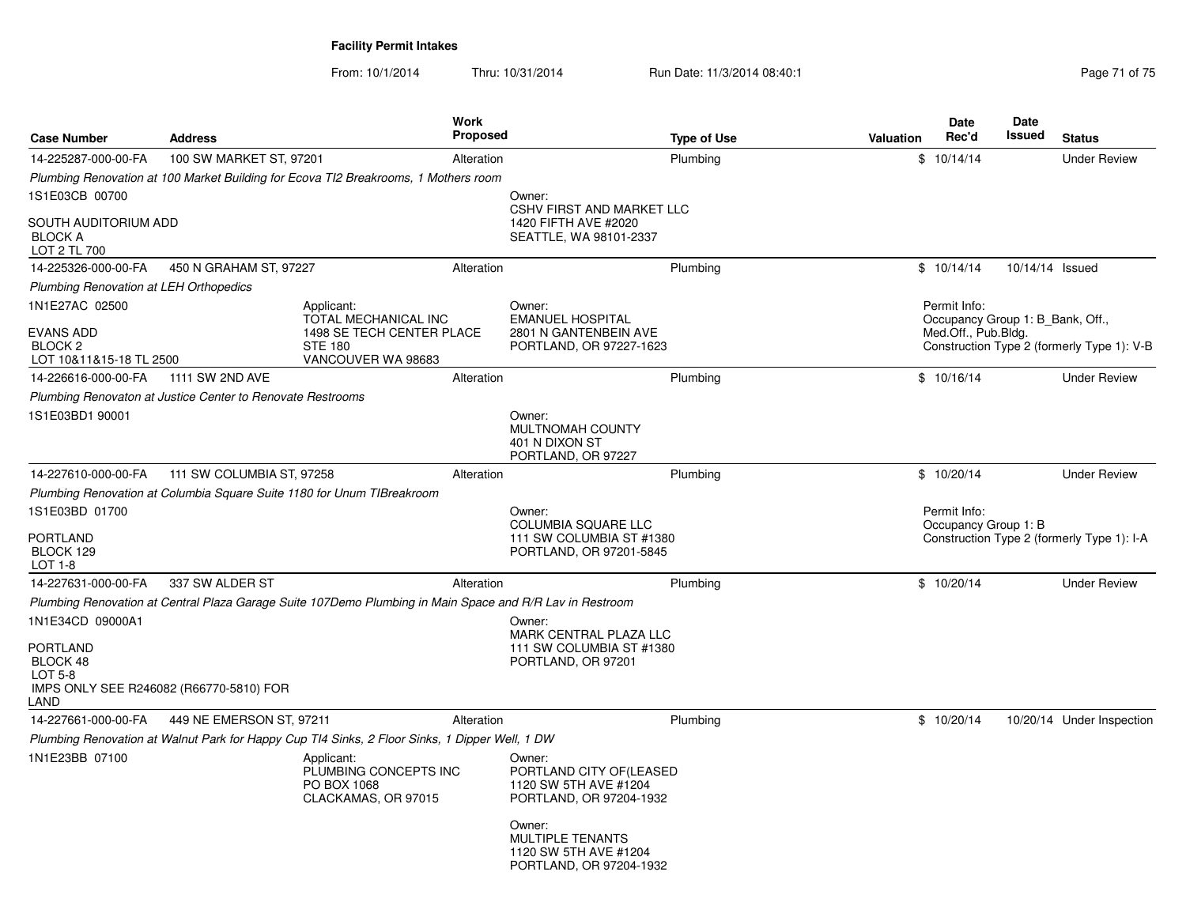## Facility Permit Intakes

From: 10/1/2014 Thru: 10/31/2014 Run Date: 11/3/2014 08:40:1

| Case Number | Address | Work Proposed | Type of Use | Valuation | Date Rec'd | Date Issued | Status |
|---|---|---|---|---|---|---|---|
| 14-225287-000-00-FA | 100 SW MARKET ST, 97201 | Alteration | Plumbing | $ | 10/14/14 | | Under Review |

*Plumbing Renovation at 100 Market Building for Ecova TI2 Breakrooms, 1 Mothers room*

1S1E03CB 00700

SOUTH AUDITORIUM ADD
BLOCK A
LOT 2 TL 700

Owner:
CSHV FIRST AND MARKET LLC
1420 FIFTH AVE #2020
SEATTLE, WA 98101-2337

---

| Case Number | Address | Work Proposed | Type of Use | Valuation | Date Rec'd | Date Issued | Status |
|---|---|---|---|---|---|---|---|
| 14-225326-000-00-FA | 450 N GRAHAM ST, 97227 | Alteration | Plumbing | $ | 10/14/14 | 10/14/14 | Issued |

*Plumbing Renovation at LEH Orthopedics*

1N1E27AC 02500

EVANS ADD
BLOCK 2
LOT 10&11&15-18 TL 2500

Applicant:
TOTAL MECHANICAL INC
1498 SE TECH CENTER PLACE
STE 180
VANCOUVER WA 98683

Owner:
EMANUEL HOSPITAL
2801 N GANTENBEIN AVE
PORTLAND, OR 97227-1623

Permit Info:
Occupancy Group 1: B_Bank, Off., Med.Off., Pub.Bldg.
Construction Type 2 (formerly Type 1): V-B

---

| Case Number | Address | Work Proposed | Type of Use | Valuation | Date Rec'd | Date Issued | Status |
|---|---|---|---|---|---|---|---|
| 14-226616-000-00-FA | 1111 SW 2ND AVE | Alteration | Plumbing | $ | 10/16/14 | | Under Review |

*Plumbing Renovaton at Justice Center to Renovate Restrooms*

1S1E03BD1 90001

Owner:
MULTNOMAH COUNTY
401 N DIXON ST
PORTLAND, OR 97227

---

| Case Number | Address | Work Proposed | Type of Use | Valuation | Date Rec'd | Date Issued | Status |
|---|---|---|---|---|---|---|---|
| 14-227610-000-00-FA | 111 SW COLUMBIA ST, 97258 | Alteration | Plumbing | $ | 10/20/14 | | Under Review |

*Plumbing Renovation at Columbia Square Suite 1180 for Unum TIBreakroom*

1S1E03BD 01700

PORTLAND
BLOCK 129
LOT 1-8

Owner:
COLUMBIA SQUARE LLC
111 SW COLUMBIA ST #1380
PORTLAND, OR 97201-5845

Permit Info:
Occupancy Group 1: B
Construction Type 2 (formerly Type 1): I-A

---

| Case Number | Address | Work Proposed | Type of Use | Valuation | Date Rec'd | Date Issued | Status |
|---|---|---|---|---|---|---|---|
| 14-227631-000-00-FA | 337 SW ALDER ST | Alteration | Plumbing | $ | 10/20/14 | | Under Review |

*Plumbing Renovation at Central Plaza Garage Suite 107Demo Plumbing in Main Space and R/R Lav in Restroom*

1N1E34CD 09000A1

PORTLAND
BLOCK 48
LOT 5-8
IMPS ONLY SEE R246082 (R66770-5810) FOR LAND

Owner:
MARK CENTRAL PLAZA LLC
111 SW COLUMBIA ST #1380
PORTLAND, OR 97201

---

| Case Number | Address | Work Proposed | Type of Use | Valuation | Date Rec'd | Date Issued | Status |
|---|---|---|---|---|---|---|---|
| 14-227661-000-00-FA | 449 NE EMERSON ST, 97211 | Alteration | Plumbing | $ | 10/20/14 | 10/20/14 | Under Inspection |

*Plumbing Renovation at Walnut Park for Happy Cup TI4 Sinks, 2 Floor Sinks, 1 Dipper Well, 1 DW*

1N1E23BB 07100

Applicant:
PLUMBING CONCEPTS INC
PO BOX 1068
CLACKAMAS, OR 97015

Owner:
PORTLAND CITY OF(LEASED
1120 SW 5TH AVE #1204
PORTLAND, OR 97204-1932

Owner:
MULTIPLE TENANTS
1120 SW 5TH AVE #1204
PORTLAND, OR 97204-1932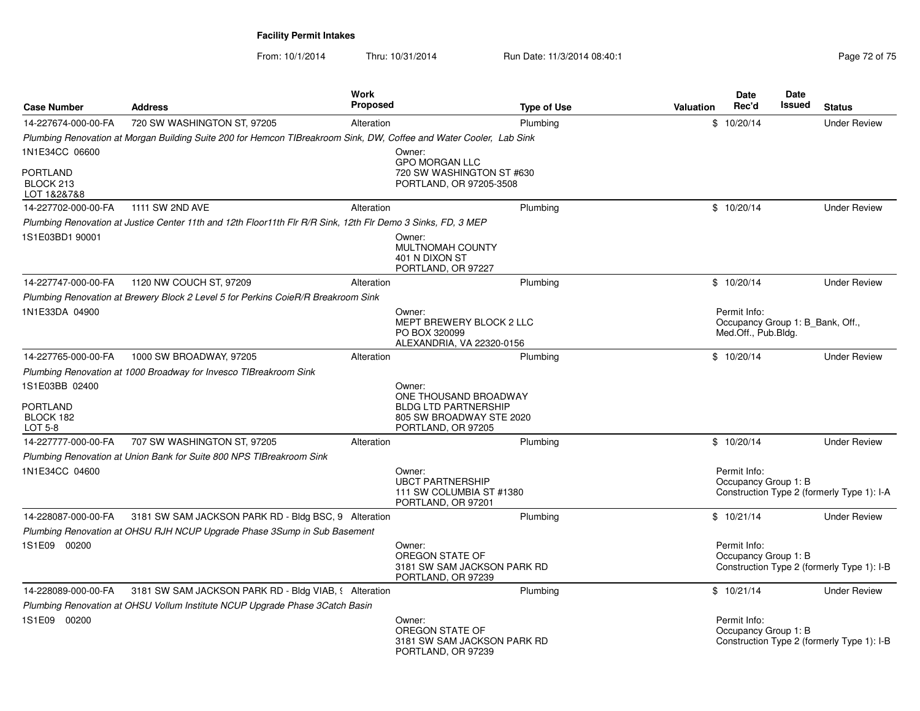**Facility Permit Intakes**

From: 10/1/2014 Thru: 10/31/2014 Run Date: 11/3/2014 08:40:1

| Case Number | Address | Work Proposed | Type of Use | Valuation | Date Rec'd | Date Issued | Status |
|---|---|---|---|---|---|---|---|
| 14-227674-000-00-FA | 720 SW WASHINGTON ST, 97205 | Alteration | Plumbing | $ | 10/20/14 | | Under Review |
| *Plumbing Renovation at Morgan Building Suite 200 for Hemcon TIBreakroom Sink, DW, Coffee and Water Cooler, Lab Sink* | | | | | | | |
| 1N1E34CC 06600<br>PORTLAND<br>BLOCK 213<br>LOT 1&2&7&8 | | | Owner:<br>GPO MORGAN LLC<br>720 SW WASHINGTON ST #630<br>PORTLAND, OR 97205-3508 | | | | |
| 14-227702-000-00-FA | 1111 SW 2ND AVE | Alteration | Plumbing | $ | 10/20/14 | | Under Review |
| *Plumbing Renovation at Justice Center 11th and 12th Floor11th Flr R/R Sink, 12th Flr Demo 3 Sinks, FD, 3 MEP* | | | | | | | |
| 1S1E03BD1 90001 | | | Owner:<br>MULTNOMAH COUNTY<br>401 N DIXON ST<br>PORTLAND, OR 97227 | | | | |
| 14-227747-000-00-FA | 1120 NW COUCH ST, 97209 | Alteration | Plumbing | $ | 10/20/14 | | Under Review |
| *Plumbing Renovation at Brewery Block 2 Level 5 for Perkins CoieR/R Breakroom Sink* | | | | | | | |
| 1N1E33DA 04900 | | | Owner:<br>MEPT BREWERY BLOCK 2 LLC<br>PO BOX 320099<br>ALEXANDRIA, VA 22320-0156 | | Permit Info:<br>Occupancy Group 1: B_Bank, Off., Med.Off., Pub.Bldg. | | |
| 14-227765-000-00-FA | 1000 SW BROADWAY, 97205 | Alteration | Plumbing | $ | 10/20/14 | | Under Review |
| *Plumbing Renovation at 1000 Broadway for Invesco TIBreakroom Sink* | | | | | | | |
| 1S1E03BB 02400<br>PORTLAND<br>BLOCK 182<br>LOT 5-8 | | | Owner:<br>ONE THOUSAND BROADWAY<br>BLDG LTD PARTNERSHIP<br>805 SW BROADWAY STE 2020<br>PORTLAND, OR 97205 | | | | |
| 14-227777-000-00-FA | 707 SW WASHINGTON ST, 97205 | Alteration | Plumbing | $ | 10/20/14 | | Under Review |
| *Plumbing Renovation at Union Bank for Suite 800 NPS TIBreakroom Sink* | | | | | | | |
| 1N1E34CC 04600 | | | Owner:<br>UBCT PARTNERSHIP<br>111 SW COLUMBIA ST #1380<br>PORTLAND, OR 97201 | | Permit Info:<br>Occupancy Group 1: B<br>Construction Type 2 (formerly Type 1): I-A | | |
| 14-228087-000-00-FA | 3181 SW SAM JACKSON PARK RD - Bldg BSC, 9 | Alteration | Plumbing | $ | 10/21/14 | | Under Review |
| *Plumbing Renovation at OHSU RJH NCUP Upgrade Phase 3Sump in Sub Basement* | | | | | | | |
| 1S1E09 00200 | | | Owner:<br>OREGON STATE OF<br>3181 SW SAM JACKSON PARK RD<br>PORTLAND, OR 97239 | | Permit Info:<br>Occupancy Group 1: B<br>Construction Type 2 (formerly Type 1): I-B | | |
| 14-228089-000-00-FA | 3181 SW SAM JACKSON PARK RD - Bldg VIAB, 9 | Alteration | Plumbing | $ | 10/21/14 | | Under Review |
| *Plumbing Renovation at OHSU Vollum Institute NCUP Upgrade Phase 3Catch Basin* | | | | | | | |
| 1S1E09 00200 | | | Owner:<br>OREGON STATE OF<br>3181 SW SAM JACKSON PARK RD<br>PORTLAND, OR 97239 | | Permit Info:<br>Occupancy Group 1: B<br>Construction Type 2 (formerly Type 1): I-B | | |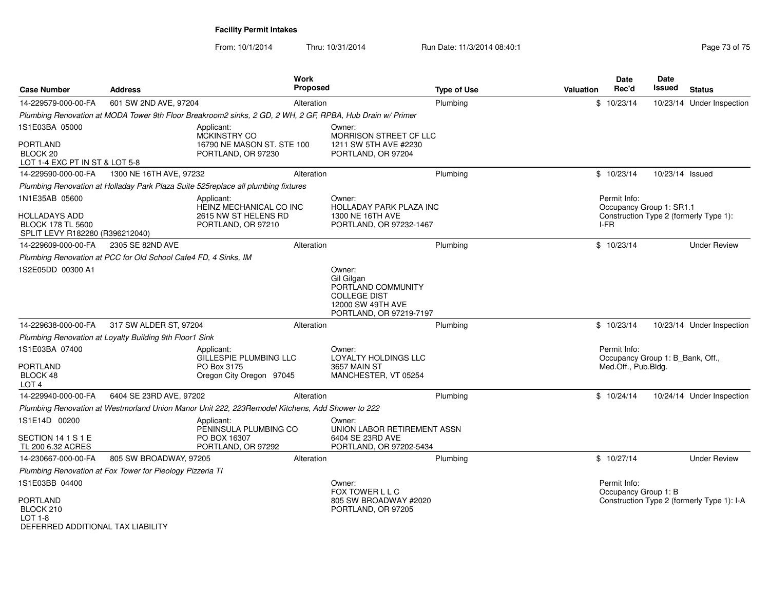**Facility Permit Intakes**

From: 10/1/2014 Thru: 10/31/2014 Run Date: 11/3/2014 08:40:1

| Case Number | Address | Work Proposed | Type of Use | Valuation | Date Rec'd | Date Issued | Status |
|---|---|---|---|---|---|---|---|
| 14-229579-000-00-FA | 601 SW 2ND AVE, 97204 | Alteration | Plumbing | $ | 10/23/14 | 10/23/14 | Under Inspection |

*Plumbing Renovation at MODA Tower 9th Floor Breakroom2 sinks, 2 GD, 2 WH, 2 GF, RPBA, Hub Drain w/ Primer*

1S1E03BA 05000
PORTLAND
BLOCK 20
LOT 1-4 EXC PT IN ST & LOT 5-8

Applicant:
MCKINSTRY CO
16790 NE MASON ST. STE 100
PORTLAND, OR 97230

Owner:
MORRISON STREET CF LLC
1211 SW 5TH AVE #2230
PORTLAND, OR 97204

| Case Number | Address | Work Proposed | Type of Use | Valuation | Date Rec'd | Date Issued | Status |
|---|---|---|---|---|---|---|---|
| 14-229590-000-00-FA | 1300 NE 16TH AVE, 97232 | Alteration | Plumbing | $ | 10/23/14 | 10/23/14 | Issued |

*Plumbing Renovation at Holladay Park Plaza Suite 525replace all plumbing fixtures*

1N1E35AB 05600
HOLLADAYS ADD
BLOCK 178 TL 5600
SPLIT LEVY R182280 (R396212040)

Applicant:
HEINZ MECHANICAL CO INC
2615 NW ST HELENS RD
PORTLAND, OR 97210

Owner:
HOLLADAY PARK PLAZA INC
1300 NE 16TH AVE
PORTLAND, OR 97232-1467

Permit Info:
Occupancy Group 1: SR1.1
Construction Type 2 (formerly Type 1): I-FR

| Case Number | Address | Work Proposed | Type of Use | Valuation | Date Rec'd | Date Issued | Status |
|---|---|---|---|---|---|---|---|
| 14-229609-000-00-FA | 2305 SE 82ND AVE | Alteration | Plumbing | $ | 10/23/14 | | Under Review |

*Plumbing Renovation at PCC for Old School Cafe4 FD, 4 Sinks, IM*

1S2E05DD 00300 A1

Owner:
Gil Gilgan
PORTLAND COMMUNITY COLLEGE DIST
12000 SW 49TH AVE
PORTLAND, OR 97219-7197

| Case Number | Address | Work Proposed | Type of Use | Valuation | Date Rec'd | Date Issued | Status |
|---|---|---|---|---|---|---|---|
| 14-229638-000-00-FA | 317 SW ALDER ST, 97204 | Alteration | Plumbing | $ | 10/23/14 | 10/23/14 | Under Inspection |

*Plumbing Renovation at Loyalty Building 9th Floor1 Sink*

1S1E03BA 07400
PORTLAND
BLOCK 48
LOT 4

Applicant:
GILLESPIE PLUMBING LLC
PO Box 3175
Oregon City Oregon 97045

Owner:
LOYALTY HOLDINGS LLC
3657 MAIN ST
MANCHESTER, VT 05254

Permit Info:
Occupancy Group 1: B_Bank, Off., Med.Off., Pub.Bldg.

| Case Number | Address | Work Proposed | Type of Use | Valuation | Date Rec'd | Date Issued | Status |
|---|---|---|---|---|---|---|---|
| 14-229940-000-00-FA | 6404 SE 23RD AVE, 97202 | Alteration | Plumbing | $ | 10/24/14 | 10/24/14 | Under Inspection |

*Plumbing Renovation at Westmorland Union Manor Unit 222, 223Remodel Kitchens, Add Shower to 222*

1S1E14D 00200
SECTION 14 1 S 1 E
TL 200 6.32 ACRES

Applicant:
PENINSULA PLUMBING CO
PO BOX 16307
PORTLAND, OR 97292

Owner:
UNION LABOR RETIREMENT ASSN
6404 SE 23RD AVE
PORTLAND, OR 97202-5434

| Case Number | Address | Work Proposed | Type of Use | Valuation | Date Rec'd | Date Issued | Status |
|---|---|---|---|---|---|---|---|
| 14-230667-000-00-FA | 805 SW BROADWAY, 97205 | Alteration | Plumbing | $ | 10/27/14 | | Under Review |

*Plumbing Renovation at Fox Tower for Pieology Pizzeria TI*

1S1E03BB 04400
PORTLAND
BLOCK 210
LOT 1-8
DEFERRED ADDITIONAL TAX LIABILITY

Owner:
FOX TOWER L L C
805 SW BROADWAY #2020
PORTLAND, OR 97205

Permit Info:
Occupancy Group 1: B
Construction Type 2 (formerly Type 1): I-A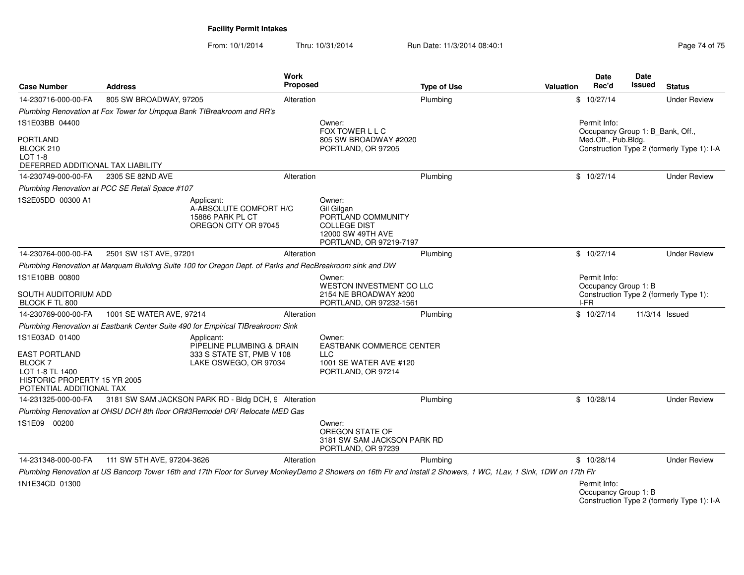**Facility Permit Intakes**

From: 10/1/2014 Thru: 10/31/2014 Run Date: 11/3/2014 08:40:1

| Case Number | Address | Work Proposed | Type of Use | Valuation | Date Rec'd | Date Issued | Status |
|---|---|---|---|---|---|---|---|
| 14-230716-000-00-FA | 805 SW BROADWAY, 97205 | Alteration | Plumbing | $ | 10/27/14 | | Under Review |
| *Plumbing Renovation at Fox Tower for Umpqua Bank TIBreakroom and RR's* | | | | | | | |
| 1S1E03BB 04400<br>PORTLAND<br>BLOCK 210<br>LOT 1-8<br>DEFERRED ADDITIONAL TAX LIABILITY | | Owner:<br>FOX TOWER L L C<br>805 SW BROADWAY #2020<br>PORTLAND, OR 97205 | | | Permit Info:<br>Occupancy Group 1: B_Bank, Off., Med.Off., Pub.Bldg.<br>Construction Type 2 (formerly Type 1): I-A | | |
| 14-230749-000-00-FA | 2305 SE 82ND AVE | Alteration | Plumbing | $ | 10/27/14 | | Under Review |
| *Plumbing Renovation at PCC SE Retail Space #107* | | | | | | | |
| 1S2E05DD 00300 A1 | Applicant:<br>A-ABSOLUTE COMFORT H/C<br>15886 PARK PL CT<br>OREGON CITY OR 97045 | Owner:<br>Gil Gilgan<br>PORTLAND COMMUNITY COLLEGE DIST<br>12000 SW 49TH AVE<br>PORTLAND, OR 97219-7197 | | | | | |
| 14-230764-000-00-FA | 2501 SW 1ST AVE, 97201 | Alteration | Plumbing | $ | 10/27/14 | | Under Review |
| *Plumbing Renovation at Marquam Building Suite 100 for Oregon Dept. of Parks and RecBreakroom sink and DW* | | | | | | | |
| 1S1E10BB 00800<br>SOUTH AUDITORIUM ADD<br>BLOCK F TL 800 | | Owner:<br>WESTON INVESTMENT CO LLC<br>2154 NE BROADWAY #200<br>PORTLAND, OR 97232-1561 | | | Permit Info:<br>Occupancy Group 1: B<br>Construction Type 2 (formerly Type 1): I-FR | | |
| 14-230769-000-00-FA | 1001 SE WATER AVE, 97214 | Alteration | Plumbing | $ | 10/27/14 | 11/3/14 | Issued |
| *Plumbing Renovation at Eastbank Center Suite 490 for Empirical TIBreakroom Sink* | | | | | | | |
| 1S1E03AD 01400<br>EAST PORTLAND<br>BLOCK 7<br>LOT 1-8 TL 1400<br>HISTORIC PROPERTY 15 YR 2005<br>POTENTIAL ADDITIONAL TAX | Applicant:<br>PIPELINE PLUMBING & DRAIN<br>333 S STATE ST, PMB V 108<br>LAKE OSWEGO, OR 97034 | Owner:<br>EASTBANK COMMERCE CENTER LLC<br>1001 SE WATER AVE #120<br>PORTLAND, OR 97214 | | | | | |
| 14-231325-000-00-FA | 3181 SW SAM JACKSON PARK RD - Bldg DCH, 9 | Alteration | Plumbing | $ | 10/28/14 | | Under Review |
| *Plumbing Renovation at OHSU DCH 8th floor OR#3Remodel OR/ Relocate MED Gas* | | | | | | | |
| 1S1E09 00200 | | Owner:<br>OREGON STATE OF<br>3181 SW SAM JACKSON PARK RD<br>PORTLAND, OR 97239 | | | | | |
| 14-231348-000-00-FA | 111 SW 5TH AVE, 97204-3626 | Alteration | Plumbing | $ | 10/28/14 | | Under Review |
| *Plumbing Renovation at US Bancorp Tower 16th and 17th Floor for Survey MonkeyDemo 2 Showers on 16th Flr and Install 2 Showers, 1 WC, 1Lav, 1 Sink, 1DW on 17th Flr* | | | | | | | |
| 1N1E34CD 01300 | | | | | Permit Info:<br>Occupancy Group 1: B<br>Construction Type 2 (formerly Type 1): I-A | | |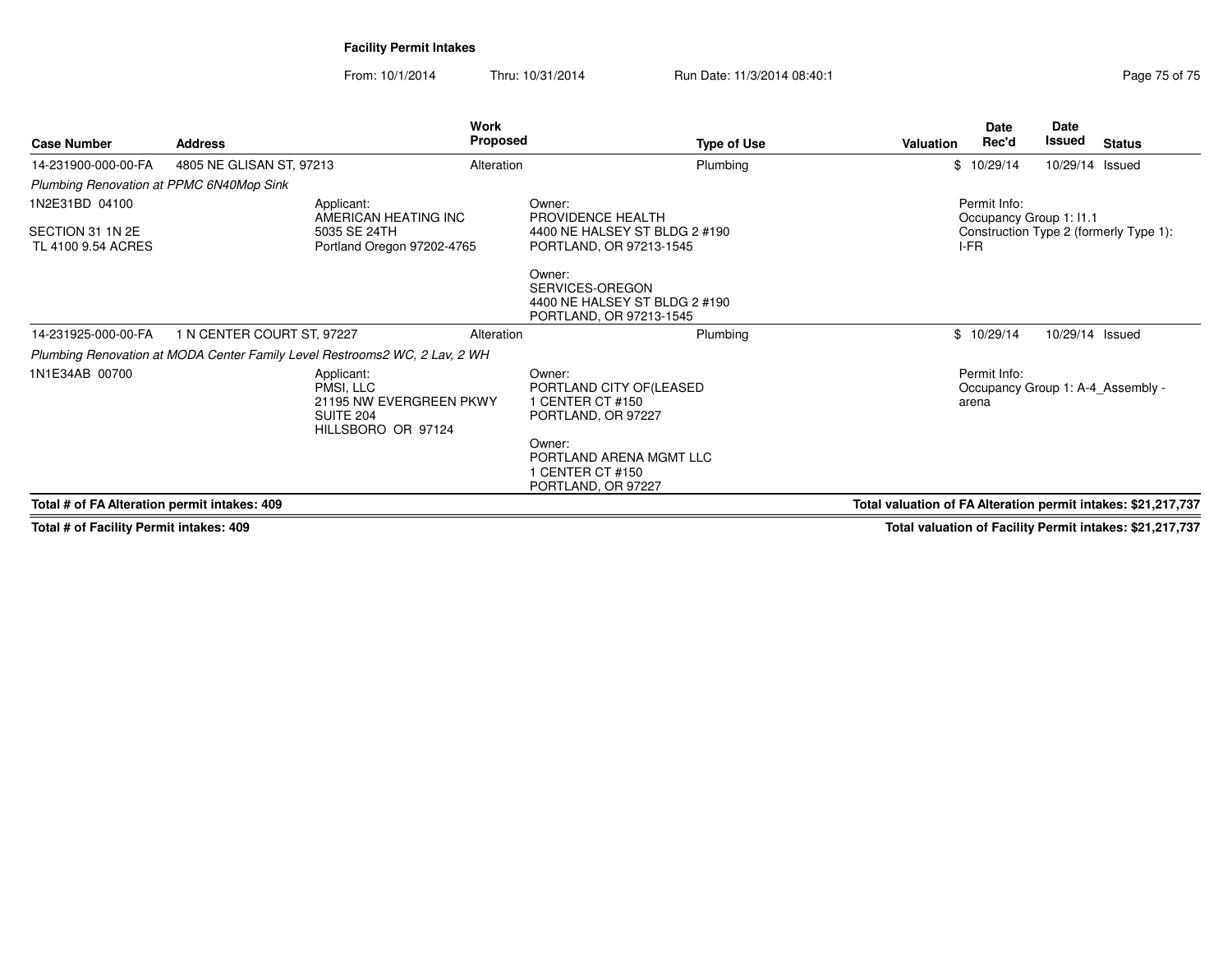**Facility Permit Intakes**

From: 10/1/2014 Thru: 10/31/2014 Run Date: 11/3/2014 08:40:1

| Case Number | Address | Work Proposed | Type of Use | Valuation | Date Rec'd | Date Issued | Status |
|---|---|---|---|---|---|---|---|
| 14-231900-000-00-FA | 4805 NE GLISAN ST, 97213 | Alteration | Plumbing | $ | 10/29/14 | 10/29/14 | Issued |

*Plumbing Renovation at PPMC 6N40Mop Sink*

1N2E31BD 04100

SECTION 31 1N 2E
TL 4100 9.54 ACRES

Applicant:
AMERICAN HEATING INC
5035 SE 24TH
Portland Oregon 97202-4765

Owner:
PROVIDENCE HEALTH
4400 NE HALSEY ST BLDG 2 #190
PORTLAND, OR 97213-1545

Owner:
SERVICES-OREGON
4400 NE HALSEY ST BLDG 2 #190
PORTLAND, OR 97213-1545

Permit Info:
Occupancy Group 1: I1.1
Construction Type 2 (formerly Type 1): I-FR

| Case Number | Address | Work Proposed | Type of Use | Valuation | Date Rec'd | Date Issued | Status |
|---|---|---|---|---|---|---|---|
| 14-231925-000-00-FA | 1 N CENTER COURT ST, 97227 | Alteration | Plumbing | $ | 10/29/14 | 10/29/14 | Issued |

*Plumbing Renovation at MODA Center Family Level Restrooms2 WC, 2 Lav, 2 WH*

1N1E34AB 00700

Applicant:
PMSI, LLC
21195 NW EVERGREEN PKWY
SUITE 204
HILLSBORO OR 97124

Owner:
PORTLAND CITY OF(LEASED
1 CENTER CT #150
PORTLAND, OR 97227

Owner:
PORTLAND ARENA MGMT LLC
1 CENTER CT #150
PORTLAND, OR 97227

Permit Info:
Occupancy Group 1: A-4_Assembly - arena

**Total # of FA Alteration permit intakes: 409** — **Total valuation of FA Alteration permit intakes: $21,217,737**

**Total # of Facility Permit intakes: 409** — **Total valuation of Facility Permit intakes: $21,217,737**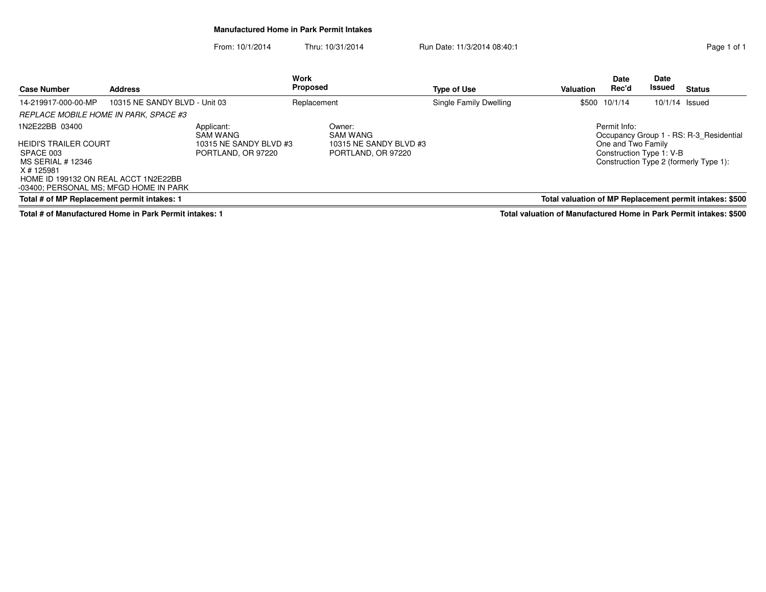**Manufactured Home in Park Permit Intakes**

From: 10/1/2014 Thru: 10/31/2014 Run Date: 11/3/2014 08:40:1

| Case Number | Address | Work Proposed | Type of Use | Valuation | Date Rec'd | Date Issued | Status |
|---|---|---|---|---|---|---|---|
| 14-219917-000-00-MP | 10315 NE SANDY BLVD - Unit 03 | Replacement | Single Family Dwelling | $500 | 10/1/14 | 10/1/14 | Issued |

*REPLACE MOBILE HOME IN PARK, SPACE #3*

1N2E22BB 03400

HEIDI'S TRAILER COURT
SPACE 003
MS SERIAL # 12346
X # 125981
HOME ID 199132 ON REAL ACCT 1N2E22BB -03400; PERSONAL MS; MFGD HOME IN PARK

Applicant:
SAM WANG
10315 NE SANDY BLVD #3
PORTLAND, OR 97220

Owner:
SAM WANG
10315 NE SANDY BLVD #3
PORTLAND, OR 97220

Permit Info:
Occupancy Group 1 - RS: R-3_Residential One and Two Family
Construction Type 1: V-B
Construction Type 2 (formerly Type 1):

**Total # of MP Replacement permit intakes: 1** — **Total valuation of MP Replacement permit intakes: $500**

**Total # of Manufactured Home in Park Permit intakes: 1** — **Total valuation of Manufactured Home in Park Permit intakes: $500**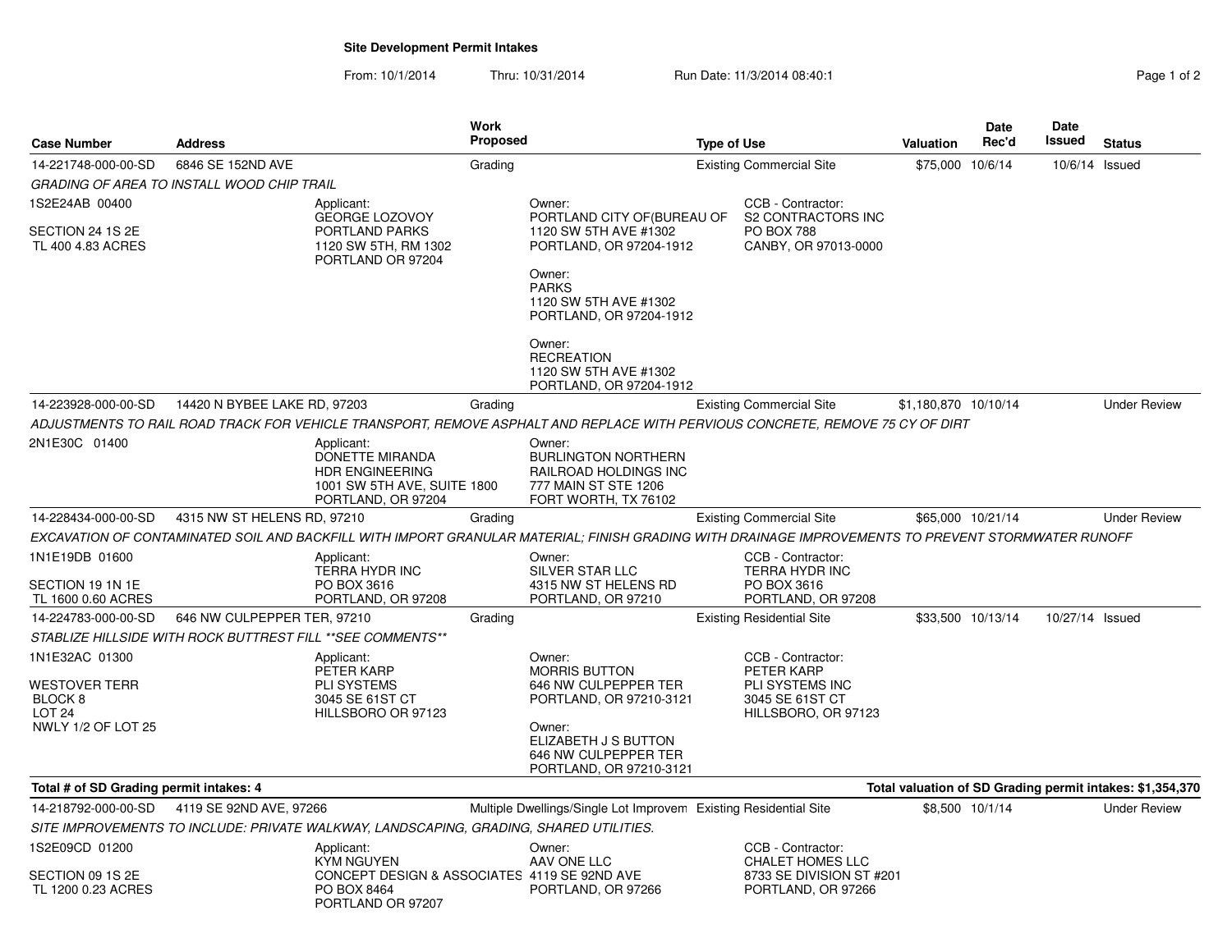# Site Development Permit Intakes

From: 10/1/2014 Thru: 10/31/2014 Run Date: 11/3/2014 08:40:1

| Case Number | Address | Work Proposed | Type of Use | Valuation | Date Rec'd | Date Issued | Status |
|---|---|---|---|---|---|---|---|
| 14-221748-000-00-SD | 6846 SE 152ND AVE | Grading | Existing Commercial Site | $75,000 | 10/6/14 | 10/6/14 | Issued |

*GRADING OF AREA TO INSTALL WOOD CHIP TRAIL*

1S2E24AB 00400
SECTION 24 1S 2E
TL 400 4.83 ACRES

Applicant:
GEORGE LOZOVOY
PORTLAND PARKS
1120 SW 5TH, RM 1302
PORTLAND OR 97204

Owner:
PORTLAND CITY OF(BUREAU OF
1120 SW 5TH AVE #1302
PORTLAND, OR 97204-1912

Owner:
PARKS
1120 SW 5TH AVE #1302
PORTLAND, OR 97204-1912

Owner:
RECREATION
1120 SW 5TH AVE #1302
PORTLAND, OR 97204-1912

CCB - Contractor:
S2 CONTRACTORS INC
PO BOX 788
CANBY, OR 97013-0000

| Case Number | Address | Work Proposed | Type of Use | Valuation | Date Rec'd | Date Issued | Status |
|---|---|---|---|---|---|---|---|
| 14-223928-000-00-SD | 14420 N BYBEE LAKE RD, 97203 | Grading | Existing Commercial Site | $1,180,870 | 10/10/14 | | Under Review |

*ADJUSTMENTS TO RAIL ROAD TRACK FOR VEHICLE TRANSPORT, REMOVE ASPHALT AND REPLACE WITH PERVIOUS CONCRETE, REMOVE 75 CY OF DIRT*

2N1E30C 01400

Applicant:
DONETTE MIRANDA
HDR ENGINEERING
1001 SW 5TH AVE, SUITE 1800
PORTLAND, OR 97204

Owner:
BURLINGTON NORTHERN
RAILROAD HOLDINGS INC
777 MAIN ST STE 1206
FORT WORTH, TX 76102

| Case Number | Address | Work Proposed | Type of Use | Valuation | Date Rec'd | Date Issued | Status |
|---|---|---|---|---|---|---|---|
| 14-228434-000-00-SD | 4315 NW ST HELENS RD, 97210 | Grading | Existing Commercial Site | $65,000 | 10/21/14 | | Under Review |

*EXCAVATION OF CONTAMINATED SOIL AND BACKFILL WITH IMPORT GRANULAR MATERIAL; FINISH GRADING WITH DRAINAGE IMPROVEMENTS TO PREVENT STORMWATER RUNOFF*

1N1E19DB 01600
SECTION 19 1N 1E
TL 1600 0.60 ACRES

Applicant:
TERRA HYDR INC
PO BOX 3616
PORTLAND, OR 97208

Owner:
SILVER STAR LLC
4315 NW ST HELENS RD
PORTLAND, OR 97210

CCB - Contractor:
TERRA HYDR INC
PO BOX 3616
PORTLAND, OR 97208

| Case Number | Address | Work Proposed | Type of Use | Valuation | Date Rec'd | Date Issued | Status |
|---|---|---|---|---|---|---|---|
| 14-224783-000-00-SD | 646 NW CULPEPPER TER, 97210 | Grading | Existing Residential Site | $33,500 | 10/13/14 | 10/27/14 | Issued |

*STABLIZE HILLSIDE WITH ROCK BUTTREST FILL **SEE COMMENTS***

1N1E32AC 01300
WESTOVER TERR
BLOCK 8
LOT 24
NWLY 1/2 OF LOT 25

Applicant:
PETER KARP
PLI SYSTEMS
3045 SE 61ST CT
HILLSBORO OR 97123

Owner:
MORRIS BUTTON
646 NW CULPEPPER TER
PORTLAND, OR 97210-3121

Owner:
ELIZABETH J S BUTTON
646 NW CULPEPPER TER
PORTLAND, OR 97210-3121

CCB - Contractor:
PETER KARP
PLI SYSTEMS INC
3045 SE 61ST CT
HILLSBORO, OR 97123

**Total # of SD Grading permit intakes: 4** — **Total valuation of SD Grading permit intakes: $1,354,370**

| Case Number | Address | Work Proposed | Type of Use | Valuation | Date Rec'd | Date Issued | Status |
|---|---|---|---|---|---|---|---|
| 14-218792-000-00-SD | 4119 SE 92ND AVE, 97266 | Multiple Dwellings/Single Lot Improvem | Existing Residential Site | $8,500 | 10/1/14 | | Under Review |

*SITE IMPROVEMENTS TO INCLUDE: PRIVATE WALKWAY, LANDSCAPING, GRADING, SHARED UTILITIES.*

1S2E09CD 01200
SECTION 09 1S 2E
TL 1200 0.23 ACRES

Applicant:
KYM NGUYEN
CONCEPT DESIGN & ASSOCIATES
PO BOX 8464
PORTLAND OR 97207

Owner:
AAV ONE LLC
4119 SE 92ND AVE
PORTLAND, OR 97266

CCB - Contractor:
CHALET HOMES LLC
8733 SE DIVISION ST #201
PORTLAND, OR 97266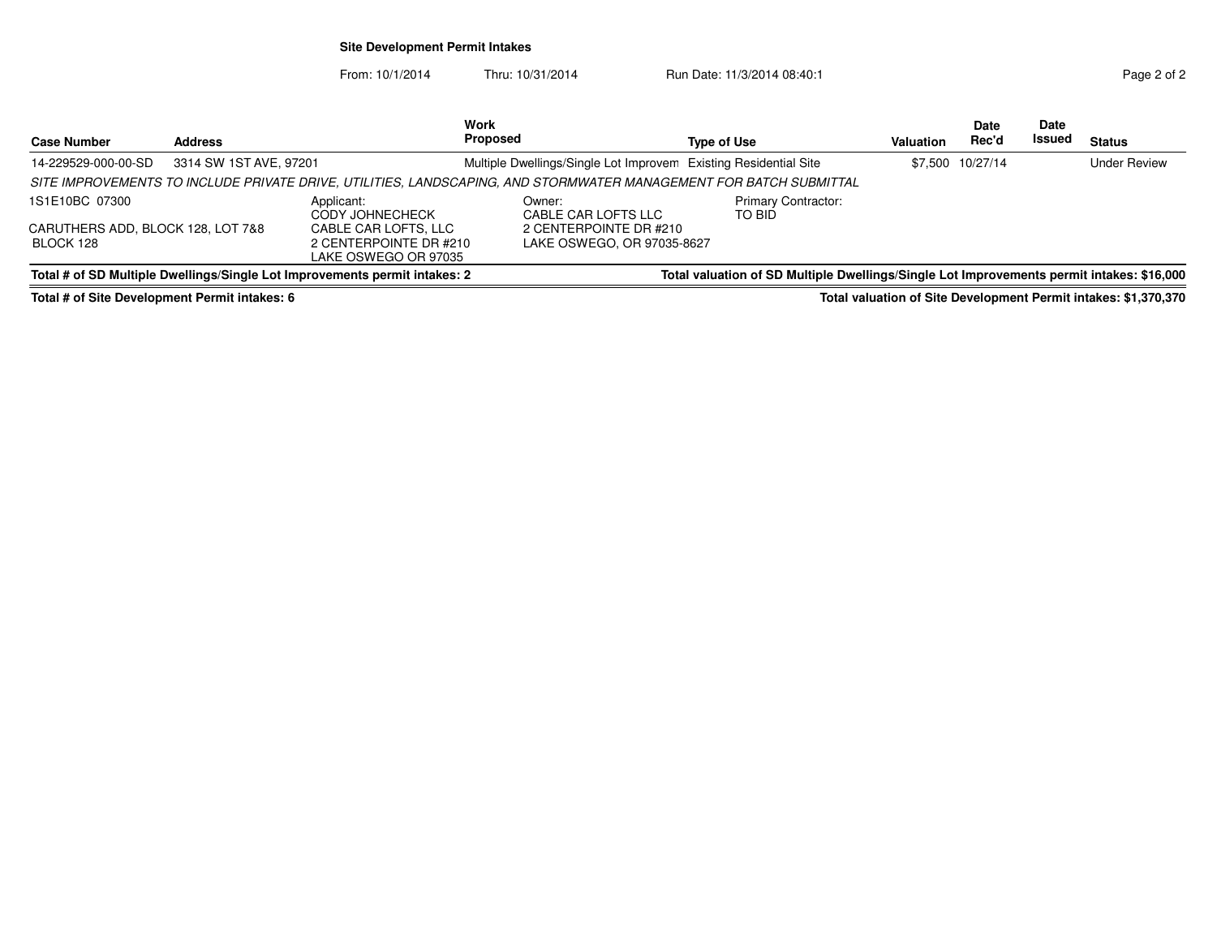## Site Development Permit Intakes

From: 10/1/2014 Thru: 10/31/2014 Run Date: 11/3/2014 08:40:1

| Case Number | Address | Work Proposed | Type of Use | Valuation | Date Rec'd | Date Issued | Status |
|---|---|---|---|---|---|---|---|
| 14-229529-000-00-SD | 3314 SW 1ST AVE, 97201 | Multiple Dwellings/Single Lot Improvem | Existing Residential Site | $7,500 | 10/27/14 | | Under Review |

*SITE IMPROVEMENTS TO INCLUDE PRIVATE DRIVE, UTILITIES, LANDSCAPING, AND STORMWATER MANAGEMENT FOR BATCH SUBMITTAL*

1S1E10BC 07300

CARUTHERS ADD, BLOCK 128, LOT 7&8
BLOCK 128

Applicant:
CODY JOHNECHECK
CABLE CAR LOFTS, LLC
2 CENTERPOINTE DR #210
LAKE OSWEGO OR 97035

Owner:
CABLE CAR LOFTS LLC
2 CENTERPOINTE DR #210
LAKE OSWEGO, OR 97035-8627

Primary Contractor:
TO BID

**Total # of SD Multiple Dwellings/Single Lot Improvements permit intakes: 2**

**Total valuation of SD Multiple Dwellings/Single Lot Improvements permit intakes: $16,000**

**Total # of Site Development Permit intakes: 6**

**Total valuation of Site Development Permit intakes: $1,370,370**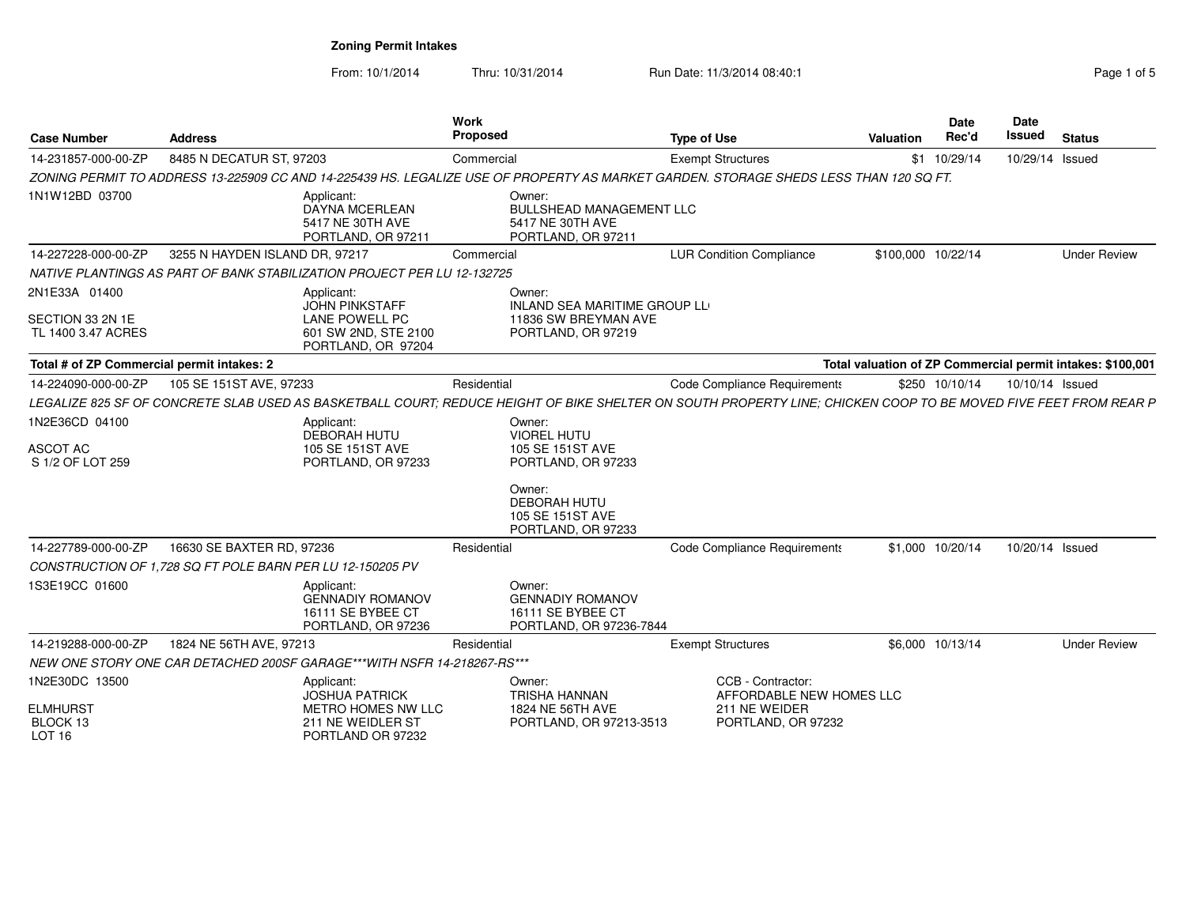# Zoning Permit Intakes

From: 10/1/2014 Thru: 10/31/2014 Run Date: 11/3/2014 08:40:1

| Case Number | Address | Work Proposed | Type of Use | Valuation | Date Rec'd | Date Issued | Status |
|---|---|---|---|---|---|---|---|
| 14-231857-000-00-ZP | 8485 N DECATUR ST, 97203 | Commercial | Exempt Structures | $1 | 10/29/14 | 10/29/14 | Issued |

*ZONING PERMIT TO ADDRESS 13-225909 CC AND 14-225439 HS. LEGALIZE USE OF PROPERTY AS MARKET GARDEN. STORAGE SHEDS LESS THAN 120 SQ FT.*

1N1W12BD 03700

Applicant:
DAYNA MCERLEAN
5417 NE 30TH AVE
PORTLAND, OR 97211

Owner:
BULLSHEAD MANAGEMENT LLC
5417 NE 30TH AVE
PORTLAND, OR 97211

| Case Number | Address | Work Proposed | Type of Use | Valuation | Date Rec'd | Date Issued | Status |
|---|---|---|---|---|---|---|---|
| 14-227228-000-00-ZP | 3255 N HAYDEN ISLAND DR, 97217 | Commercial | LUR Condition Compliance | $100,000 | 10/22/14 | | Under Review |

*NATIVE PLANTINGS AS PART OF BANK STABILIZATION PROJECT PER LU 12-132725*

2N1E33A 01400

SECTION 33 2N 1E
TL 1400 3.47 ACRES

Applicant:
JOHN PINKSTAFF
LANE POWELL PC
601 SW 2ND, STE 2100
PORTLAND, OR 97204

Owner:
INLAND SEA MARITIME GROUP LL
11836 SW BREYMAN AVE
PORTLAND, OR 97219

**Total # of ZP Commercial permit intakes: 2** — **Total valuation of ZP Commercial permit intakes: $100,001**

| Case Number | Address | Work Proposed | Type of Use | Valuation | Date Rec'd | Date Issued | Status |
|---|---|---|---|---|---|---|---|
| 14-224090-000-00-ZP | 105 SE 151ST AVE, 97233 | Residential | Code Compliance Requirements | $250 | 10/10/14 | 10/10/14 | Issued |

*LEGALIZE 825 SF OF CONCRETE SLAB USED AS BASKETBALL COURT; REDUCE HEIGHT OF BIKE SHELTER ON SOUTH PROPERTY LINE; CHICKEN COOP TO BE MOVED FIVE FEET FROM REAR P*

1N2E36CD 04100

ASCOT AC
S 1/2 OF LOT 259

Applicant:
DEBORAH HUTU
105 SE 151ST AVE
PORTLAND, OR 97233

Owner:
VIOREL HUTU
105 SE 151ST AVE
PORTLAND, OR 97233

Owner:
DEBORAH HUTU
105 SE 151ST AVE
PORTLAND, OR 97233

| Case Number | Address | Work Proposed | Type of Use | Valuation | Date Rec'd | Date Issued | Status |
|---|---|---|---|---|---|---|---|
| 14-227789-000-00-ZP | 16630 SE BAXTER RD, 97236 | Residential | Code Compliance Requirements | $1,000 | 10/20/14 | 10/20/14 | Issued |

*CONSTRUCTION OF 1,728 SQ FT POLE BARN PER LU 12-150205 PV*

1S3E19CC 01600

Applicant:
GENNADIY ROMANOV
16111 SE BYBEE CT
PORTLAND, OR 97236

Owner:
GENNADIY ROMANOV
16111 SE BYBEE CT
PORTLAND, OR 97236-7844

| Case Number | Address | Work Proposed | Type of Use | Valuation | Date Rec'd | Date Issued | Status |
|---|---|---|---|---|---|---|---|
| 14-219288-000-00-ZP | 1824 NE 56TH AVE, 97213 | Residential | Exempt Structures | $6,000 | 10/13/14 | | Under Review |

*NEW ONE STORY ONE CAR DETACHED 200SF GARAGE***WITH NSFR 14-218267-RS****

1N2E30DC 13500

ELMHURST
BLOCK 13
LOT 16

Applicant:
JOSHUA PATRICK
METRO HOMES NW LLC
211 NE WEIDLER ST
PORTLAND OR 97232

Owner:
TRISHA HANNAN
1824 NE 56TH AVE
PORTLAND, OR 97213-3513

CCB - Contractor:
AFFORDABLE NEW HOMES LLC
211 NE WEIDER
PORTLAND, OR 97232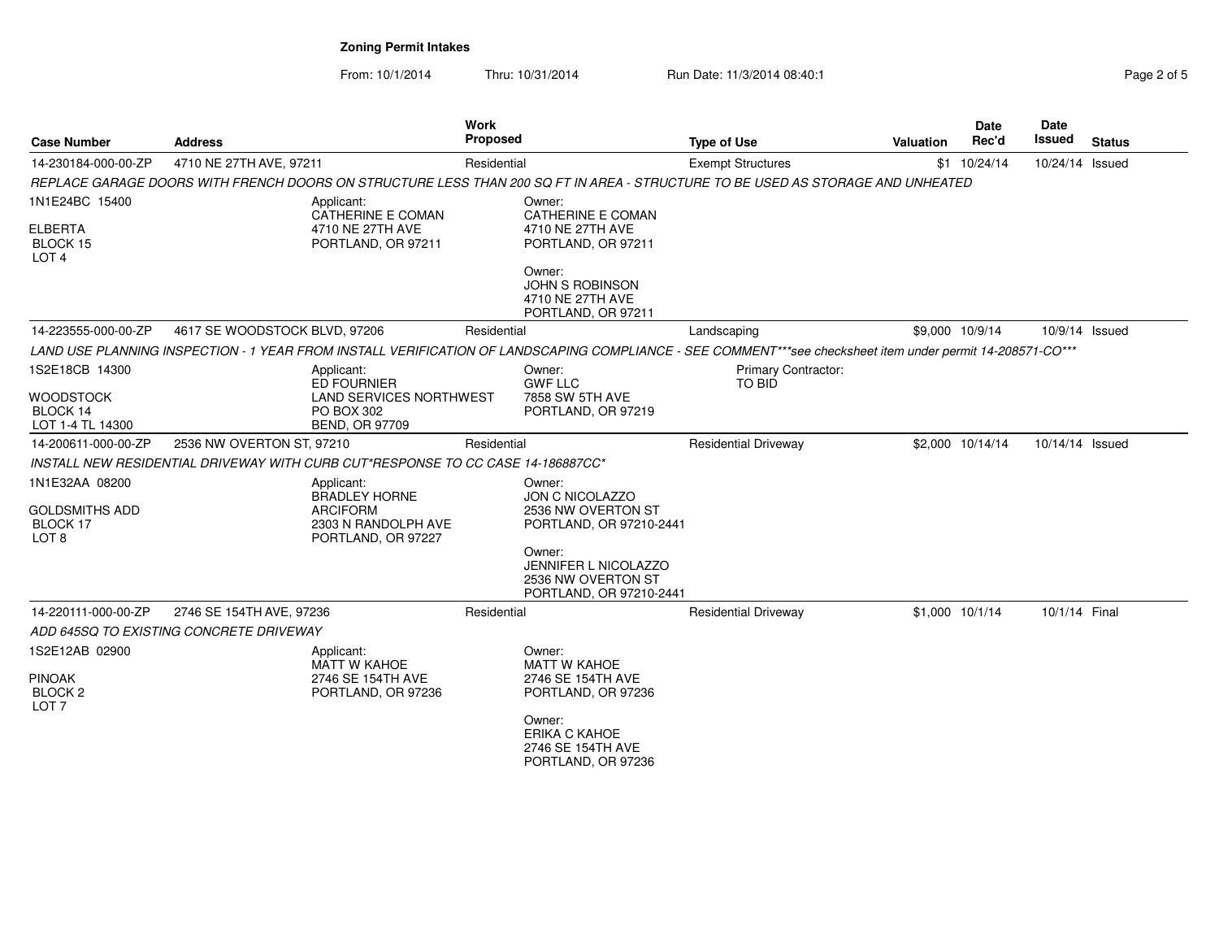## Zoning Permit Intakes

From: 10/1/2014 Thru: 10/31/2014 Run Date: 11/3/2014 08:40:1

| Case Number | Address | Work Proposed | Type of Use | Valuation | Date Rec'd | Date Issued | Status |
|---|---|---|---|---|---|---|---|
| 14-230184-000-00-ZP | 4710 NE 27TH AVE, 97211 | Residential | Exempt Structures | $1 | 10/24/14 | 10/24/14 | Issued |
| 14-223555-000-00-ZP | 4617 SE WOODSTOCK BLVD, 97206 | Residential | Landscaping | $9,000 | 10/9/14 | 10/9/14 | Issued |
| 14-200611-000-00-ZP | 2536 NW OVERTON ST, 97210 | Residential | Residential Driveway | $2,000 | 10/14/14 | 10/14/14 | Issued |
| 14-220111-000-00-ZP | 2746 SE 154TH AVE, 97236 | Residential | Residential Driveway | $1,000 | 10/1/14 | 10/1/14 | Final |

### 14-230184-000-00-ZP

*REPLACE GARAGE DOORS WITH FRENCH DOORS ON STRUCTURE LESS THAN 200 SQ FT IN AREA - STRUCTURE TO BE USED AS STORAGE AND UNHEATED*

1N1E24BC 15400
ELBERTA
BLOCK 15
LOT 4

Applicant:
CATHERINE E COMAN
4710 NE 27TH AVE
PORTLAND, OR 97211

Owner:
CATHERINE E COMAN
4710 NE 27TH AVE
PORTLAND, OR 97211

Owner:
JOHN S ROBINSON
4710 NE 27TH AVE
PORTLAND, OR 97211

### 14-223555-000-00-ZP

*LAND USE PLANNING INSPECTION - 1 YEAR FROM INSTALL VERIFICATION OF LANDSCAPING COMPLIANCE - SEE COMMENT***see checksheet item under permit 14-208571-CO****

1S2E18CB 14300
WOODSTOCK
BLOCK 14
LOT 1-4 TL 14300

Applicant:
ED FOURNIER
LAND SERVICES NORTHWEST
PO BOX 302
BEND, OR 97709

Owner:
GWF LLC
7858 SW 5TH AVE
PORTLAND, OR 97219

Primary Contractor:
TO BID

### 14-200611-000-00-ZP

*INSTALL NEW RESIDENTIAL DRIVEWAY WITH CURB CUT*RESPONSE TO CC CASE 14-186887CC**

1N1E32AA 08200
GOLDSMITHS ADD
BLOCK 17
LOT 8

Applicant:
BRADLEY HORNE
ARCIFORM
2303 N RANDOLPH AVE
PORTLAND, OR 97227

Owner:
JON C NICOLAZZO
2536 NW OVERTON ST
PORTLAND, OR 97210-2441

Owner:
JENNIFER L NICOLAZZO
2536 NW OVERTON ST
PORTLAND, OR 97210-2441

### 14-220111-000-00-ZP

*ADD 645SQ TO EXISTING CONCRETE DRIVEWAY*

1S2E12AB 02900
PINOAK
BLOCK 2
LOT 7

Applicant:
MATT W KAHOE
2746 SE 154TH AVE
PORTLAND, OR 97236

Owner:
MATT W KAHOE
2746 SE 154TH AVE
PORTLAND, OR 97236

Owner:
ERIKA C KAHOE
2746 SE 154TH AVE
PORTLAND, OR 97236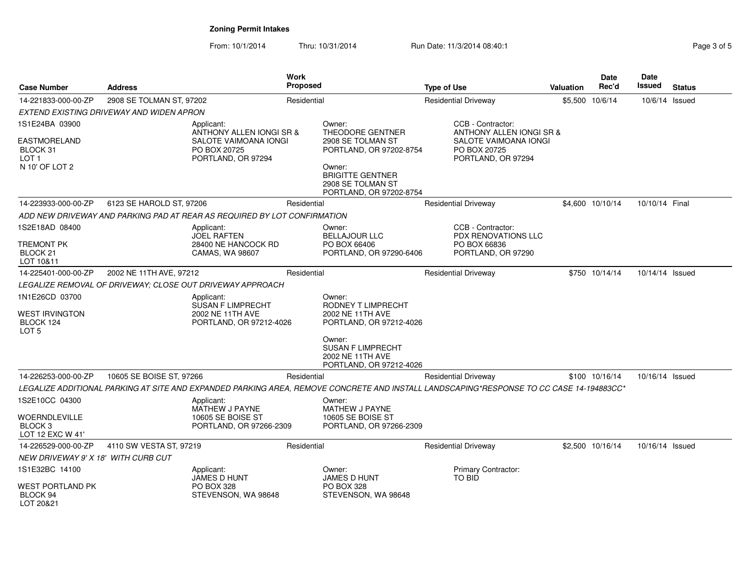**Zoning Permit Intakes**

From: 10/1/2014 Thru: 10/31/2014 Run Date: 11/3/2014 08:40:1

| Case Number | Address | Work Proposed | Type of Use | Valuation | Date Rec'd | Date Issued | Status |
|---|---|---|---|---|---|---|---|
| 14-221833-000-00-ZP | 2908 SE TOLMAN ST, 97202 | Residential | Residential Driveway | $5,500 | 10/6/14 | 10/6/14 | Issued |
| 14-223933-000-00-ZP | 6123 SE HAROLD ST, 97206 | Residential | Residential Driveway | $4,600 | 10/10/14 | 10/10/14 | Final |
| 14-225401-000-00-ZP | 2002 NE 11TH AVE, 97212 | Residential | Residential Driveway | $750 | 10/14/14 | 10/14/14 | Issued |
| 14-226253-000-00-ZP | 10605 SE BOISE ST, 97266 | Residential | Residential Driveway | $100 | 10/16/14 | 10/16/14 | Issued |
| 14-226529-000-00-ZP | 4110 SW VESTA ST, 97219 | Residential | Residential Driveway | $2,500 | 10/16/14 | 10/16/14 | Issued |

**14-221833-000-00-ZP** — *EXTEND EXISTING DRIVEWAY AND WIDEN APRON*

1S1E24BA 03900
EASTMORELAND
BLOCK 31
LOT 1
N 10' OF LOT 2

Applicant:
ANTHONY ALLEN IONGI SR &
SALOTE VAIMOANA IONGI
PO BOX 20725
PORTLAND, OR 97294

Owner:
THEODORE GENTNER
2908 SE TOLMAN ST
PORTLAND, OR 97202-8754

Owner:
BRIGITTE GENTNER
2908 SE TOLMAN ST
PORTLAND, OR 97202-8754

CCB - Contractor:
ANTHONY ALLEN IONGI SR &
SALOTE VAIMOANA IONGI
PO BOX 20725
PORTLAND, OR 97294

**14-223933-000-00-ZP** — *ADD NEW DRIVEWAY AND PARKING PAD AT REAR AS REQUIRED BY LOT CONFIRMATION*

1S2E18AD 08400
TREMONT PK
BLOCK 21
LOT 10&11

Applicant:
JOEL RAFTEN
28400 NE HANCOCK RD
CAMAS, WA 98607

Owner:
BELLAJOUR LLC
PO BOX 66406
PORTLAND, OR 97290-6406

CCB - Contractor:
PDX RENOVATIONS LLC
PO BOX 66836
PORTLAND, OR 97290

**14-225401-000-00-ZP** — *LEGALIZE REMOVAL OF DRIVEWAY; CLOSE OUT DRIVEWAY APPROACH*

1N1E26CD 03700
WEST IRVINGTON
BLOCK 124
LOT 5

Applicant:
SUSAN F LIMPRECHT
2002 NE 11TH AVE
PORTLAND, OR 97212-4026

Owner:
RODNEY T LIMPRECHT
2002 NE 11TH AVE
PORTLAND, OR 97212-4026

Owner:
SUSAN F LIMPRECHT
2002 NE 11TH AVE
PORTLAND, OR 97212-4026

**14-226253-000-00-ZP** — *LEGALIZE ADDITIONAL PARKING AT SITE AND EXPANDED PARKING AREA, REMOVE CONCRETE AND INSTALL LANDSCAPING*RESPONSE TO CC CASE 14-194883CC**

1S2E10CC 04300
WOERNDLEVILLE
BLOCK 3
LOT 12 EXC W 41'

Applicant:
MATHEW J PAYNE
10605 SE BOISE ST
PORTLAND, OR 97266-2309

Owner:
MATHEW J PAYNE
10605 SE BOISE ST
PORTLAND, OR 97266-2309

**14-226529-000-00-ZP** — *NEW DRIVEWAY 9' X 18' WITH CURB CUT*

1S1E32BC 14100
WEST PORTLAND PK
BLOCK 94
LOT 20&21

Applicant:
JAMES D HUNT
PO BOX 328
STEVENSON, WA 98648

Owner:
JAMES D HUNT
PO BOX 328
STEVENSON, WA 98648

Primary Contractor:
TO BID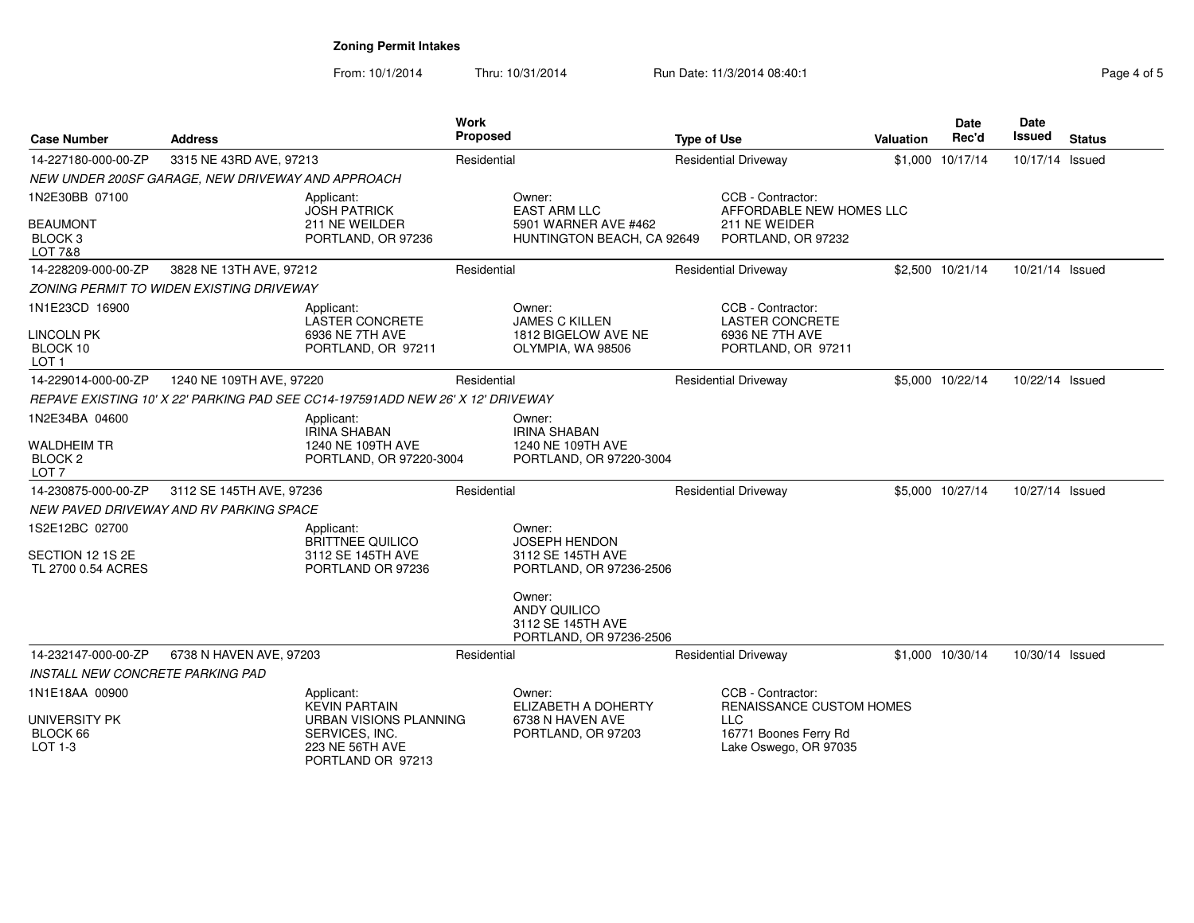## Zoning Permit Intakes

From: 10/1/2014 Thru: 10/31/2014 Run Date: 11/3/2014 08:40:1

| Case Number | Address | Work Proposed | Type of Use | Valuation | Date Rec'd | Date Issued | Status |
|---|---|---|---|---|---|---|---|
| 14-227180-000-00-ZP | 3315 NE 43RD AVE, 97213 | Residential | Residential Driveway | $1,000 | 10/17/14 | 10/17/14 | Issued |
| *NEW UNDER 200SF GARAGE, NEW DRIVEWAY AND APPROACH* | | | | | | | |
| 1N2E30BB 07100<br>BEAUMONT<br>BLOCK 3<br>LOT 7&8 | Applicant:<br>JOSH PATRICK<br>211 NE WEILDER<br>PORTLAND, OR 97236 | Owner:<br>EAST ARM LLC<br>5901 WARNER AVE #462<br>HUNTINGTON BEACH, CA 92649 | CCB - Contractor:<br>AFFORDABLE NEW HOMES LLC<br>211 NE WEIDER<br>PORTLAND, OR 97232 | | | | |
| 14-228209-000-00-ZP | 3828 NE 13TH AVE, 97212 | Residential | Residential Driveway | $2,500 | 10/21/14 | 10/21/14 | Issued |
| *ZONING PERMIT TO WIDEN EXISTING DRIVEWAY* | | | | | | | |
| 1N1E23CD 16900<br>LINCOLN PK<br>BLOCK 10<br>LOT 1 | Applicant:<br>LASTER CONCRETE<br>6936 NE 7TH AVE<br>PORTLAND, OR 97211 | Owner:<br>JAMES C KILLEN<br>1812 BIGELOW AVE NE<br>OLYMPIA, WA 98506 | CCB - Contractor:<br>LASTER CONCRETE<br>6936 NE 7TH AVE<br>PORTLAND, OR 97211 | | | | |
| 14-229014-000-00-ZP | 1240 NE 109TH AVE, 97220 | Residential | Residential Driveway | $5,000 | 10/22/14 | 10/22/14 | Issued |
| *REPAVE EXISTING 10' X 22' PARKING PAD SEE CC14-197591ADD NEW 26' X 12' DRIVEWAY* | | | | | | | |
| 1N2E34BA 04600<br>WALDHEIM TR<br>BLOCK 2<br>LOT 7 | Applicant:<br>IRINA SHABAN<br>1240 NE 109TH AVE<br>PORTLAND, OR 97220-3004 | Owner:<br>IRINA SHABAN<br>1240 NE 109TH AVE<br>PORTLAND, OR 97220-3004 | | | | | |
| 14-230875-000-00-ZP | 3112 SE 145TH AVE, 97236 | Residential | Residential Driveway | $5,000 | 10/27/14 | 10/27/14 | Issued |
| *NEW PAVED DRIVEWAY AND RV PARKING SPACE* | | | | | | | |
| 1S2E12BC 02700<br>SECTION 12 1S 2E<br>TL 2700 0.54 ACRES | Applicant:<br>BRITTNEE QUILICO<br>3112 SE 145TH AVE<br>PORTLAND OR 97236 | Owner:<br>JOSEPH HENDON<br>3112 SE 145TH AVE<br>PORTLAND, OR 97236-2506<br><br>Owner:<br>ANDY QUILICO<br>3112 SE 145TH AVE<br>PORTLAND, OR 97236-2506 | | | | | |
| 14-232147-000-00-ZP | 6738 N HAVEN AVE, 97203 | Residential | Residential Driveway | $1,000 | 10/30/14 | 10/30/14 | Issued |
| *INSTALL NEW CONCRETE PARKING PAD* | | | | | | | |
| 1N1E18AA 00900<br>UNIVERSITY PK<br>BLOCK 66<br>LOT 1-3 | Applicant:<br>KEVIN PARTAIN<br>URBAN VISIONS PLANNING SERVICES, INC.<br>223 NE 56TH AVE<br>PORTLAND OR 97213 | Owner:<br>ELIZABETH A DOHERTY<br>6738 N HAVEN AVE<br>PORTLAND, OR 97203 | CCB - Contractor:<br>RENAISSANCE CUSTOM HOMES LLC<br>16771 Boones Ferry Rd<br>Lake Oswego, OR 97035 | | | | |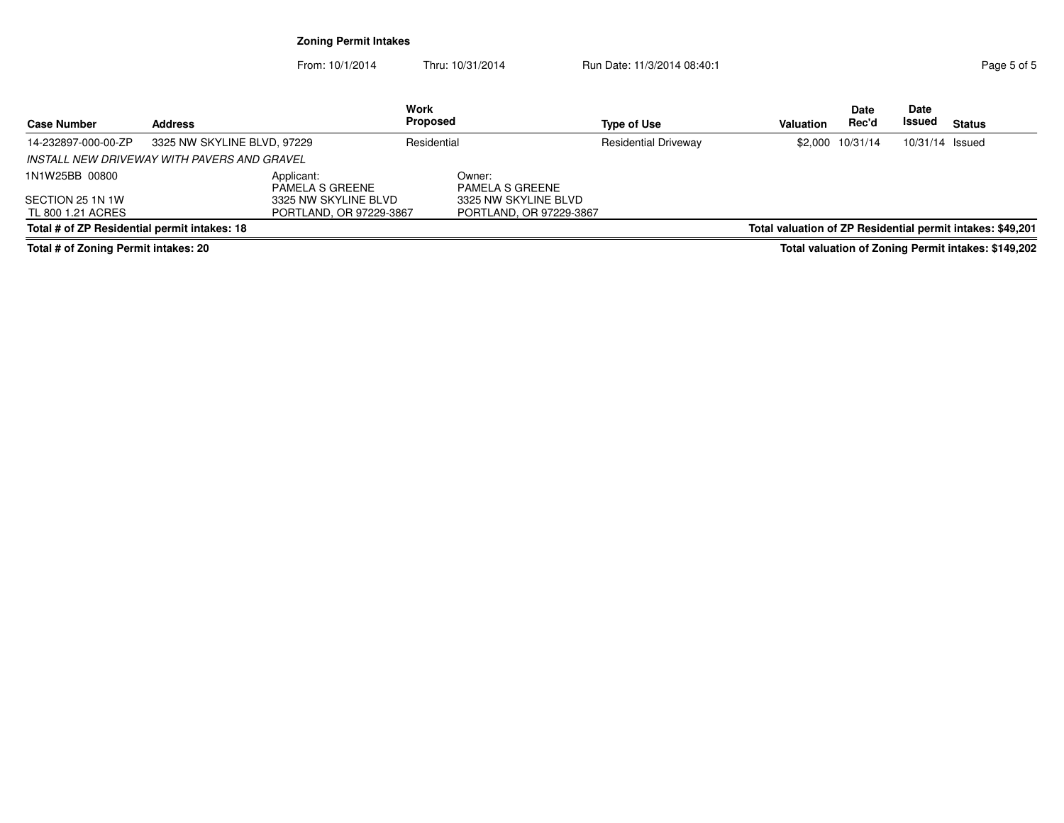**Zoning Permit Intakes**

From: 10/1/2014 Thru: 10/31/2014 Run Date: 11/3/2014 08:40:1

| Case Number | Address | Work Proposed | Type of Use | Valuation | Date Rec'd | Date Issued | Status |
|---|---|---|---|---|---|---|---|
| 14-232897-000-00-ZP | 3325 NW SKYLINE BLVD, 97229 | Residential | Residential Driveway | $2,000 | 10/31/14 | 10/31/14 | Issued |

*INSTALL NEW DRIVEWAY WITH PAVERS AND GRAVEL*

| | Applicant: | Owner: |
|---|---|---|
| 1N1W25BB 00800 | PAMELA S GREENE | PAMELA S GREENE |
| SECTION 25 1N 1W | 3325 NW SKYLINE BLVD | 3325 NW SKYLINE BLVD |
| TL 800 1.21 ACRES | PORTLAND, OR 97229-3867 | PORTLAND, OR 97229-3867 |

**Total # of ZP Residential permit intakes: 18** **Total valuation of ZP Residential permit intakes: $49,201**

**Total # of Zoning Permit intakes: 20** **Total valuation of Zoning Permit intakes: $149,202**